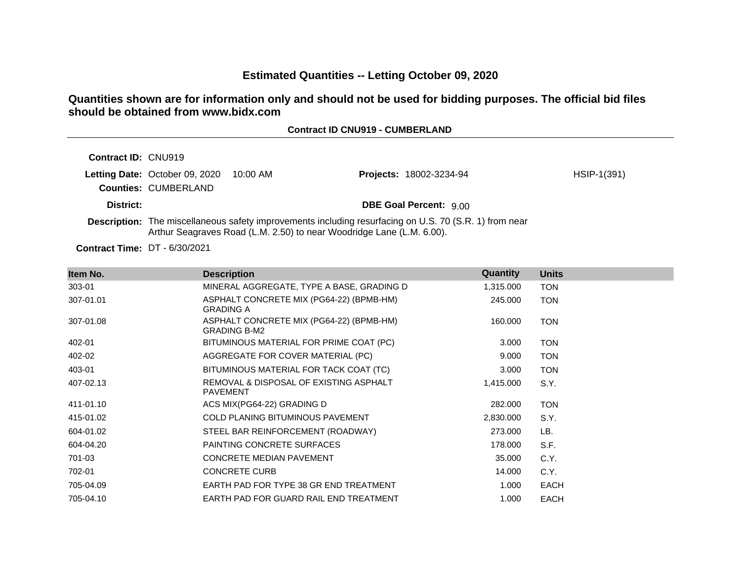# Estimated Quantities -- Letting October 09, 2020

**Quantities shown are for information only and should not be used for bidding purposes. The official bid files should be obtained from www.bidx.com**

**Contract ID CNU919 - CUMBERLAND**

**Contract ID:** CNU919

**Letting Date:** October 09, 2020 10:00 AM

**Projects:** 18002-3234-94 HSIP-1(391)

**Counties:** CUMBERLAND

**District:**

**DBE Goal Percent:** 9.00

**Description:** The miscellaneous safety improvements including resurfacing on U.S. 70 (S.R. 1) from near Arthur Seagraves Road (L.M. 2.50) to near Woodridge Lane (L.M. 6.00).

**Contract Time:** DT - 6/30/2021

| Item No. | Description | Quantity | Units |
|---|---|---|---|
| 303-01 | MINERAL AGGREGATE, TYPE A BASE, GRADING D | 1,315.000 | TON |
| 307-01.01 | ASPHALT CONCRETE MIX (PG64-22) (BPMB-HM) GRADING A | 245.000 | TON |
| 307-01.08 | ASPHALT CONCRETE MIX (PG64-22) (BPMB-HM) GRADING B-M2 | 160.000 | TON |
| 402-01 | BITUMINOUS MATERIAL FOR PRIME COAT (PC) | 3.000 | TON |
| 402-02 | AGGREGATE FOR COVER MATERIAL (PC) | 9.000 | TON |
| 403-01 | BITUMINOUS MATERIAL FOR TACK COAT (TC) | 3.000 | TON |
| 407-02.13 | REMOVAL & DISPOSAL OF EXISTING ASPHALT PAVEMENT | 1,415.000 | S.Y. |
| 411-01.10 | ACS MIX(PG64-22) GRADING D | 282.000 | TON |
| 415-01.02 | COLD PLANING BITUMINOUS PAVEMENT | 2,830.000 | S.Y. |
| 604-01.02 | STEEL BAR REINFORCEMENT (ROADWAY) | 273.000 | LB. |
| 604-04.20 | PAINTING CONCRETE SURFACES | 178.000 | S.F. |
| 701-03 | CONCRETE MEDIAN PAVEMENT | 35.000 | C.Y. |
| 702-01 | CONCRETE CURB | 14.000 | C.Y. |
| 705-04.09 | EARTH PAD FOR TYPE 38 GR END TREATMENT | 1.000 | EACH |
| 705-04.10 | EARTH PAD FOR GUARD RAIL END TREATMENT | 1.000 | EACH |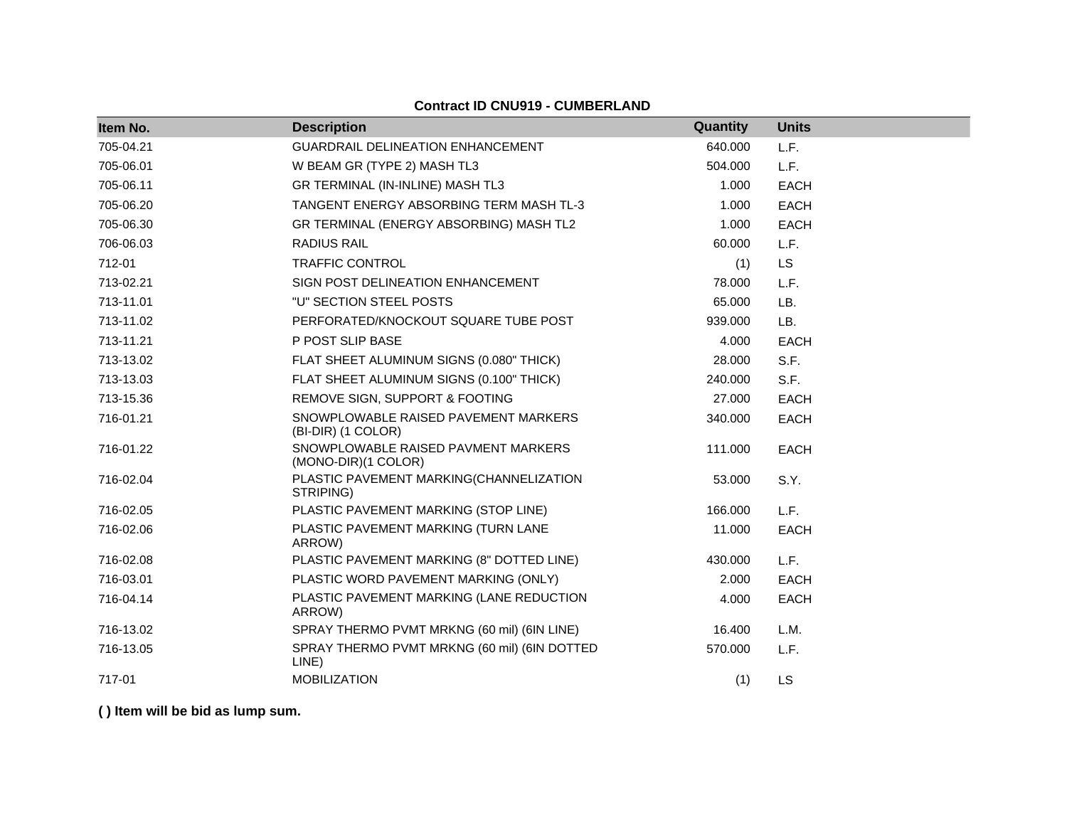**Contract ID CNU919 - CUMBERLAND**

| Item No. | Description | Quantity | Units |
|---|---|---|---|
| 705-04.21 | GUARDRAIL DELINEATION ENHANCEMENT | 640.000 | L.F. |
| 705-06.01 | W BEAM GR (TYPE 2) MASH TL3 | 504.000 | L.F. |
| 705-06.11 | GR TERMINAL (IN-INLINE) MASH TL3 | 1.000 | EACH |
| 705-06.20 | TANGENT ENERGY ABSORBING TERM MASH TL-3 | 1.000 | EACH |
| 705-06.30 | GR TERMINAL (ENERGY ABSORBING) MASH TL2 | 1.000 | EACH |
| 706-06.03 | RADIUS RAIL | 60.000 | L.F. |
| 712-01 | TRAFFIC CONTROL | (1) | LS |
| 713-02.21 | SIGN POST DELINEATION ENHANCEMENT | 78.000 | L.F. |
| 713-11.01 | "U" SECTION STEEL POSTS | 65.000 | LB. |
| 713-11.02 | PERFORATED/KNOCKOUT SQUARE TUBE POST | 939.000 | LB. |
| 713-11.21 | P POST SLIP BASE | 4.000 | EACH |
| 713-13.02 | FLAT SHEET ALUMINUM SIGNS (0.080" THICK) | 28.000 | S.F. |
| 713-13.03 | FLAT SHEET ALUMINUM SIGNS (0.100" THICK) | 240.000 | S.F. |
| 713-15.36 | REMOVE SIGN, SUPPORT & FOOTING | 27.000 | EACH |
| 716-01.21 | SNOWPLOWABLE RAISED PAVEMENT MARKERS (BI-DIR) (1 COLOR) | 340.000 | EACH |
| 716-01.22 | SNOWPLOWABLE RAISED PAVMENT MARKERS (MONO-DIR)(1 COLOR) | 111.000 | EACH |
| 716-02.04 | PLASTIC PAVEMENT MARKING(CHANNELIZATION STRIPING) | 53.000 | S.Y. |
| 716-02.05 | PLASTIC PAVEMENT MARKING (STOP LINE) | 166.000 | L.F. |
| 716-02.06 | PLASTIC PAVEMENT MARKING (TURN LANE ARROW) | 11.000 | EACH |
| 716-02.08 | PLASTIC PAVEMENT MARKING (8" DOTTED LINE) | 430.000 | L.F. |
| 716-03.01 | PLASTIC WORD PAVEMENT MARKING (ONLY) | 2.000 | EACH |
| 716-04.14 | PLASTIC PAVEMENT MARKING (LANE REDUCTION ARROW) | 4.000 | EACH |
| 716-13.02 | SPRAY THERMO PVMT MRKNG (60 mil) (6IN LINE) | 16.400 | L.M. |
| 716-13.05 | SPRAY THERMO PVMT MRKNG (60 mil) (6IN DOTTED LINE) | 570.000 | L.F. |
| 717-01 | MOBILIZATION | (1) | LS |

**( ) Item will be bid as lump sum.**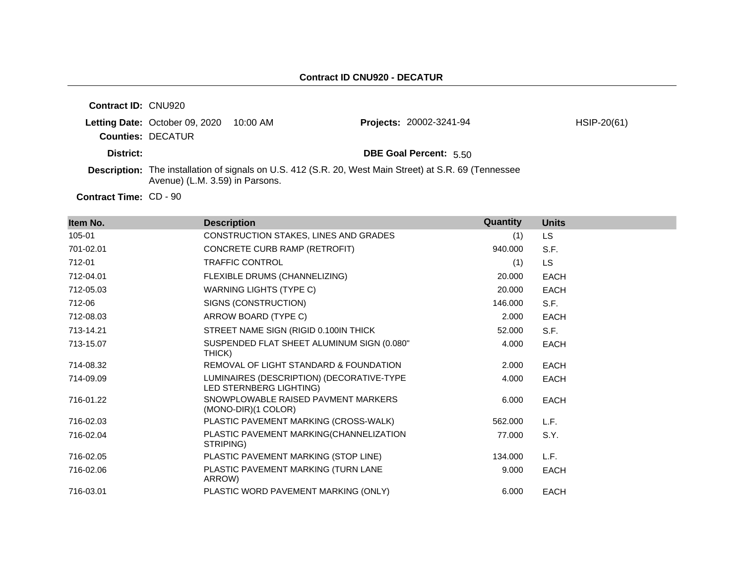**Contract ID CNU920 - DECATUR**

**Contract ID:** CNU920

**Letting Date:** October 09, 2020 10:00 AM

**Projects:** 20002-3241-94 HSIP-20(61)

**Counties:** DECATUR

**District:**

**DBE Goal Percent:** 5.50

**Description:** The installation of signals on U.S. 412 (S.R. 20, West Main Street) at S.R. 69 (Tennessee Avenue) (L.M. 3.59) in Parsons.

**Contract Time:** CD - 90

| Item No. | Description | Quantity | Units |
|---|---|---|---|
| 105-01 | CONSTRUCTION STAKES, LINES AND GRADES | (1) | LS |
| 701-02.01 | CONCRETE CURB RAMP (RETROFIT) | 940.000 | S.F. |
| 712-01 | TRAFFIC CONTROL | (1) | LS |
| 712-04.01 | FLEXIBLE DRUMS (CHANNELIZING) | 20.000 | EACH |
| 712-05.03 | WARNING LIGHTS (TYPE C) | 20.000 | EACH |
| 712-06 | SIGNS (CONSTRUCTION) | 146.000 | S.F. |
| 712-08.03 | ARROW BOARD (TYPE C) | 2.000 | EACH |
| 713-14.21 | STREET NAME SIGN (RIGID 0.100IN THICK | 52.000 | S.F. |
| 713-15.07 | SUSPENDED FLAT SHEET ALUMINUM SIGN (0.080" THICK) | 4.000 | EACH |
| 714-08.32 | REMOVAL OF LIGHT STANDARD & FOUNDATION | 2.000 | EACH |
| 714-09.09 | LUMINAIRES (DESCRIPTION) (DECORATIVE-TYPE LED STERNBERG LIGHTING) | 4.000 | EACH |
| 716-01.22 | SNOWPLOWABLE RAISED PAVMENT MARKERS (MONO-DIR)(1 COLOR) | 6.000 | EACH |
| 716-02.03 | PLASTIC PAVEMENT MARKING (CROSS-WALK) | 562.000 | L.F. |
| 716-02.04 | PLASTIC PAVEMENT MARKING(CHANNELIZATION STRIPING) | 77.000 | S.Y. |
| 716-02.05 | PLASTIC PAVEMENT MARKING (STOP LINE) | 134.000 | L.F. |
| 716-02.06 | PLASTIC PAVEMENT MARKING (TURN LANE ARROW) | 9.000 | EACH |
| 716-03.01 | PLASTIC WORD PAVEMENT MARKING (ONLY) | 6.000 | EACH |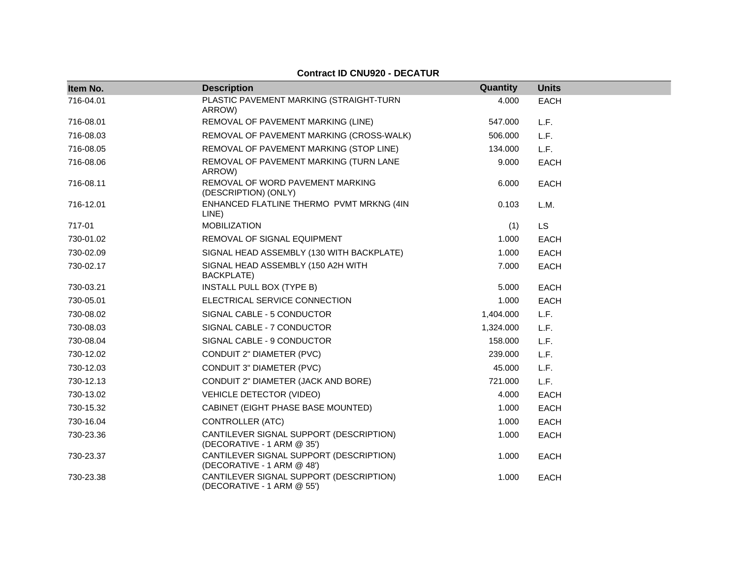**Contract ID CNU920 - DECATUR**

| Item No. | Description | Quantity | Units |
|---|---|---|---|
| 716-04.01 | PLASTIC PAVEMENT MARKING (STRAIGHT-TURN ARROW) | 4.000 | EACH |
| 716-08.01 | REMOVAL OF PAVEMENT MARKING (LINE) | 547.000 | L.F. |
| 716-08.03 | REMOVAL OF PAVEMENT MARKING (CROSS-WALK) | 506.000 | L.F. |
| 716-08.05 | REMOVAL OF PAVEMENT MARKING (STOP LINE) | 134.000 | L.F. |
| 716-08.06 | REMOVAL OF PAVEMENT MARKING (TURN LANE ARROW) | 9.000 | EACH |
| 716-08.11 | REMOVAL OF WORD PAVEMENT MARKING (DESCRIPTION) (ONLY) | 6.000 | EACH |
| 716-12.01 | ENHANCED FLATLINE THERMO PVMT MRKNG (4IN LINE) | 0.103 | L.M. |
| 717-01 | MOBILIZATION | (1) | LS |
| 730-01.02 | REMOVAL OF SIGNAL EQUIPMENT | 1.000 | EACH |
| 730-02.09 | SIGNAL HEAD ASSEMBLY (130 WITH BACKPLATE) | 1.000 | EACH |
| 730-02.17 | SIGNAL HEAD ASSEMBLY (150 A2H WITH BACKPLATE) | 7.000 | EACH |
| 730-03.21 | INSTALL PULL BOX (TYPE B) | 5.000 | EACH |
| 730-05.01 | ELECTRICAL SERVICE CONNECTION | 1.000 | EACH |
| 730-08.02 | SIGNAL CABLE - 5 CONDUCTOR | 1,404.000 | L.F. |
| 730-08.03 | SIGNAL CABLE - 7 CONDUCTOR | 1,324.000 | L.F. |
| 730-08.04 | SIGNAL CABLE - 9 CONDUCTOR | 158.000 | L.F. |
| 730-12.02 | CONDUIT 2" DIAMETER (PVC) | 239.000 | L.F. |
| 730-12.03 | CONDUIT 3" DIAMETER (PVC) | 45.000 | L.F. |
| 730-12.13 | CONDUIT 2" DIAMETER (JACK AND BORE) | 721.000 | L.F. |
| 730-13.02 | VEHICLE DETECTOR (VIDEO) | 4.000 | EACH |
| 730-15.32 | CABINET (EIGHT PHASE BASE MOUNTED) | 1.000 | EACH |
| 730-16.04 | CONTROLLER (ATC) | 1.000 | EACH |
| 730-23.36 | CANTILEVER SIGNAL SUPPORT (DESCRIPTION) (DECORATIVE - 1 ARM @ 35') | 1.000 | EACH |
| 730-23.37 | CANTILEVER SIGNAL SUPPORT (DESCRIPTION) (DECORATIVE - 1 ARM @ 48') | 1.000 | EACH |
| 730-23.38 | CANTILEVER SIGNAL SUPPORT (DESCRIPTION) (DECORATIVE - 1 ARM @ 55') | 1.000 | EACH |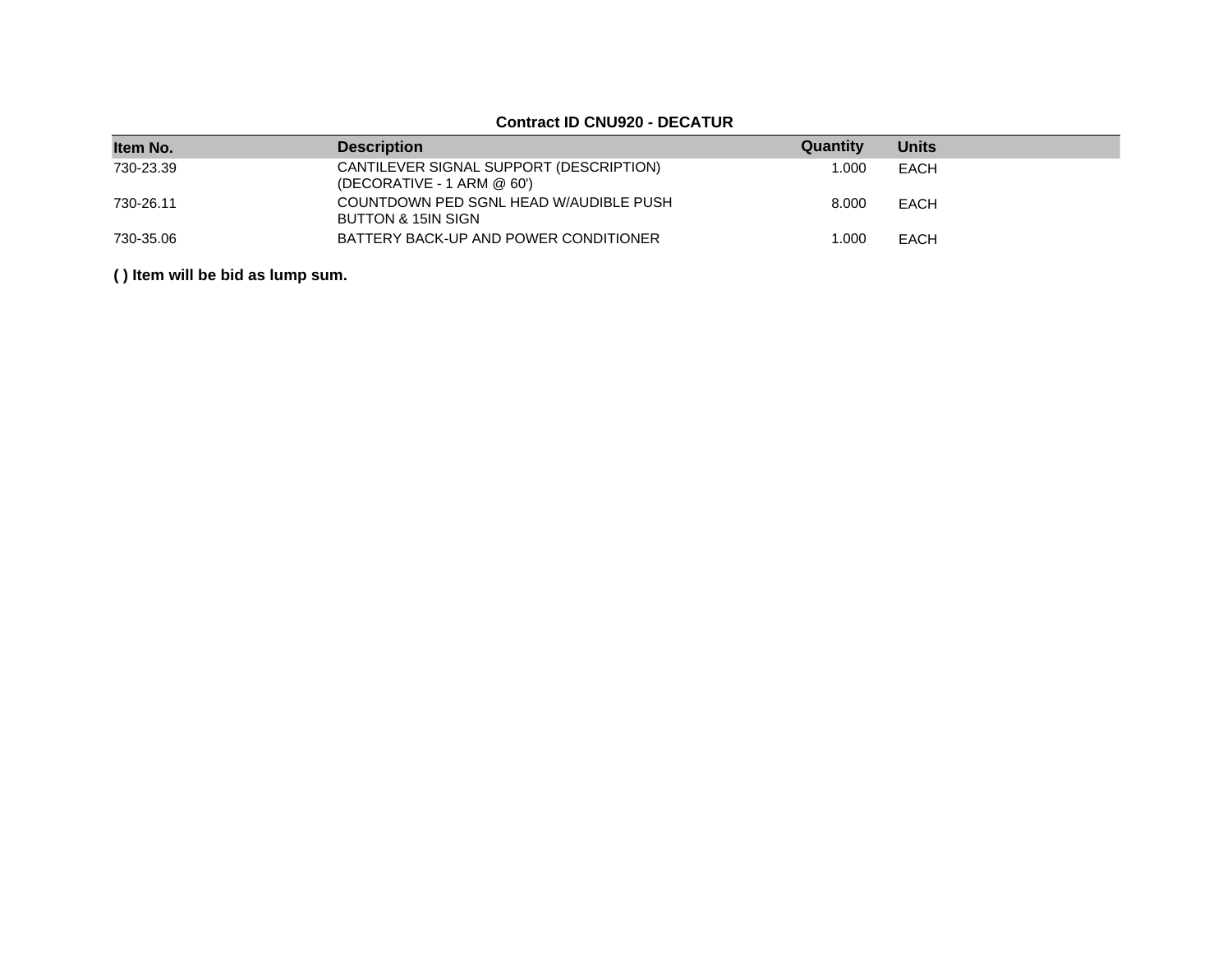**Contract ID CNU920 - DECATUR**

| Item No. | Description | Quantity | Units |
| --- | --- | --- | --- |
| 730-23.39 | CANTILEVER SIGNAL SUPPORT (DESCRIPTION) (DECORATIVE - 1 ARM @ 60') | 1.000 | EACH |
| 730-26.11 | COUNTDOWN PED SGNL HEAD W/AUDIBLE PUSH BUTTON & 15IN SIGN | 8.000 | EACH |
| 730-35.06 | BATTERY BACK-UP AND POWER CONDITIONER | 1.000 | EACH |

**( ) Item will be bid as lump sum.**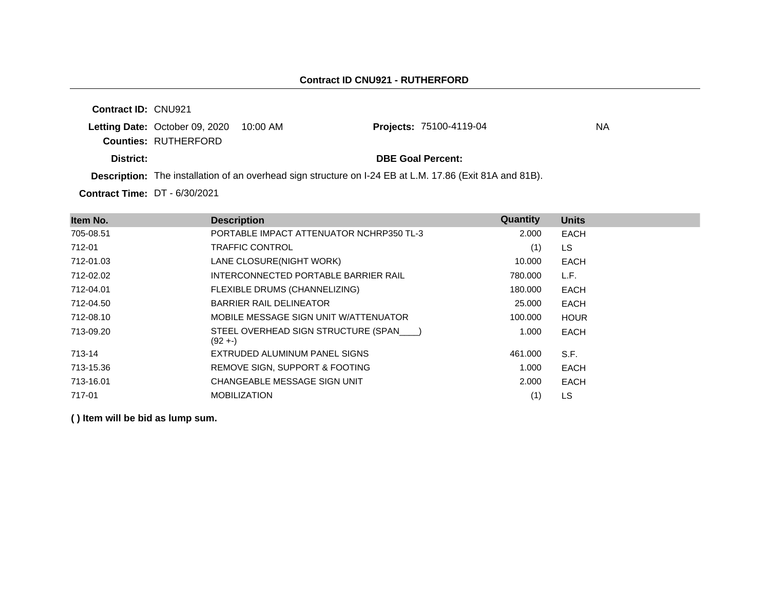## Contract ID CNU921 - RUTHERFORD

**Contract ID:** CNU921

**Letting Date:** October 09, 2020 10:00 AM

**Projects:** 75100-4119-04 NA

**Counties:** RUTHERFORD

**District:**

**DBE Goal Percent:**

**Description:** The installation of an overhead sign structure on I-24 EB at L.M. 17.86 (Exit 81A and 81B).

**Contract Time:** DT - 6/30/2021

| Item No. | Description | Quantity | Units |
|---|---|---|---|
| 705-08.51 | PORTABLE IMPACT ATTENUATOR NCHRP350 TL-3 | 2.000 | EACH |
| 712-01 | TRAFFIC CONTROL | (1) | LS |
| 712-01.03 | LANE CLOSURE(NIGHT WORK) | 10.000 | EACH |
| 712-02.02 | INTERCONNECTED PORTABLE BARRIER RAIL | 780.000 | L.F. |
| 712-04.01 | FLEXIBLE DRUMS (CHANNELIZING) | 180.000 | EACH |
| 712-04.50 | BARRIER RAIL DELINEATOR | 25.000 | EACH |
| 712-08.10 | MOBILE MESSAGE SIGN UNIT W/ATTENUATOR | 100.000 | HOUR |
| 713-09.20 | STEEL OVERHEAD SIGN STRUCTURE (SPAN____) (92 +-) | 1.000 | EACH |
| 713-14 | EXTRUDED ALUMINUM PANEL SIGNS | 461.000 | S.F. |
| 713-15.36 | REMOVE SIGN, SUPPORT & FOOTING | 1.000 | EACH |
| 713-16.01 | CHANGEABLE MESSAGE SIGN UNIT | 2.000 | EACH |
| 717-01 | MOBILIZATION | (1) | LS |

**( ) Item will be bid as lump sum.**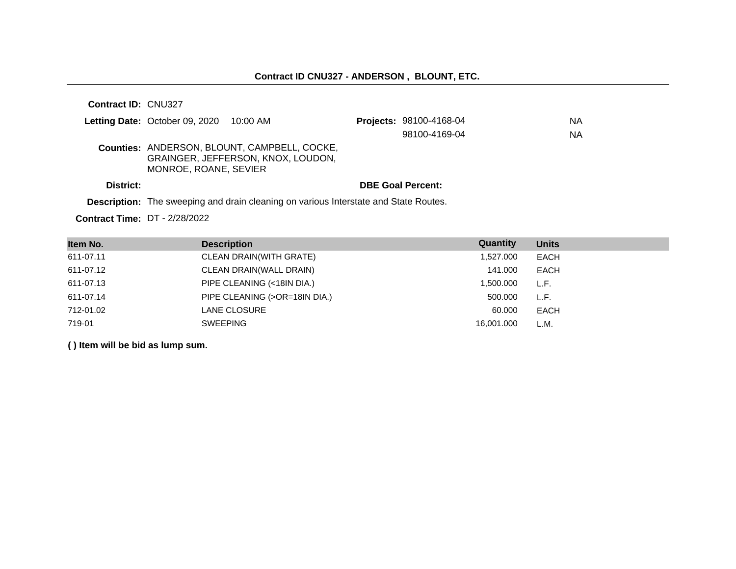**Contract ID CNU327 - ANDERSON , BLOUNT, ETC.**

---

**Contract ID:** CNU327

**Letting Date:** October 09, 2020 10:00 AM

**Projects:** 98100-4168-04 NA
98100-4169-04 NA

**Counties:** ANDERSON, BLOUNT, CAMPBELL, COCKE, GRAINGER, JEFFERSON, KNOX, LOUDON, MONROE, ROANE, SEVIER

**District:**

**DBE Goal Percent:**

**Description:** The sweeping and drain cleaning on various Interstate and State Routes.

**Contract Time:** DT - 2/28/2022

| Item No. | Description | Quantity | Units |
|---|---|---|---|
| 611-07.11 | CLEAN DRAIN(WITH GRATE) | 1,527.000 | EACH |
| 611-07.12 | CLEAN DRAIN(WALL DRAIN) | 141.000 | EACH |
| 611-07.13 | PIPE CLEANING (<18IN DIA.) | 1,500.000 | L.F. |
| 611-07.14 | PIPE CLEANING (>OR=18IN DIA.) | 500.000 | L.F. |
| 712-01.02 | LANE CLOSURE | 60.000 | EACH |
| 719-01 | SWEEPING | 16,001.000 | L.M. |

**( ) Item will be bid as lump sum.**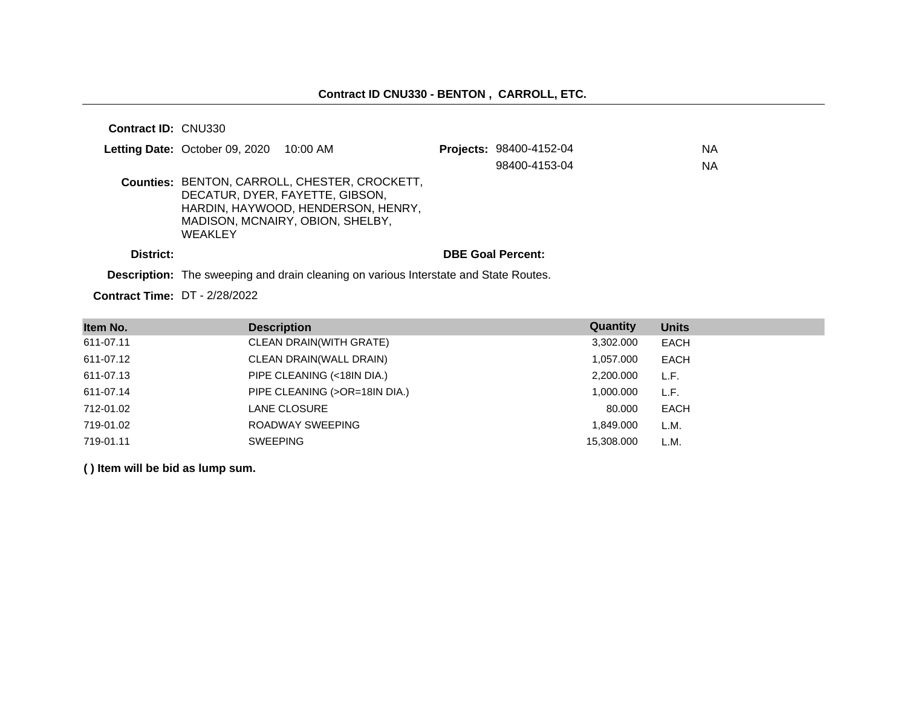## Contract ID CNU330 - BENTON , CARROLL, ETC.

**Contract ID:** CNU330

**Letting Date:** October 09, 2020 10:00 AM

**Projects:** 98400-4152-04 NA
98400-4153-04 NA

**Counties:** BENTON, CARROLL, CHESTER, CROCKETT, DECATUR, DYER, FAYETTE, GIBSON, HARDIN, HAYWOOD, HENDERSON, HENRY, MADISON, MCNAIRY, OBION, SHELBY, WEAKLEY

**District:**

**DBE Goal Percent:**

**Description:** The sweeping and drain cleaning on various Interstate and State Routes.

**Contract Time:** DT - 2/28/2022

| Item No. | Description | Quantity | Units |
|---|---|---|---|
| 611-07.11 | CLEAN DRAIN(WITH GRATE) | 3,302.000 | EACH |
| 611-07.12 | CLEAN DRAIN(WALL DRAIN) | 1,057.000 | EACH |
| 611-07.13 | PIPE CLEANING (<18IN DIA.) | 2,200.000 | L.F. |
| 611-07.14 | PIPE CLEANING (>OR=18IN DIA.) | 1,000.000 | L.F. |
| 712-01.02 | LANE CLOSURE | 80.000 | EACH |
| 719-01.02 | ROADWAY SWEEPING | 1,849.000 | L.M. |
| 719-01.11 | SWEEPING | 15,308.000 | L.M. |

**( ) Item will be bid as lump sum.**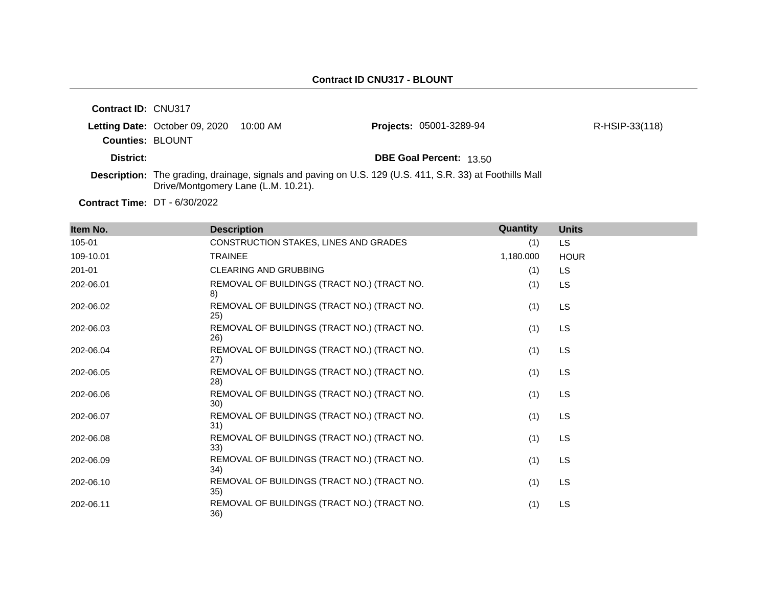**Contract ID CNU317 - BLOUNT**

**Contract ID:** CNU317

**Letting Date:** October 09, 2020 10:00 AM

**Projects:** 05001-3289-94 R-HSIP-33(118)

**Counties:** BLOUNT

**District:**

**DBE Goal Percent:** 13.50

**Description:** The grading, drainage, signals and paving on U.S. 129 (U.S. 411, S.R. 33) at Foothills Mall Drive/Montgomery Lane (L.M. 10.21).

**Contract Time:** DT - 6/30/2022

| Item No. | Description | Quantity | Units |
|---|---|---|---|
| 105-01 | CONSTRUCTION STAKES, LINES AND GRADES | (1) | LS |
| 109-10.01 | TRAINEE | 1,180.000 | HOUR |
| 201-01 | CLEARING AND GRUBBING | (1) | LS |
| 202-06.01 | REMOVAL OF BUILDINGS (TRACT NO.) (TRACT NO. 8) | (1) | LS |
| 202-06.02 | REMOVAL OF BUILDINGS (TRACT NO.) (TRACT NO. 25) | (1) | LS |
| 202-06.03 | REMOVAL OF BUILDINGS (TRACT NO.) (TRACT NO. 26) | (1) | LS |
| 202-06.04 | REMOVAL OF BUILDINGS (TRACT NO.) (TRACT NO. 27) | (1) | LS |
| 202-06.05 | REMOVAL OF BUILDINGS (TRACT NO.) (TRACT NO. 28) | (1) | LS |
| 202-06.06 | REMOVAL OF BUILDINGS (TRACT NO.) (TRACT NO. 30) | (1) | LS |
| 202-06.07 | REMOVAL OF BUILDINGS (TRACT NO.) (TRACT NO. 31) | (1) | LS |
| 202-06.08 | REMOVAL OF BUILDINGS (TRACT NO.) (TRACT NO. 33) | (1) | LS |
| 202-06.09 | REMOVAL OF BUILDINGS (TRACT NO.) (TRACT NO. 34) | (1) | LS |
| 202-06.10 | REMOVAL OF BUILDINGS (TRACT NO.) (TRACT NO. 35) | (1) | LS |
| 202-06.11 | REMOVAL OF BUILDINGS (TRACT NO.) (TRACT NO. 36) | (1) | LS |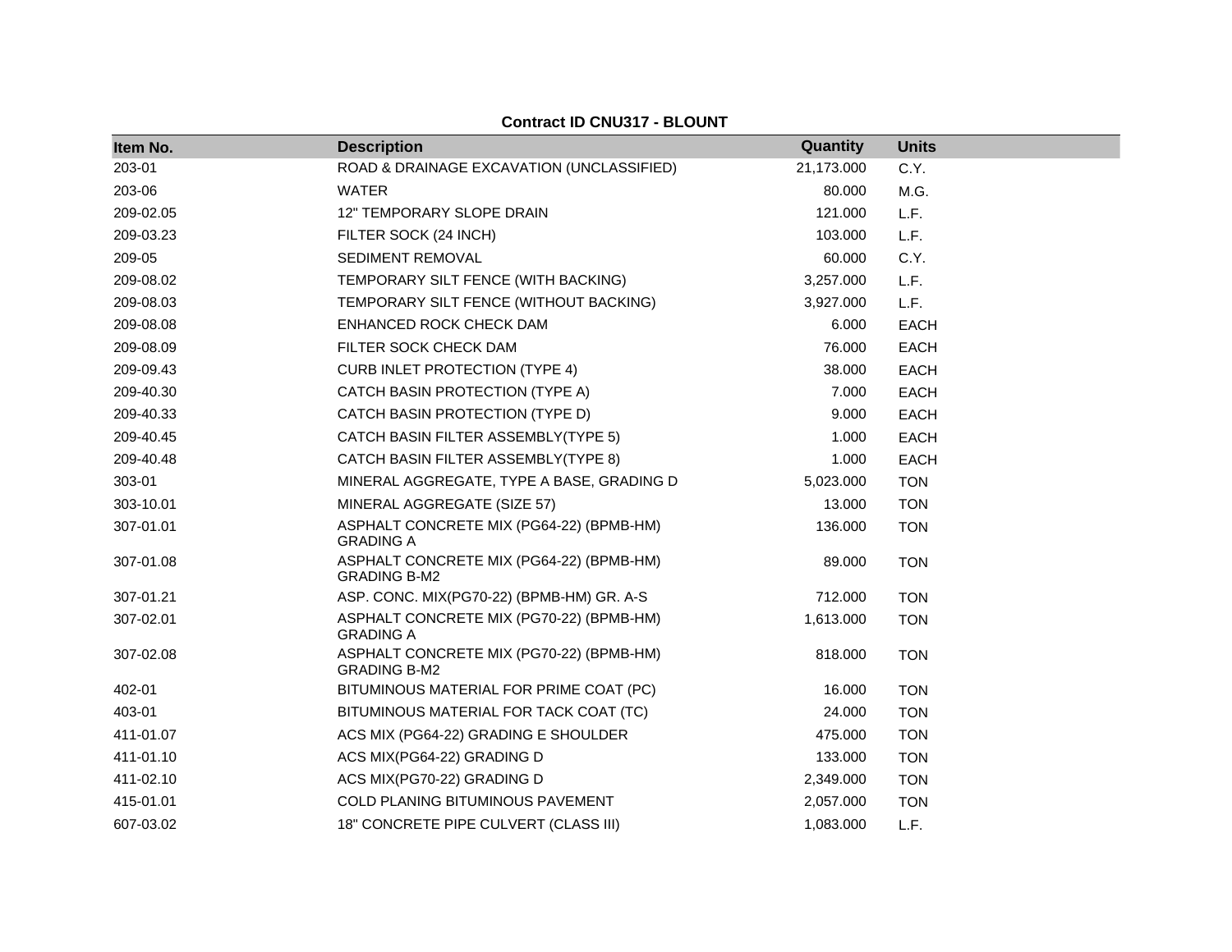**Contract ID CNU317 - BLOUNT**

| Item No. | Description | Quantity | Units |
|---|---|---|---|
| 203-01 | ROAD & DRAINAGE EXCAVATION (UNCLASSIFIED) | 21,173.000 | C.Y. |
| 203-06 | WATER | 80.000 | M.G. |
| 209-02.05 | 12" TEMPORARY SLOPE DRAIN | 121.000 | L.F. |
| 209-03.23 | FILTER SOCK (24 INCH) | 103.000 | L.F. |
| 209-05 | SEDIMENT REMOVAL | 60.000 | C.Y. |
| 209-08.02 | TEMPORARY SILT FENCE (WITH BACKING) | 3,257.000 | L.F. |
| 209-08.03 | TEMPORARY SILT FENCE (WITHOUT BACKING) | 3,927.000 | L.F. |
| 209-08.08 | ENHANCED ROCK CHECK DAM | 6.000 | EACH |
| 209-08.09 | FILTER SOCK CHECK DAM | 76.000 | EACH |
| 209-09.43 | CURB INLET PROTECTION (TYPE 4) | 38.000 | EACH |
| 209-40.30 | CATCH BASIN PROTECTION (TYPE A) | 7.000 | EACH |
| 209-40.33 | CATCH BASIN PROTECTION (TYPE D) | 9.000 | EACH |
| 209-40.45 | CATCH BASIN FILTER ASSEMBLY(TYPE 5) | 1.000 | EACH |
| 209-40.48 | CATCH BASIN FILTER ASSEMBLY(TYPE 8) | 1.000 | EACH |
| 303-01 | MINERAL AGGREGATE, TYPE A BASE, GRADING D | 5,023.000 | TON |
| 303-10.01 | MINERAL AGGREGATE (SIZE 57) | 13.000 | TON |
| 307-01.01 | ASPHALT CONCRETE MIX (PG64-22) (BPMB-HM) GRADING A | 136.000 | TON |
| 307-01.08 | ASPHALT CONCRETE MIX (PG64-22) (BPMB-HM) GRADING B-M2 | 89.000 | TON |
| 307-01.21 | ASP. CONC. MIX(PG70-22) (BPMB-HM) GR. A-S | 712.000 | TON |
| 307-02.01 | ASPHALT CONCRETE MIX (PG70-22) (BPMB-HM) GRADING A | 1,613.000 | TON |
| 307-02.08 | ASPHALT CONCRETE MIX (PG70-22) (BPMB-HM) GRADING B-M2 | 818.000 | TON |
| 402-01 | BITUMINOUS MATERIAL FOR PRIME COAT (PC) | 16.000 | TON |
| 403-01 | BITUMINOUS MATERIAL FOR TACK COAT (TC) | 24.000 | TON |
| 411-01.07 | ACS MIX (PG64-22) GRADING E SHOULDER | 475.000 | TON |
| 411-01.10 | ACS MIX(PG64-22) GRADING D | 133.000 | TON |
| 411-02.10 | ACS MIX(PG70-22) GRADING D | 2,349.000 | TON |
| 415-01.01 | COLD PLANING BITUMINOUS PAVEMENT | 2,057.000 | TON |
| 607-03.02 | 18" CONCRETE PIPE CULVERT (CLASS III) | 1,083.000 | L.F. |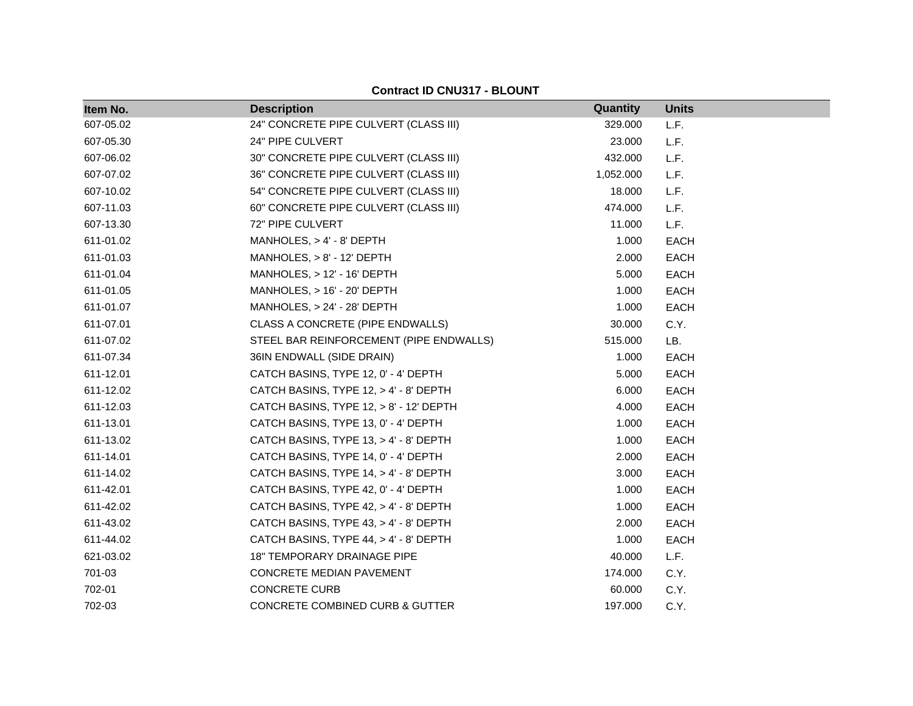**Contract ID CNU317 - BLOUNT**

| Item No. | Description | Quantity | Units |
| --- | --- | --- | --- |
| 607-05.02 | 24" CONCRETE PIPE CULVERT (CLASS III) | 329.000 | L.F. |
| 607-05.30 | 24" PIPE CULVERT | 23.000 | L.F. |
| 607-06.02 | 30" CONCRETE PIPE CULVERT (CLASS III) | 432.000 | L.F. |
| 607-07.02 | 36" CONCRETE PIPE CULVERT (CLASS III) | 1,052.000 | L.F. |
| 607-10.02 | 54" CONCRETE PIPE CULVERT (CLASS III) | 18.000 | L.F. |
| 607-11.03 | 60" CONCRETE PIPE CULVERT (CLASS III) | 474.000 | L.F. |
| 607-13.30 | 72" PIPE CULVERT | 11.000 | L.F. |
| 611-01.02 | MANHOLES, > 4' - 8' DEPTH | 1.000 | EACH |
| 611-01.03 | MANHOLES, > 8' - 12' DEPTH | 2.000 | EACH |
| 611-01.04 | MANHOLES, > 12' - 16' DEPTH | 5.000 | EACH |
| 611-01.05 | MANHOLES, > 16' - 20' DEPTH | 1.000 | EACH |
| 611-01.07 | MANHOLES, > 24' - 28' DEPTH | 1.000 | EACH |
| 611-07.01 | CLASS A CONCRETE (PIPE ENDWALLS) | 30.000 | C.Y. |
| 611-07.02 | STEEL BAR REINFORCEMENT (PIPE ENDWALLS) | 515.000 | LB. |
| 611-07.34 | 36IN ENDWALL (SIDE DRAIN) | 1.000 | EACH |
| 611-12.01 | CATCH BASINS, TYPE 12, 0' - 4' DEPTH | 5.000 | EACH |
| 611-12.02 | CATCH BASINS, TYPE 12, > 4' - 8' DEPTH | 6.000 | EACH |
| 611-12.03 | CATCH BASINS, TYPE 12, > 8' - 12' DEPTH | 4.000 | EACH |
| 611-13.01 | CATCH BASINS, TYPE 13, 0' - 4' DEPTH | 1.000 | EACH |
| 611-13.02 | CATCH BASINS, TYPE 13, > 4' - 8' DEPTH | 1.000 | EACH |
| 611-14.01 | CATCH BASINS, TYPE 14, 0' - 4' DEPTH | 2.000 | EACH |
| 611-14.02 | CATCH BASINS, TYPE 14, > 4' - 8' DEPTH | 3.000 | EACH |
| 611-42.01 | CATCH BASINS, TYPE 42, 0' - 4' DEPTH | 1.000 | EACH |
| 611-42.02 | CATCH BASINS, TYPE 42, > 4' - 8' DEPTH | 1.000 | EACH |
| 611-43.02 | CATCH BASINS, TYPE 43, > 4' - 8' DEPTH | 2.000 | EACH |
| 611-44.02 | CATCH BASINS, TYPE 44, > 4' - 8' DEPTH | 1.000 | EACH |
| 621-03.02 | 18" TEMPORARY DRAINAGE PIPE | 40.000 | L.F. |
| 701-03 | CONCRETE MEDIAN PAVEMENT | 174.000 | C.Y. |
| 702-01 | CONCRETE CURB | 60.000 | C.Y. |
| 702-03 | CONCRETE COMBINED CURB & GUTTER | 197.000 | C.Y. |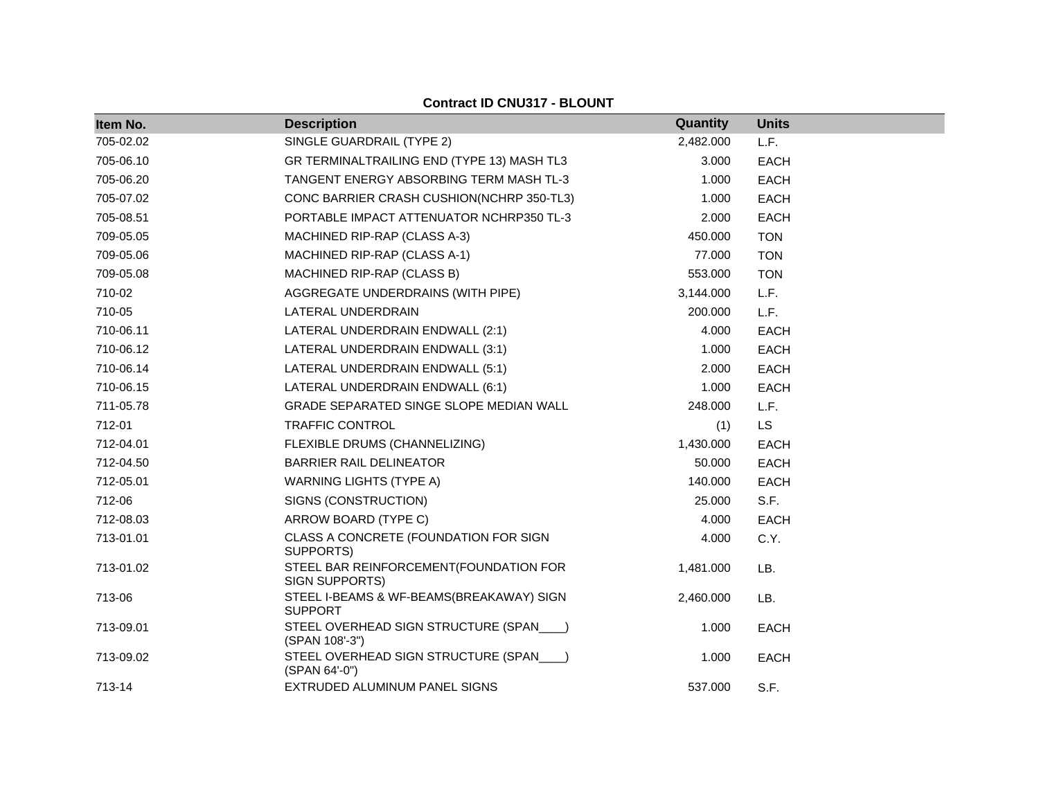**Contract ID CNU317 - BLOUNT**

| Item No. | Description | Quantity | Units |
|---|---|---|---|
| 705-02.02 | SINGLE GUARDRAIL (TYPE 2) | 2,482.000 | L.F. |
| 705-06.10 | GR TERMINALTRAILING END (TYPE 13) MASH TL3 | 3.000 | EACH |
| 705-06.20 | TANGENT ENERGY ABSORBING TERM MASH TL-3 | 1.000 | EACH |
| 705-07.02 | CONC BARRIER CRASH CUSHION(NCHRP 350-TL3) | 1.000 | EACH |
| 705-08.51 | PORTABLE IMPACT ATTENUATOR NCHRP350 TL-3 | 2.000 | EACH |
| 709-05.05 | MACHINED RIP-RAP (CLASS A-3) | 450.000 | TON |
| 709-05.06 | MACHINED RIP-RAP (CLASS A-1) | 77.000 | TON |
| 709-05.08 | MACHINED RIP-RAP (CLASS B) | 553.000 | TON |
| 710-02 | AGGREGATE UNDERDRAINS (WITH PIPE) | 3,144.000 | L.F. |
| 710-05 | LATERAL UNDERDRAIN | 200.000 | L.F. |
| 710-06.11 | LATERAL UNDERDRAIN ENDWALL (2:1) | 4.000 | EACH |
| 710-06.12 | LATERAL UNDERDRAIN ENDWALL (3:1) | 1.000 | EACH |
| 710-06.14 | LATERAL UNDERDRAIN ENDWALL (5:1) | 2.000 | EACH |
| 710-06.15 | LATERAL UNDERDRAIN ENDWALL (6:1) | 1.000 | EACH |
| 711-05.78 | GRADE SEPARATED SINGE SLOPE MEDIAN WALL | 248.000 | L.F. |
| 712-01 | TRAFFIC CONTROL | (1) | LS |
| 712-04.01 | FLEXIBLE DRUMS (CHANNELIZING) | 1,430.000 | EACH |
| 712-04.50 | BARRIER RAIL DELINEATOR | 50.000 | EACH |
| 712-05.01 | WARNING LIGHTS (TYPE A) | 140.000 | EACH |
| 712-06 | SIGNS (CONSTRUCTION) | 25.000 | S.F. |
| 712-08.03 | ARROW BOARD (TYPE C) | 4.000 | EACH |
| 713-01.01 | CLASS A CONCRETE (FOUNDATION FOR SIGN SUPPORTS) | 4.000 | C.Y. |
| 713-01.02 | STEEL BAR REINFORCEMENT(FOUNDATION FOR SIGN SUPPORTS) | 1,481.000 | LB. |
| 713-06 | STEEL I-BEAMS & WF-BEAMS(BREAKAWAY) SIGN SUPPORT | 2,460.000 | LB. |
| 713-09.01 | STEEL OVERHEAD SIGN STRUCTURE (SPAN____) (SPAN 108'-3") | 1.000 | EACH |
| 713-09.02 | STEEL OVERHEAD SIGN STRUCTURE (SPAN____) (SPAN 64'-0") | 1.000 | EACH |
| 713-14 | EXTRUDED ALUMINUM PANEL SIGNS | 537.000 | S.F. |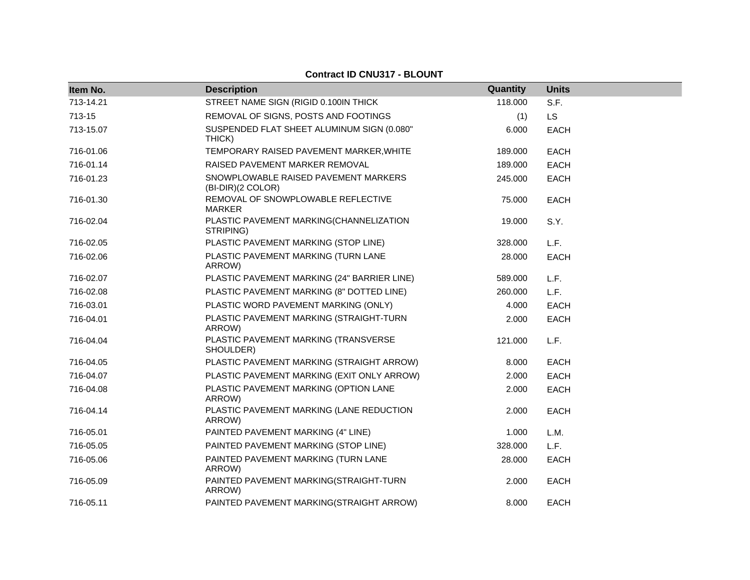**Contract ID CNU317 - BLOUNT**

| Item No. | Description | Quantity | Units |
| --- | --- | --- | --- |
| 713-14.21 | STREET NAME SIGN (RIGID 0.100IN THICK | 118.000 | S.F. |
| 713-15 | REMOVAL OF SIGNS, POSTS AND FOOTINGS | (1) | LS |
| 713-15.07 | SUSPENDED FLAT SHEET ALUMINUM SIGN (0.080" THICK) | 6.000 | EACH |
| 716-01.06 | TEMPORARY RAISED PAVEMENT MARKER,WHITE | 189.000 | EACH |
| 716-01.14 | RAISED PAVEMENT MARKER REMOVAL | 189.000 | EACH |
| 716-01.23 | SNOWPLOWABLE RAISED PAVEMENT MARKERS (BI-DIR)(2 COLOR) | 245.000 | EACH |
| 716-01.30 | REMOVAL OF SNOWPLOWABLE REFLECTIVE MARKER | 75.000 | EACH |
| 716-02.04 | PLASTIC PAVEMENT MARKING(CHANNELIZATION STRIPING) | 19.000 | S.Y. |
| 716-02.05 | PLASTIC PAVEMENT MARKING (STOP LINE) | 328.000 | L.F. |
| 716-02.06 | PLASTIC PAVEMENT MARKING (TURN LANE ARROW) | 28.000 | EACH |
| 716-02.07 | PLASTIC PAVEMENT MARKING (24" BARRIER LINE) | 589.000 | L.F. |
| 716-02.08 | PLASTIC PAVEMENT MARKING (8" DOTTED LINE) | 260.000 | L.F. |
| 716-03.01 | PLASTIC WORD PAVEMENT MARKING (ONLY) | 4.000 | EACH |
| 716-04.01 | PLASTIC PAVEMENT MARKING (STRAIGHT-TURN ARROW) | 2.000 | EACH |
| 716-04.04 | PLASTIC PAVEMENT MARKING (TRANSVERSE SHOULDER) | 121.000 | L.F. |
| 716-04.05 | PLASTIC PAVEMENT MARKING (STRAIGHT ARROW) | 8.000 | EACH |
| 716-04.07 | PLASTIC PAVEMENT MARKING (EXIT ONLY ARROW) | 2.000 | EACH |
| 716-04.08 | PLASTIC PAVEMENT MARKING (OPTION LANE ARROW) | 2.000 | EACH |
| 716-04.14 | PLASTIC PAVEMENT MARKING (LANE REDUCTION ARROW) | 2.000 | EACH |
| 716-05.01 | PAINTED PAVEMENT MARKING (4" LINE) | 1.000 | L.M. |
| 716-05.05 | PAINTED PAVEMENT MARKING (STOP LINE) | 328.000 | L.F. |
| 716-05.06 | PAINTED PAVEMENT MARKING (TURN LANE ARROW) | 28.000 | EACH |
| 716-05.09 | PAINTED PAVEMENT MARKING(STRAIGHT-TURN ARROW) | 2.000 | EACH |
| 716-05.11 | PAINTED PAVEMENT MARKING(STRAIGHT ARROW) | 8.000 | EACH |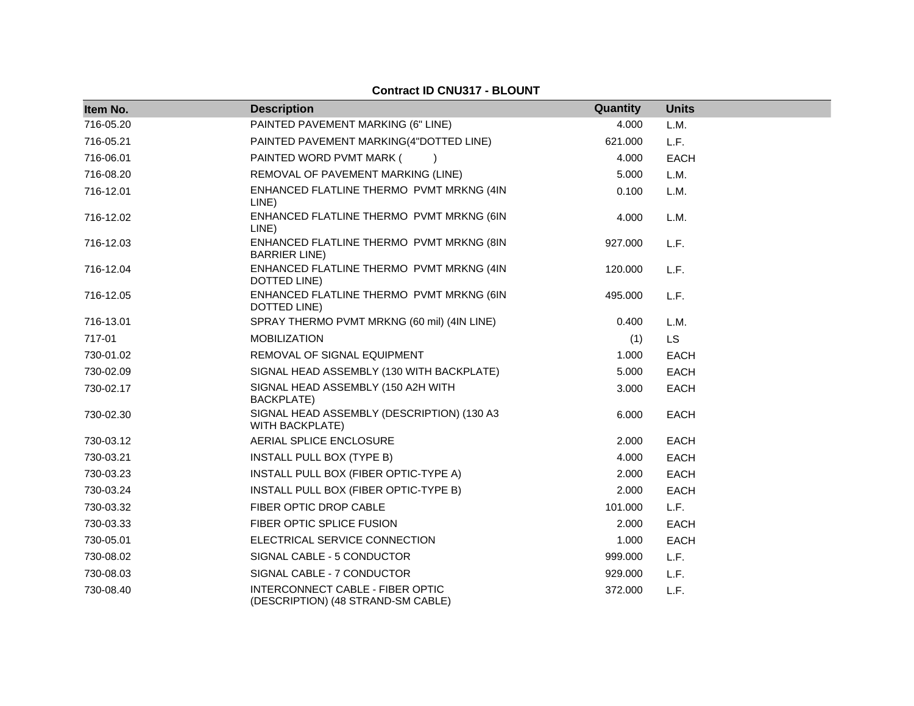**Contract ID CNU317 - BLOUNT**

| Item No. | Description | Quantity | Units |
|---|---|---|---|
| 716-05.20 | PAINTED PAVEMENT MARKING (6" LINE) | 4.000 | L.M. |
| 716-05.21 | PAINTED PAVEMENT MARKING(4"DOTTED LINE) | 621.000 | L.F. |
| 716-06.01 | PAINTED WORD PVMT MARK ( ) | 4.000 | EACH |
| 716-08.20 | REMOVAL OF PAVEMENT MARKING (LINE) | 5.000 | L.M. |
| 716-12.01 | ENHANCED FLATLINE THERMO PVMT MRKNG (4IN LINE) | 0.100 | L.M. |
| 716-12.02 | ENHANCED FLATLINE THERMO PVMT MRKNG (6IN LINE) | 4.000 | L.M. |
| 716-12.03 | ENHANCED FLATLINE THERMO PVMT MRKNG (8IN BARRIER LINE) | 927.000 | L.F. |
| 716-12.04 | ENHANCED FLATLINE THERMO PVMT MRKNG (4IN DOTTED LINE) | 120.000 | L.F. |
| 716-12.05 | ENHANCED FLATLINE THERMO PVMT MRKNG (6IN DOTTED LINE) | 495.000 | L.F. |
| 716-13.01 | SPRAY THERMO PVMT MRKNG (60 mil) (4IN LINE) | 0.400 | L.M. |
| 717-01 | MOBILIZATION | (1) | LS |
| 730-01.02 | REMOVAL OF SIGNAL EQUIPMENT | 1.000 | EACH |
| 730-02.09 | SIGNAL HEAD ASSEMBLY (130 WITH BACKPLATE) | 5.000 | EACH |
| 730-02.17 | SIGNAL HEAD ASSEMBLY (150 A2H WITH BACKPLATE) | 3.000 | EACH |
| 730-02.30 | SIGNAL HEAD ASSEMBLY (DESCRIPTION) (130 A3 WITH BACKPLATE) | 6.000 | EACH |
| 730-03.12 | AERIAL SPLICE ENCLOSURE | 2.000 | EACH |
| 730-03.21 | INSTALL PULL BOX (TYPE B) | 4.000 | EACH |
| 730-03.23 | INSTALL PULL BOX (FIBER OPTIC-TYPE A) | 2.000 | EACH |
| 730-03.24 | INSTALL PULL BOX (FIBER OPTIC-TYPE B) | 2.000 | EACH |
| 730-03.32 | FIBER OPTIC DROP CABLE | 101.000 | L.F. |
| 730-03.33 | FIBER OPTIC SPLICE FUSION | 2.000 | EACH |
| 730-05.01 | ELECTRICAL SERVICE CONNECTION | 1.000 | EACH |
| 730-08.02 | SIGNAL CABLE - 5 CONDUCTOR | 999.000 | L.F. |
| 730-08.03 | SIGNAL CABLE - 7 CONDUCTOR | 929.000 | L.F. |
| 730-08.40 | INTERCONNECT CABLE - FIBER OPTIC (DESCRIPTION) (48 STRAND-SM CABLE) | 372.000 | L.F. |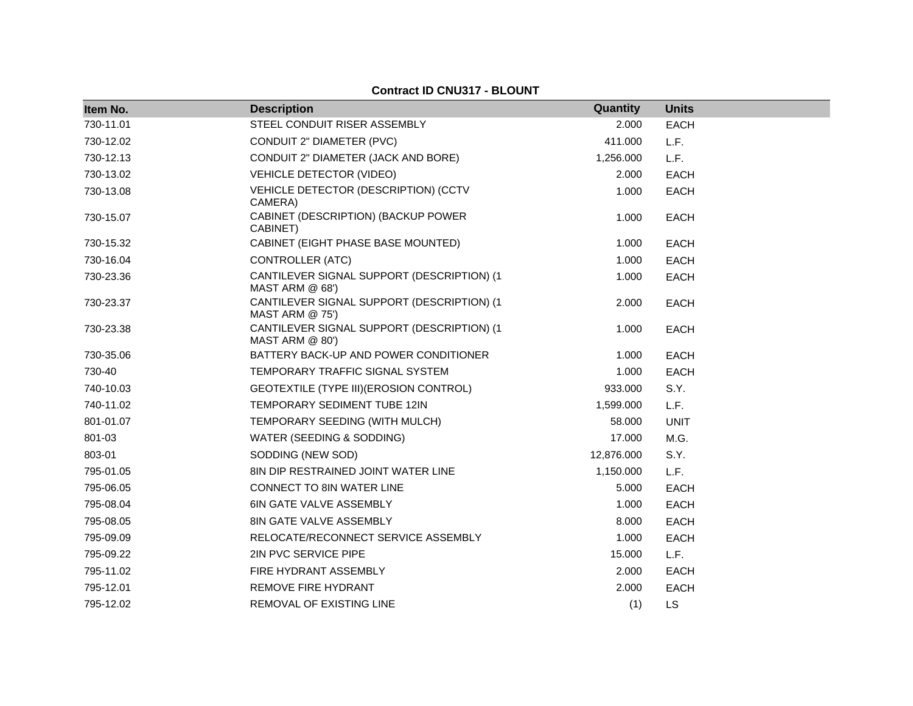**Contract ID CNU317 - BLOUNT**

| Item No. | Description | Quantity | Units |
|---|---|---|---|
| 730-11.01 | STEEL CONDUIT RISER ASSEMBLY | 2.000 | EACH |
| 730-12.02 | CONDUIT 2" DIAMETER (PVC) | 411.000 | L.F. |
| 730-12.13 | CONDUIT 2" DIAMETER (JACK AND BORE) | 1,256.000 | L.F. |
| 730-13.02 | VEHICLE DETECTOR (VIDEO) | 2.000 | EACH |
| 730-13.08 | VEHICLE DETECTOR (DESCRIPTION) (CCTV CAMERA) | 1.000 | EACH |
| 730-15.07 | CABINET (DESCRIPTION) (BACKUP POWER CABINET) | 1.000 | EACH |
| 730-15.32 | CABINET (EIGHT PHASE BASE MOUNTED) | 1.000 | EACH |
| 730-16.04 | CONTROLLER (ATC) | 1.000 | EACH |
| 730-23.36 | CANTILEVER SIGNAL SUPPORT (DESCRIPTION) (1 MAST ARM @ 68') | 1.000 | EACH |
| 730-23.37 | CANTILEVER SIGNAL SUPPORT (DESCRIPTION) (1 MAST ARM @ 75') | 2.000 | EACH |
| 730-23.38 | CANTILEVER SIGNAL SUPPORT (DESCRIPTION) (1 MAST ARM @ 80') | 1.000 | EACH |
| 730-35.06 | BATTERY BACK-UP AND POWER CONDITIONER | 1.000 | EACH |
| 730-40 | TEMPORARY TRAFFIC SIGNAL SYSTEM | 1.000 | EACH |
| 740-10.03 | GEOTEXTILE (TYPE III)(EROSION CONTROL) | 933.000 | S.Y. |
| 740-11.02 | TEMPORARY SEDIMENT TUBE 12IN | 1,599.000 | L.F. |
| 801-01.07 | TEMPORARY SEEDING (WITH MULCH) | 58.000 | UNIT |
| 801-03 | WATER (SEEDING & SODDING) | 17.000 | M.G. |
| 803-01 | SODDING (NEW SOD) | 12,876.000 | S.Y. |
| 795-01.05 | 8IN DIP RESTRAINED JOINT WATER LINE | 1,150.000 | L.F. |
| 795-06.05 | CONNECT TO 8IN WATER LINE | 5.000 | EACH |
| 795-08.04 | 6IN GATE VALVE ASSEMBLY | 1.000 | EACH |
| 795-08.05 | 8IN GATE VALVE ASSEMBLY | 8.000 | EACH |
| 795-09.09 | RELOCATE/RECONNECT SERVICE ASSEMBLY | 1.000 | EACH |
| 795-09.22 | 2IN PVC SERVICE PIPE | 15.000 | L.F. |
| 795-11.02 | FIRE HYDRANT ASSEMBLY | 2.000 | EACH |
| 795-12.01 | REMOVE FIRE HYDRANT | 2.000 | EACH |
| 795-12.02 | REMOVAL OF EXISTING LINE | (1) | LS |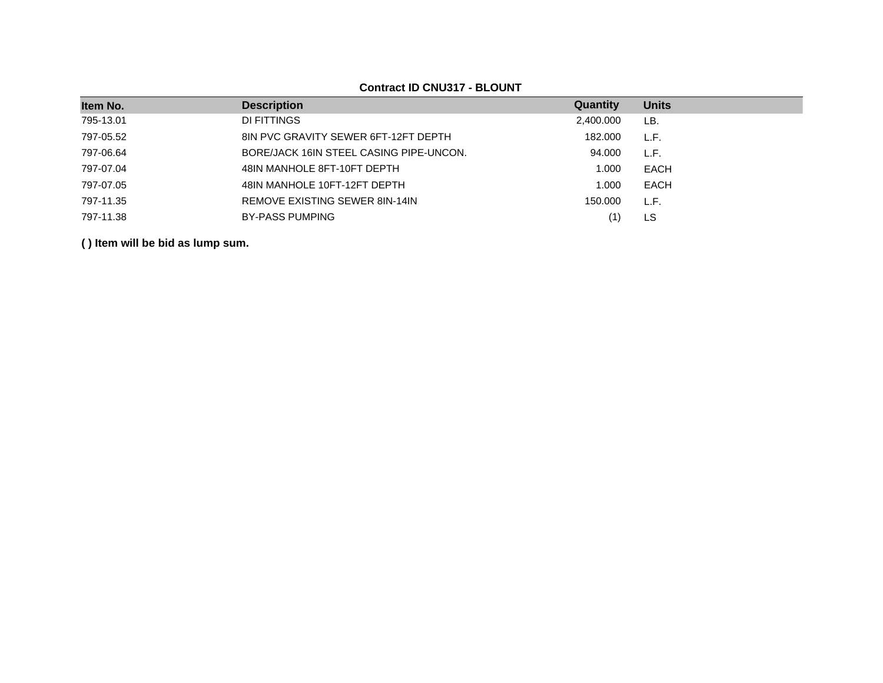**Contract ID CNU317 - BLOUNT**

| Item No. | Description | Quantity | Units |
|---|---|---|---|
| 795-13.01 | DI FITTINGS | 2,400.000 | LB. |
| 797-05.52 | 8IN PVC GRAVITY SEWER 6FT-12FT DEPTH | 182.000 | L.F. |
| 797-06.64 | BORE/JACK 16IN STEEL CASING PIPE-UNCON. | 94.000 | L.F. |
| 797-07.04 | 48IN MANHOLE 8FT-10FT DEPTH | 1.000 | EACH |
| 797-07.05 | 48IN MANHOLE 10FT-12FT DEPTH | 1.000 | EACH |
| 797-11.35 | REMOVE EXISTING SEWER 8IN-14IN | 150.000 | L.F. |
| 797-11.38 | BY-PASS PUMPING | (1) | LS |

**( ) Item will be bid as lump sum.**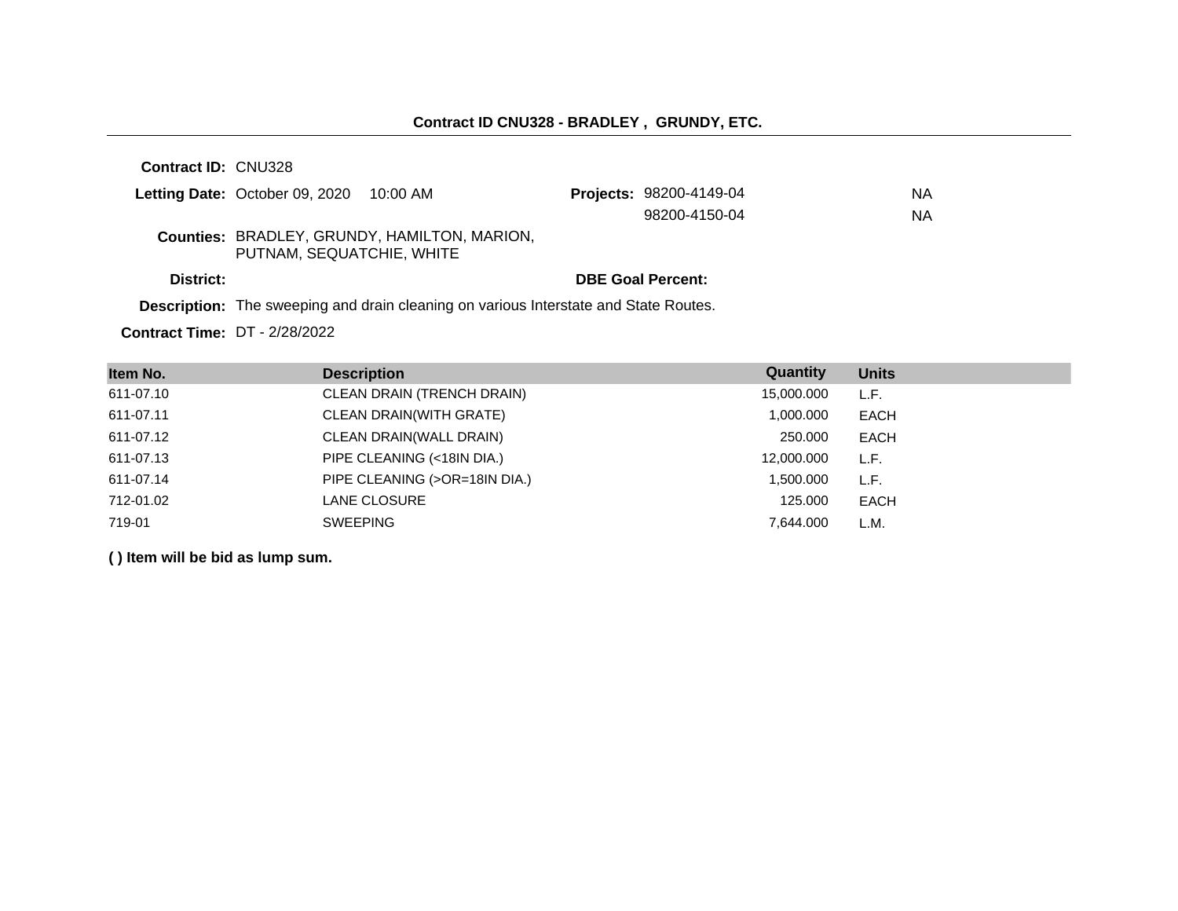## Contract ID CNU328 - BRADLEY , GRUNDY, ETC.

**Contract ID:** CNU328

**Letting Date:** October 09, 2020 10:00 AM

**Projects:** 98200-4149-04 NA
98200-4150-04 NA

**Counties:** BRADLEY, GRUNDY, HAMILTON, MARION, PUTNAM, SEQUATCHIE, WHITE

**District:**

**DBE Goal Percent:**

**Description:** The sweeping and drain cleaning on various Interstate and State Routes.

**Contract Time:** DT - 2/28/2022

| Item No. | Description | Quantity | Units |
| --- | --- | --- | --- |
| 611-07.10 | CLEAN DRAIN (TRENCH DRAIN) | 15,000.000 | L.F. |
| 611-07.11 | CLEAN DRAIN(WITH GRATE) | 1,000.000 | EACH |
| 611-07.12 | CLEAN DRAIN(WALL DRAIN) | 250.000 | EACH |
| 611-07.13 | PIPE CLEANING (<18IN DIA.) | 12,000.000 | L.F. |
| 611-07.14 | PIPE CLEANING (>OR=18IN DIA.) | 1,500.000 | L.F. |
| 712-01.02 | LANE CLOSURE | 125.000 | EACH |
| 719-01 | SWEEPING | 7,644.000 | L.M. |

**( ) Item will be bid as lump sum.**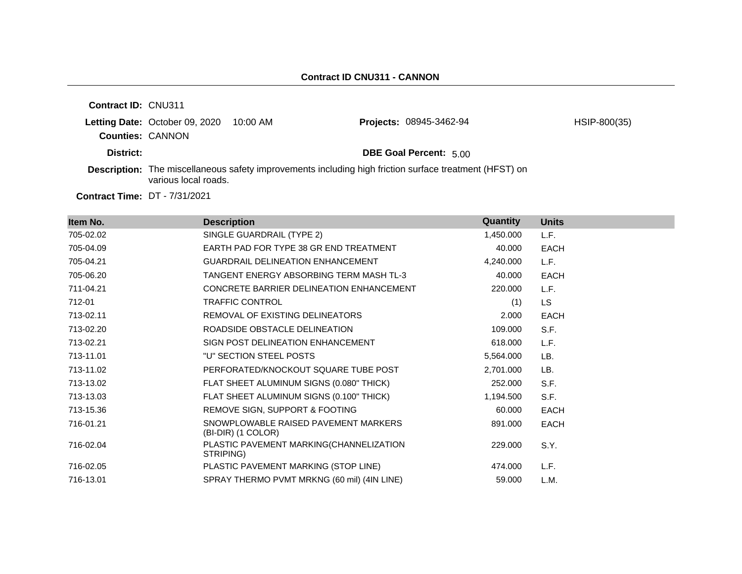## Contract ID CNU311 - CANNON

**Contract ID:** CNU311

**Letting Date:** October 09, 2020 10:00 AM

**Projects:** 08945-3462-94 HSIP-800(35)

**Counties:** CANNON

**District:**

**DBE Goal Percent:** 5.00

**Description:** The miscellaneous safety improvements including high friction surface treatment (HFST) on various local roads.

**Contract Time:** DT - 7/31/2021

| Item No. | Description | Quantity | Units |
|---|---|---|---|
| 705-02.02 | SINGLE GUARDRAIL (TYPE 2) | 1,450.000 | L.F. |
| 705-04.09 | EARTH PAD FOR TYPE 38 GR END TREATMENT | 40.000 | EACH |
| 705-04.21 | GUARDRAIL DELINEATION ENHANCEMENT | 4,240.000 | L.F. |
| 705-06.20 | TANGENT ENERGY ABSORBING TERM MASH TL-3 | 40.000 | EACH |
| 711-04.21 | CONCRETE BARRIER DELINEATION ENHANCEMENT | 220.000 | L.F. |
| 712-01 | TRAFFIC CONTROL | (1) | LS |
| 713-02.11 | REMOVAL OF EXISTING DELINEATORS | 2.000 | EACH |
| 713-02.20 | ROADSIDE OBSTACLE DELINEATION | 109.000 | S.F. |
| 713-02.21 | SIGN POST DELINEATION ENHANCEMENT | 618.000 | L.F. |
| 713-11.01 | "U" SECTION STEEL POSTS | 5,564.000 | LB. |
| 713-11.02 | PERFORATED/KNOCKOUT SQUARE TUBE POST | 2,701.000 | LB. |
| 713-13.02 | FLAT SHEET ALUMINUM SIGNS (0.080" THICK) | 252.000 | S.F. |
| 713-13.03 | FLAT SHEET ALUMINUM SIGNS (0.100" THICK) | 1,194.500 | S.F. |
| 713-15.36 | REMOVE SIGN, SUPPORT & FOOTING | 60.000 | EACH |
| 716-01.21 | SNOWPLOWABLE RAISED PAVEMENT MARKERS (BI-DIR) (1 COLOR) | 891.000 | EACH |
| 716-02.04 | PLASTIC PAVEMENT MARKING(CHANNELIZATION STRIPING) | 229.000 | S.Y. |
| 716-02.05 | PLASTIC PAVEMENT MARKING (STOP LINE) | 474.000 | L.F. |
| 716-13.01 | SPRAY THERMO PVMT MRKNG (60 mil) (4IN LINE) | 59.000 | L.M. |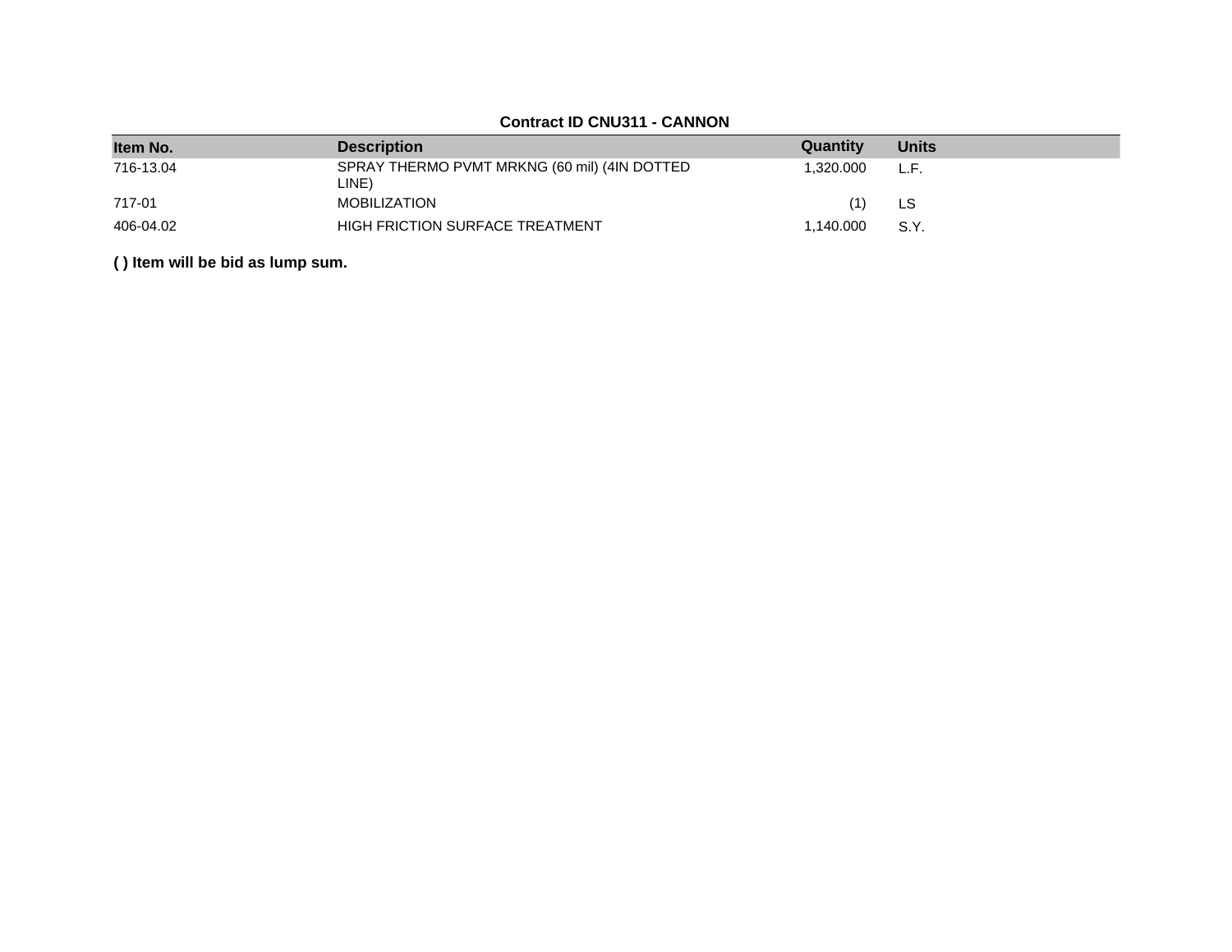**Contract ID CNU311 - CANNON**

| Item No. | Description | Quantity | Units |
|---|---|---|---|
| 716-13.04 | SPRAY THERMO PVMT MRKNG (60 mil) (4IN DOTTED LINE) | 1,320.000 | L.F. |
| 717-01 | MOBILIZATION | (1) | LS |
| 406-04.02 | HIGH FRICTION SURFACE TREATMENT | 1,140.000 | S.Y. |

**( ) Item will be bid as lump sum.**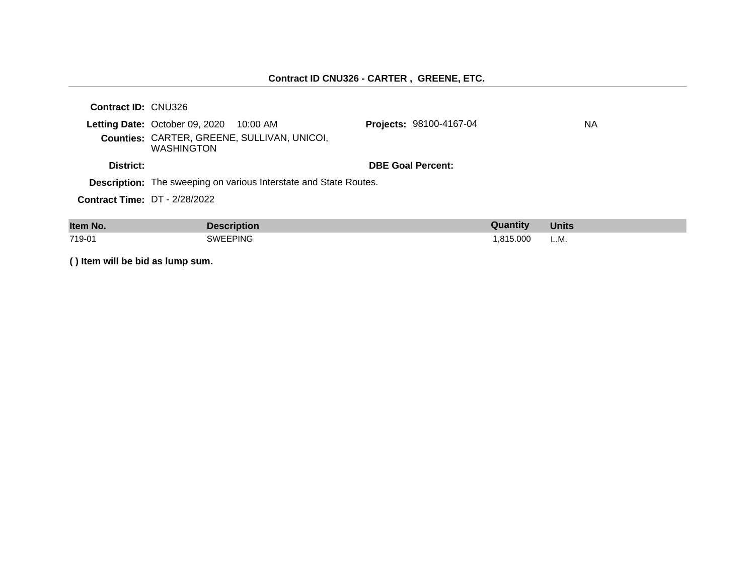**Contract ID CNU326 - CARTER , GREENE, ETC.**

**Contract ID:** CNU326

**Letting Date:** October 09, 2020 10:00 AM

**Projects:** 98100-4167-04 NA

**Counties:** CARTER, GREENE, SULLIVAN, UNICOI, WASHINGTON

**District:**

**DBE Goal Percent:**

**Description:** The sweeping on various Interstate and State Routes.

**Contract Time:** DT - 2/28/2022

| Item No. | Description | Quantity | Units |
|---|---|---|---|
| 719-01 | SWEEPING | 1,815.000 | L.M. |

**( ) Item will be bid as lump sum.**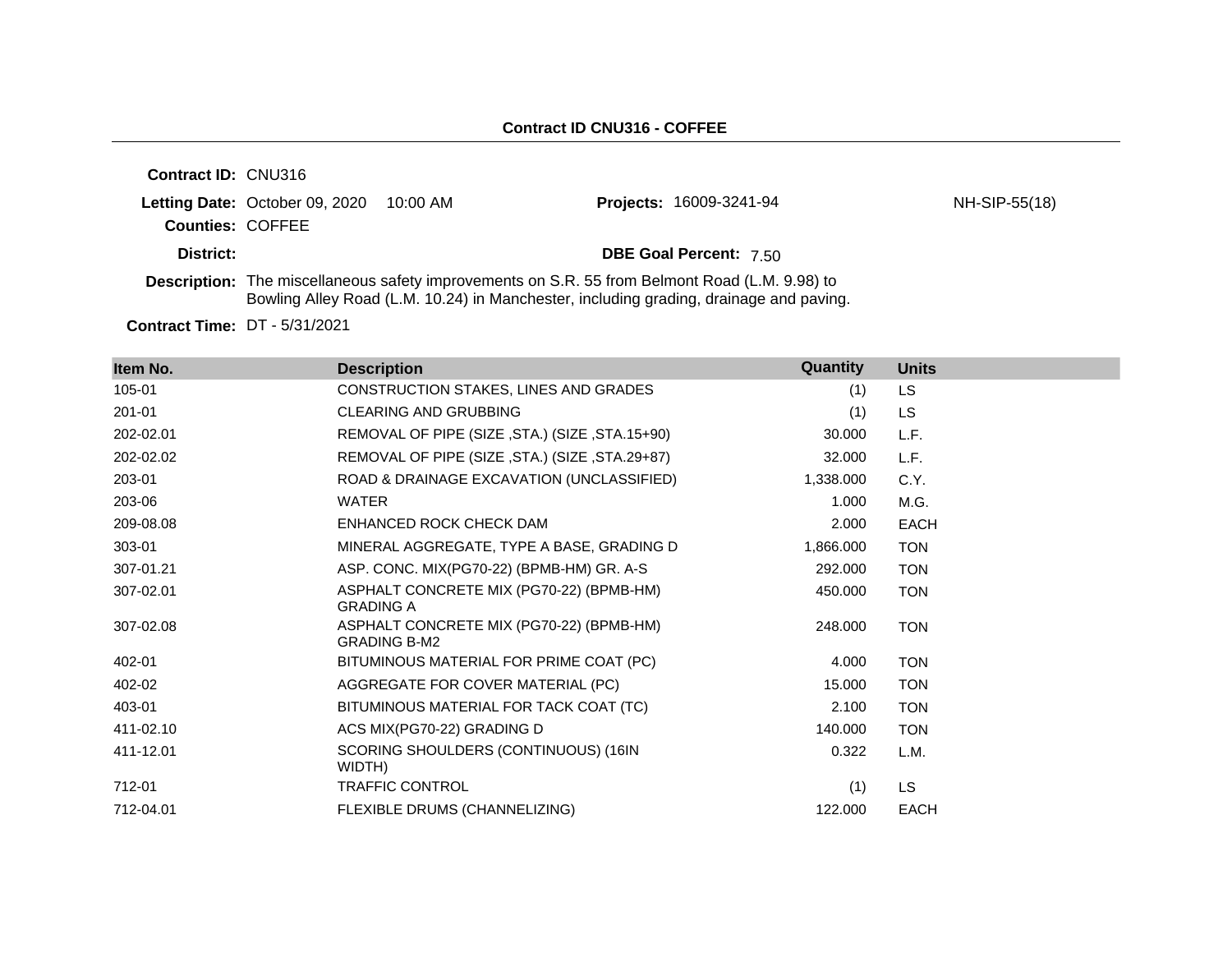**Contract ID CNU316 - COFFEE**

**Contract ID:** CNU316

**Letting Date:** October 09, 2020 10:00 AM

**Projects:** 16009-3241-94 NH-SIP-55(18)

**Counties:** COFFEE

**District:**

**DBE Goal Percent:** 7.50

**Description:** The miscellaneous safety improvements on S.R. 55 from Belmont Road (L.M. 9.98) to Bowling Alley Road (L.M. 10.24) in Manchester, including grading, drainage and paving.

**Contract Time:** DT - 5/31/2021

| Item No. | Description | Quantity | Units |
|---|---|---|---|
| 105-01 | CONSTRUCTION STAKES, LINES AND GRADES | (1) | LS |
| 201-01 | CLEARING AND GRUBBING | (1) | LS |
| 202-02.01 | REMOVAL OF PIPE (SIZE ,STA.) (SIZE ,STA.15+90) | 30.000 | L.F. |
| 202-02.02 | REMOVAL OF PIPE (SIZE ,STA.) (SIZE ,STA.29+87) | 32.000 | L.F. |
| 203-01 | ROAD & DRAINAGE EXCAVATION (UNCLASSIFIED) | 1,338.000 | C.Y. |
| 203-06 | WATER | 1.000 | M.G. |
| 209-08.08 | ENHANCED ROCK CHECK DAM | 2.000 | EACH |
| 303-01 | MINERAL AGGREGATE, TYPE A BASE, GRADING D | 1,866.000 | TON |
| 307-01.21 | ASP. CONC. MIX(PG70-22) (BPMB-HM) GR. A-S | 292.000 | TON |
| 307-02.01 | ASPHALT CONCRETE MIX (PG70-22) (BPMB-HM) GRADING A | 450.000 | TON |
| 307-02.08 | ASPHALT CONCRETE MIX (PG70-22) (BPMB-HM) GRADING B-M2 | 248.000 | TON |
| 402-01 | BITUMINOUS MATERIAL FOR PRIME COAT (PC) | 4.000 | TON |
| 402-02 | AGGREGATE FOR COVER MATERIAL (PC) | 15.000 | TON |
| 403-01 | BITUMINOUS MATERIAL FOR TACK COAT (TC) | 2.100 | TON |
| 411-02.10 | ACS MIX(PG70-22) GRADING D | 140.000 | TON |
| 411-12.01 | SCORING SHOULDERS (CONTINUOUS) (16IN WIDTH) | 0.322 | L.M. |
| 712-01 | TRAFFIC CONTROL | (1) | LS |
| 712-04.01 | FLEXIBLE DRUMS (CHANNELIZING) | 122.000 | EACH |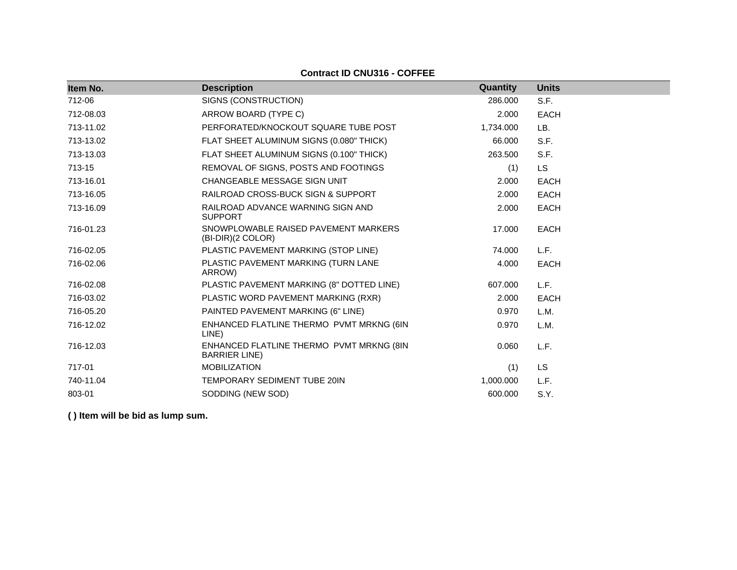**Contract ID CNU316 - COFFEE**

| Item No. | Description | Quantity | Units |
|---|---|---|---|
| 712-06 | SIGNS (CONSTRUCTION) | 286.000 | S.F. |
| 712-08.03 | ARROW BOARD (TYPE C) | 2.000 | EACH |
| 713-11.02 | PERFORATED/KNOCKOUT SQUARE TUBE POST | 1,734.000 | LB. |
| 713-13.02 | FLAT SHEET ALUMINUM SIGNS (0.080" THICK) | 66.000 | S.F. |
| 713-13.03 | FLAT SHEET ALUMINUM SIGNS (0.100" THICK) | 263.500 | S.F. |
| 713-15 | REMOVAL OF SIGNS, POSTS AND FOOTINGS | (1) | LS |
| 713-16.01 | CHANGEABLE MESSAGE SIGN UNIT | 2.000 | EACH |
| 713-16.05 | RAILROAD CROSS-BUCK SIGN & SUPPORT | 2.000 | EACH |
| 713-16.09 | RAILROAD ADVANCE WARNING SIGN AND SUPPORT | 2.000 | EACH |
| 716-01.23 | SNOWPLOWABLE RAISED PAVEMENT MARKERS (BI-DIR)(2 COLOR) | 17.000 | EACH |
| 716-02.05 | PLASTIC PAVEMENT MARKING (STOP LINE) | 74.000 | L.F. |
| 716-02.06 | PLASTIC PAVEMENT MARKING (TURN LANE ARROW) | 4.000 | EACH |
| 716-02.08 | PLASTIC PAVEMENT MARKING (8" DOTTED LINE) | 607.000 | L.F. |
| 716-03.02 | PLASTIC WORD PAVEMENT MARKING (RXR) | 2.000 | EACH |
| 716-05.20 | PAINTED PAVEMENT MARKING (6" LINE) | 0.970 | L.M. |
| 716-12.02 | ENHANCED FLATLINE THERMO PVMT MRKNG (6IN LINE) | 0.970 | L.M. |
| 716-12.03 | ENHANCED FLATLINE THERMO PVMT MRKNG (8IN BARRIER LINE) | 0.060 | L.F. |
| 717-01 | MOBILIZATION | (1) | LS |
| 740-11.04 | TEMPORARY SEDIMENT TUBE 20IN | 1,000.000 | L.F. |
| 803-01 | SODDING (NEW SOD) | 600.000 | S.Y. |

**( ) Item will be bid as lump sum.**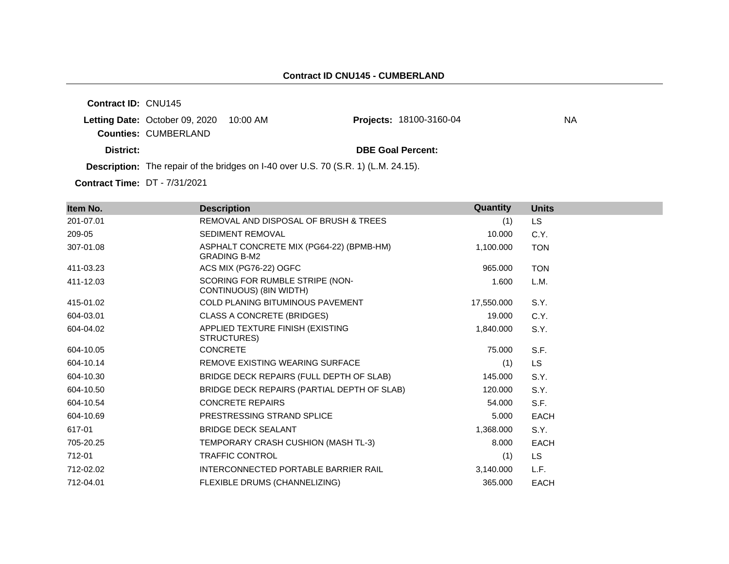## Contract ID CNU145 - CUMBERLAND

**Contract ID:** CNU145

**Letting Date:** October 09, 2020 10:00 AM **Projects:** 18100-3160-04 NA

**Counties:** CUMBERLAND

**District:** **DBE Goal Percent:**

**Description:** The repair of the bridges on I-40 over U.S. 70 (S.R. 1) (L.M. 24.15).

**Contract Time:** DT - 7/31/2021

| Item No. | Description | Quantity | Units |
|---|---|---|---|
| 201-07.01 | REMOVAL AND DISPOSAL OF BRUSH & TREES | (1) | LS |
| 209-05 | SEDIMENT REMOVAL | 10.000 | C.Y. |
| 307-01.08 | ASPHALT CONCRETE MIX (PG64-22) (BPMB-HM) GRADING B-M2 | 1,100.000 | TON |
| 411-03.23 | ACS MIX (PG76-22) OGFC | 965.000 | TON |
| 411-12.03 | SCORING FOR RUMBLE STRIPE (NON-CONTINUOUS) (8IN WIDTH) | 1.600 | L.M. |
| 415-01.02 | COLD PLANING BITUMINOUS PAVEMENT | 17,550.000 | S.Y. |
| 604-03.01 | CLASS A CONCRETE (BRIDGES) | 19.000 | C.Y. |
| 604-04.02 | APPLIED TEXTURE FINISH (EXISTING STRUCTURES) | 1,840.000 | S.Y. |
| 604-10.05 | CONCRETE | 75.000 | S.F. |
| 604-10.14 | REMOVE EXISTING WEARING SURFACE | (1) | LS |
| 604-10.30 | BRIDGE DECK REPAIRS (FULL DEPTH OF SLAB) | 145.000 | S.Y. |
| 604-10.50 | BRIDGE DECK REPAIRS (PARTIAL DEPTH OF SLAB) | 120.000 | S.Y. |
| 604-10.54 | CONCRETE REPAIRS | 54.000 | S.F. |
| 604-10.69 | PRESTRESSING STRAND SPLICE | 5.000 | EACH |
| 617-01 | BRIDGE DECK SEALANT | 1,368.000 | S.Y. |
| 705-20.25 | TEMPORARY CRASH CUSHION (MASH TL-3) | 8.000 | EACH |
| 712-01 | TRAFFIC CONTROL | (1) | LS |
| 712-02.02 | INTERCONNECTED PORTABLE BARRIER RAIL | 3,140.000 | L.F. |
| 712-04.01 | FLEXIBLE DRUMS (CHANNELIZING) | 365.000 | EACH |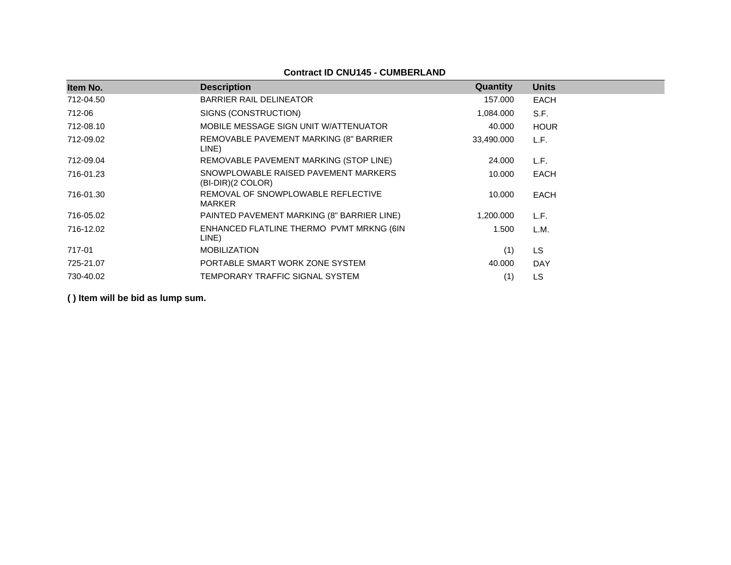**Contract ID CNU145 - CUMBERLAND**

| Item No. | Description | Quantity | Units |
|---|---|---|---|
| 712-04.50 | BARRIER RAIL DELINEATOR | 157.000 | EACH |
| 712-06 | SIGNS (CONSTRUCTION) | 1,084.000 | S.F. |
| 712-08.10 | MOBILE MESSAGE SIGN UNIT W/ATTENUATOR | 40.000 | HOUR |
| 712-09.02 | REMOVABLE PAVEMENT MARKING (8" BARRIER LINE) | 33,490.000 | L.F. |
| 712-09.04 | REMOVABLE PAVEMENT MARKING (STOP LINE) | 24.000 | L.F. |
| 716-01.23 | SNOWPLOWABLE RAISED PAVEMENT MARKERS (BI-DIR)(2 COLOR) | 10.000 | EACH |
| 716-01.30 | REMOVAL OF SNOWPLOWABLE REFLECTIVE MARKER | 10.000 | EACH |
| 716-05.02 | PAINTED PAVEMENT MARKING (8" BARRIER LINE) | 1,200.000 | L.F. |
| 716-12.02 | ENHANCED FLATLINE THERMO PVMT MRKNG (6IN LINE) | 1.500 | L.M. |
| 717-01 | MOBILIZATION | (1) | LS |
| 725-21.07 | PORTABLE SMART WORK ZONE SYSTEM | 40.000 | DAY |
| 730-40.02 | TEMPORARY TRAFFIC SIGNAL SYSTEM | (1) | LS |

**( ) Item will be bid as lump sum.**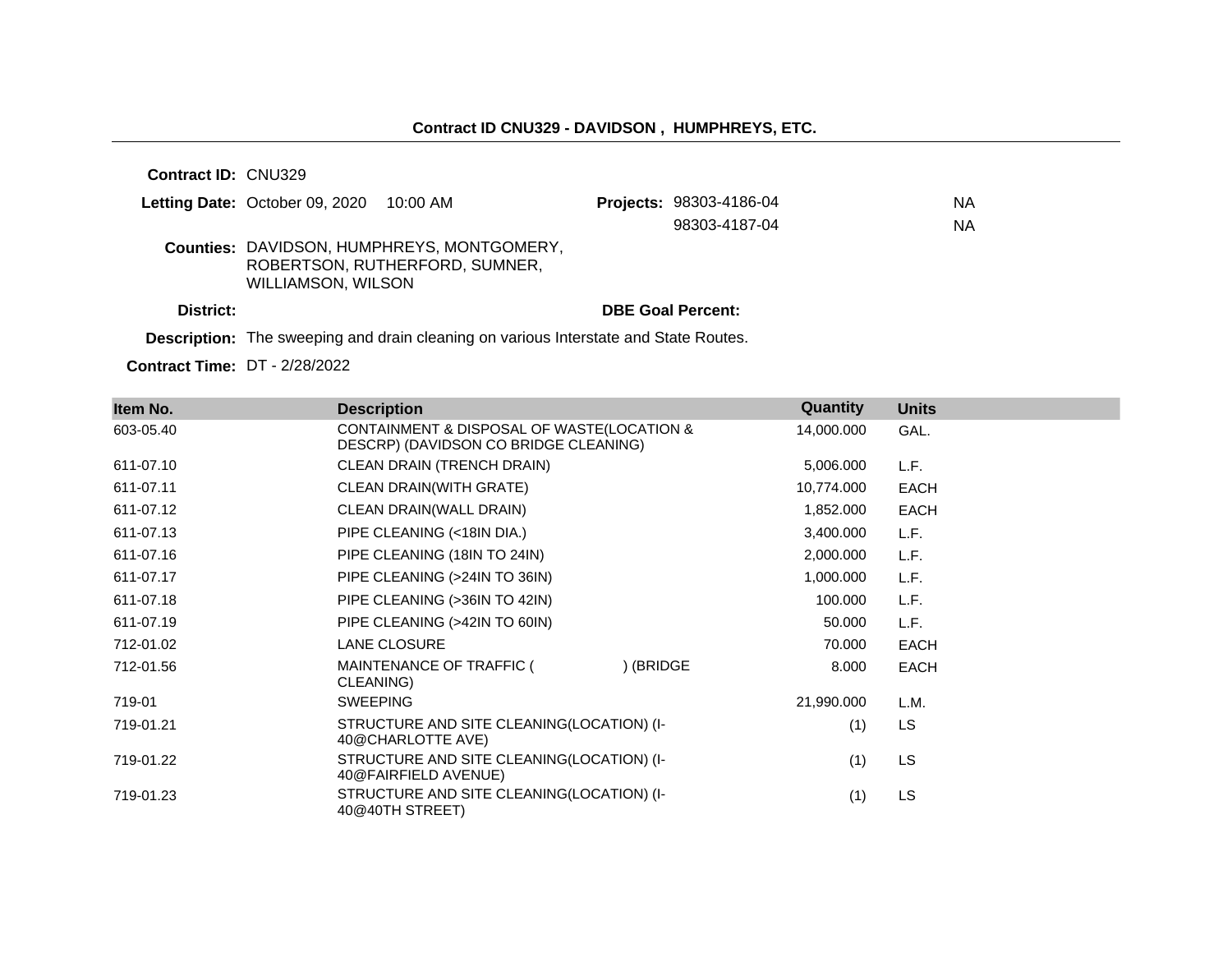## Contract ID CNU329 - DAVIDSON , HUMPHREYS, ETC.

**Contract ID:** CNU329

**Letting Date:** October 09, 2020 10:00 AM

**Projects:** 98303-4186-04 NA
98303-4187-04 NA

**Counties:** DAVIDSON, HUMPHREYS, MONTGOMERY, ROBERTSON, RUTHERFORD, SUMNER, WILLIAMSON, WILSON

**District:**

**DBE Goal Percent:**

**Description:** The sweeping and drain cleaning on various Interstate and State Routes.

**Contract Time:** DT - 2/28/2022

| Item No. | Description | Quantity | Units |
|---|---|---|---|
| 603-05.40 | CONTAINMENT & DISPOSAL OF WASTE(LOCATION & DESCRP) (DAVIDSON CO BRIDGE CLEANING) | 14,000.000 | GAL. |
| 611-07.10 | CLEAN DRAIN (TRENCH DRAIN) | 5,006.000 | L.F. |
| 611-07.11 | CLEAN DRAIN(WITH GRATE) | 10,774.000 | EACH |
| 611-07.12 | CLEAN DRAIN(WALL DRAIN) | 1,852.000 | EACH |
| 611-07.13 | PIPE CLEANING (<18IN DIA.) | 3,400.000 | L.F. |
| 611-07.16 | PIPE CLEANING (18IN TO 24IN) | 2,000.000 | L.F. |
| 611-07.17 | PIPE CLEANING (>24IN TO 36IN) | 1,000.000 | L.F. |
| 611-07.18 | PIPE CLEANING (>36IN TO 42IN) | 100.000 | L.F. |
| 611-07.19 | PIPE CLEANING (>42IN TO 60IN) | 50.000 | L.F. |
| 712-01.02 | LANE CLOSURE | 70.000 | EACH |
| 712-01.56 | MAINTENANCE OF TRAFFIC ( ) (BRIDGE CLEANING) | 8.000 | EACH |
| 719-01 | SWEEPING | 21,990.000 | L.M. |
| 719-01.21 | STRUCTURE AND SITE CLEANING(LOCATION) (I-40@CHARLOTTE AVE) | (1) | LS |
| 719-01.22 | STRUCTURE AND SITE CLEANING(LOCATION) (I-40@FAIRFIELD AVENUE) | (1) | LS |
| 719-01.23 | STRUCTURE AND SITE CLEANING(LOCATION) (I-40@40TH STREET) | (1) | LS |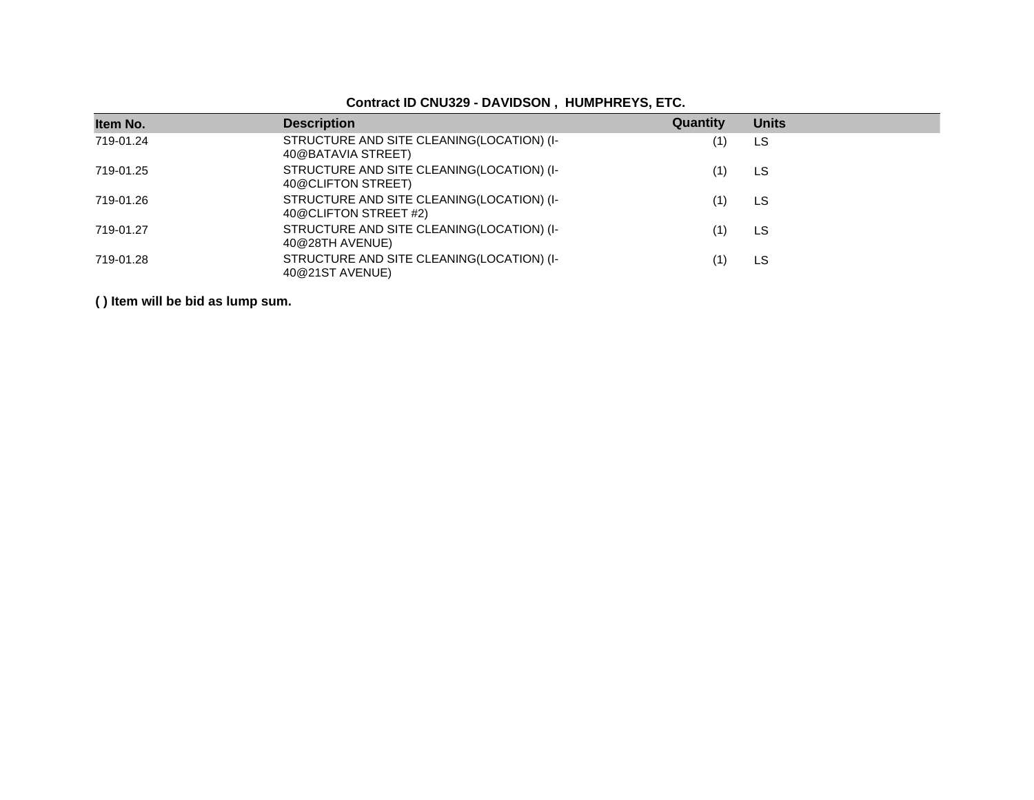**Contract ID CNU329 - DAVIDSON , HUMPHREYS, ETC.**

| Item No. | Description | Quantity | Units |
| --- | --- | --- | --- |
| 719-01.24 | STRUCTURE AND SITE CLEANING(LOCATION) (I-40@BATAVIA STREET) | (1) | LS |
| 719-01.25 | STRUCTURE AND SITE CLEANING(LOCATION) (I-40@CLIFTON STREET) | (1) | LS |
| 719-01.26 | STRUCTURE AND SITE CLEANING(LOCATION) (I-40@CLIFTON STREET #2) | (1) | LS |
| 719-01.27 | STRUCTURE AND SITE CLEANING(LOCATION) (I-40@28TH AVENUE) | (1) | LS |
| 719-01.28 | STRUCTURE AND SITE CLEANING(LOCATION) (I-40@21ST AVENUE) | (1) | LS |

**( ) Item will be bid as lump sum.**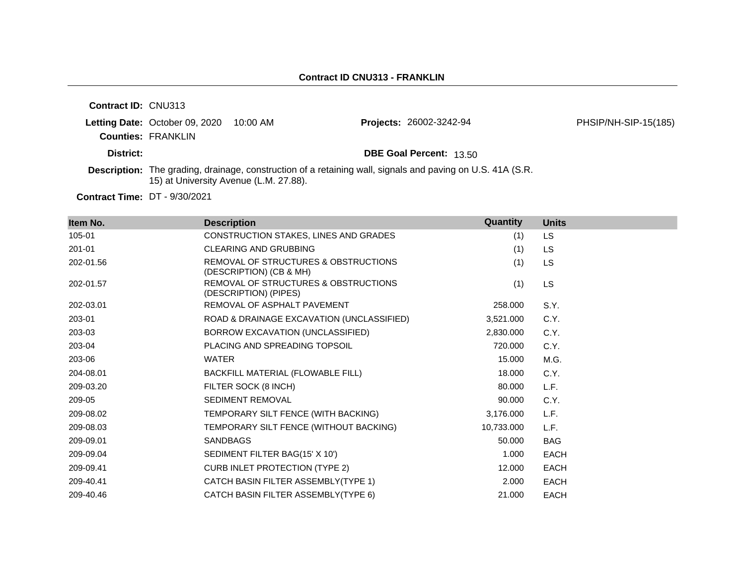**Contract ID CNU313 - FRANKLIN**

**Contract ID:** CNU313

**Letting Date:** October 09, 2020 10:00 AM

**Projects:** 26002-3242-94 PHSIP/NH-SIP-15(185)

**Counties:** FRANKLIN

**District:**

**DBE Goal Percent:** 13.50

**Description:** The grading, drainage, construction of a retaining wall, signals and paving on U.S. 41A (S.R. 15) at University Avenue (L.M. 27.88).

**Contract Time:** DT - 9/30/2021

| Item No. | Description | Quantity | Units |
|---|---|---|---|
| 105-01 | CONSTRUCTION STAKES, LINES AND GRADES | (1) | LS |
| 201-01 | CLEARING AND GRUBBING | (1) | LS |
| 202-01.56 | REMOVAL OF STRUCTURES & OBSTRUCTIONS (DESCRIPTION) (CB & MH) | (1) | LS |
| 202-01.57 | REMOVAL OF STRUCTURES & OBSTRUCTIONS (DESCRIPTION) (PIPES) | (1) | LS |
| 202-03.01 | REMOVAL OF ASPHALT PAVEMENT | 258.000 | S.Y. |
| 203-01 | ROAD & DRAINAGE EXCAVATION (UNCLASSIFIED) | 3,521.000 | C.Y. |
| 203-03 | BORROW EXCAVATION (UNCLASSIFIED) | 2,830.000 | C.Y. |
| 203-04 | PLACING AND SPREADING TOPSOIL | 720.000 | C.Y. |
| 203-06 | WATER | 15.000 | M.G. |
| 204-08.01 | BACKFILL MATERIAL (FLOWABLE FILL) | 18.000 | C.Y. |
| 209-03.20 | FILTER SOCK (8 INCH) | 80.000 | L.F. |
| 209-05 | SEDIMENT REMOVAL | 90.000 | C.Y. |
| 209-08.02 | TEMPORARY SILT FENCE (WITH BACKING) | 3,176.000 | L.F. |
| 209-08.03 | TEMPORARY SILT FENCE (WITHOUT BACKING) | 10,733.000 | L.F. |
| 209-09.01 | SANDBAGS | 50.000 | BAG |
| 209-09.04 | SEDIMENT FILTER BAG(15' X 10') | 1.000 | EACH |
| 209-09.41 | CURB INLET PROTECTION (TYPE 2) | 12.000 | EACH |
| 209-40.41 | CATCH BASIN FILTER ASSEMBLY(TYPE 1) | 2.000 | EACH |
| 209-40.46 | CATCH BASIN FILTER ASSEMBLY(TYPE 6) | 21.000 | EACH |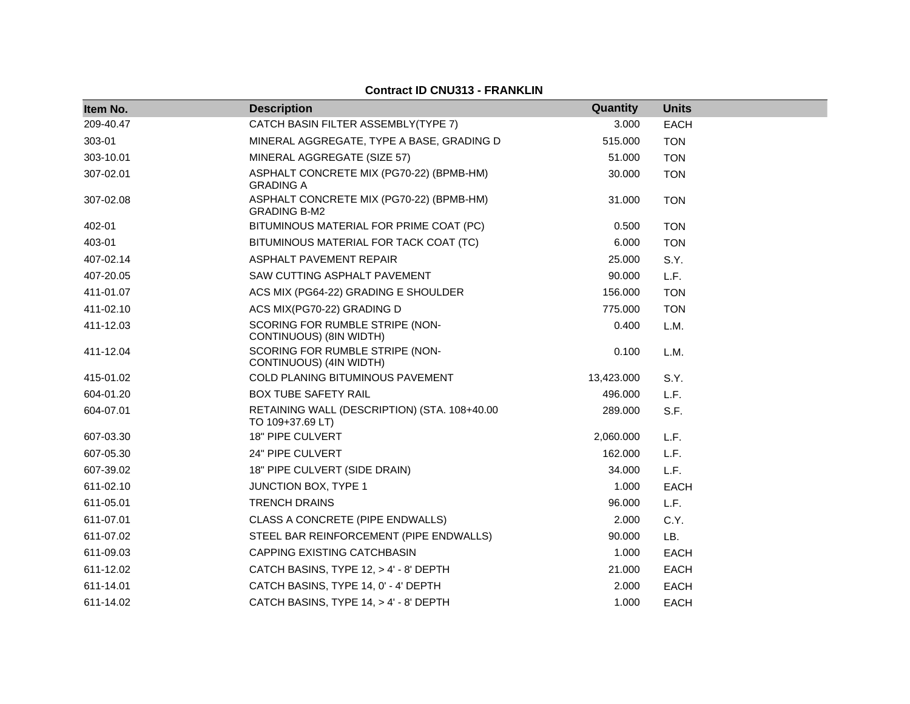**Contract ID CNU313 - FRANKLIN**

| Item No. | Description | Quantity | Units |
|---|---|---|---|
| 209-40.47 | CATCH BASIN FILTER ASSEMBLY(TYPE 7) | 3.000 | EACH |
| 303-01 | MINERAL AGGREGATE, TYPE A BASE, GRADING D | 515.000 | TON |
| 303-10.01 | MINERAL AGGREGATE (SIZE 57) | 51.000 | TON |
| 307-02.01 | ASPHALT CONCRETE MIX (PG70-22) (BPMB-HM) GRADING A | 30.000 | TON |
| 307-02.08 | ASPHALT CONCRETE MIX (PG70-22) (BPMB-HM) GRADING B-M2 | 31.000 | TON |
| 402-01 | BITUMINOUS MATERIAL FOR PRIME COAT (PC) | 0.500 | TON |
| 403-01 | BITUMINOUS MATERIAL FOR TACK COAT (TC) | 6.000 | TON |
| 407-02.14 | ASPHALT PAVEMENT REPAIR | 25.000 | S.Y. |
| 407-20.05 | SAW CUTTING ASPHALT PAVEMENT | 90.000 | L.F. |
| 411-01.07 | ACS MIX (PG64-22) GRADING E SHOULDER | 156.000 | TON |
| 411-02.10 | ACS MIX(PG70-22) GRADING D | 775.000 | TON |
| 411-12.03 | SCORING FOR RUMBLE STRIPE (NON-CONTINUOUS) (8IN WIDTH) | 0.400 | L.M. |
| 411-12.04 | SCORING FOR RUMBLE STRIPE (NON-CONTINUOUS) (4IN WIDTH) | 0.100 | L.M. |
| 415-01.02 | COLD PLANING BITUMINOUS PAVEMENT | 13,423.000 | S.Y. |
| 604-01.20 | BOX TUBE SAFETY RAIL | 496.000 | L.F. |
| 604-07.01 | RETAINING WALL (DESCRIPTION) (STA. 108+40.00 TO 109+37.69 LT) | 289.000 | S.F. |
| 607-03.30 | 18" PIPE CULVERT | 2,060.000 | L.F. |
| 607-05.30 | 24" PIPE CULVERT | 162.000 | L.F. |
| 607-39.02 | 18" PIPE CULVERT (SIDE DRAIN) | 34.000 | L.F. |
| 611-02.10 | JUNCTION BOX, TYPE 1 | 1.000 | EACH |
| 611-05.01 | TRENCH DRAINS | 96.000 | L.F. |
| 611-07.01 | CLASS A CONCRETE (PIPE ENDWALLS) | 2.000 | C.Y. |
| 611-07.02 | STEEL BAR REINFORCEMENT (PIPE ENDWALLS) | 90.000 | LB. |
| 611-09.03 | CAPPING EXISTING CATCHBASIN | 1.000 | EACH |
| 611-12.02 | CATCH BASINS, TYPE 12, > 4' - 8' DEPTH | 21.000 | EACH |
| 611-14.01 | CATCH BASINS, TYPE 14, 0' - 4' DEPTH | 2.000 | EACH |
| 611-14.02 | CATCH BASINS, TYPE 14, > 4' - 8' DEPTH | 1.000 | EACH |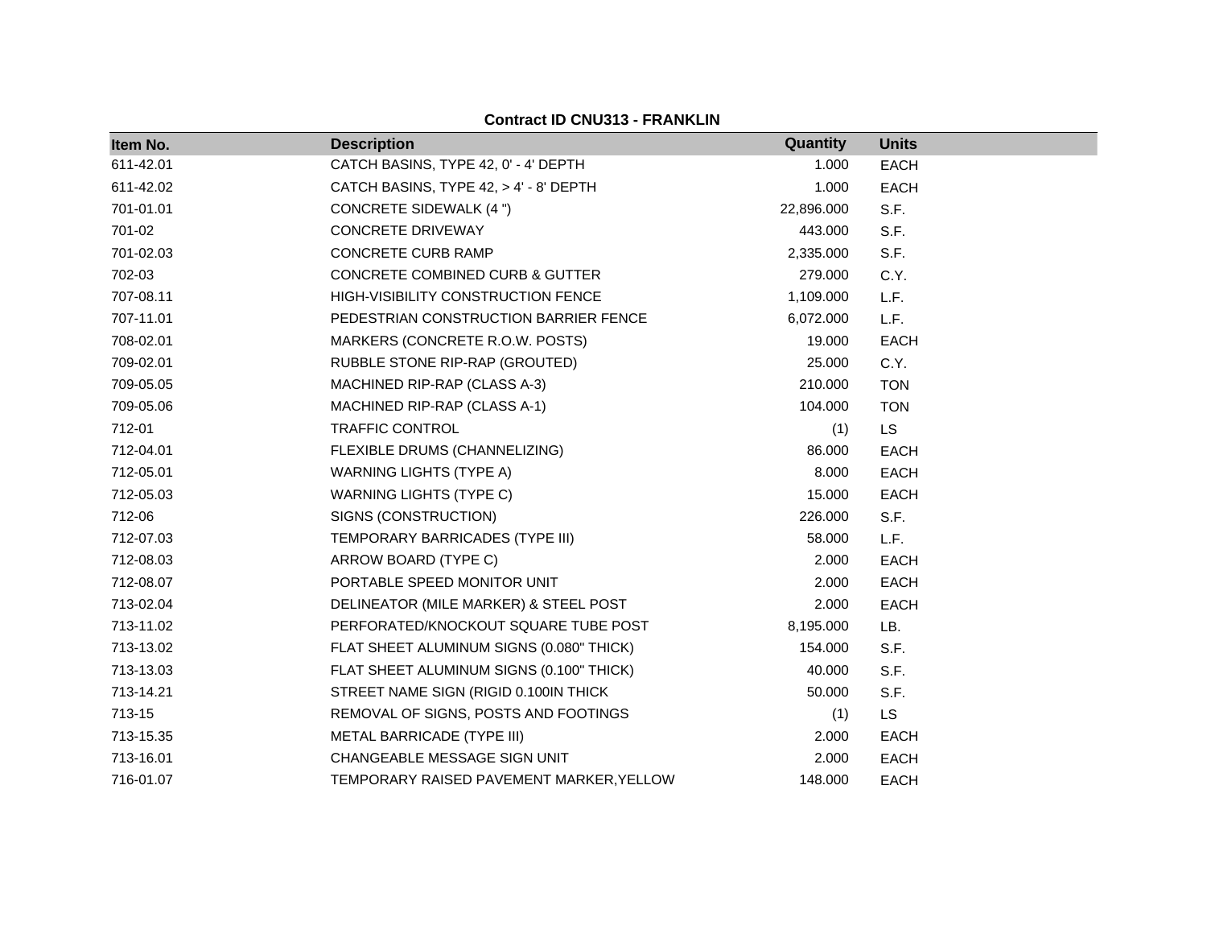**Contract ID CNU313 - FRANKLIN**

| Item No. | Description | Quantity | Units |
|---|---|---|---|
| 611-42.01 | CATCH BASINS, TYPE 42, 0' - 4' DEPTH | 1.000 | EACH |
| 611-42.02 | CATCH BASINS, TYPE 42, > 4' - 8' DEPTH | 1.000 | EACH |
| 701-01.01 | CONCRETE SIDEWALK (4 ") | 22,896.000 | S.F. |
| 701-02 | CONCRETE DRIVEWAY | 443.000 | S.F. |
| 701-02.03 | CONCRETE CURB RAMP | 2,335.000 | S.F. |
| 702-03 | CONCRETE COMBINED CURB & GUTTER | 279.000 | C.Y. |
| 707-08.11 | HIGH-VISIBILITY CONSTRUCTION FENCE | 1,109.000 | L.F. |
| 707-11.01 | PEDESTRIAN CONSTRUCTION BARRIER FENCE | 6,072.000 | L.F. |
| 708-02.01 | MARKERS (CONCRETE R.O.W. POSTS) | 19.000 | EACH |
| 709-02.01 | RUBBLE STONE RIP-RAP (GROUTED) | 25.000 | C.Y. |
| 709-05.05 | MACHINED RIP-RAP (CLASS A-3) | 210.000 | TON |
| 709-05.06 | MACHINED RIP-RAP (CLASS A-1) | 104.000 | TON |
| 712-01 | TRAFFIC CONTROL | (1) | LS |
| 712-04.01 | FLEXIBLE DRUMS (CHANNELIZING) | 86.000 | EACH |
| 712-05.01 | WARNING LIGHTS (TYPE A) | 8.000 | EACH |
| 712-05.03 | WARNING LIGHTS (TYPE C) | 15.000 | EACH |
| 712-06 | SIGNS (CONSTRUCTION) | 226.000 | S.F. |
| 712-07.03 | TEMPORARY BARRICADES (TYPE III) | 58.000 | L.F. |
| 712-08.03 | ARROW BOARD (TYPE C) | 2.000 | EACH |
| 712-08.07 | PORTABLE SPEED MONITOR UNIT | 2.000 | EACH |
| 713-02.04 | DELINEATOR (MILE MARKER) & STEEL POST | 2.000 | EACH |
| 713-11.02 | PERFORATED/KNOCKOUT SQUARE TUBE POST | 8,195.000 | LB. |
| 713-13.02 | FLAT SHEET ALUMINUM SIGNS (0.080" THICK) | 154.000 | S.F. |
| 713-13.03 | FLAT SHEET ALUMINUM SIGNS (0.100" THICK) | 40.000 | S.F. |
| 713-14.21 | STREET NAME SIGN (RIGID 0.100IN THICK | 50.000 | S.F. |
| 713-15 | REMOVAL OF SIGNS, POSTS AND FOOTINGS | (1) | LS |
| 713-15.35 | METAL BARRICADE (TYPE III) | 2.000 | EACH |
| 713-16.01 | CHANGEABLE MESSAGE SIGN UNIT | 2.000 | EACH |
| 716-01.07 | TEMPORARY RAISED PAVEMENT MARKER,YELLOW | 148.000 | EACH |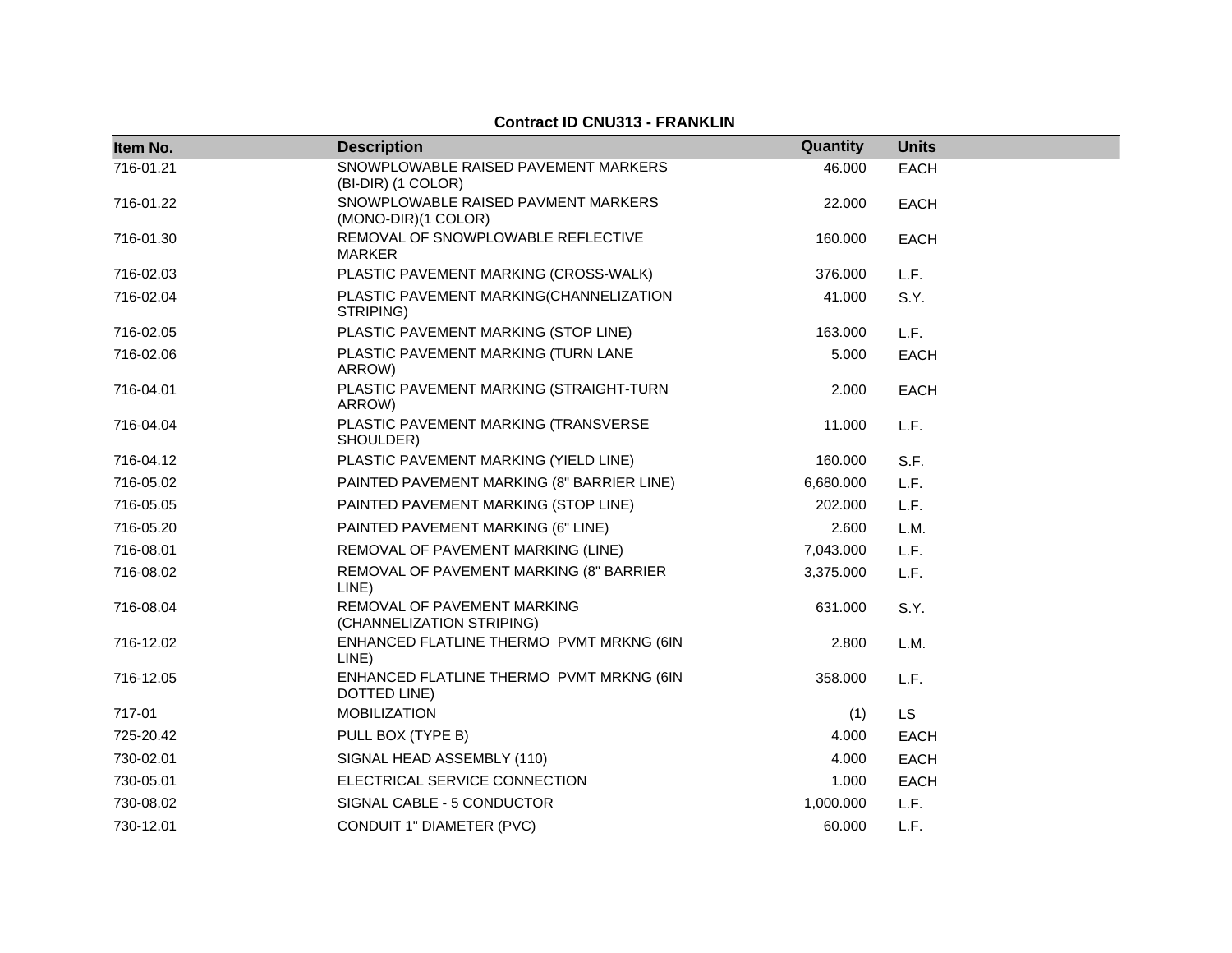**Contract ID CNU313 - FRANKLIN**

| Item No. | Description | Quantity | Units |
|---|---|---|---|
| 716-01.21 | SNOWPLOWABLE RAISED PAVEMENT MARKERS (BI-DIR) (1 COLOR) | 46.000 | EACH |
| 716-01.22 | SNOWPLOWABLE RAISED PAVMENT MARKERS (MONO-DIR)(1 COLOR) | 22.000 | EACH |
| 716-01.30 | REMOVAL OF SNOWPLOWABLE REFLECTIVE MARKER | 160.000 | EACH |
| 716-02.03 | PLASTIC PAVEMENT MARKING (CROSS-WALK) | 376.000 | L.F. |
| 716-02.04 | PLASTIC PAVEMENT MARKING(CHANNELIZATION STRIPING) | 41.000 | S.Y. |
| 716-02.05 | PLASTIC PAVEMENT MARKING (STOP LINE) | 163.000 | L.F. |
| 716-02.06 | PLASTIC PAVEMENT MARKING (TURN LANE ARROW) | 5.000 | EACH |
| 716-04.01 | PLASTIC PAVEMENT MARKING (STRAIGHT-TURN ARROW) | 2.000 | EACH |
| 716-04.04 | PLASTIC PAVEMENT MARKING (TRANSVERSE SHOULDER) | 11.000 | L.F. |
| 716-04.12 | PLASTIC PAVEMENT MARKING (YIELD LINE) | 160.000 | S.F. |
| 716-05.02 | PAINTED PAVEMENT MARKING (8" BARRIER LINE) | 6,680.000 | L.F. |
| 716-05.05 | PAINTED PAVEMENT MARKING (STOP LINE) | 202.000 | L.F. |
| 716-05.20 | PAINTED PAVEMENT MARKING (6" LINE) | 2.600 | L.M. |
| 716-08.01 | REMOVAL OF PAVEMENT MARKING (LINE) | 7,043.000 | L.F. |
| 716-08.02 | REMOVAL OF PAVEMENT MARKING (8" BARRIER LINE) | 3,375.000 | L.F. |
| 716-08.04 | REMOVAL OF PAVEMENT MARKING (CHANNELIZATION STRIPING) | 631.000 | S.Y. |
| 716-12.02 | ENHANCED FLATLINE THERMO PVMT MRKNG (6IN LINE) | 2.800 | L.M. |
| 716-12.05 | ENHANCED FLATLINE THERMO PVMT MRKNG (6IN DOTTED LINE) | 358.000 | L.F. |
| 717-01 | MOBILIZATION | (1) | LS |
| 725-20.42 | PULL BOX (TYPE B) | 4.000 | EACH |
| 730-02.01 | SIGNAL HEAD ASSEMBLY (110) | 4.000 | EACH |
| 730-05.01 | ELECTRICAL SERVICE CONNECTION | 1.000 | EACH |
| 730-08.02 | SIGNAL CABLE - 5 CONDUCTOR | 1,000.000 | L.F. |
| 730-12.01 | CONDUIT 1" DIAMETER (PVC) | 60.000 | L.F. |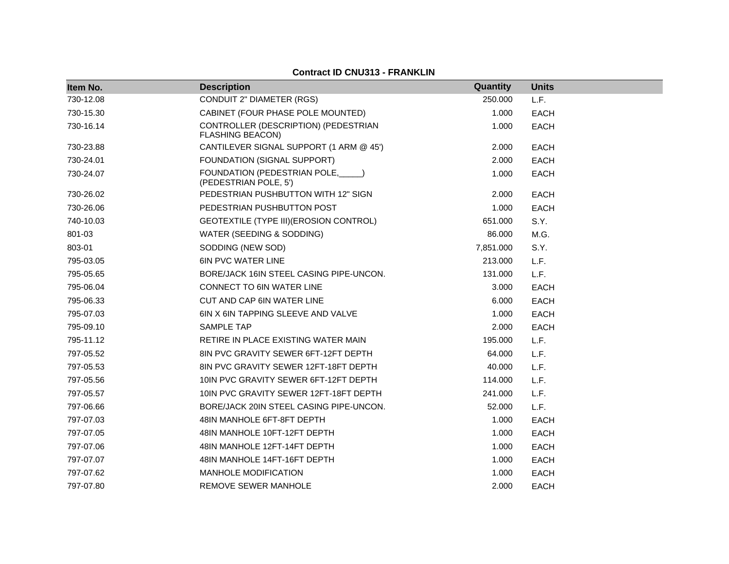**Contract ID CNU313 - FRANKLIN**

| Item No. | Description | Quantity | Units |
|---|---|---|---|
| 730-12.08 | CONDUIT 2" DIAMETER (RGS) | 250.000 | L.F. |
| 730-15.30 | CABINET (FOUR PHASE POLE MOUNTED) | 1.000 | EACH |
| 730-16.14 | CONTROLLER (DESCRIPTION) (PEDESTRIAN FLASHING BEACON) | 1.000 | EACH |
| 730-23.88 | CANTILEVER SIGNAL SUPPORT (1 ARM @ 45') | 2.000 | EACH |
| 730-24.01 | FOUNDATION (SIGNAL SUPPORT) | 2.000 | EACH |
| 730-24.07 | FOUNDATION (PEDESTRIAN POLE,_____) (PEDESTRIAN POLE, 5') | 1.000 | EACH |
| 730-26.02 | PEDESTRIAN PUSHBUTTON WITH 12" SIGN | 2.000 | EACH |
| 730-26.06 | PEDESTRIAN PUSHBUTTON POST | 1.000 | EACH |
| 740-10.03 | GEOTEXTILE (TYPE III)(EROSION CONTROL) | 651.000 | S.Y. |
| 801-03 | WATER (SEEDING & SODDING) | 86.000 | M.G. |
| 803-01 | SODDING (NEW SOD) | 7,851.000 | S.Y. |
| 795-03.05 | 6IN PVC WATER LINE | 213.000 | L.F. |
| 795-05.65 | BORE/JACK 16IN STEEL CASING PIPE-UNCON. | 131.000 | L.F. |
| 795-06.04 | CONNECT TO 6IN WATER LINE | 3.000 | EACH |
| 795-06.33 | CUT AND CAP 6IN WATER LINE | 6.000 | EACH |
| 795-07.03 | 6IN X 6IN TAPPING SLEEVE AND VALVE | 1.000 | EACH |
| 795-09.10 | SAMPLE TAP | 2.000 | EACH |
| 795-11.12 | RETIRE IN PLACE EXISTING WATER MAIN | 195.000 | L.F. |
| 797-05.52 | 8IN PVC GRAVITY SEWER 6FT-12FT DEPTH | 64.000 | L.F. |
| 797-05.53 | 8IN PVC GRAVITY SEWER 12FT-18FT DEPTH | 40.000 | L.F. |
| 797-05.56 | 10IN PVC GRAVITY SEWER 6FT-12FT DEPTH | 114.000 | L.F. |
| 797-05.57 | 10IN PVC GRAVITY SEWER 12FT-18FT DEPTH | 241.000 | L.F. |
| 797-06.66 | BORE/JACK 20IN STEEL CASING PIPE-UNCON. | 52.000 | L.F. |
| 797-07.03 | 48IN MANHOLE 6FT-8FT DEPTH | 1.000 | EACH |
| 797-07.05 | 48IN MANHOLE 10FT-12FT DEPTH | 1.000 | EACH |
| 797-07.06 | 48IN MANHOLE 12FT-14FT DEPTH | 1.000 | EACH |
| 797-07.07 | 48IN MANHOLE 14FT-16FT DEPTH | 1.000 | EACH |
| 797-07.62 | MANHOLE MODIFICATION | 1.000 | EACH |
| 797-07.80 | REMOVE SEWER MANHOLE | 2.000 | EACH |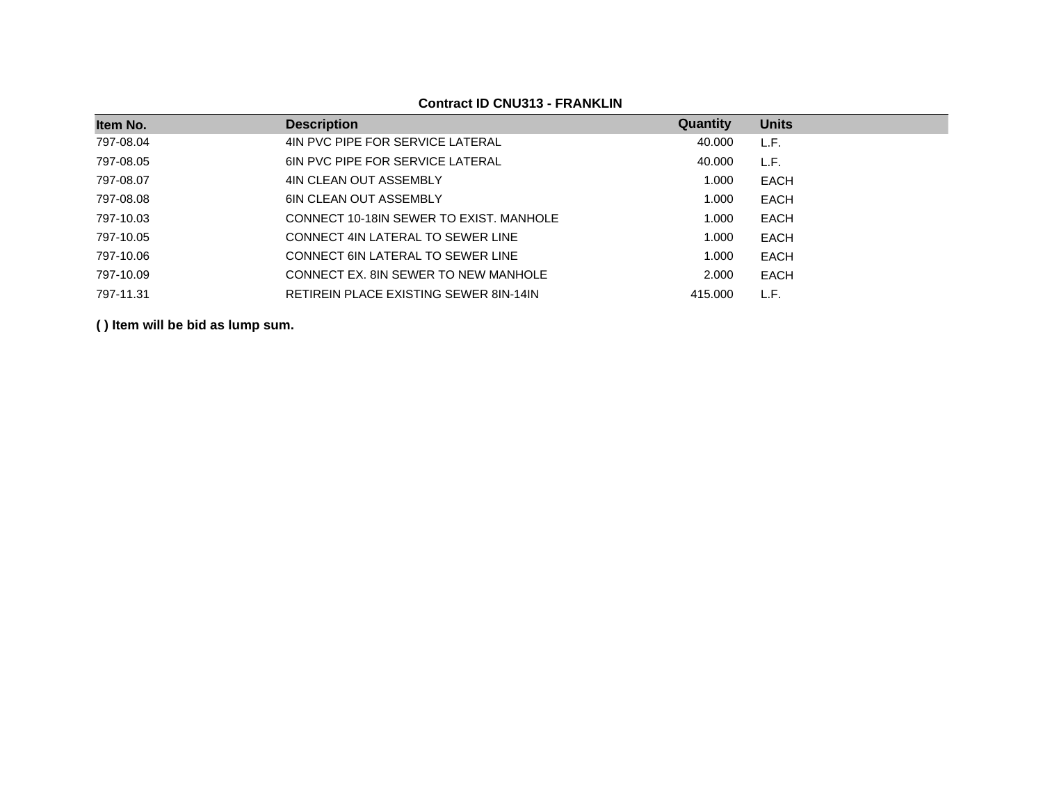**Contract ID CNU313 - FRANKLIN**

| Item No. | Description | Quantity | Units |
| --- | --- | --- | --- |
| 797-08.04 | 4IN PVC PIPE FOR SERVICE LATERAL | 40.000 | L.F. |
| 797-08.05 | 6IN PVC PIPE FOR SERVICE LATERAL | 40.000 | L.F. |
| 797-08.07 | 4IN CLEAN OUT ASSEMBLY | 1.000 | EACH |
| 797-08.08 | 6IN CLEAN OUT ASSEMBLY | 1.000 | EACH |
| 797-10.03 | CONNECT 10-18IN SEWER TO EXIST. MANHOLE | 1.000 | EACH |
| 797-10.05 | CONNECT 4IN LATERAL TO SEWER LINE | 1.000 | EACH |
| 797-10.06 | CONNECT 6IN LATERAL TO SEWER LINE | 1.000 | EACH |
| 797-10.09 | CONNECT EX. 8IN SEWER TO NEW MANHOLE | 2.000 | EACH |
| 797-11.31 | RETIREIN PLACE EXISTING SEWER 8IN-14IN | 415.000 | L.F. |

**( ) Item will be bid as lump sum.**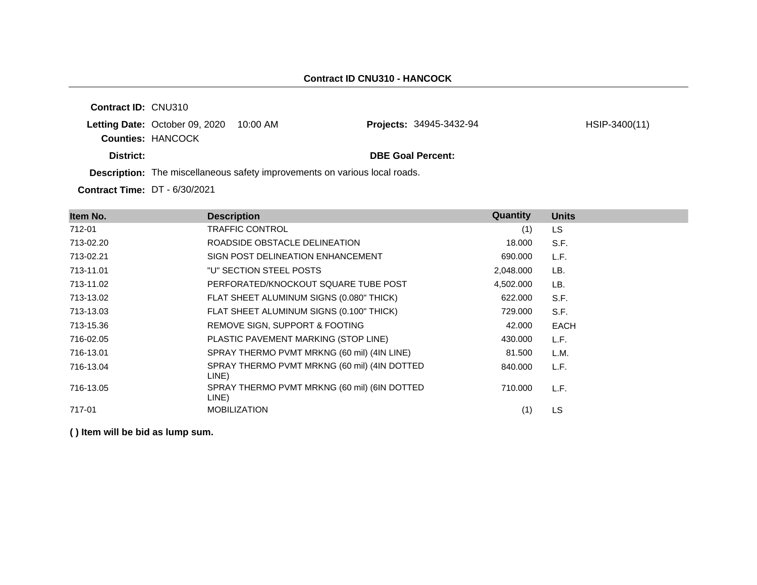## Contract ID CNU310 - HANCOCK

**Contract ID:** CNU310

**Letting Date:** October 09, 2020 10:00 AM

**Projects:** 34945-3432-94 HSIP-3400(11)

**Counties:** HANCOCK

**District:**

**DBE Goal Percent:**

**Description:** The miscellaneous safety improvements on various local roads.

**Contract Time:** DT - 6/30/2021

| Item No. | Description | Quantity | Units |
|---|---|---|---|
| 712-01 | TRAFFIC CONTROL | (1) | LS |
| 713-02.20 | ROADSIDE OBSTACLE DELINEATION | 18.000 | S.F. |
| 713-02.21 | SIGN POST DELINEATION ENHANCEMENT | 690.000 | L.F. |
| 713-11.01 | "U" SECTION STEEL POSTS | 2,048.000 | LB. |
| 713-11.02 | PERFORATED/KNOCKOUT SQUARE TUBE POST | 4,502.000 | LB. |
| 713-13.02 | FLAT SHEET ALUMINUM SIGNS (0.080" THICK) | 622.000 | S.F. |
| 713-13.03 | FLAT SHEET ALUMINUM SIGNS (0.100" THICK) | 729.000 | S.F. |
| 713-15.36 | REMOVE SIGN, SUPPORT & FOOTING | 42.000 | EACH |
| 716-02.05 | PLASTIC PAVEMENT MARKING (STOP LINE) | 430.000 | L.F. |
| 716-13.01 | SPRAY THERMO PVMT MRKNG (60 mil) (4IN LINE) | 81.500 | L.M. |
| 716-13.04 | SPRAY THERMO PVMT MRKNG (60 mil) (4IN DOTTED LINE) | 840.000 | L.F. |
| 716-13.05 | SPRAY THERMO PVMT MRKNG (60 mil) (6IN DOTTED LINE) | 710.000 | L.F. |
| 717-01 | MOBILIZATION | (1) | LS |

**( ) Item will be bid as lump sum.**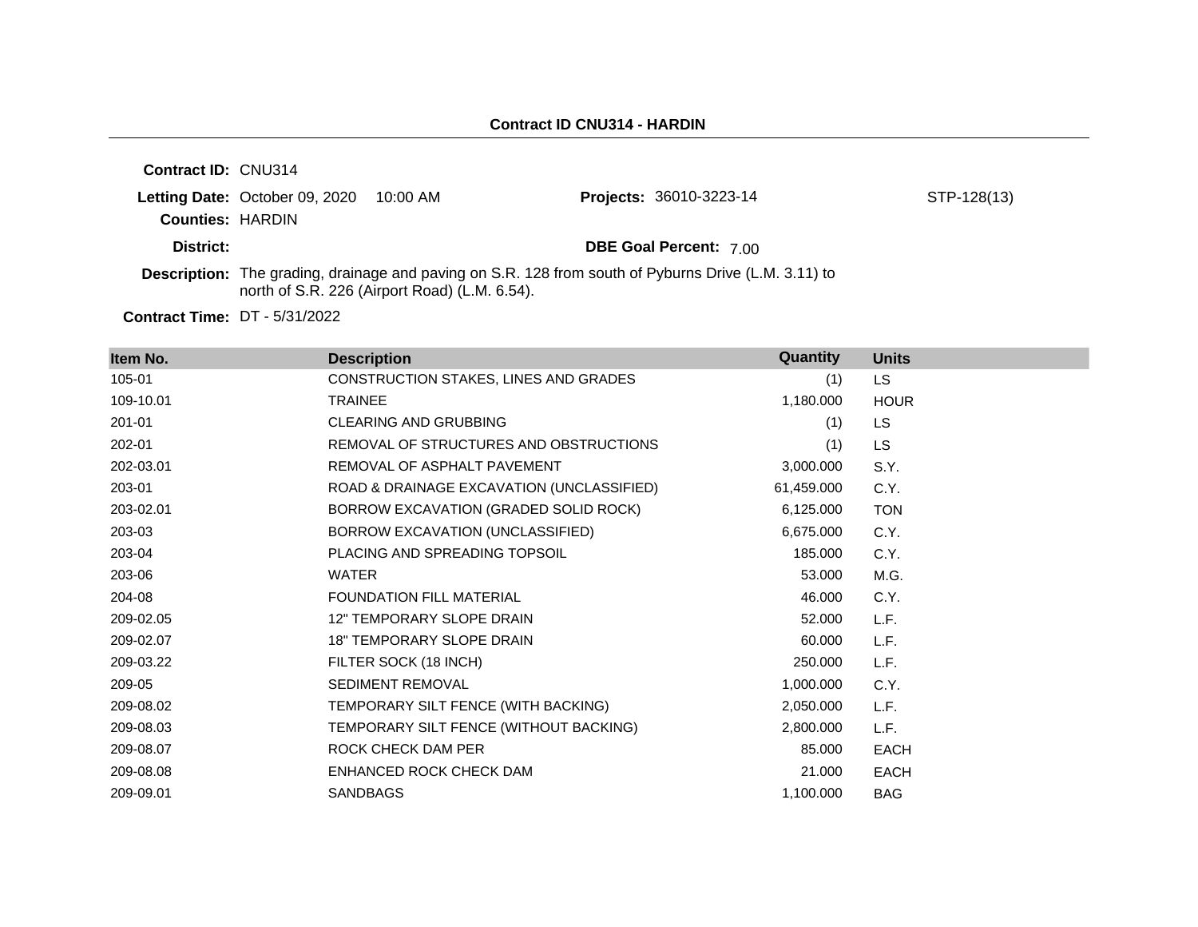**Contract ID CNU314 - HARDIN**

**Contract ID:** CNU314

**Letting Date:** October 09, 2020 10:00 AM

**Projects:** 36010-3223-14 STP-128(13)

**Counties:** HARDIN

**District:**

**DBE Goal Percent:** 7.00

**Description:** The grading, drainage and paving on S.R. 128 from south of Pyburns Drive (L.M. 3.11) to north of S.R. 226 (Airport Road) (L.M. 6.54).

**Contract Time:** DT - 5/31/2022

| Item No. | Description | Quantity | Units |
|---|---|---|---|
| 105-01 | CONSTRUCTION STAKES, LINES AND GRADES | (1) | LS |
| 109-10.01 | TRAINEE | 1,180.000 | HOUR |
| 201-01 | CLEARING AND GRUBBING | (1) | LS |
| 202-01 | REMOVAL OF STRUCTURES AND OBSTRUCTIONS | (1) | LS |
| 202-03.01 | REMOVAL OF ASPHALT PAVEMENT | 3,000.000 | S.Y. |
| 203-01 | ROAD & DRAINAGE EXCAVATION (UNCLASSIFIED) | 61,459.000 | C.Y. |
| 203-02.01 | BORROW EXCAVATION (GRADED SOLID ROCK) | 6,125.000 | TON |
| 203-03 | BORROW EXCAVATION (UNCLASSIFIED) | 6,675.000 | C.Y. |
| 203-04 | PLACING AND SPREADING TOPSOIL | 185.000 | C.Y. |
| 203-06 | WATER | 53.000 | M.G. |
| 204-08 | FOUNDATION FILL MATERIAL | 46.000 | C.Y. |
| 209-02.05 | 12" TEMPORARY SLOPE DRAIN | 52.000 | L.F. |
| 209-02.07 | 18" TEMPORARY SLOPE DRAIN | 60.000 | L.F. |
| 209-03.22 | FILTER SOCK (18 INCH) | 250.000 | L.F. |
| 209-05 | SEDIMENT REMOVAL | 1,000.000 | C.Y. |
| 209-08.02 | TEMPORARY SILT FENCE (WITH BACKING) | 2,050.000 | L.F. |
| 209-08.03 | TEMPORARY SILT FENCE (WITHOUT BACKING) | 2,800.000 | L.F. |
| 209-08.07 | ROCK CHECK DAM PER | 85.000 | EACH |
| 209-08.08 | ENHANCED ROCK CHECK DAM | 21.000 | EACH |
| 209-09.01 | SANDBAGS | 1,100.000 | BAG |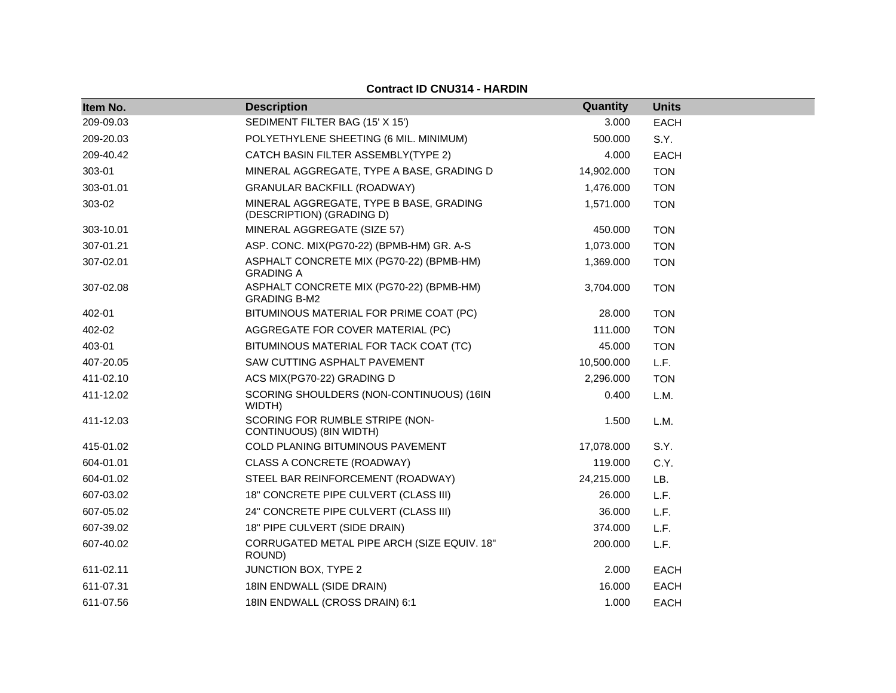**Contract ID CNU314 - HARDIN**

| Item No. | Description | Quantity | Units |
|---|---|---|---|
| 209-09.03 | SEDIMENT FILTER BAG (15' X 15') | 3.000 | EACH |
| 209-20.03 | POLYETHYLENE SHEETING (6 MIL. MINIMUM) | 500.000 | S.Y. |
| 209-40.42 | CATCH BASIN FILTER ASSEMBLY(TYPE 2) | 4.000 | EACH |
| 303-01 | MINERAL AGGREGATE, TYPE A BASE, GRADING D | 14,902.000 | TON |
| 303-01.01 | GRANULAR BACKFILL (ROADWAY) | 1,476.000 | TON |
| 303-02 | MINERAL AGGREGATE, TYPE B BASE, GRADING (DESCRIPTION) (GRADING D) | 1,571.000 | TON |
| 303-10.01 | MINERAL AGGREGATE (SIZE 57) | 450.000 | TON |
| 307-01.21 | ASP. CONC. MIX(PG70-22) (BPMB-HM) GR. A-S | 1,073.000 | TON |
| 307-02.01 | ASPHALT CONCRETE MIX (PG70-22) (BPMB-HM) GRADING A | 1,369.000 | TON |
| 307-02.08 | ASPHALT CONCRETE MIX (PG70-22) (BPMB-HM) GRADING B-M2 | 3,704.000 | TON |
| 402-01 | BITUMINOUS MATERIAL FOR PRIME COAT (PC) | 28.000 | TON |
| 402-02 | AGGREGATE FOR COVER MATERIAL (PC) | 111.000 | TON |
| 403-01 | BITUMINOUS MATERIAL FOR TACK COAT (TC) | 45.000 | TON |
| 407-20.05 | SAW CUTTING ASPHALT PAVEMENT | 10,500.000 | L.F. |
| 411-02.10 | ACS MIX(PG70-22) GRADING D | 2,296.000 | TON |
| 411-12.02 | SCORING SHOULDERS (NON-CONTINUOUS) (16IN WIDTH) | 0.400 | L.M. |
| 411-12.03 | SCORING FOR RUMBLE STRIPE (NON-CONTINUOUS) (8IN WIDTH) | 1.500 | L.M. |
| 415-01.02 | COLD PLANING BITUMINOUS PAVEMENT | 17,078.000 | S.Y. |
| 604-01.01 | CLASS A CONCRETE (ROADWAY) | 119.000 | C.Y. |
| 604-01.02 | STEEL BAR REINFORCEMENT (ROADWAY) | 24,215.000 | LB. |
| 607-03.02 | 18" CONCRETE PIPE CULVERT (CLASS III) | 26.000 | L.F. |
| 607-05.02 | 24" CONCRETE PIPE CULVERT (CLASS III) | 36.000 | L.F. |
| 607-39.02 | 18" PIPE CULVERT (SIDE DRAIN) | 374.000 | L.F. |
| 607-40.02 | CORRUGATED METAL PIPE ARCH (SIZE EQUIV. 18" ROUND) | 200.000 | L.F. |
| 611-02.11 | JUNCTION BOX, TYPE 2 | 2.000 | EACH |
| 611-07.31 | 18IN ENDWALL (SIDE DRAIN) | 16.000 | EACH |
| 611-07.56 | 18IN ENDWALL (CROSS DRAIN) 6:1 | 1.000 | EACH |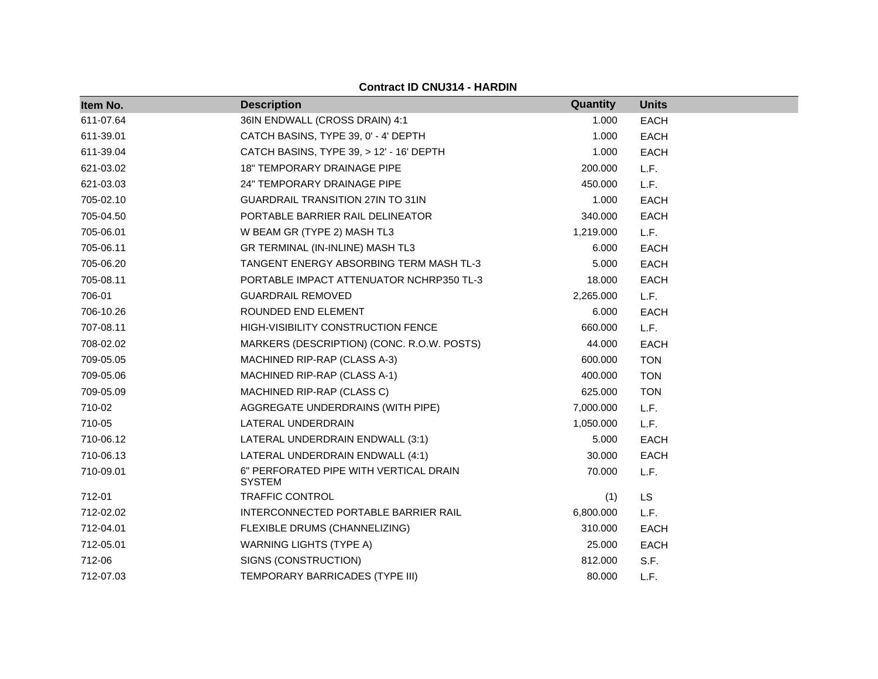**Contract ID CNU314 - HARDIN**

| Item No. | Description | Quantity | Units |
|---|---|---|---|
| 611-07.64 | 36IN ENDWALL (CROSS DRAIN) 4:1 | 1.000 | EACH |
| 611-39.01 | CATCH BASINS, TYPE 39, 0' - 4' DEPTH | 1.000 | EACH |
| 611-39.04 | CATCH BASINS, TYPE 39, > 12' - 16' DEPTH | 1.000 | EACH |
| 621-03.02 | 18" TEMPORARY DRAINAGE PIPE | 200.000 | L.F. |
| 621-03.03 | 24" TEMPORARY DRAINAGE PIPE | 450.000 | L.F. |
| 705-02.10 | GUARDRAIL TRANSITION 27IN TO 31IN | 1.000 | EACH |
| 705-04.50 | PORTABLE BARRIER RAIL DELINEATOR | 340.000 | EACH |
| 705-06.01 | W BEAM GR (TYPE 2) MASH TL3 | 1,219.000 | L.F. |
| 705-06.11 | GR TERMINAL (IN-INLINE) MASH TL3 | 6.000 | EACH |
| 705-06.20 | TANGENT ENERGY ABSORBING TERM MASH TL-3 | 5.000 | EACH |
| 705-08.11 | PORTABLE IMPACT ATTENUATOR NCHRP350 TL-3 | 18.000 | EACH |
| 706-01 | GUARDRAIL REMOVED | 2,265.000 | L.F. |
| 706-10.26 | ROUNDED END ELEMENT | 6.000 | EACH |
| 707-08.11 | HIGH-VISIBILITY CONSTRUCTION FENCE | 660.000 | L.F. |
| 708-02.02 | MARKERS (DESCRIPTION) (CONC. R.O.W. POSTS) | 44.000 | EACH |
| 709-05.05 | MACHINED RIP-RAP (CLASS A-3) | 600.000 | TON |
| 709-05.06 | MACHINED RIP-RAP (CLASS A-1) | 400.000 | TON |
| 709-05.09 | MACHINED RIP-RAP (CLASS C) | 625.000 | TON |
| 710-02 | AGGREGATE UNDERDRAINS (WITH PIPE) | 7,000.000 | L.F. |
| 710-05 | LATERAL UNDERDRAIN | 1,050.000 | L.F. |
| 710-06.12 | LATERAL UNDERDRAIN ENDWALL (3:1) | 5.000 | EACH |
| 710-06.13 | LATERAL UNDERDRAIN ENDWALL (4:1) | 30.000 | EACH |
| 710-09.01 | 6" PERFORATED PIPE WITH VERTICAL DRAIN SYSTEM | 70.000 | L.F. |
| 712-01 | TRAFFIC CONTROL | (1) | LS |
| 712-02.02 | INTERCONNECTED PORTABLE BARRIER RAIL | 6,800.000 | L.F. |
| 712-04.01 | FLEXIBLE DRUMS (CHANNELIZING) | 310.000 | EACH |
| 712-05.01 | WARNING LIGHTS (TYPE A) | 25.000 | EACH |
| 712-06 | SIGNS (CONSTRUCTION) | 812.000 | S.F. |
| 712-07.03 | TEMPORARY BARRICADES (TYPE III) | 80.000 | L.F. |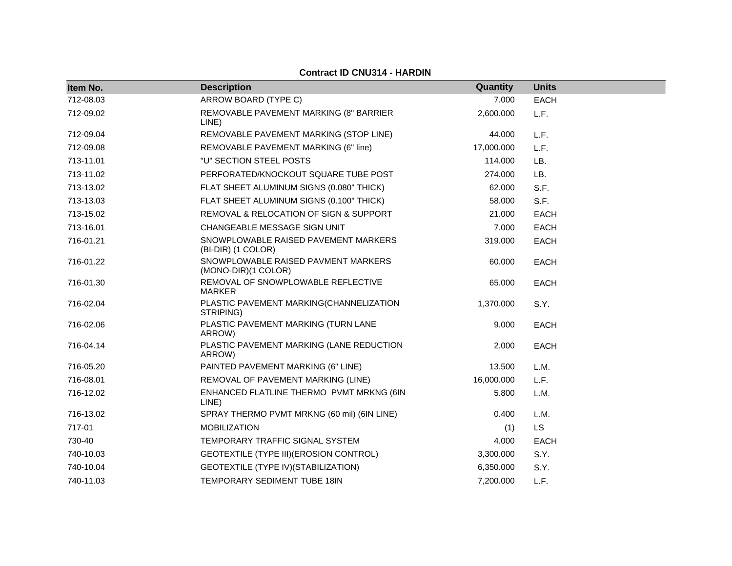**Contract ID CNU314 - HARDIN**

| Item No. | Description | Quantity | Units |
|---|---|---|---|
| 712-08.03 | ARROW BOARD (TYPE C) | 7.000 | EACH |
| 712-09.02 | REMOVABLE PAVEMENT MARKING (8" BARRIER LINE) | 2,600.000 | L.F. |
| 712-09.04 | REMOVABLE PAVEMENT MARKING (STOP LINE) | 44.000 | L.F. |
| 712-09.08 | REMOVABLE PAVEMENT MARKING (6" line) | 17,000.000 | L.F. |
| 713-11.01 | "U" SECTION STEEL POSTS | 114.000 | LB. |
| 713-11.02 | PERFORATED/KNOCKOUT SQUARE TUBE POST | 274.000 | LB. |
| 713-13.02 | FLAT SHEET ALUMINUM SIGNS (0.080" THICK) | 62.000 | S.F. |
| 713-13.03 | FLAT SHEET ALUMINUM SIGNS (0.100" THICK) | 58.000 | S.F. |
| 713-15.02 | REMOVAL & RELOCATION OF SIGN & SUPPORT | 21.000 | EACH |
| 713-16.01 | CHANGEABLE MESSAGE SIGN UNIT | 7.000 | EACH |
| 716-01.21 | SNOWPLOWABLE RAISED PAVEMENT MARKERS (BI-DIR) (1 COLOR) | 319.000 | EACH |
| 716-01.22 | SNOWPLOWABLE RAISED PAVMENT MARKERS (MONO-DIR)(1 COLOR) | 60.000 | EACH |
| 716-01.30 | REMOVAL OF SNOWPLOWABLE REFLECTIVE MARKER | 65.000 | EACH |
| 716-02.04 | PLASTIC PAVEMENT MARKING(CHANNELIZATION STRIPING) | 1,370.000 | S.Y. |
| 716-02.06 | PLASTIC PAVEMENT MARKING (TURN LANE ARROW) | 9.000 | EACH |
| 716-04.14 | PLASTIC PAVEMENT MARKING (LANE REDUCTION ARROW) | 2.000 | EACH |
| 716-05.20 | PAINTED PAVEMENT MARKING (6" LINE) | 13.500 | L.M. |
| 716-08.01 | REMOVAL OF PAVEMENT MARKING (LINE) | 16,000.000 | L.F. |
| 716-12.02 | ENHANCED FLATLINE THERMO PVMT MRKNG (6IN LINE) | 5.800 | L.M. |
| 716-13.02 | SPRAY THERMO PVMT MRKNG (60 mil) (6IN LINE) | 0.400 | L.M. |
| 717-01 | MOBILIZATION | (1) | LS |
| 730-40 | TEMPORARY TRAFFIC SIGNAL SYSTEM | 4.000 | EACH |
| 740-10.03 | GEOTEXTILE (TYPE III)(EROSION CONTROL) | 3,300.000 | S.Y. |
| 740-10.04 | GEOTEXTILE (TYPE IV)(STABILIZATION) | 6,350.000 | S.Y. |
| 740-11.03 | TEMPORARY SEDIMENT TUBE 18IN | 7,200.000 | L.F. |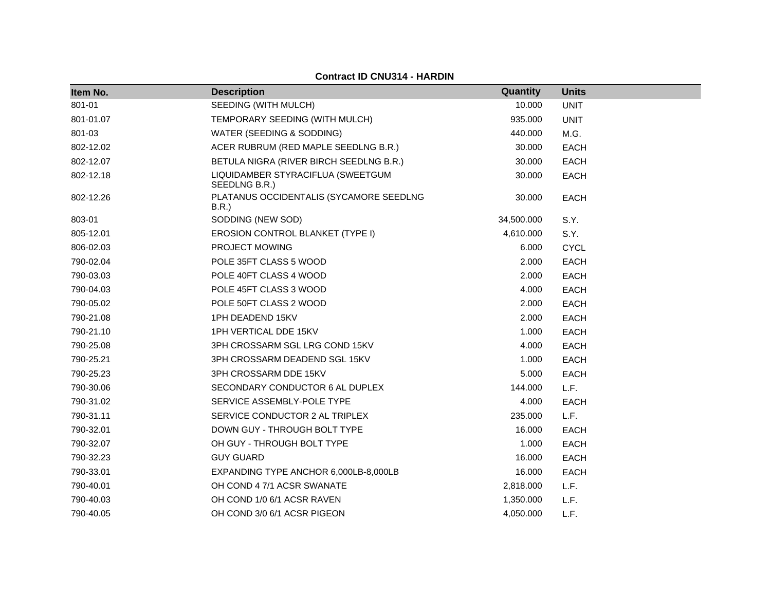**Contract ID CNU314 - HARDIN**

| Item No. | Description | Quantity | Units |
|---|---|---|---|
| 801-01 | SEEDING (WITH MULCH) | 10.000 | UNIT |
| 801-01.07 | TEMPORARY SEEDING (WITH MULCH) | 935.000 | UNIT |
| 801-03 | WATER (SEEDING & SODDING) | 440.000 | M.G. |
| 802-12.02 | ACER RUBRUM (RED MAPLE SEEDLNG B.R.) | 30.000 | EACH |
| 802-12.07 | BETULA NIGRA (RIVER BIRCH SEEDLNG B.R.) | 30.000 | EACH |
| 802-12.18 | LIQUIDAMBER STYRACIFLUA (SWEETGUM SEEDLNG B.R.) | 30.000 | EACH |
| 802-12.26 | PLATANUS OCCIDENTALIS (SYCAMORE SEEDLNG B.R.) | 30.000 | EACH |
| 803-01 | SODDING (NEW SOD) | 34,500.000 | S.Y. |
| 805-12.01 | EROSION CONTROL BLANKET (TYPE I) | 4,610.000 | S.Y. |
| 806-02.03 | PROJECT MOWING | 6.000 | CYCL |
| 790-02.04 | POLE 35FT CLASS 5 WOOD | 2.000 | EACH |
| 790-03.03 | POLE 40FT CLASS 4 WOOD | 2.000 | EACH |
| 790-04.03 | POLE 45FT CLASS 3 WOOD | 4.000 | EACH |
| 790-05.02 | POLE 50FT CLASS 2 WOOD | 2.000 | EACH |
| 790-21.08 | 1PH DEADEND 15KV | 2.000 | EACH |
| 790-21.10 | 1PH VERTICAL DDE 15KV | 1.000 | EACH |
| 790-25.08 | 3PH CROSSARM SGL LRG COND 15KV | 4.000 | EACH |
| 790-25.21 | 3PH CROSSARM DEADEND SGL 15KV | 1.000 | EACH |
| 790-25.23 | 3PH CROSSARM DDE 15KV | 5.000 | EACH |
| 790-30.06 | SECONDARY CONDUCTOR 6 AL DUPLEX | 144.000 | L.F. |
| 790-31.02 | SERVICE ASSEMBLY-POLE TYPE | 4.000 | EACH |
| 790-31.11 | SERVICE CONDUCTOR 2 AL TRIPLEX | 235.000 | L.F. |
| 790-32.01 | DOWN GUY - THROUGH BOLT TYPE | 16.000 | EACH |
| 790-32.07 | OH GUY - THROUGH BOLT TYPE | 1.000 | EACH |
| 790-32.23 | GUY GUARD | 16.000 | EACH |
| 790-33.01 | EXPANDING TYPE ANCHOR 6,000LB-8,000LB | 16.000 | EACH |
| 790-40.01 | OH COND 4 7/1 ACSR SWANATE | 2,818.000 | L.F. |
| 790-40.03 | OH COND 1/0 6/1 ACSR RAVEN | 1,350.000 | L.F. |
| 790-40.05 | OH COND 3/0 6/1 ACSR PIGEON | 4,050.000 | L.F. |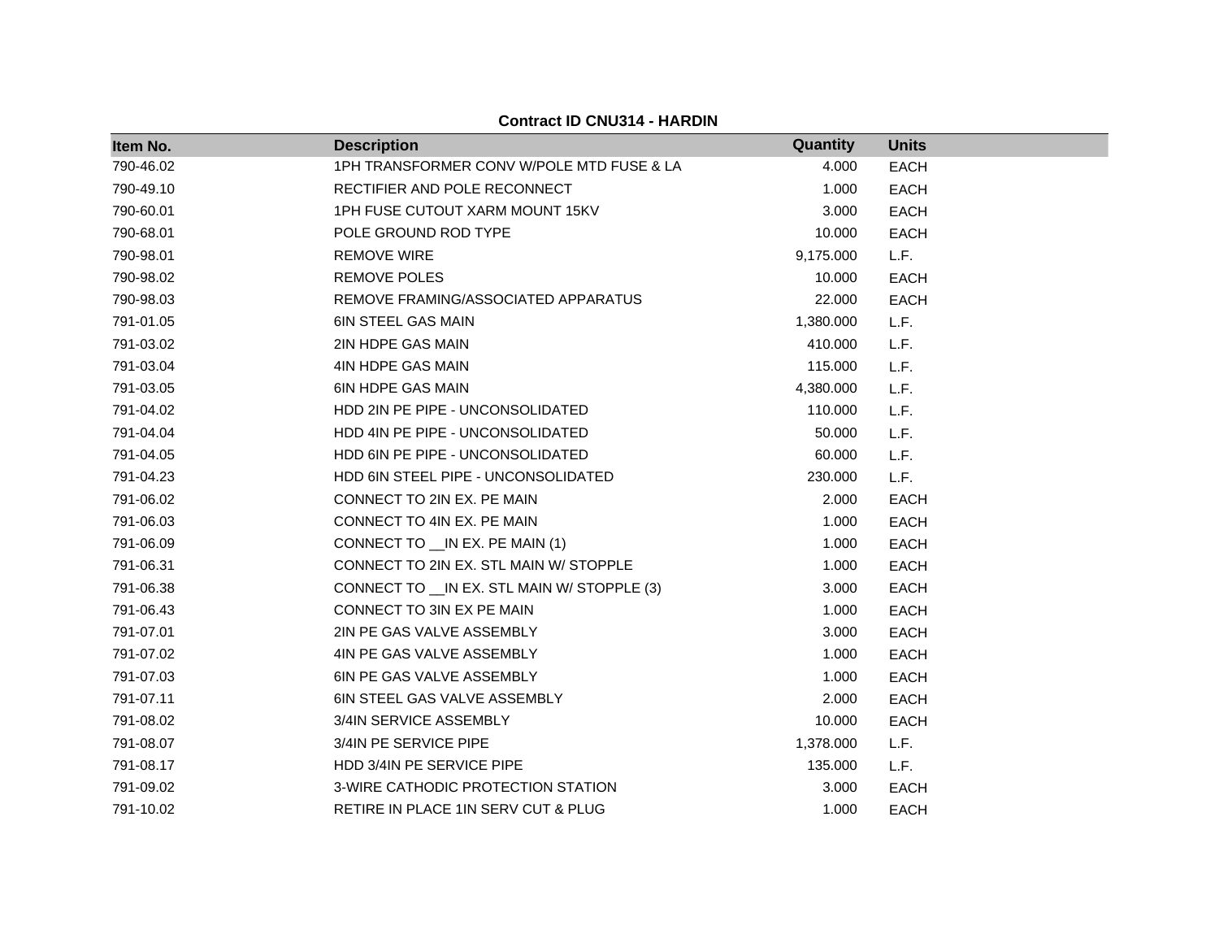**Contract ID CNU314 - HARDIN**

| Item No. | Description | Quantity | Units |
|---|---|---|---|
| 790-46.02 | 1PH TRANSFORMER CONV W/POLE MTD FUSE & LA | 4.000 | EACH |
| 790-49.10 | RECTIFIER AND POLE RECONNECT | 1.000 | EACH |
| 790-60.01 | 1PH FUSE CUTOUT XARM MOUNT 15KV | 3.000 | EACH |
| 790-68.01 | POLE GROUND ROD TYPE | 10.000 | EACH |
| 790-98.01 | REMOVE WIRE | 9,175.000 | L.F. |
| 790-98.02 | REMOVE POLES | 10.000 | EACH |
| 790-98.03 | REMOVE FRAMING/ASSOCIATED APPARATUS | 22.000 | EACH |
| 791-01.05 | 6IN STEEL GAS MAIN | 1,380.000 | L.F. |
| 791-03.02 | 2IN HDPE GAS MAIN | 410.000 | L.F. |
| 791-03.04 | 4IN HDPE GAS MAIN | 115.000 | L.F. |
| 791-03.05 | 6IN HDPE GAS MAIN | 4,380.000 | L.F. |
| 791-04.02 | HDD 2IN PE PIPE - UNCONSOLIDATED | 110.000 | L.F. |
| 791-04.04 | HDD 4IN PE PIPE - UNCONSOLIDATED | 50.000 | L.F. |
| 791-04.05 | HDD 6IN PE PIPE - UNCONSOLIDATED | 60.000 | L.F. |
| 791-04.23 | HDD 6IN STEEL PIPE - UNCONSOLIDATED | 230.000 | L.F. |
| 791-06.02 | CONNECT TO 2IN EX. PE MAIN | 2.000 | EACH |
| 791-06.03 | CONNECT TO 4IN EX. PE MAIN | 1.000 | EACH |
| 791-06.09 | CONNECT TO __IN EX. PE MAIN (1) | 1.000 | EACH |
| 791-06.31 | CONNECT TO 2IN EX. STL MAIN W/ STOPPLE | 1.000 | EACH |
| 791-06.38 | CONNECT TO __IN EX. STL MAIN W/ STOPPLE (3) | 3.000 | EACH |
| 791-06.43 | CONNECT TO 3IN EX PE MAIN | 1.000 | EACH |
| 791-07.01 | 2IN PE GAS VALVE ASSEMBLY | 3.000 | EACH |
| 791-07.02 | 4IN PE GAS VALVE ASSEMBLY | 1.000 | EACH |
| 791-07.03 | 6IN PE GAS VALVE ASSEMBLY | 1.000 | EACH |
| 791-07.11 | 6IN STEEL GAS VALVE ASSEMBLY | 2.000 | EACH |
| 791-08.02 | 3/4IN SERVICE ASSEMBLY | 10.000 | EACH |
| 791-08.07 | 3/4IN PE SERVICE PIPE | 1,378.000 | L.F. |
| 791-08.17 | HDD 3/4IN PE SERVICE PIPE | 135.000 | L.F. |
| 791-09.02 | 3-WIRE CATHODIC PROTECTION STATION | 3.000 | EACH |
| 791-10.02 | RETIRE IN PLACE 1IN SERV CUT & PLUG | 1.000 | EACH |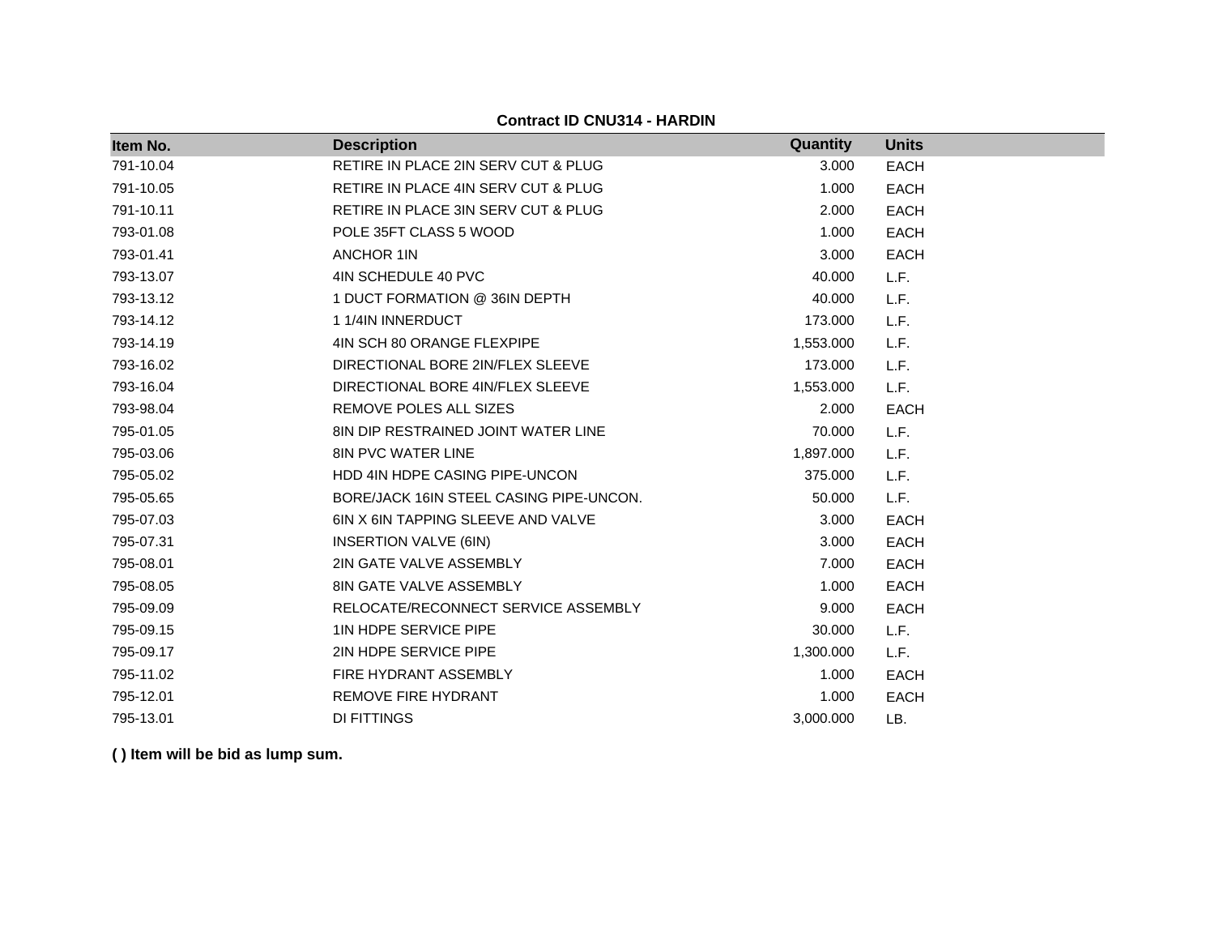**Contract ID CNU314 - HARDIN**

| Item No. | Description | Quantity | Units |
|---|---|---|---|
| 791-10.04 | RETIRE IN PLACE 2IN SERV CUT & PLUG | 3.000 | EACH |
| 791-10.05 | RETIRE IN PLACE 4IN SERV CUT & PLUG | 1.000 | EACH |
| 791-10.11 | RETIRE IN PLACE 3IN SERV CUT & PLUG | 2.000 | EACH |
| 793-01.08 | POLE 35FT CLASS 5 WOOD | 1.000 | EACH |
| 793-01.41 | ANCHOR 1IN | 3.000 | EACH |
| 793-13.07 | 4IN SCHEDULE 40 PVC | 40.000 | L.F. |
| 793-13.12 | 1 DUCT FORMATION @ 36IN DEPTH | 40.000 | L.F. |
| 793-14.12 | 1 1/4IN INNERDUCT | 173.000 | L.F. |
| 793-14.19 | 4IN SCH 80 ORANGE FLEXPIPE | 1,553.000 | L.F. |
| 793-16.02 | DIRECTIONAL BORE 2IN/FLEX SLEEVE | 173.000 | L.F. |
| 793-16.04 | DIRECTIONAL BORE 4IN/FLEX SLEEVE | 1,553.000 | L.F. |
| 793-98.04 | REMOVE POLES ALL SIZES | 2.000 | EACH |
| 795-01.05 | 8IN DIP RESTRAINED JOINT WATER LINE | 70.000 | L.F. |
| 795-03.06 | 8IN PVC WATER LINE | 1,897.000 | L.F. |
| 795-05.02 | HDD 4IN HDPE CASING PIPE-UNCON | 375.000 | L.F. |
| 795-05.65 | BORE/JACK 16IN STEEL CASING PIPE-UNCON. | 50.000 | L.F. |
| 795-07.03 | 6IN X 6IN TAPPING SLEEVE AND VALVE | 3.000 | EACH |
| 795-07.31 | INSERTION VALVE (6IN) | 3.000 | EACH |
| 795-08.01 | 2IN GATE VALVE ASSEMBLY | 7.000 | EACH |
| 795-08.05 | 8IN GATE VALVE ASSEMBLY | 1.000 | EACH |
| 795-09.09 | RELOCATE/RECONNECT SERVICE ASSEMBLY | 9.000 | EACH |
| 795-09.15 | 1IN HDPE SERVICE PIPE | 30.000 | L.F. |
| 795-09.17 | 2IN HDPE SERVICE PIPE | 1,300.000 | L.F. |
| 795-11.02 | FIRE HYDRANT ASSEMBLY | 1.000 | EACH |
| 795-12.01 | REMOVE FIRE HYDRANT | 1.000 | EACH |
| 795-13.01 | DI FITTINGS | 3,000.000 | LB. |

**( ) Item will be bid as lump sum.**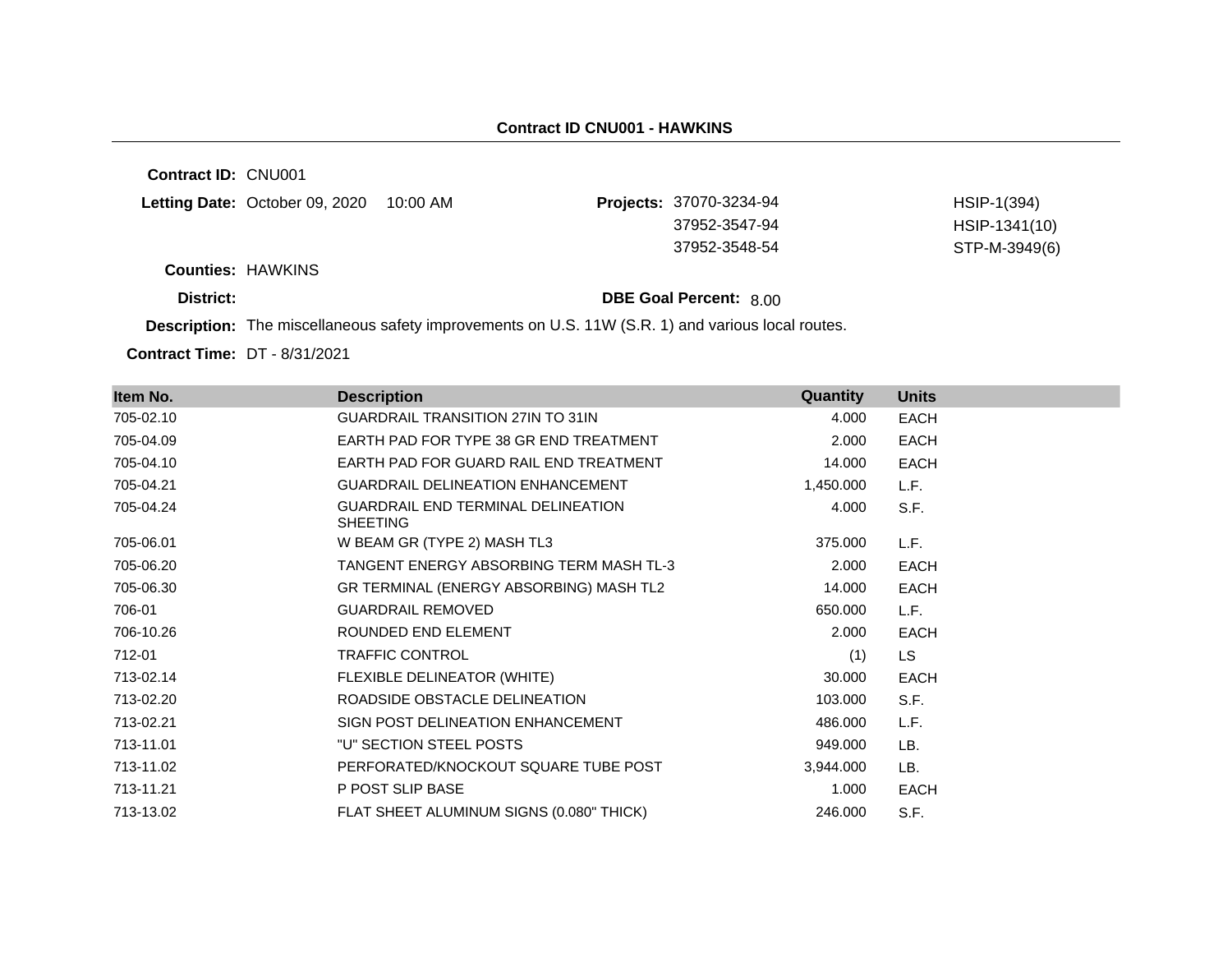## Contract ID CNU001 - HAWKINS

**Contract ID:** CNU001

**Letting Date:** October 09, 2020 10:00 AM

**Projects:**

| | |
|---|---|
| 37070-3234-94 | HSIP-1(394) |
| 37952-3547-94 | HSIP-1341(10) |
| 37952-3548-54 | STP-M-3949(6) |

**Counties:** HAWKINS

**District:**

**DBE Goal Percent:** 8.00

**Description:** The miscellaneous safety improvements on U.S. 11W (S.R. 1) and various local routes.

**Contract Time:** DT - 8/31/2021

| Item No. | Description | Quantity | Units |
|---|---|---|---|
| 705-02.10 | GUARDRAIL TRANSITION 27IN TO 31IN | 4.000 | EACH |
| 705-04.09 | EARTH PAD FOR TYPE 38 GR END TREATMENT | 2.000 | EACH |
| 705-04.10 | EARTH PAD FOR GUARD RAIL END TREATMENT | 14.000 | EACH |
| 705-04.21 | GUARDRAIL DELINEATION ENHANCEMENT | 1,450.000 | L.F. |
| 705-04.24 | GUARDRAIL END TERMINAL DELINEATION SHEETING | 4.000 | S.F. |
| 705-06.01 | W BEAM GR (TYPE 2) MASH TL3 | 375.000 | L.F. |
| 705-06.20 | TANGENT ENERGY ABSORBING TERM MASH TL-3 | 2.000 | EACH |
| 705-06.30 | GR TERMINAL (ENERGY ABSORBING) MASH TL2 | 14.000 | EACH |
| 706-01 | GUARDRAIL REMOVED | 650.000 | L.F. |
| 706-10.26 | ROUNDED END ELEMENT | 2.000 | EACH |
| 712-01 | TRAFFIC CONTROL | (1) | LS |
| 713-02.14 | FLEXIBLE DELINEATOR (WHITE) | 30.000 | EACH |
| 713-02.20 | ROADSIDE OBSTACLE DELINEATION | 103.000 | S.F. |
| 713-02.21 | SIGN POST DELINEATION ENHANCEMENT | 486.000 | L.F. |
| 713-11.01 | "U" SECTION STEEL POSTS | 949.000 | LB. |
| 713-11.02 | PERFORATED/KNOCKOUT SQUARE TUBE POST | 3,944.000 | LB. |
| 713-11.21 | P POST SLIP BASE | 1.000 | EACH |
| 713-13.02 | FLAT SHEET ALUMINUM SIGNS (0.080" THICK) | 246.000 | S.F. |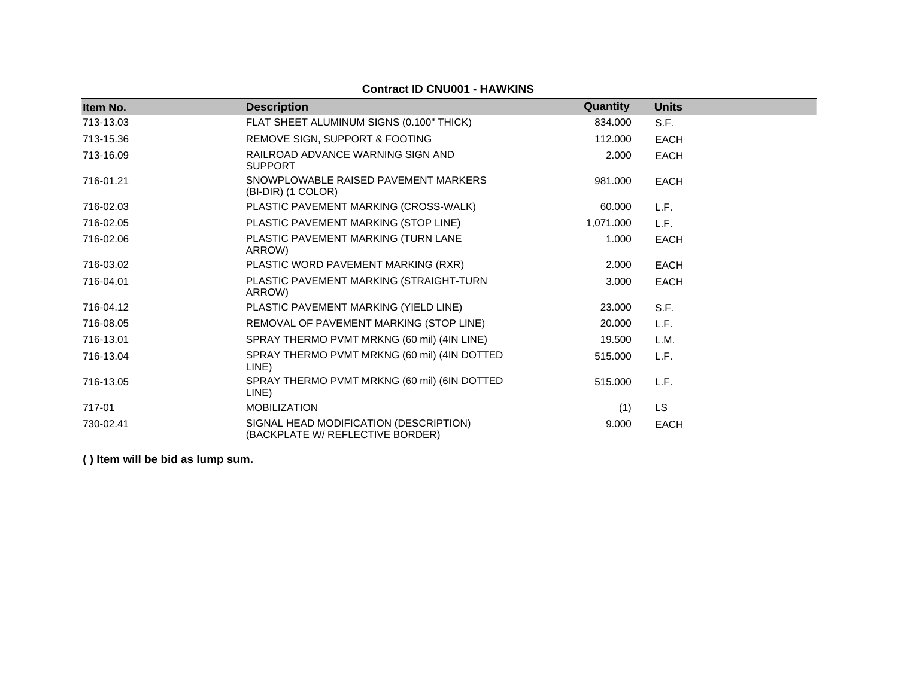**Contract ID CNU001 - HAWKINS**

| Item No. | Description | Quantity | Units |
|---|---|---|---|
| 713-13.03 | FLAT SHEET ALUMINUM SIGNS (0.100" THICK) | 834.000 | S.F. |
| 713-15.36 | REMOVE SIGN, SUPPORT & FOOTING | 112.000 | EACH |
| 713-16.09 | RAILROAD ADVANCE WARNING SIGN AND SUPPORT | 2.000 | EACH |
| 716-01.21 | SNOWPLOWABLE RAISED PAVEMENT MARKERS (BI-DIR) (1 COLOR) | 981.000 | EACH |
| 716-02.03 | PLASTIC PAVEMENT MARKING (CROSS-WALK) | 60.000 | L.F. |
| 716-02.05 | PLASTIC PAVEMENT MARKING (STOP LINE) | 1,071.000 | L.F. |
| 716-02.06 | PLASTIC PAVEMENT MARKING (TURN LANE ARROW) | 1.000 | EACH |
| 716-03.02 | PLASTIC WORD PAVEMENT MARKING (RXR) | 2.000 | EACH |
| 716-04.01 | PLASTIC PAVEMENT MARKING (STRAIGHT-TURN ARROW) | 3.000 | EACH |
| 716-04.12 | PLASTIC PAVEMENT MARKING (YIELD LINE) | 23.000 | S.F. |
| 716-08.05 | REMOVAL OF PAVEMENT MARKING (STOP LINE) | 20.000 | L.F. |
| 716-13.01 | SPRAY THERMO PVMT MRKNG (60 mil) (4IN LINE) | 19.500 | L.M. |
| 716-13.04 | SPRAY THERMO PVMT MRKNG (60 mil) (4IN DOTTED LINE) | 515.000 | L.F. |
| 716-13.05 | SPRAY THERMO PVMT MRKNG (60 mil) (6IN DOTTED LINE) | 515.000 | L.F. |
| 717-01 | MOBILIZATION | (1) | LS |
| 730-02.41 | SIGNAL HEAD MODIFICATION (DESCRIPTION) (BACKPLATE W/ REFLECTIVE BORDER) | 9.000 | EACH |

**( ) Item will be bid as lump sum.**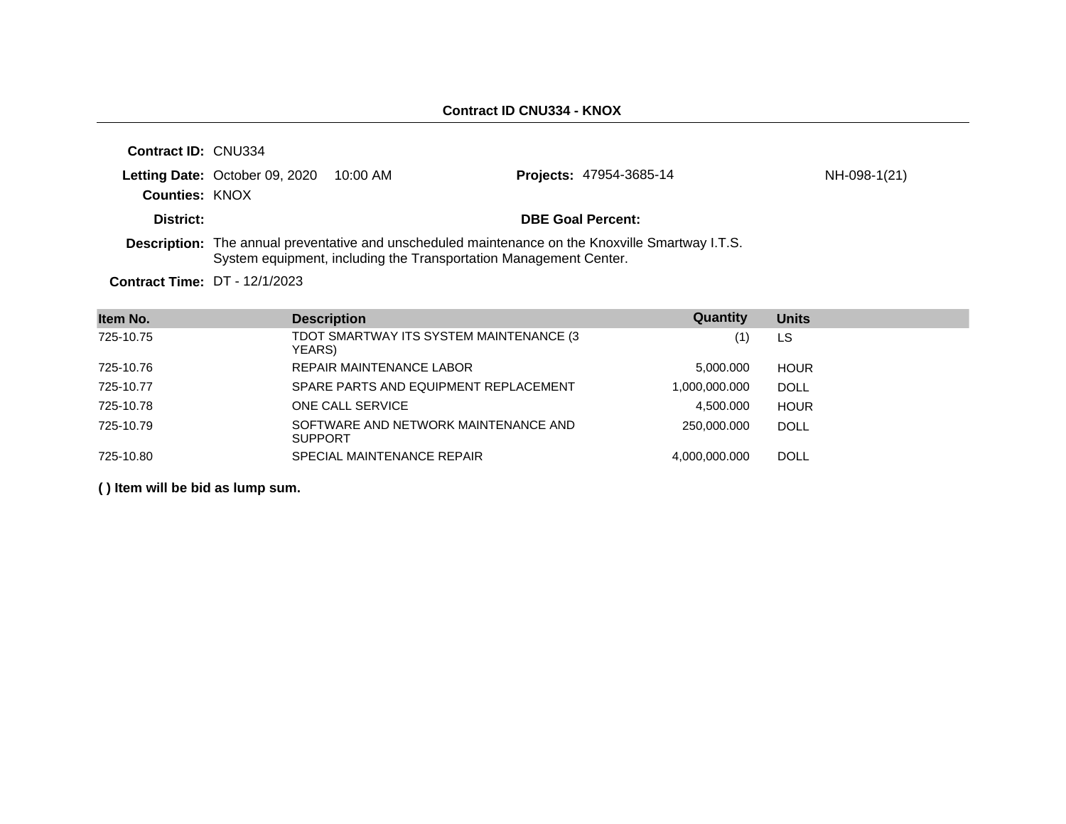## Contract ID CNU334 - KNOX

**Contract ID:** CNU334

**Letting Date:** October 09, 2020 10:00 AM

**Projects:** 47954-3685-14 NH-098-1(21)

**Counties:** KNOX

**District:**

**DBE Goal Percent:**

**Description:** The annual preventative and unscheduled maintenance on the Knoxville Smartway I.T.S. System equipment, including the Transportation Management Center.

**Contract Time:** DT - 12/1/2023

| Item No. | Description | Quantity | Units |
|---|---|---|---|
| 725-10.75 | TDOT SMARTWAY ITS SYSTEM MAINTENANCE (3 YEARS) | (1) | LS |
| 725-10.76 | REPAIR MAINTENANCE LABOR | 5,000.000 | HOUR |
| 725-10.77 | SPARE PARTS AND EQUIPMENT REPLACEMENT | 1,000,000.000 | DOLL |
| 725-10.78 | ONE CALL SERVICE | 4,500.000 | HOUR |
| 725-10.79 | SOFTWARE AND NETWORK MAINTENANCE AND SUPPORT | 250,000.000 | DOLL |
| 725-10.80 | SPECIAL MAINTENANCE REPAIR | 4,000,000.000 | DOLL |

**( ) Item will be bid as lump sum.**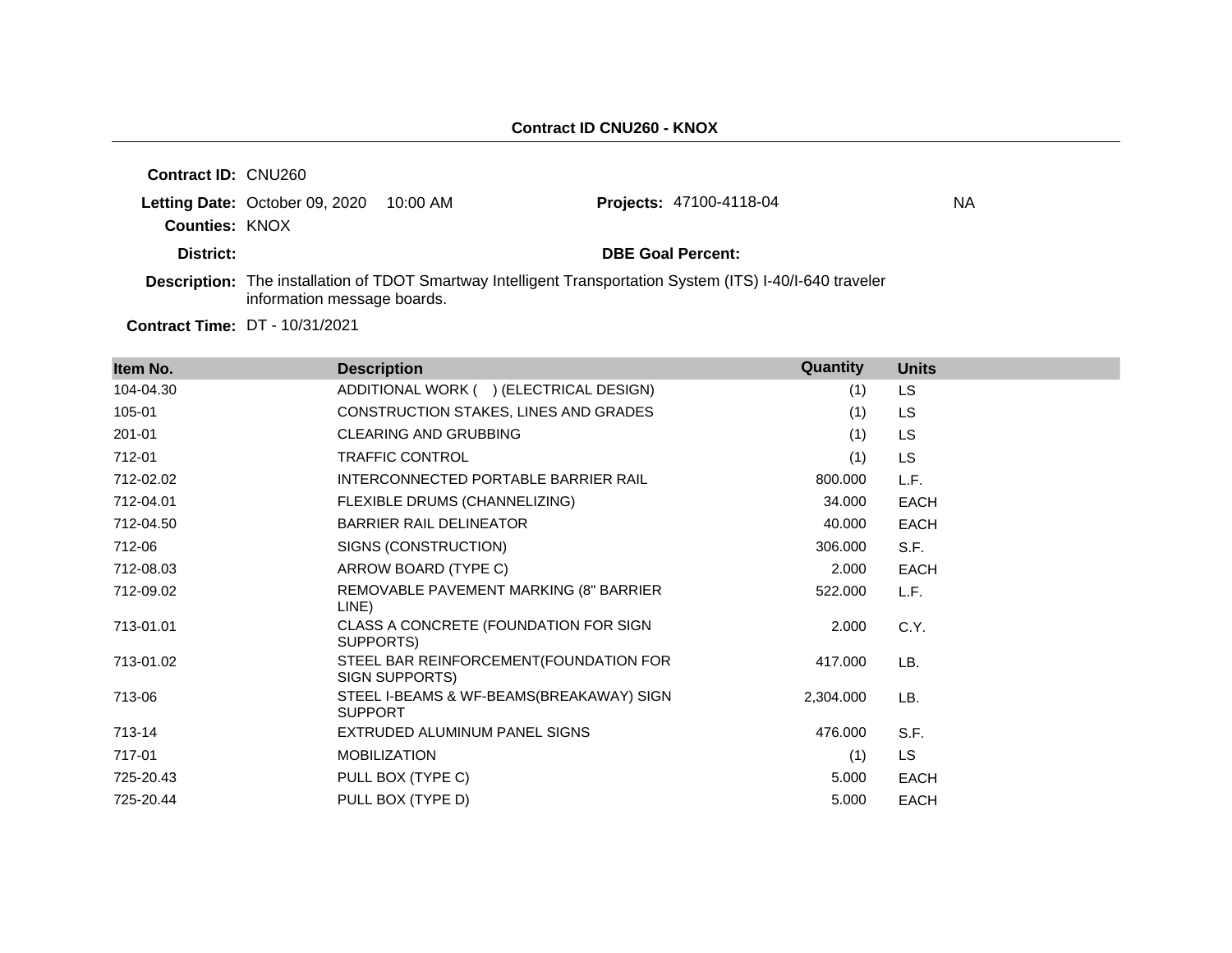**Contract ID CNU260 - KNOX**

**Contract ID:** CNU260

**Letting Date:** October 09, 2020 10:00 AM **Projects:** 47100-4118-04 NA

**Counties:** KNOX

**District:** **DBE Goal Percent:**

**Description:** The installation of TDOT Smartway Intelligent Transportation System (ITS) I-40/I-640 traveler information message boards.

**Contract Time:** DT - 10/31/2021

| Item No. | Description | Quantity | Units |
|---|---|---|---|
| 104-04.30 | ADDITIONAL WORK ( ) (ELECTRICAL DESIGN) | (1) | LS |
| 105-01 | CONSTRUCTION STAKES, LINES AND GRADES | (1) | LS |
| 201-01 | CLEARING AND GRUBBING | (1) | LS |
| 712-01 | TRAFFIC CONTROL | (1) | LS |
| 712-02.02 | INTERCONNECTED PORTABLE BARRIER RAIL | 800.000 | L.F. |
| 712-04.01 | FLEXIBLE DRUMS (CHANNELIZING) | 34.000 | EACH |
| 712-04.50 | BARRIER RAIL DELINEATOR | 40.000 | EACH |
| 712-06 | SIGNS (CONSTRUCTION) | 306.000 | S.F. |
| 712-08.03 | ARROW BOARD (TYPE C) | 2.000 | EACH |
| 712-09.02 | REMOVABLE PAVEMENT MARKING (8" BARRIER LINE) | 522.000 | L.F. |
| 713-01.01 | CLASS A CONCRETE (FOUNDATION FOR SIGN SUPPORTS) | 2.000 | C.Y. |
| 713-01.02 | STEEL BAR REINFORCEMENT(FOUNDATION FOR SIGN SUPPORTS) | 417.000 | LB. |
| 713-06 | STEEL I-BEAMS & WF-BEAMS(BREAKAWAY) SIGN SUPPORT | 2,304.000 | LB. |
| 713-14 | EXTRUDED ALUMINUM PANEL SIGNS | 476.000 | S.F. |
| 717-01 | MOBILIZATION | (1) | LS |
| 725-20.43 | PULL BOX (TYPE C) | 5.000 | EACH |
| 725-20.44 | PULL BOX (TYPE D) | 5.000 | EACH |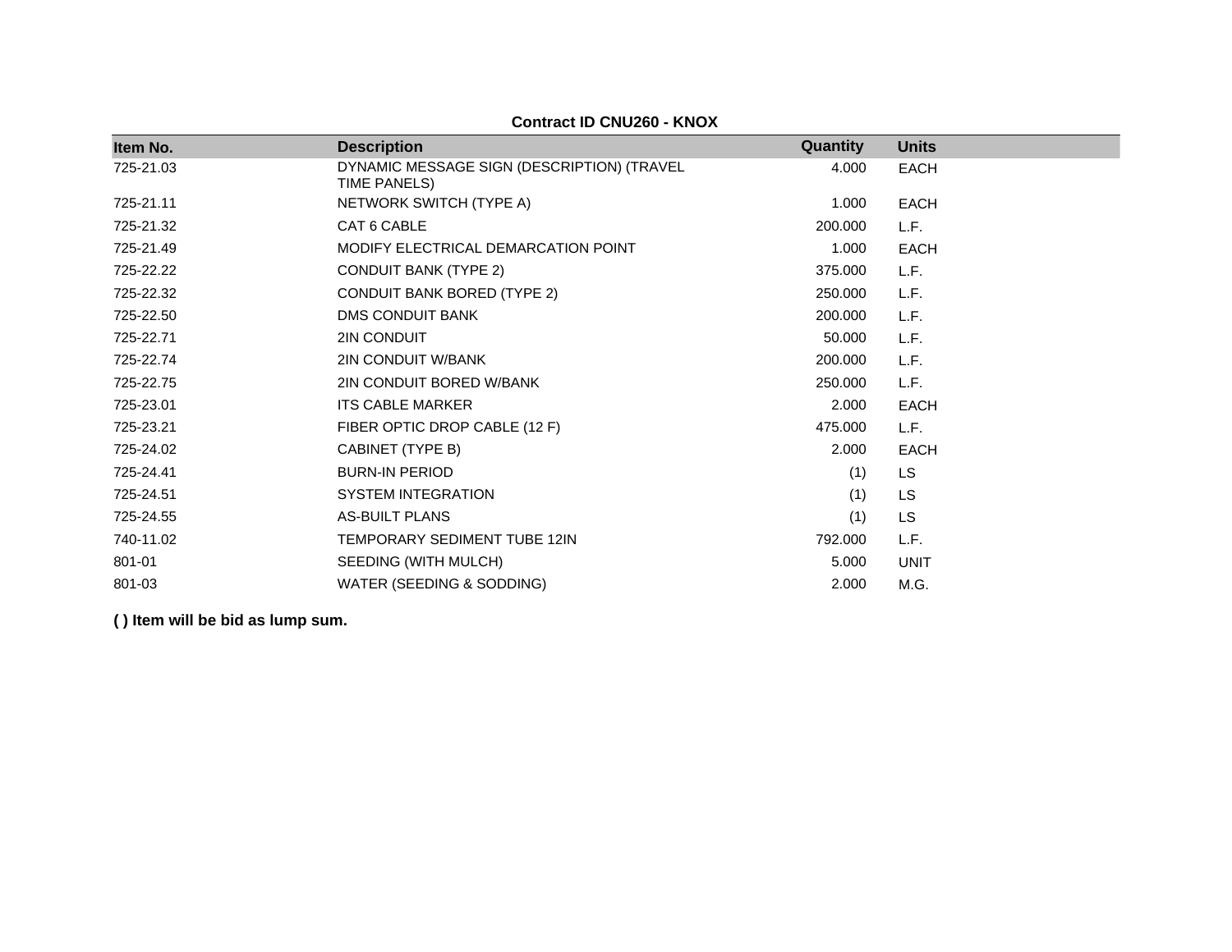**Contract ID CNU260 - KNOX**

| Item No. | Description | Quantity | Units |
| --- | --- | --- | --- |
| 725-21.03 | DYNAMIC MESSAGE SIGN (DESCRIPTION) (TRAVEL TIME PANELS) | 4.000 | EACH |
| 725-21.11 | NETWORK SWITCH (TYPE A) | 1.000 | EACH |
| 725-21.32 | CAT 6 CABLE | 200.000 | L.F. |
| 725-21.49 | MODIFY ELECTRICAL DEMARCATION POINT | 1.000 | EACH |
| 725-22.22 | CONDUIT BANK (TYPE 2) | 375.000 | L.F. |
| 725-22.32 | CONDUIT BANK BORED (TYPE 2) | 250.000 | L.F. |
| 725-22.50 | DMS CONDUIT BANK | 200.000 | L.F. |
| 725-22.71 | 2IN CONDUIT | 50.000 | L.F. |
| 725-22.74 | 2IN CONDUIT W/BANK | 200.000 | L.F. |
| 725-22.75 | 2IN CONDUIT BORED W/BANK | 250.000 | L.F. |
| 725-23.01 | ITS CABLE MARKER | 2.000 | EACH |
| 725-23.21 | FIBER OPTIC DROP CABLE (12 F) | 475.000 | L.F. |
| 725-24.02 | CABINET (TYPE B) | 2.000 | EACH |
| 725-24.41 | BURN-IN PERIOD | (1) | LS |
| 725-24.51 | SYSTEM INTEGRATION | (1) | LS |
| 725-24.55 | AS-BUILT PLANS | (1) | LS |
| 740-11.02 | TEMPORARY SEDIMENT TUBE 12IN | 792.000 | L.F. |
| 801-01 | SEEDING (WITH MULCH) | 5.000 | UNIT |
| 801-03 | WATER (SEEDING & SODDING) | 2.000 | M.G. |

**( ) Item will be bid as lump sum.**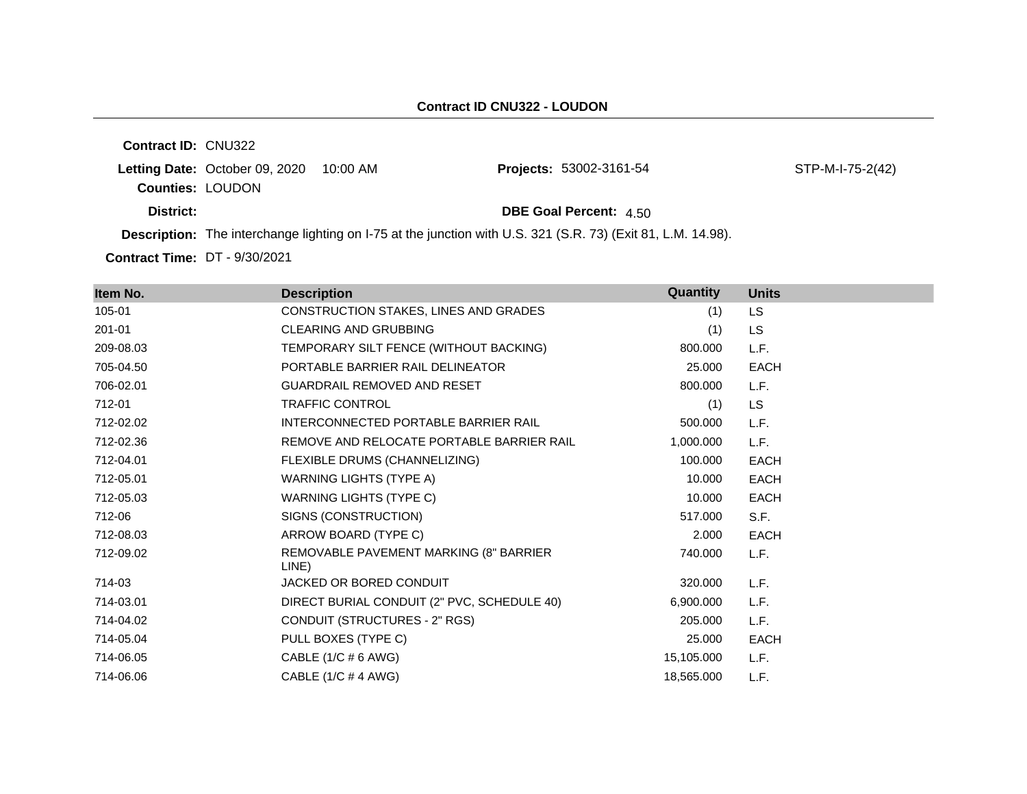## Contract ID CNU322 - LOUDON

**Contract ID:** CNU322

**Letting Date:** October 09, 2020 10:00 AM

**Projects:** 53002-3161-54 STP-M-I-75-2(42)

**Counties:** LOUDON

**District:**

**DBE Goal Percent:** 4.50

**Description:** The interchange lighting on I-75 at the junction with U.S. 321 (S.R. 73) (Exit 81, L.M. 14.98).

**Contract Time:** DT - 9/30/2021

| Item No. | Description | Quantity | Units |
|---|---|---|---|
| 105-01 | CONSTRUCTION STAKES, LINES AND GRADES | (1) | LS |
| 201-01 | CLEARING AND GRUBBING | (1) | LS |
| 209-08.03 | TEMPORARY SILT FENCE (WITHOUT BACKING) | 800.000 | L.F. |
| 705-04.50 | PORTABLE BARRIER RAIL DELINEATOR | 25.000 | EACH |
| 706-02.01 | GUARDRAIL REMOVED AND RESET | 800.000 | L.F. |
| 712-01 | TRAFFIC CONTROL | (1) | LS |
| 712-02.02 | INTERCONNECTED PORTABLE BARRIER RAIL | 500.000 | L.F. |
| 712-02.36 | REMOVE AND RELOCATE PORTABLE BARRIER RAIL | 1,000.000 | L.F. |
| 712-04.01 | FLEXIBLE DRUMS (CHANNELIZING) | 100.000 | EACH |
| 712-05.01 | WARNING LIGHTS (TYPE A) | 10.000 | EACH |
| 712-05.03 | WARNING LIGHTS (TYPE C) | 10.000 | EACH |
| 712-06 | SIGNS (CONSTRUCTION) | 517.000 | S.F. |
| 712-08.03 | ARROW BOARD (TYPE C) | 2.000 | EACH |
| 712-09.02 | REMOVABLE PAVEMENT MARKING (8" BARRIER LINE) | 740.000 | L.F. |
| 714-03 | JACKED OR BORED CONDUIT | 320.000 | L.F. |
| 714-03.01 | DIRECT BURIAL CONDUIT (2" PVC, SCHEDULE 40) | 6,900.000 | L.F. |
| 714-04.02 | CONDUIT (STRUCTURES - 2" RGS) | 205.000 | L.F. |
| 714-05.04 | PULL BOXES (TYPE C) | 25.000 | EACH |
| 714-06.05 | CABLE (1/C # 6 AWG) | 15,105.000 | L.F. |
| 714-06.06 | CABLE (1/C # 4 AWG) | 18,565.000 | L.F. |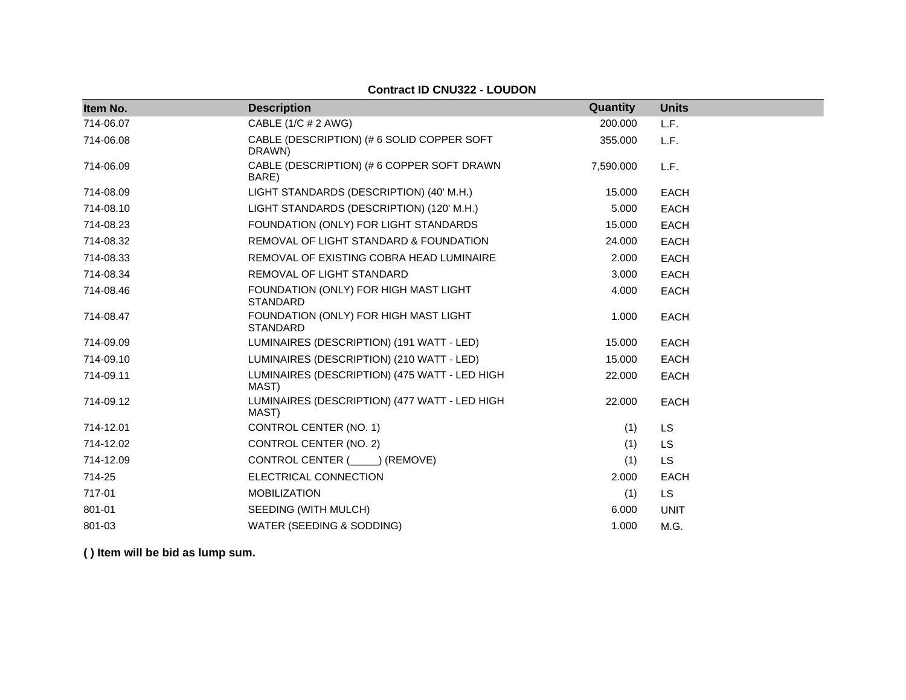**Contract ID CNU322 - LOUDON**

| Item No. | Description | Quantity | Units |
|---|---|---|---|
| 714-06.07 | CABLE (1/C # 2 AWG) | 200.000 | L.F. |
| 714-06.08 | CABLE (DESCRIPTION) (# 6 SOLID COPPER SOFT DRAWN) | 355.000 | L.F. |
| 714-06.09 | CABLE (DESCRIPTION) (# 6 COPPER SOFT DRAWN BARE) | 7,590.000 | L.F. |
| 714-08.09 | LIGHT STANDARDS (DESCRIPTION) (40' M.H.) | 15.000 | EACH |
| 714-08.10 | LIGHT STANDARDS (DESCRIPTION) (120' M.H.) | 5.000 | EACH |
| 714-08.23 | FOUNDATION (ONLY) FOR LIGHT STANDARDS | 15.000 | EACH |
| 714-08.32 | REMOVAL OF LIGHT STANDARD & FOUNDATION | 24.000 | EACH |
| 714-08.33 | REMOVAL OF EXISTING COBRA HEAD LUMINAIRE | 2.000 | EACH |
| 714-08.34 | REMOVAL OF LIGHT STANDARD | 3.000 | EACH |
| 714-08.46 | FOUNDATION (ONLY) FOR HIGH MAST LIGHT STANDARD | 4.000 | EACH |
| 714-08.47 | FOUNDATION (ONLY) FOR HIGH MAST LIGHT STANDARD | 1.000 | EACH |
| 714-09.09 | LUMINAIRES (DESCRIPTION) (191 WATT - LED) | 15.000 | EACH |
| 714-09.10 | LUMINAIRES (DESCRIPTION) (210 WATT - LED) | 15.000 | EACH |
| 714-09.11 | LUMINAIRES (DESCRIPTION) (475 WATT - LED HIGH MAST) | 22.000 | EACH |
| 714-09.12 | LUMINAIRES (DESCRIPTION) (477 WATT - LED HIGH MAST) | 22.000 | EACH |
| 714-12.01 | CONTROL CENTER (NO. 1) | (1) | LS |
| 714-12.02 | CONTROL CENTER (NO. 2) | (1) | LS |
| 714-12.09 | CONTROL CENTER (_____) (REMOVE) | (1) | LS |
| 714-25 | ELECTRICAL CONNECTION | 2.000 | EACH |
| 717-01 | MOBILIZATION | (1) | LS |
| 801-01 | SEEDING (WITH MULCH) | 6.000 | UNIT |
| 801-03 | WATER (SEEDING & SODDING) | 1.000 | M.G. |

**( ) Item will be bid as lump sum.**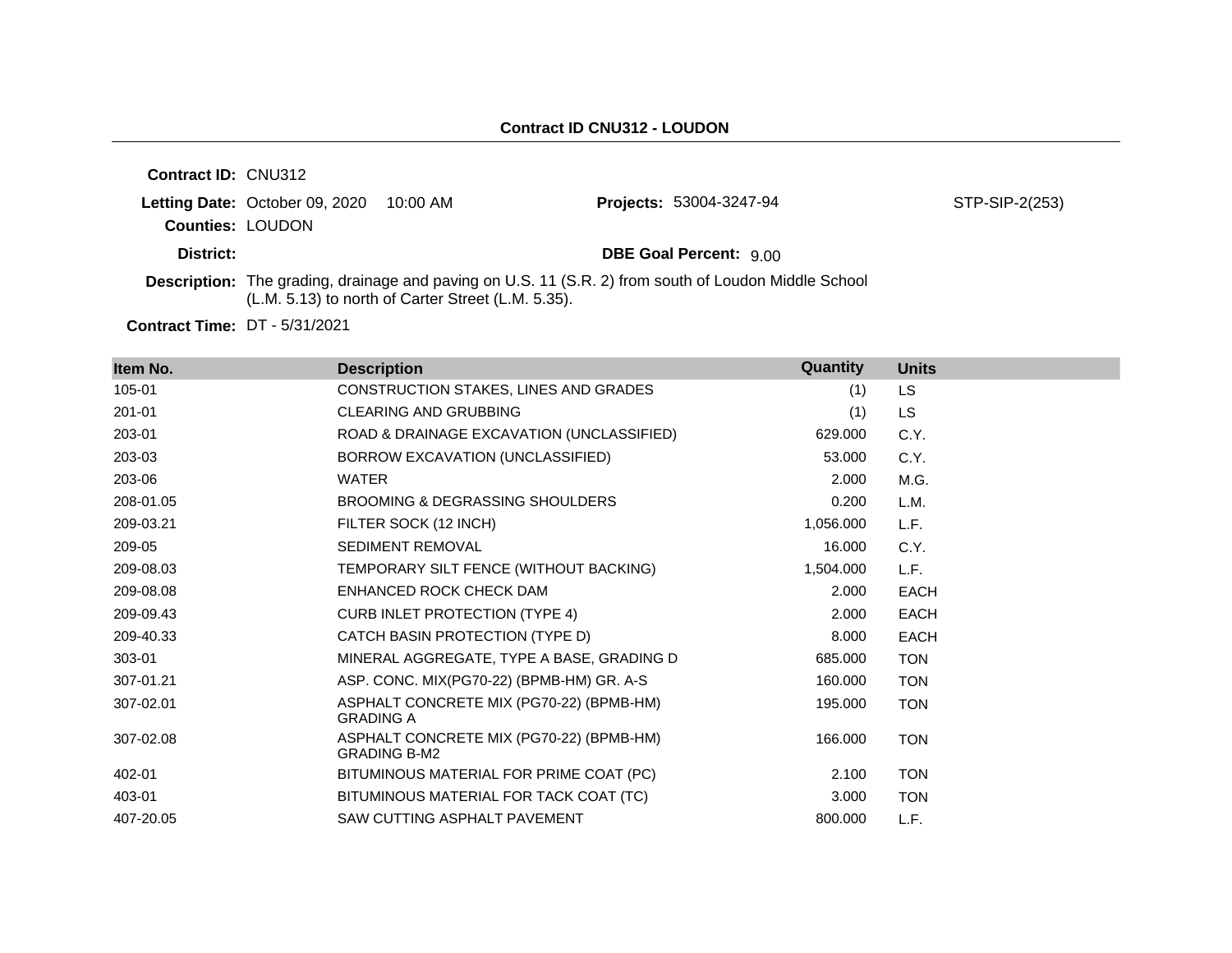**Contract ID CNU312 - LOUDON**

**Contract ID:** CNU312

**Letting Date:** October 09, 2020 10:00 AM

**Projects:** 53004-3247-94 STP-SIP-2(253)

**Counties:** LOUDON

**District:**

**DBE Goal Percent:** 9.00

**Description:** The grading, drainage and paving on U.S. 11 (S.R. 2) from south of Loudon Middle School (L.M. 5.13) to north of Carter Street (L.M. 5.35).

**Contract Time:** DT - 5/31/2021

| Item No. | Description | Quantity | Units |
|---|---|---|---|
| 105-01 | CONSTRUCTION STAKES, LINES AND GRADES | (1) | LS |
| 201-01 | CLEARING AND GRUBBING | (1) | LS |
| 203-01 | ROAD & DRAINAGE EXCAVATION (UNCLASSIFIED) | 629.000 | C.Y. |
| 203-03 | BORROW EXCAVATION (UNCLASSIFIED) | 53.000 | C.Y. |
| 203-06 | WATER | 2.000 | M.G. |
| 208-01.05 | BROOMING & DEGRASSING SHOULDERS | 0.200 | L.M. |
| 209-03.21 | FILTER SOCK (12 INCH) | 1,056.000 | L.F. |
| 209-05 | SEDIMENT REMOVAL | 16.000 | C.Y. |
| 209-08.03 | TEMPORARY SILT FENCE (WITHOUT BACKING) | 1,504.000 | L.F. |
| 209-08.08 | ENHANCED ROCK CHECK DAM | 2.000 | EACH |
| 209-09.43 | CURB INLET PROTECTION (TYPE 4) | 2.000 | EACH |
| 209-40.33 | CATCH BASIN PROTECTION (TYPE D) | 8.000 | EACH |
| 303-01 | MINERAL AGGREGATE, TYPE A BASE, GRADING D | 685.000 | TON |
| 307-01.21 | ASP. CONC. MIX(PG70-22) (BPMB-HM) GR. A-S | 160.000 | TON |
| 307-02.01 | ASPHALT CONCRETE MIX (PG70-22) (BPMB-HM) GRADING A | 195.000 | TON |
| 307-02.08 | ASPHALT CONCRETE MIX (PG70-22) (BPMB-HM) GRADING B-M2 | 166.000 | TON |
| 402-01 | BITUMINOUS MATERIAL FOR PRIME COAT (PC) | 2.100 | TON |
| 403-01 | BITUMINOUS MATERIAL FOR TACK COAT (TC) | 3.000 | TON |
| 407-20.05 | SAW CUTTING ASPHALT PAVEMENT | 800.000 | L.F. |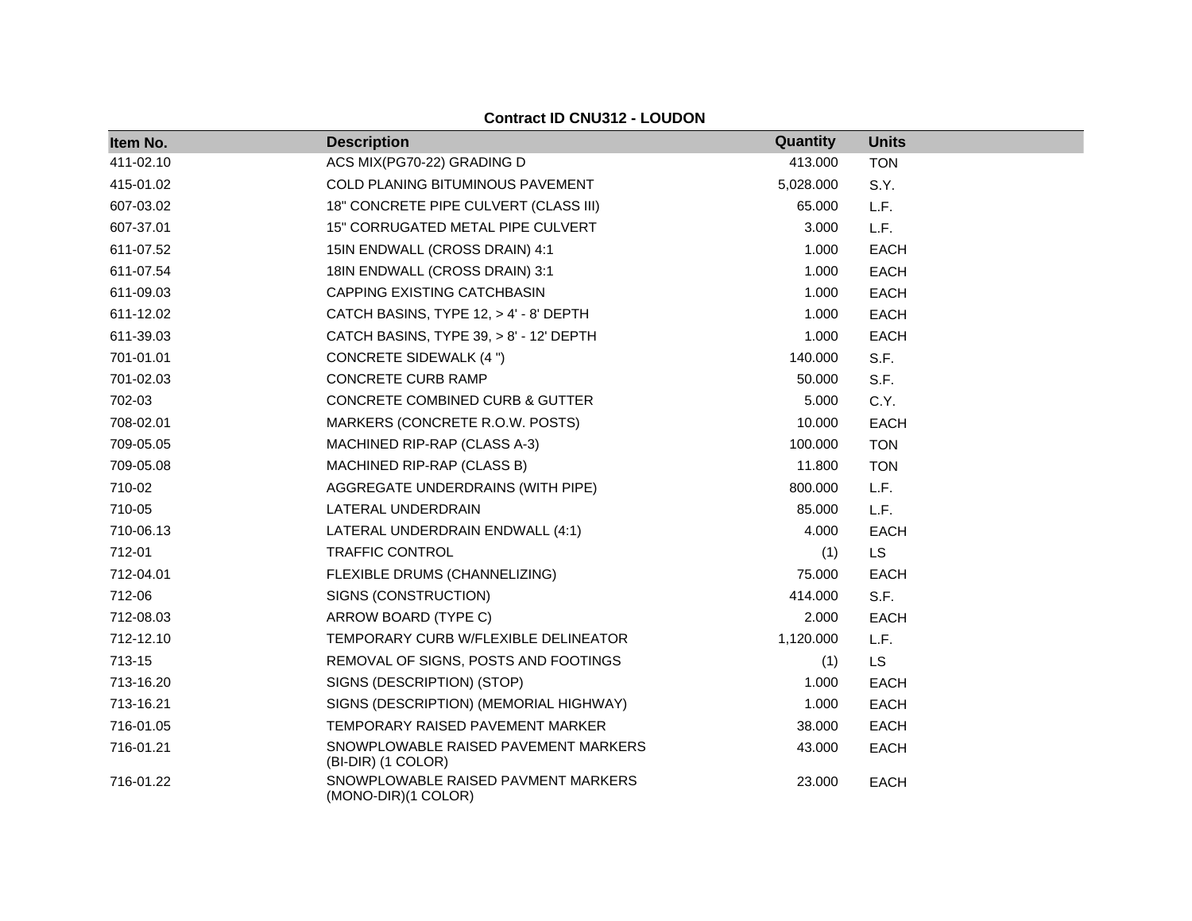**Contract ID CNU312 - LOUDON**

| Item No. | Description | Quantity | Units |
|---|---|---|---|
| 411-02.10 | ACS MIX(PG70-22) GRADING D | 413.000 | TON |
| 415-01.02 | COLD PLANING BITUMINOUS PAVEMENT | 5,028.000 | S.Y. |
| 607-03.02 | 18" CONCRETE PIPE CULVERT (CLASS III) | 65.000 | L.F. |
| 607-37.01 | 15" CORRUGATED METAL PIPE CULVERT | 3.000 | L.F. |
| 611-07.52 | 15IN ENDWALL (CROSS DRAIN) 4:1 | 1.000 | EACH |
| 611-07.54 | 18IN ENDWALL (CROSS DRAIN) 3:1 | 1.000 | EACH |
| 611-09.03 | CAPPING EXISTING CATCHBASIN | 1.000 | EACH |
| 611-12.02 | CATCH BASINS, TYPE 12, > 4' - 8' DEPTH | 1.000 | EACH |
| 611-39.03 | CATCH BASINS, TYPE 39, > 8' - 12' DEPTH | 1.000 | EACH |
| 701-01.01 | CONCRETE SIDEWALK (4 ") | 140.000 | S.F. |
| 701-02.03 | CONCRETE CURB RAMP | 50.000 | S.F. |
| 702-03 | CONCRETE COMBINED CURB & GUTTER | 5.000 | C.Y. |
| 708-02.01 | MARKERS (CONCRETE R.O.W. POSTS) | 10.000 | EACH |
| 709-05.05 | MACHINED RIP-RAP (CLASS A-3) | 100.000 | TON |
| 709-05.08 | MACHINED RIP-RAP (CLASS B) | 11.800 | TON |
| 710-02 | AGGREGATE UNDERDRAINS (WITH PIPE) | 800.000 | L.F. |
| 710-05 | LATERAL UNDERDRAIN | 85.000 | L.F. |
| 710-06.13 | LATERAL UNDERDRAIN ENDWALL (4:1) | 4.000 | EACH |
| 712-01 | TRAFFIC CONTROL | (1) | LS |
| 712-04.01 | FLEXIBLE DRUMS (CHANNELIZING) | 75.000 | EACH |
| 712-06 | SIGNS (CONSTRUCTION) | 414.000 | S.F. |
| 712-08.03 | ARROW BOARD (TYPE C) | 2.000 | EACH |
| 712-12.10 | TEMPORARY CURB W/FLEXIBLE DELINEATOR | 1,120.000 | L.F. |
| 713-15 | REMOVAL OF SIGNS, POSTS AND FOOTINGS | (1) | LS |
| 713-16.20 | SIGNS (DESCRIPTION) (STOP) | 1.000 | EACH |
| 713-16.21 | SIGNS (DESCRIPTION) (MEMORIAL HIGHWAY) | 1.000 | EACH |
| 716-01.05 | TEMPORARY RAISED PAVEMENT MARKER | 38.000 | EACH |
| 716-01.21 | SNOWPLOWABLE RAISED PAVEMENT MARKERS (BI-DIR) (1 COLOR) | 43.000 | EACH |
| 716-01.22 | SNOWPLOWABLE RAISED PAVMENT MARKERS (MONO-DIR)(1 COLOR) | 23.000 | EACH |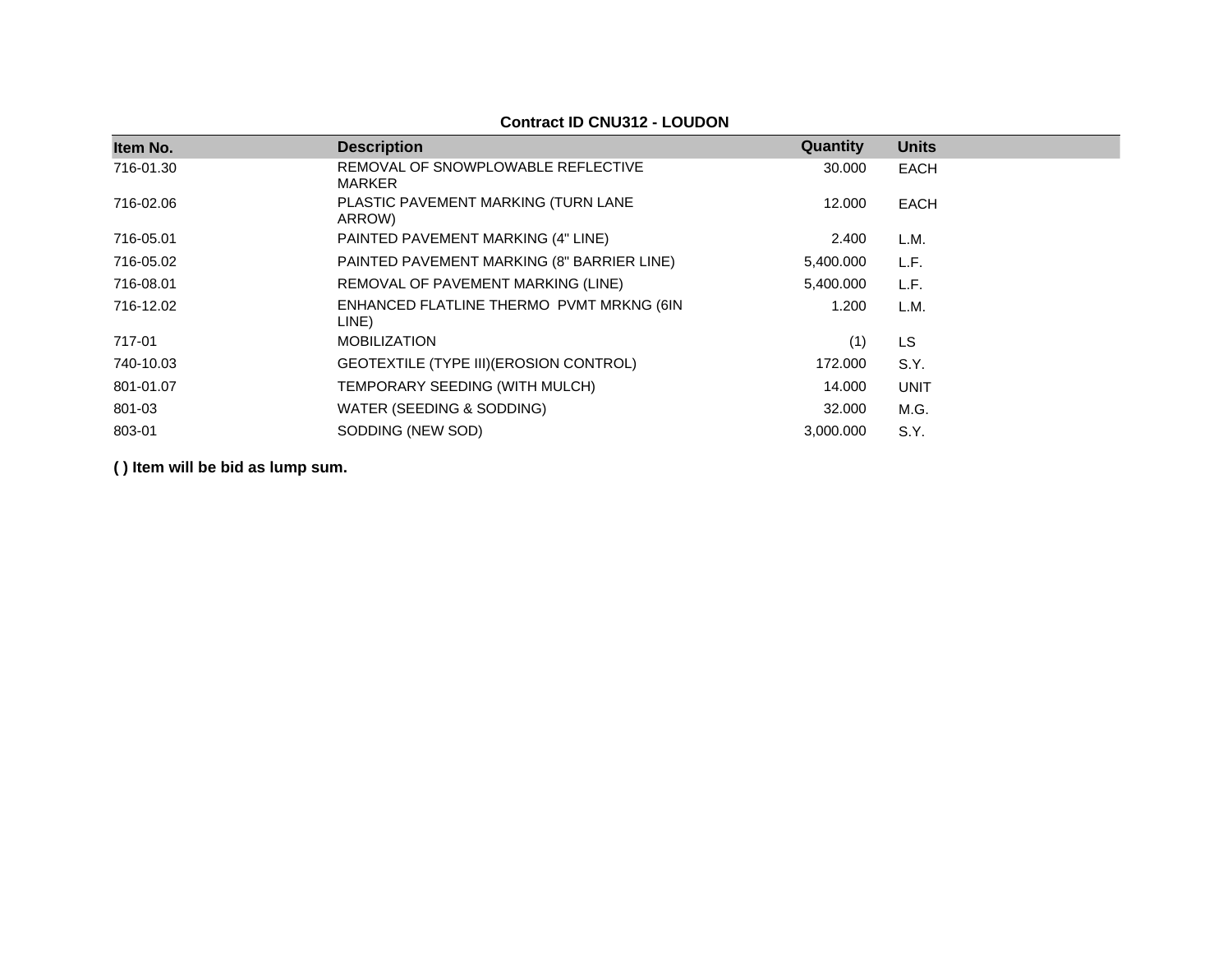**Contract ID CNU312 - LOUDON**

| Item No. | Description | Quantity | Units |
| --- | --- | --- | --- |
| 716-01.30 | REMOVAL OF SNOWPLOWABLE REFLECTIVE MARKER | 30.000 | EACH |
| 716-02.06 | PLASTIC PAVEMENT MARKING (TURN LANE ARROW) | 12.000 | EACH |
| 716-05.01 | PAINTED PAVEMENT MARKING (4" LINE) | 2.400 | L.M. |
| 716-05.02 | PAINTED PAVEMENT MARKING (8" BARRIER LINE) | 5,400.000 | L.F. |
| 716-08.01 | REMOVAL OF PAVEMENT MARKING (LINE) | 5,400.000 | L.F. |
| 716-12.02 | ENHANCED FLATLINE THERMO PVMT MRKNG (6IN LINE) | 1.200 | L.M. |
| 717-01 | MOBILIZATION | (1) | LS |
| 740-10.03 | GEOTEXTILE (TYPE III)(EROSION CONTROL) | 172.000 | S.Y. |
| 801-01.07 | TEMPORARY SEEDING (WITH MULCH) | 14.000 | UNIT |
| 801-03 | WATER (SEEDING & SODDING) | 32.000 | M.G. |
| 803-01 | SODDING (NEW SOD) | 3,000.000 | S.Y. |

**( ) Item will be bid as lump sum.**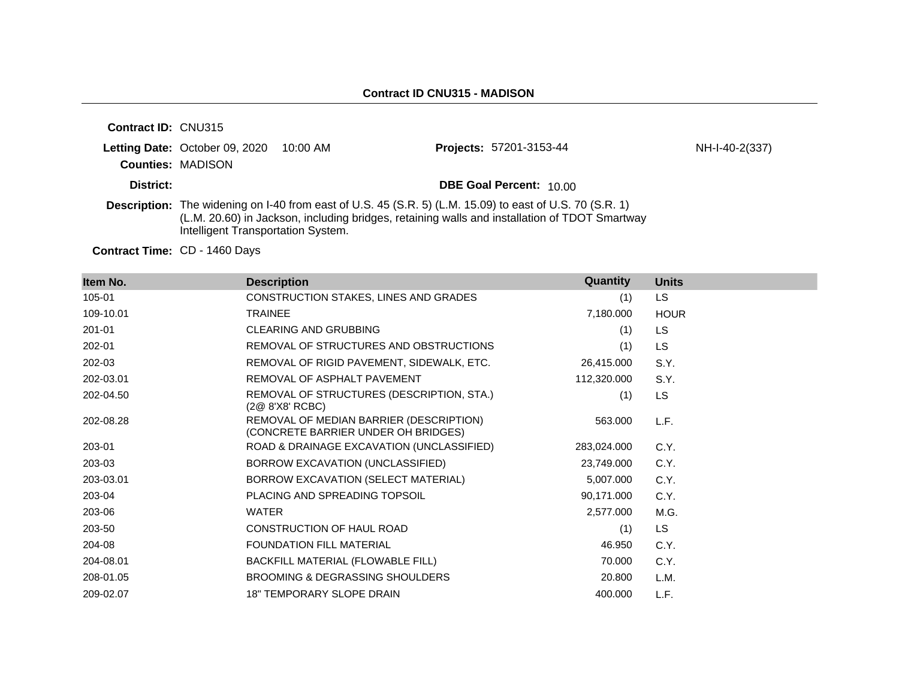## Contract ID CNU315 - MADISON

**Contract ID:** CNU315

**Letting Date:** October 09, 2020 10:00 AM

**Projects:** 57201-3153-44 NH-I-40-2(337)

**Counties:** MADISON

**District:**

**DBE Goal Percent:** 10.00

**Description:** The widening on I-40 from east of U.S. 45 (S.R. 5) (L.M. 15.09) to east of U.S. 70 (S.R. 1) (L.M. 20.60) in Jackson, including bridges, retaining walls and installation of TDOT Smartway Intelligent Transportation System.

**Contract Time:** CD - 1460 Days

| Item No. | Description | Quantity | Units |
|---|---|---|---|
| 105-01 | CONSTRUCTION STAKES, LINES AND GRADES | (1) | LS |
| 109-10.01 | TRAINEE | 7,180.000 | HOUR |
| 201-01 | CLEARING AND GRUBBING | (1) | LS |
| 202-01 | REMOVAL OF STRUCTURES AND OBSTRUCTIONS | (1) | LS |
| 202-03 | REMOVAL OF RIGID PAVEMENT, SIDEWALK, ETC. | 26,415.000 | S.Y. |
| 202-03.01 | REMOVAL OF ASPHALT PAVEMENT | 112,320.000 | S.Y. |
| 202-04.50 | REMOVAL OF STRUCTURES (DESCRIPTION, STA.) (2@ 8'X8' RCBC) | (1) | LS |
| 202-08.28 | REMOVAL OF MEDIAN BARRIER (DESCRIPTION) (CONCRETE BARRIER UNDER OH BRIDGES) | 563.000 | L.F. |
| 203-01 | ROAD & DRAINAGE EXCAVATION (UNCLASSIFIED) | 283,024.000 | C.Y. |
| 203-03 | BORROW EXCAVATION (UNCLASSIFIED) | 23,749.000 | C.Y. |
| 203-03.01 | BORROW EXCAVATION (SELECT MATERIAL) | 5,007.000 | C.Y. |
| 203-04 | PLACING AND SPREADING TOPSOIL | 90,171.000 | C.Y. |
| 203-06 | WATER | 2,577.000 | M.G. |
| 203-50 | CONSTRUCTION OF HAUL ROAD | (1) | LS |
| 204-08 | FOUNDATION FILL MATERIAL | 46.950 | C.Y. |
| 204-08.01 | BACKFILL MATERIAL (FLOWABLE FILL) | 70.000 | C.Y. |
| 208-01.05 | BROOMING & DEGRASSING SHOULDERS | 20.800 | L.M. |
| 209-02.07 | 18" TEMPORARY SLOPE DRAIN | 400.000 | L.F. |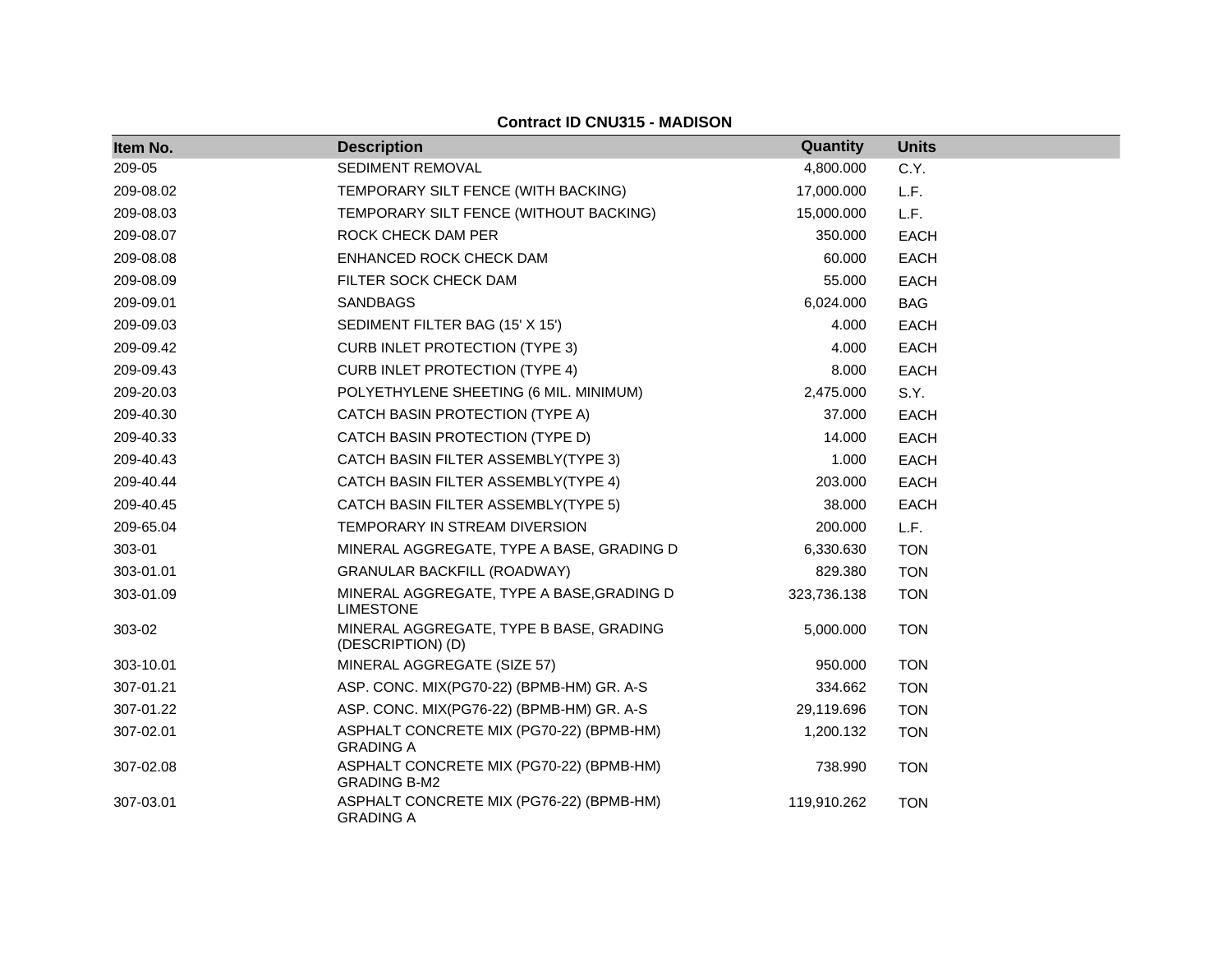**Contract ID CNU315 - MADISON**

| Item No. | Description | Quantity | Units |
|---|---|---|---|
| 209-05 | SEDIMENT REMOVAL | 4,800.000 | C.Y. |
| 209-08.02 | TEMPORARY SILT FENCE (WITH BACKING) | 17,000.000 | L.F. |
| 209-08.03 | TEMPORARY SILT FENCE (WITHOUT BACKING) | 15,000.000 | L.F. |
| 209-08.07 | ROCK CHECK DAM PER | 350.000 | EACH |
| 209-08.08 | ENHANCED ROCK CHECK DAM | 60.000 | EACH |
| 209-08.09 | FILTER SOCK CHECK DAM | 55.000 | EACH |
| 209-09.01 | SANDBAGS | 6,024.000 | BAG |
| 209-09.03 | SEDIMENT FILTER BAG (15' X 15') | 4.000 | EACH |
| 209-09.42 | CURB INLET PROTECTION (TYPE 3) | 4.000 | EACH |
| 209-09.43 | CURB INLET PROTECTION (TYPE 4) | 8.000 | EACH |
| 209-20.03 | POLYETHYLENE SHEETING (6 MIL. MINIMUM) | 2,475.000 | S.Y. |
| 209-40.30 | CATCH BASIN PROTECTION (TYPE A) | 37.000 | EACH |
| 209-40.33 | CATCH BASIN PROTECTION (TYPE D) | 14.000 | EACH |
| 209-40.43 | CATCH BASIN FILTER ASSEMBLY(TYPE 3) | 1.000 | EACH |
| 209-40.44 | CATCH BASIN FILTER ASSEMBLY(TYPE 4) | 203.000 | EACH |
| 209-40.45 | CATCH BASIN FILTER ASSEMBLY(TYPE 5) | 38.000 | EACH |
| 209-65.04 | TEMPORARY IN STREAM DIVERSION | 200.000 | L.F. |
| 303-01 | MINERAL AGGREGATE, TYPE A BASE, GRADING D | 6,330.630 | TON |
| 303-01.01 | GRANULAR BACKFILL (ROADWAY) | 829.380 | TON |
| 303-01.09 | MINERAL AGGREGATE, TYPE A BASE,GRADING D LIMESTONE | 323,736.138 | TON |
| 303-02 | MINERAL AGGREGATE, TYPE B BASE, GRADING (DESCRIPTION) (D) | 5,000.000 | TON |
| 303-10.01 | MINERAL AGGREGATE (SIZE 57) | 950.000 | TON |
| 307-01.21 | ASP. CONC. MIX(PG70-22) (BPMB-HM) GR. A-S | 334.662 | TON |
| 307-01.22 | ASP. CONC. MIX(PG76-22) (BPMB-HM) GR. A-S | 29,119.696 | TON |
| 307-02.01 | ASPHALT CONCRETE MIX (PG70-22) (BPMB-HM) GRADING A | 1,200.132 | TON |
| 307-02.08 | ASPHALT CONCRETE MIX (PG70-22) (BPMB-HM) GRADING B-M2 | 738.990 | TON |
| 307-03.01 | ASPHALT CONCRETE MIX (PG76-22) (BPMB-HM) GRADING A | 119,910.262 | TON |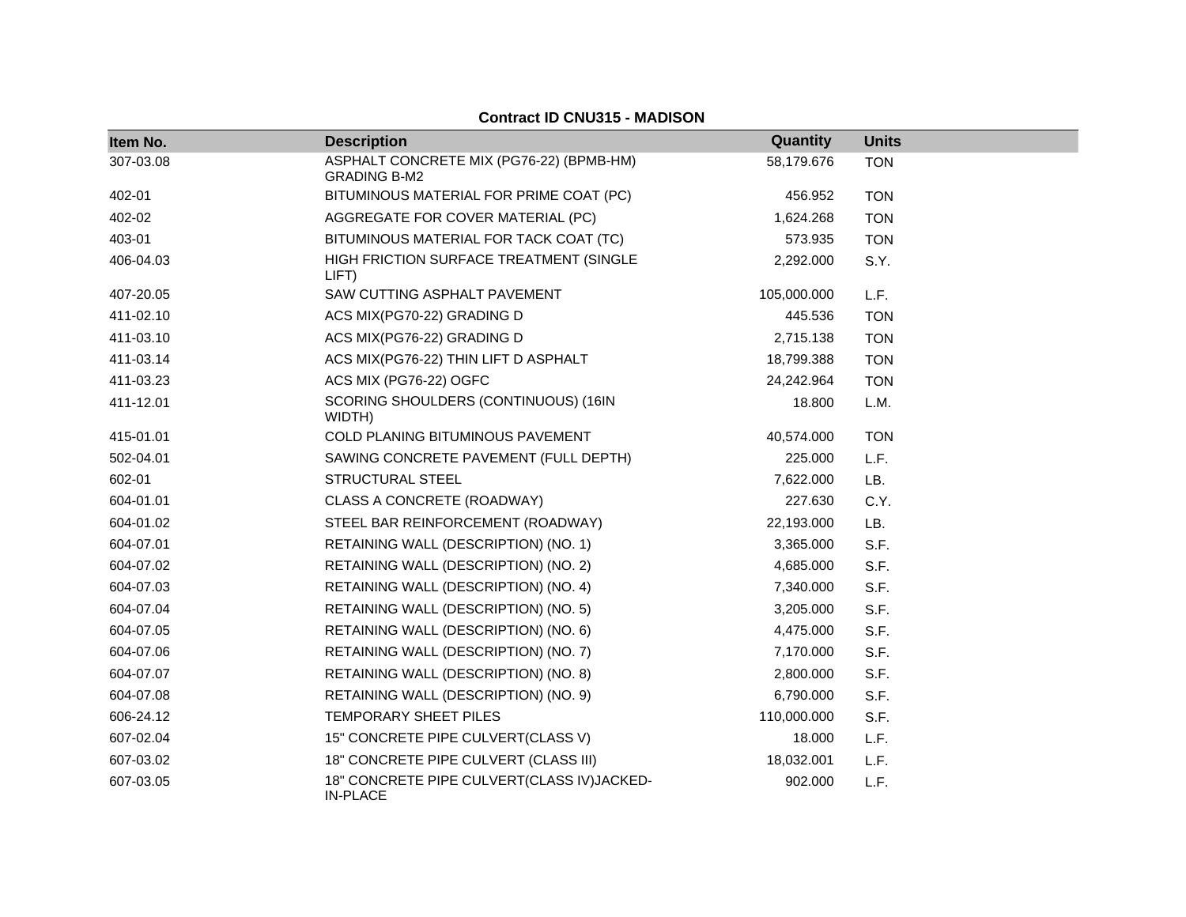**Contract ID CNU315 - MADISON**

| Item No. | Description | Quantity | Units |
|---|---|---|---|
| 307-03.08 | ASPHALT CONCRETE MIX (PG76-22) (BPMB-HM) GRADING B-M2 | 58,179.676 | TON |
| 402-01 | BITUMINOUS MATERIAL FOR PRIME COAT (PC) | 456.952 | TON |
| 402-02 | AGGREGATE FOR COVER MATERIAL (PC) | 1,624.268 | TON |
| 403-01 | BITUMINOUS MATERIAL FOR TACK COAT (TC) | 573.935 | TON |
| 406-04.03 | HIGH FRICTION SURFACE TREATMENT (SINGLE LIFT) | 2,292.000 | S.Y. |
| 407-20.05 | SAW CUTTING ASPHALT PAVEMENT | 105,000.000 | L.F. |
| 411-02.10 | ACS MIX(PG70-22) GRADING D | 445.536 | TON |
| 411-03.10 | ACS MIX(PG76-22) GRADING D | 2,715.138 | TON |
| 411-03.14 | ACS MIX(PG76-22) THIN LIFT D ASPHALT | 18,799.388 | TON |
| 411-03.23 | ACS MIX (PG76-22) OGFC | 24,242.964 | TON |
| 411-12.01 | SCORING SHOULDERS (CONTINUOUS) (16IN WIDTH) | 18.800 | L.M. |
| 415-01.01 | COLD PLANING BITUMINOUS PAVEMENT | 40,574.000 | TON |
| 502-04.01 | SAWING CONCRETE PAVEMENT (FULL DEPTH) | 225.000 | L.F. |
| 602-01 | STRUCTURAL STEEL | 7,622.000 | LB. |
| 604-01.01 | CLASS A CONCRETE (ROADWAY) | 227.630 | C.Y. |
| 604-01.02 | STEEL BAR REINFORCEMENT (ROADWAY) | 22,193.000 | LB. |
| 604-07.01 | RETAINING WALL (DESCRIPTION) (NO. 1) | 3,365.000 | S.F. |
| 604-07.02 | RETAINING WALL (DESCRIPTION) (NO. 2) | 4,685.000 | S.F. |
| 604-07.03 | RETAINING WALL (DESCRIPTION) (NO. 4) | 7,340.000 | S.F. |
| 604-07.04 | RETAINING WALL (DESCRIPTION) (NO. 5) | 3,205.000 | S.F. |
| 604-07.05 | RETAINING WALL (DESCRIPTION) (NO. 6) | 4,475.000 | S.F. |
| 604-07.06 | RETAINING WALL (DESCRIPTION) (NO. 7) | 7,170.000 | S.F. |
| 604-07.07 | RETAINING WALL (DESCRIPTION) (NO. 8) | 2,800.000 | S.F. |
| 604-07.08 | RETAINING WALL (DESCRIPTION) (NO. 9) | 6,790.000 | S.F. |
| 606-24.12 | TEMPORARY SHEET PILES | 110,000.000 | S.F. |
| 607-02.04 | 15" CONCRETE PIPE CULVERT(CLASS V) | 18.000 | L.F. |
| 607-03.02 | 18" CONCRETE PIPE CULVERT (CLASS III) | 18,032.001 | L.F. |
| 607-03.05 | 18" CONCRETE PIPE CULVERT(CLASS IV)JACKED-IN-PLACE | 902.000 | L.F. |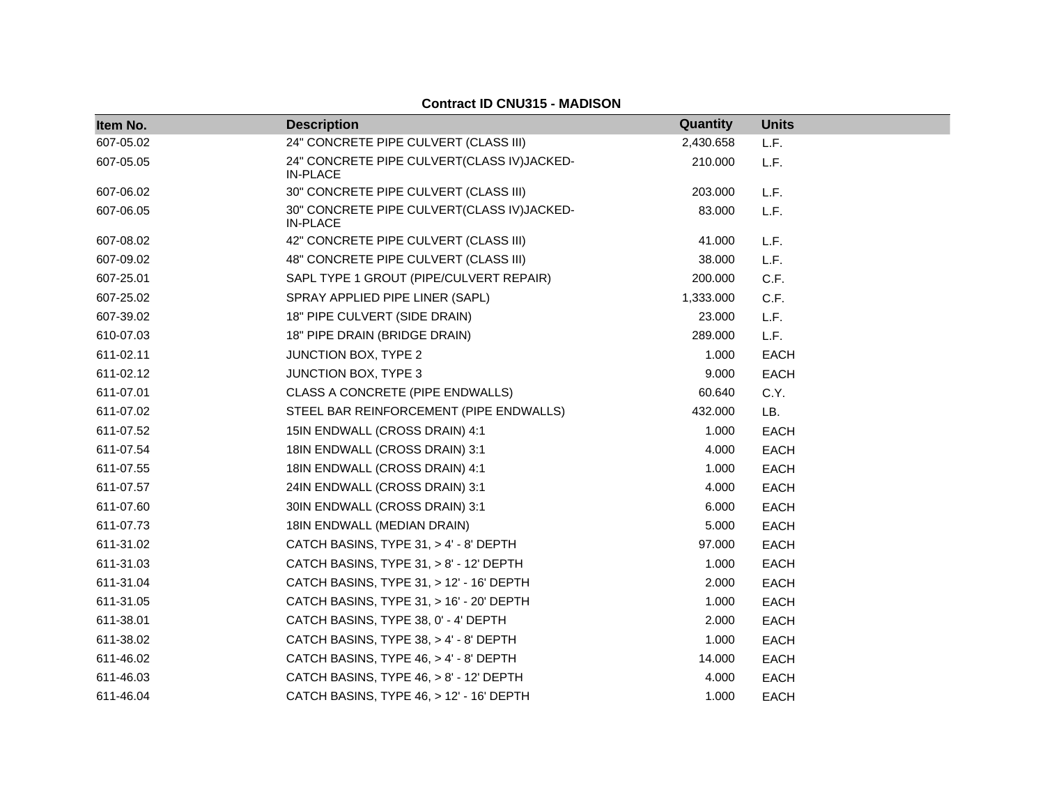**Contract ID CNU315 - MADISON**

| Item No. | Description | Quantity | Units |
|---|---|---|---|
| 607-05.02 | 24" CONCRETE PIPE CULVERT (CLASS III) | 2,430.658 | L.F. |
| 607-05.05 | 24" CONCRETE PIPE CULVERT(CLASS IV)JACKED-IN-PLACE | 210.000 | L.F. |
| 607-06.02 | 30" CONCRETE PIPE CULVERT (CLASS III) | 203.000 | L.F. |
| 607-06.05 | 30" CONCRETE PIPE CULVERT(CLASS IV)JACKED-IN-PLACE | 83.000 | L.F. |
| 607-08.02 | 42" CONCRETE PIPE CULVERT (CLASS III) | 41.000 | L.F. |
| 607-09.02 | 48" CONCRETE PIPE CULVERT (CLASS III) | 38.000 | L.F. |
| 607-25.01 | SAPL TYPE 1 GROUT (PIPE/CULVERT REPAIR) | 200.000 | C.F. |
| 607-25.02 | SPRAY APPLIED PIPE LINER (SAPL) | 1,333.000 | C.F. |
| 607-39.02 | 18" PIPE CULVERT (SIDE DRAIN) | 23.000 | L.F. |
| 610-07.03 | 18" PIPE DRAIN (BRIDGE DRAIN) | 289.000 | L.F. |
| 611-02.11 | JUNCTION BOX, TYPE 2 | 1.000 | EACH |
| 611-02.12 | JUNCTION BOX, TYPE 3 | 9.000 | EACH |
| 611-07.01 | CLASS A CONCRETE (PIPE ENDWALLS) | 60.640 | C.Y. |
| 611-07.02 | STEEL BAR REINFORCEMENT (PIPE ENDWALLS) | 432.000 | LB. |
| 611-07.52 | 15IN ENDWALL (CROSS DRAIN) 4:1 | 1.000 | EACH |
| 611-07.54 | 18IN ENDWALL (CROSS DRAIN) 3:1 | 4.000 | EACH |
| 611-07.55 | 18IN ENDWALL (CROSS DRAIN) 4:1 | 1.000 | EACH |
| 611-07.57 | 24IN ENDWALL (CROSS DRAIN) 3:1 | 4.000 | EACH |
| 611-07.60 | 30IN ENDWALL (CROSS DRAIN) 3:1 | 6.000 | EACH |
| 611-07.73 | 18IN ENDWALL (MEDIAN DRAIN) | 5.000 | EACH |
| 611-31.02 | CATCH BASINS, TYPE 31, > 4' - 8' DEPTH | 97.000 | EACH |
| 611-31.03 | CATCH BASINS, TYPE 31, > 8' - 12' DEPTH | 1.000 | EACH |
| 611-31.04 | CATCH BASINS, TYPE 31, > 12' - 16' DEPTH | 2.000 | EACH |
| 611-31.05 | CATCH BASINS, TYPE 31, > 16' - 20' DEPTH | 1.000 | EACH |
| 611-38.01 | CATCH BASINS, TYPE 38, 0' - 4' DEPTH | 2.000 | EACH |
| 611-38.02 | CATCH BASINS, TYPE 38, > 4' - 8' DEPTH | 1.000 | EACH |
| 611-46.02 | CATCH BASINS, TYPE 46, > 4' - 8' DEPTH | 14.000 | EACH |
| 611-46.03 | CATCH BASINS, TYPE 46, > 8' - 12' DEPTH | 4.000 | EACH |
| 611-46.04 | CATCH BASINS, TYPE 46, > 12' - 16' DEPTH | 1.000 | EACH |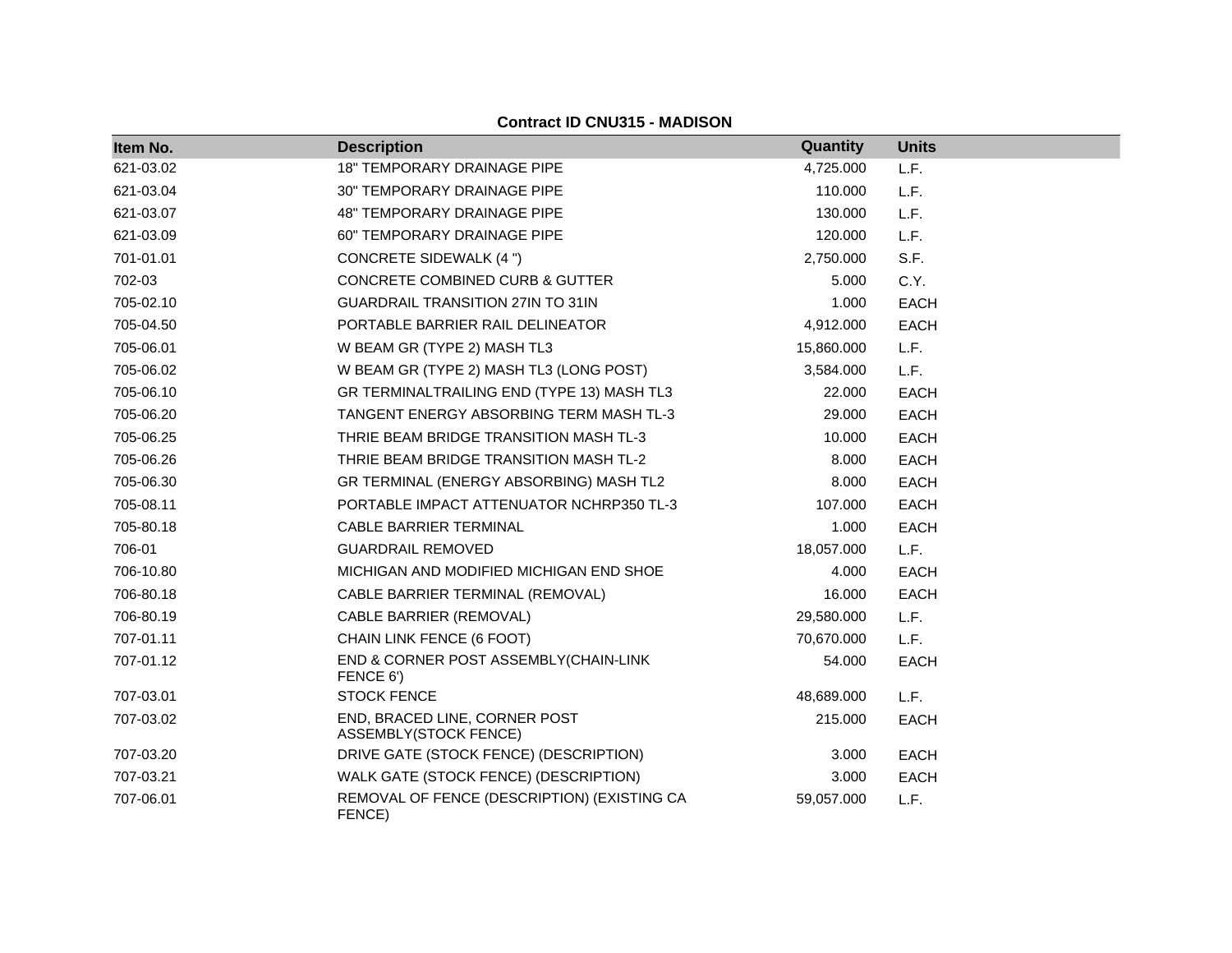**Contract ID CNU315 - MADISON**

| Item No. | Description | Quantity | Units |
|---|---|---|---|
| 621-03.02 | 18" TEMPORARY DRAINAGE PIPE | 4,725.000 | L.F. |
| 621-03.04 | 30" TEMPORARY DRAINAGE PIPE | 110.000 | L.F. |
| 621-03.07 | 48" TEMPORARY DRAINAGE PIPE | 130.000 | L.F. |
| 621-03.09 | 60" TEMPORARY DRAINAGE PIPE | 120.000 | L.F. |
| 701-01.01 | CONCRETE SIDEWALK (4 ") | 2,750.000 | S.F. |
| 702-03 | CONCRETE COMBINED CURB & GUTTER | 5.000 | C.Y. |
| 705-02.10 | GUARDRAIL TRANSITION 27IN TO 31IN | 1.000 | EACH |
| 705-04.50 | PORTABLE BARRIER RAIL DELINEATOR | 4,912.000 | EACH |
| 705-06.01 | W BEAM GR (TYPE 2) MASH TL3 | 15,860.000 | L.F. |
| 705-06.02 | W BEAM GR (TYPE 2) MASH TL3 (LONG POST) | 3,584.000 | L.F. |
| 705-06.10 | GR TERMINALTRAILING END (TYPE 13) MASH TL3 | 22.000 | EACH |
| 705-06.20 | TANGENT ENERGY ABSORBING TERM MASH TL-3 | 29.000 | EACH |
| 705-06.25 | THRIE BEAM BRIDGE TRANSITION MASH TL-3 | 10.000 | EACH |
| 705-06.26 | THRIE BEAM BRIDGE TRANSITION MASH TL-2 | 8.000 | EACH |
| 705-06.30 | GR TERMINAL (ENERGY ABSORBING) MASH TL2 | 8.000 | EACH |
| 705-08.11 | PORTABLE IMPACT ATTENUATOR NCHRP350 TL-3 | 107.000 | EACH |
| 705-80.18 | CABLE BARRIER TERMINAL | 1.000 | EACH |
| 706-01 | GUARDRAIL REMOVED | 18,057.000 | L.F. |
| 706-10.80 | MICHIGAN AND MODIFIED MICHIGAN END SHOE | 4.000 | EACH |
| 706-80.18 | CABLE BARRIER TERMINAL (REMOVAL) | 16.000 | EACH |
| 706-80.19 | CABLE BARRIER (REMOVAL) | 29,580.000 | L.F. |
| 707-01.11 | CHAIN LINK FENCE (6 FOOT) | 70,670.000 | L.F. |
| 707-01.12 | END & CORNER POST ASSEMBLY(CHAIN-LINK FENCE 6') | 54.000 | EACH |
| 707-03.01 | STOCK FENCE | 48,689.000 | L.F. |
| 707-03.02 | END, BRACED LINE, CORNER POST ASSEMBLY(STOCK FENCE) | 215.000 | EACH |
| 707-03.20 | DRIVE GATE (STOCK FENCE) (DESCRIPTION) | 3.000 | EACH |
| 707-03.21 | WALK GATE (STOCK FENCE) (DESCRIPTION) | 3.000 | EACH |
| 707-06.01 | REMOVAL OF FENCE (DESCRIPTION) (EXISTING CA FENCE) | 59,057.000 | L.F. |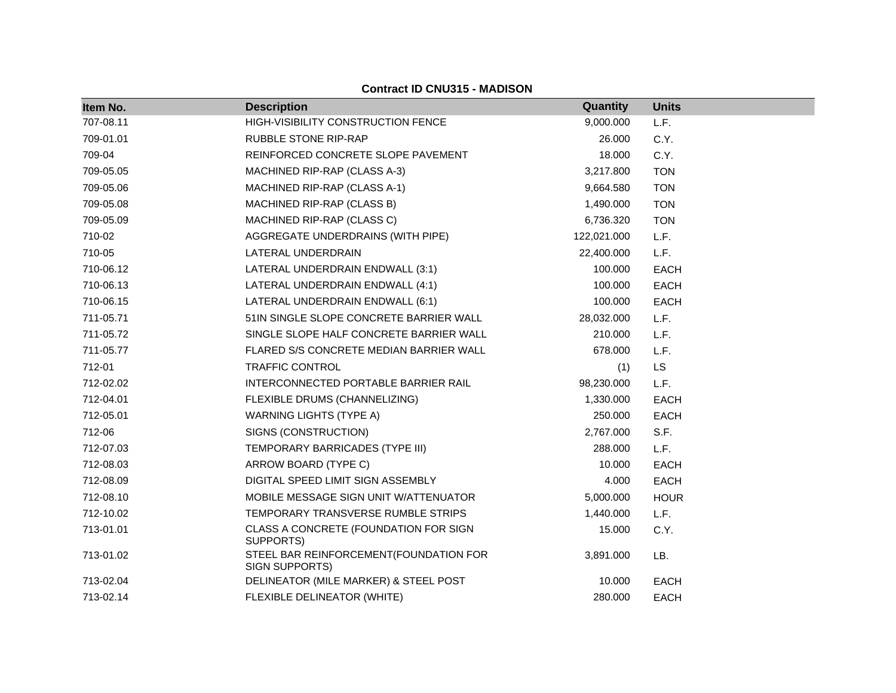**Contract ID CNU315 - MADISON**

| Item No. | Description | Quantity | Units |
|---|---|---|---|
| 707-08.11 | HIGH-VISIBILITY CONSTRUCTION FENCE | 9,000.000 | L.F. |
| 709-01.01 | RUBBLE STONE RIP-RAP | 26.000 | C.Y. |
| 709-04 | REINFORCED CONCRETE SLOPE PAVEMENT | 18.000 | C.Y. |
| 709-05.05 | MACHINED RIP-RAP (CLASS A-3) | 3,217.800 | TON |
| 709-05.06 | MACHINED RIP-RAP (CLASS A-1) | 9,664.580 | TON |
| 709-05.08 | MACHINED RIP-RAP (CLASS B) | 1,490.000 | TON |
| 709-05.09 | MACHINED RIP-RAP (CLASS C) | 6,736.320 | TON |
| 710-02 | AGGREGATE UNDERDRAINS (WITH PIPE) | 122,021.000 | L.F. |
| 710-05 | LATERAL UNDERDRAIN | 22,400.000 | L.F. |
| 710-06.12 | LATERAL UNDERDRAIN ENDWALL (3:1) | 100.000 | EACH |
| 710-06.13 | LATERAL UNDERDRAIN ENDWALL (4:1) | 100.000 | EACH |
| 710-06.15 | LATERAL UNDERDRAIN ENDWALL (6:1) | 100.000 | EACH |
| 711-05.71 | 51IN SINGLE SLOPE CONCRETE BARRIER WALL | 28,032.000 | L.F. |
| 711-05.72 | SINGLE SLOPE HALF CONCRETE BARRIER WALL | 210.000 | L.F. |
| 711-05.77 | FLARED S/S CONCRETE MEDIAN BARRIER WALL | 678.000 | L.F. |
| 712-01 | TRAFFIC CONTROL | (1) | LS |
| 712-02.02 | INTERCONNECTED PORTABLE BARRIER RAIL | 98,230.000 | L.F. |
| 712-04.01 | FLEXIBLE DRUMS (CHANNELIZING) | 1,330.000 | EACH |
| 712-05.01 | WARNING LIGHTS (TYPE A) | 250.000 | EACH |
| 712-06 | SIGNS (CONSTRUCTION) | 2,767.000 | S.F. |
| 712-07.03 | TEMPORARY BARRICADES (TYPE III) | 288.000 | L.F. |
| 712-08.03 | ARROW BOARD (TYPE C) | 10.000 | EACH |
| 712-08.09 | DIGITAL SPEED LIMIT SIGN ASSEMBLY | 4.000 | EACH |
| 712-08.10 | MOBILE MESSAGE SIGN UNIT W/ATTENUATOR | 5,000.000 | HOUR |
| 712-10.02 | TEMPORARY TRANSVERSE RUMBLE STRIPS | 1,440.000 | L.F. |
| 713-01.01 | CLASS A CONCRETE (FOUNDATION FOR SIGN SUPPORTS) | 15.000 | C.Y. |
| 713-01.02 | STEEL BAR REINFORCEMENT(FOUNDATION FOR SIGN SUPPORTS) | 3,891.000 | LB. |
| 713-02.04 | DELINEATOR (MILE MARKER) & STEEL POST | 10.000 | EACH |
| 713-02.14 | FLEXIBLE DELINEATOR (WHITE) | 280.000 | EACH |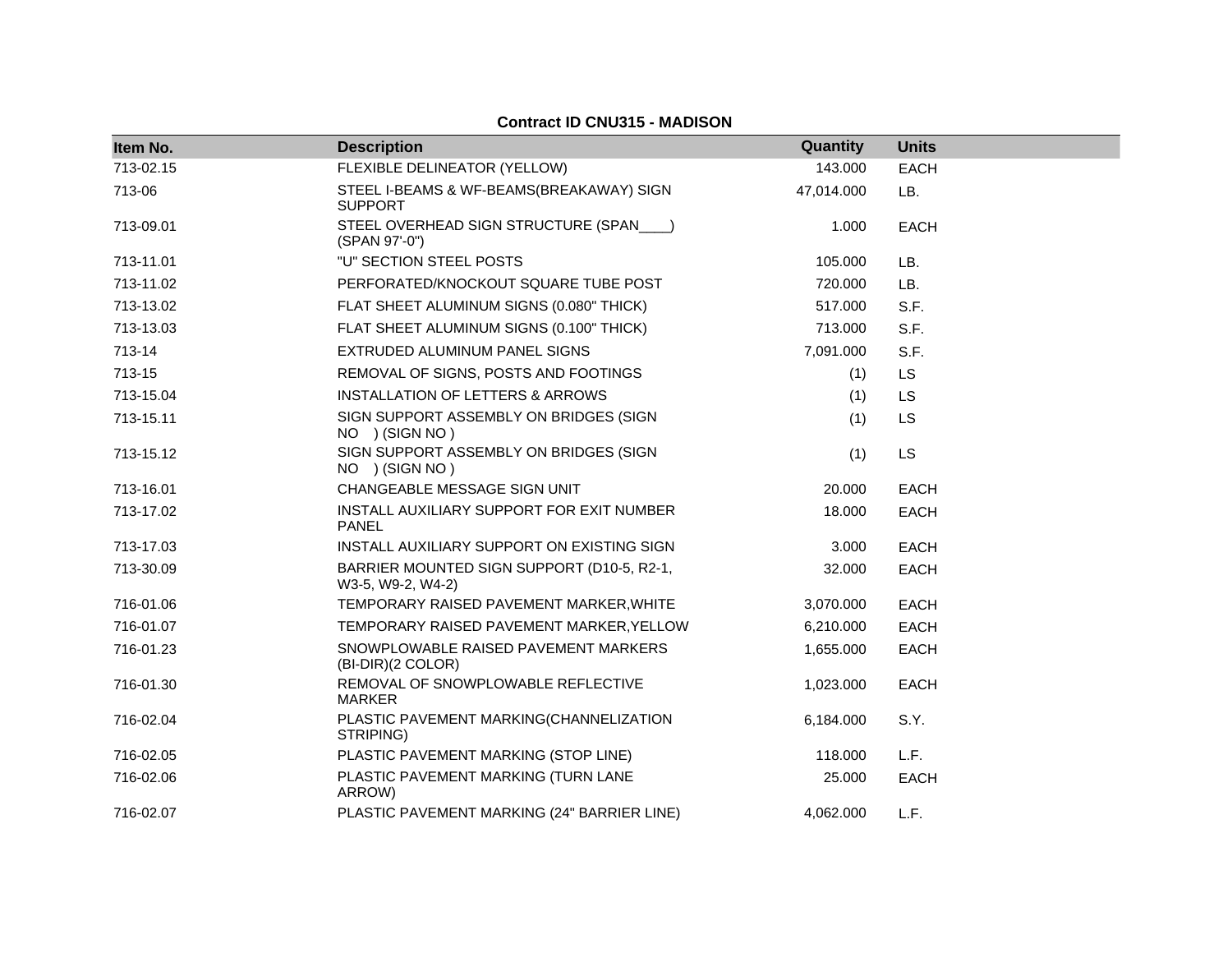**Contract ID CNU315 - MADISON**

| Item No. | Description | Quantity | Units |
|---|---|---|---|
| 713-02.15 | FLEXIBLE DELINEATOR (YELLOW) | 143.000 | EACH |
| 713-06 | STEEL I-BEAMS & WF-BEAMS(BREAKAWAY) SIGN SUPPORT | 47,014.000 | LB. |
| 713-09.01 | STEEL OVERHEAD SIGN STRUCTURE (SPAN____) (SPAN 97'-0") | 1.000 | EACH |
| 713-11.01 | "U" SECTION STEEL POSTS | 105.000 | LB. |
| 713-11.02 | PERFORATED/KNOCKOUT SQUARE TUBE POST | 720.000 | LB. |
| 713-13.02 | FLAT SHEET ALUMINUM SIGNS (0.080" THICK) | 517.000 | S.F. |
| 713-13.03 | FLAT SHEET ALUMINUM SIGNS (0.100" THICK) | 713.000 | S.F. |
| 713-14 | EXTRUDED ALUMINUM PANEL SIGNS | 7,091.000 | S.F. |
| 713-15 | REMOVAL OF SIGNS, POSTS AND FOOTINGS | (1) | LS |
| 713-15.04 | INSTALLATION OF LETTERS & ARROWS | (1) | LS |
| 713-15.11 | SIGN SUPPORT ASSEMBLY ON BRIDGES (SIGN NO ) (SIGN NO ) | (1) | LS |
| 713-15.12 | SIGN SUPPORT ASSEMBLY ON BRIDGES (SIGN NO ) (SIGN NO ) | (1) | LS |
| 713-16.01 | CHANGEABLE MESSAGE SIGN UNIT | 20.000 | EACH |
| 713-17.02 | INSTALL AUXILIARY SUPPORT FOR EXIT NUMBER PANEL | 18.000 | EACH |
| 713-17.03 | INSTALL AUXILIARY SUPPORT ON EXISTING SIGN | 3.000 | EACH |
| 713-30.09 | BARRIER MOUNTED SIGN SUPPORT (D10-5, R2-1, W3-5, W9-2, W4-2) | 32.000 | EACH |
| 716-01.06 | TEMPORARY RAISED PAVEMENT MARKER,WHITE | 3,070.000 | EACH |
| 716-01.07 | TEMPORARY RAISED PAVEMENT MARKER,YELLOW | 6,210.000 | EACH |
| 716-01.23 | SNOWPLOWABLE RAISED PAVEMENT MARKERS (BI-DIR)(2 COLOR) | 1,655.000 | EACH |
| 716-01.30 | REMOVAL OF SNOWPLOWABLE REFLECTIVE MARKER | 1,023.000 | EACH |
| 716-02.04 | PLASTIC PAVEMENT MARKING(CHANNELIZATION STRIPING) | 6,184.000 | S.Y. |
| 716-02.05 | PLASTIC PAVEMENT MARKING (STOP LINE) | 118.000 | L.F. |
| 716-02.06 | PLASTIC PAVEMENT MARKING (TURN LANE ARROW) | 25.000 | EACH |
| 716-02.07 | PLASTIC PAVEMENT MARKING (24" BARRIER LINE) | 4,062.000 | L.F. |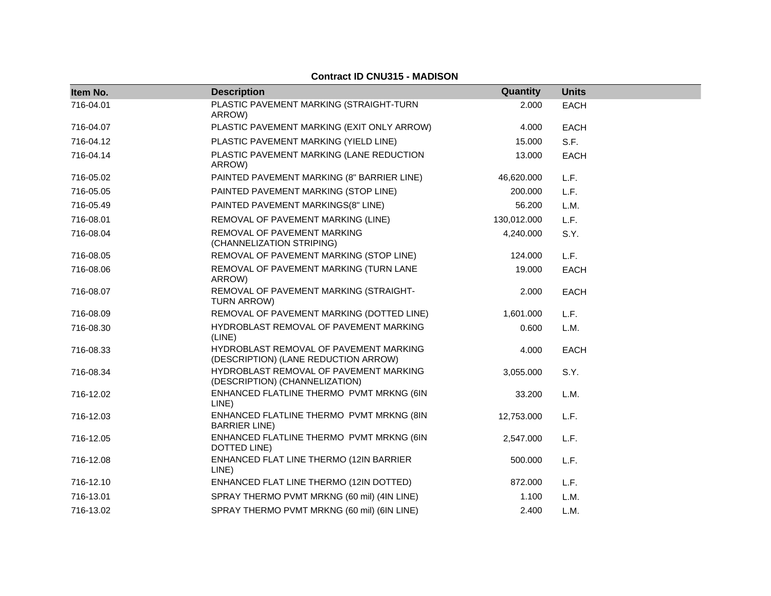**Contract ID CNU315 - MADISON**

| Item No. | Description | Quantity | Units |
|---|---|---|---|
| 716-04.01 | PLASTIC PAVEMENT MARKING (STRAIGHT-TURN ARROW) | 2.000 | EACH |
| 716-04.07 | PLASTIC PAVEMENT MARKING (EXIT ONLY ARROW) | 4.000 | EACH |
| 716-04.12 | PLASTIC PAVEMENT MARKING (YIELD LINE) | 15.000 | S.F. |
| 716-04.14 | PLASTIC PAVEMENT MARKING (LANE REDUCTION ARROW) | 13.000 | EACH |
| 716-05.02 | PAINTED PAVEMENT MARKING (8" BARRIER LINE) | 46,620.000 | L.F. |
| 716-05.05 | PAINTED PAVEMENT MARKING (STOP LINE) | 200.000 | L.F. |
| 716-05.49 | PAINTED PAVEMENT MARKINGS(8" LINE) | 56.200 | L.M. |
| 716-08.01 | REMOVAL OF PAVEMENT MARKING (LINE) | 130,012.000 | L.F. |
| 716-08.04 | REMOVAL OF PAVEMENT MARKING (CHANNELIZATION STRIPING) | 4,240.000 | S.Y. |
| 716-08.05 | REMOVAL OF PAVEMENT MARKING (STOP LINE) | 124.000 | L.F. |
| 716-08.06 | REMOVAL OF PAVEMENT MARKING (TURN LANE ARROW) | 19.000 | EACH |
| 716-08.07 | REMOVAL OF PAVEMENT MARKING (STRAIGHT-TURN ARROW) | 2.000 | EACH |
| 716-08.09 | REMOVAL OF PAVEMENT MARKING (DOTTED LINE) | 1,601.000 | L.F. |
| 716-08.30 | HYDROBLAST REMOVAL OF PAVEMENT MARKING (LINE) | 0.600 | L.M. |
| 716-08.33 | HYDROBLAST REMOVAL OF PAVEMENT MARKING (DESCRIPTION) (LANE REDUCTION ARROW) | 4.000 | EACH |
| 716-08.34 | HYDROBLAST REMOVAL OF PAVEMENT MARKING (DESCRIPTION) (CHANNELIZATION) | 3,055.000 | S.Y. |
| 716-12.02 | ENHANCED FLATLINE THERMO PVMT MRKNG (6IN LINE) | 33.200 | L.M. |
| 716-12.03 | ENHANCED FLATLINE THERMO PVMT MRKNG (8IN BARRIER LINE) | 12,753.000 | L.F. |
| 716-12.05 | ENHANCED FLATLINE THERMO PVMT MRKNG (6IN DOTTED LINE) | 2,547.000 | L.F. |
| 716-12.08 | ENHANCED FLAT LINE THERMO (12IN BARRIER LINE) | 500.000 | L.F. |
| 716-12.10 | ENHANCED FLAT LINE THERMO (12IN DOTTED) | 872.000 | L.F. |
| 716-13.01 | SPRAY THERMO PVMT MRKNG (60 mil) (4IN LINE) | 1.100 | L.M. |
| 716-13.02 | SPRAY THERMO PVMT MRKNG (60 mil) (6IN LINE) | 2.400 | L.M. |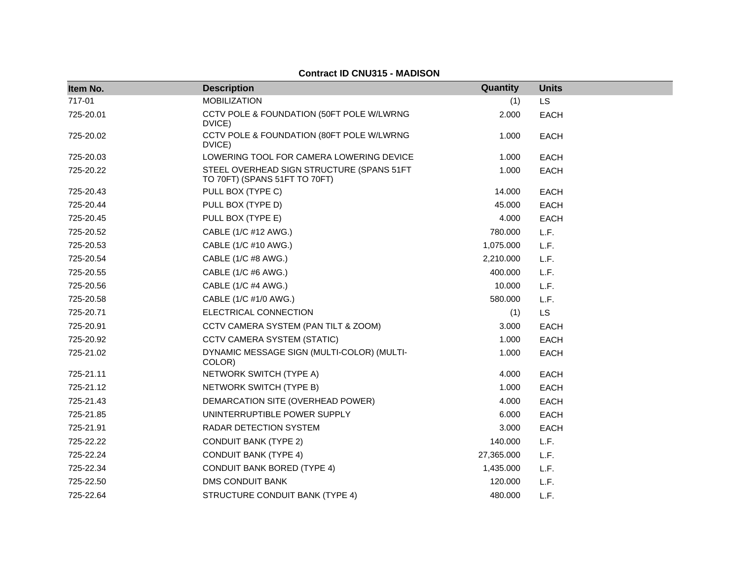**Contract ID CNU315 - MADISON**

| Item No. | Description | Quantity | Units |
|---|---|---|---|
| 717-01 | MOBILIZATION | (1) | LS |
| 725-20.01 | CCTV POLE & FOUNDATION (50FT POLE W/LWRNG DVICE) | 2.000 | EACH |
| 725-20.02 | CCTV POLE & FOUNDATION (80FT POLE W/LWRNG DVICE) | 1.000 | EACH |
| 725-20.03 | LOWERING TOOL FOR CAMERA LOWERING DEVICE | 1.000 | EACH |
| 725-20.22 | STEEL OVERHEAD SIGN STRUCTURE (SPANS 51FT TO 70FT) (SPANS 51FT TO 70FT) | 1.000 | EACH |
| 725-20.43 | PULL BOX (TYPE C) | 14.000 | EACH |
| 725-20.44 | PULL BOX (TYPE D) | 45.000 | EACH |
| 725-20.45 | PULL BOX (TYPE E) | 4.000 | EACH |
| 725-20.52 | CABLE (1/C #12 AWG.) | 780.000 | L.F. |
| 725-20.53 | CABLE (1/C #10 AWG.) | 1,075.000 | L.F. |
| 725-20.54 | CABLE (1/C #8 AWG.) | 2,210.000 | L.F. |
| 725-20.55 | CABLE (1/C #6 AWG.) | 400.000 | L.F. |
| 725-20.56 | CABLE (1/C #4 AWG.) | 10.000 | L.F. |
| 725-20.58 | CABLE (1/C #1/0 AWG.) | 580.000 | L.F. |
| 725-20.71 | ELECTRICAL CONNECTION | (1) | LS |
| 725-20.91 | CCTV CAMERA SYSTEM (PAN TILT & ZOOM) | 3.000 | EACH |
| 725-20.92 | CCTV CAMERA SYSTEM (STATIC) | 1.000 | EACH |
| 725-21.02 | DYNAMIC MESSAGE SIGN (MULTI-COLOR) (MULTI-COLOR) | 1.000 | EACH |
| 725-21.11 | NETWORK SWITCH (TYPE A) | 4.000 | EACH |
| 725-21.12 | NETWORK SWITCH (TYPE B) | 1.000 | EACH |
| 725-21.43 | DEMARCATION SITE (OVERHEAD POWER) | 4.000 | EACH |
| 725-21.85 | UNINTERRUPTIBLE POWER SUPPLY | 6.000 | EACH |
| 725-21.91 | RADAR DETECTION SYSTEM | 3.000 | EACH |
| 725-22.22 | CONDUIT BANK (TYPE 2) | 140.000 | L.F. |
| 725-22.24 | CONDUIT BANK (TYPE 4) | 27,365.000 | L.F. |
| 725-22.34 | CONDUIT BANK BORED (TYPE 4) | 1,435.000 | L.F. |
| 725-22.50 | DMS CONDUIT BANK | 120.000 | L.F. |
| 725-22.64 | STRUCTURE CONDUIT BANK (TYPE 4) | 480.000 | L.F. |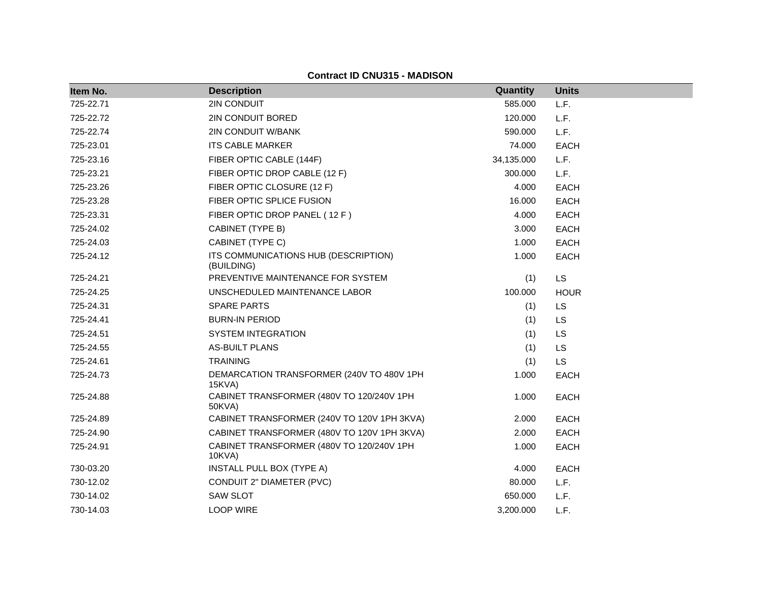**Contract ID CNU315 - MADISON**

| Item No. | Description | Quantity | Units |
| --- | --- | --- | --- |
| 725-22.71 | 2IN CONDUIT | 585.000 | L.F. |
| 725-22.72 | 2IN CONDUIT BORED | 120.000 | L.F. |
| 725-22.74 | 2IN CONDUIT W/BANK | 590.000 | L.F. |
| 725-23.01 | ITS CABLE MARKER | 74.000 | EACH |
| 725-23.16 | FIBER OPTIC CABLE (144F) | 34,135.000 | L.F. |
| 725-23.21 | FIBER OPTIC DROP CABLE (12 F) | 300.000 | L.F. |
| 725-23.26 | FIBER OPTIC CLOSURE (12 F) | 4.000 | EACH |
| 725-23.28 | FIBER OPTIC SPLICE FUSION | 16.000 | EACH |
| 725-23.31 | FIBER OPTIC DROP PANEL ( 12 F ) | 4.000 | EACH |
| 725-24.02 | CABINET (TYPE B) | 3.000 | EACH |
| 725-24.03 | CABINET (TYPE C) | 1.000 | EACH |
| 725-24.12 | ITS COMMUNICATIONS HUB (DESCRIPTION) (BUILDING) | 1.000 | EACH |
| 725-24.21 | PREVENTIVE MAINTENANCE FOR SYSTEM | (1) | LS |
| 725-24.25 | UNSCHEDULED MAINTENANCE LABOR | 100.000 | HOUR |
| 725-24.31 | SPARE PARTS | (1) | LS |
| 725-24.41 | BURN-IN PERIOD | (1) | LS |
| 725-24.51 | SYSTEM INTEGRATION | (1) | LS |
| 725-24.55 | AS-BUILT PLANS | (1) | LS |
| 725-24.61 | TRAINING | (1) | LS |
| 725-24.73 | DEMARCATION TRANSFORMER (240V TO 480V 1PH 15KVA) | 1.000 | EACH |
| 725-24.88 | CABINET TRANSFORMER (480V TO 120/240V 1PH 50KVA) | 1.000 | EACH |
| 725-24.89 | CABINET TRANSFORMER (240V TO 120V 1PH 3KVA) | 2.000 | EACH |
| 725-24.90 | CABINET TRANSFORMER (480V TO 120V 1PH 3KVA) | 2.000 | EACH |
| 725-24.91 | CABINET TRANSFORMER (480V TO 120/240V 1PH 10KVA) | 1.000 | EACH |
| 730-03.20 | INSTALL PULL BOX (TYPE A) | 4.000 | EACH |
| 730-12.02 | CONDUIT 2" DIAMETER (PVC) | 80.000 | L.F. |
| 730-14.02 | SAW SLOT | 650.000 | L.F. |
| 730-14.03 | LOOP WIRE | 3,200.000 | L.F. |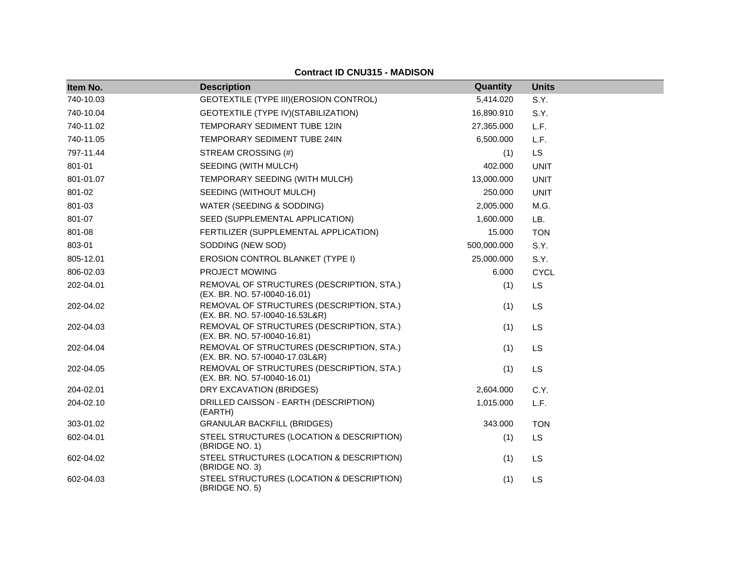**Contract ID CNU315 - MADISON**

| Item No. | Description | Quantity | Units |
|---|---|---|---|
| 740-10.03 | GEOTEXTILE (TYPE III)(EROSION CONTROL) | 5,414.020 | S.Y. |
| 740-10.04 | GEOTEXTILE (TYPE IV)(STABILIZATION) | 16,890.910 | S.Y. |
| 740-11.02 | TEMPORARY SEDIMENT TUBE 12IN | 27,365.000 | L.F. |
| 740-11.05 | TEMPORARY SEDIMENT TUBE 24IN | 6,500.000 | L.F. |
| 797-11.44 | STREAM CROSSING (#) | (1) | LS |
| 801-01 | SEEDING (WITH MULCH) | 402.000 | UNIT |
| 801-01.07 | TEMPORARY SEEDING (WITH MULCH) | 13,000.000 | UNIT |
| 801-02 | SEEDING (WITHOUT MULCH) | 250.000 | UNIT |
| 801-03 | WATER (SEEDING & SODDING) | 2,005.000 | M.G. |
| 801-07 | SEED (SUPPLEMENTAL APPLICATION) | 1,600.000 | LB. |
| 801-08 | FERTILIZER (SUPPLEMENTAL APPLICATION) | 15.000 | TON |
| 803-01 | SODDING (NEW SOD) | 500,000.000 | S.Y. |
| 805-12.01 | EROSION CONTROL BLANKET (TYPE I) | 25,000.000 | S.Y. |
| 806-02.03 | PROJECT MOWING | 6.000 | CYCL |
| 202-04.01 | REMOVAL OF STRUCTURES (DESCRIPTION, STA.) (EX. BR. NO. 57-I0040-16.01) | (1) | LS |
| 202-04.02 | REMOVAL OF STRUCTURES (DESCRIPTION, STA.) (EX. BR. NO. 57-I0040-16.53L&R) | (1) | LS |
| 202-04.03 | REMOVAL OF STRUCTURES (DESCRIPTION, STA.) (EX. BR. NO. 57-I0040-16.81) | (1) | LS |
| 202-04.04 | REMOVAL OF STRUCTURES (DESCRIPTION, STA.) (EX. BR. NO. 57-I0040-17.03L&R) | (1) | LS |
| 202-04.05 | REMOVAL OF STRUCTURES (DESCRIPTION, STA.) (EX. BR. NO. 57-I0040-16.01) | (1) | LS |
| 204-02.01 | DRY EXCAVATION (BRIDGES) | 2,604.000 | C.Y. |
| 204-02.10 | DRILLED CAISSON - EARTH (DESCRIPTION) (EARTH) | 1,015.000 | L.F. |
| 303-01.02 | GRANULAR BACKFILL (BRIDGES) | 343.000 | TON |
| 602-04.01 | STEEL STRUCTURES (LOCATION & DESCRIPTION) (BRIDGE NO. 1) | (1) | LS |
| 602-04.02 | STEEL STRUCTURES (LOCATION & DESCRIPTION) (BRIDGE NO. 3) | (1) | LS |
| 602-04.03 | STEEL STRUCTURES (LOCATION & DESCRIPTION) (BRIDGE NO. 5) | (1) | LS |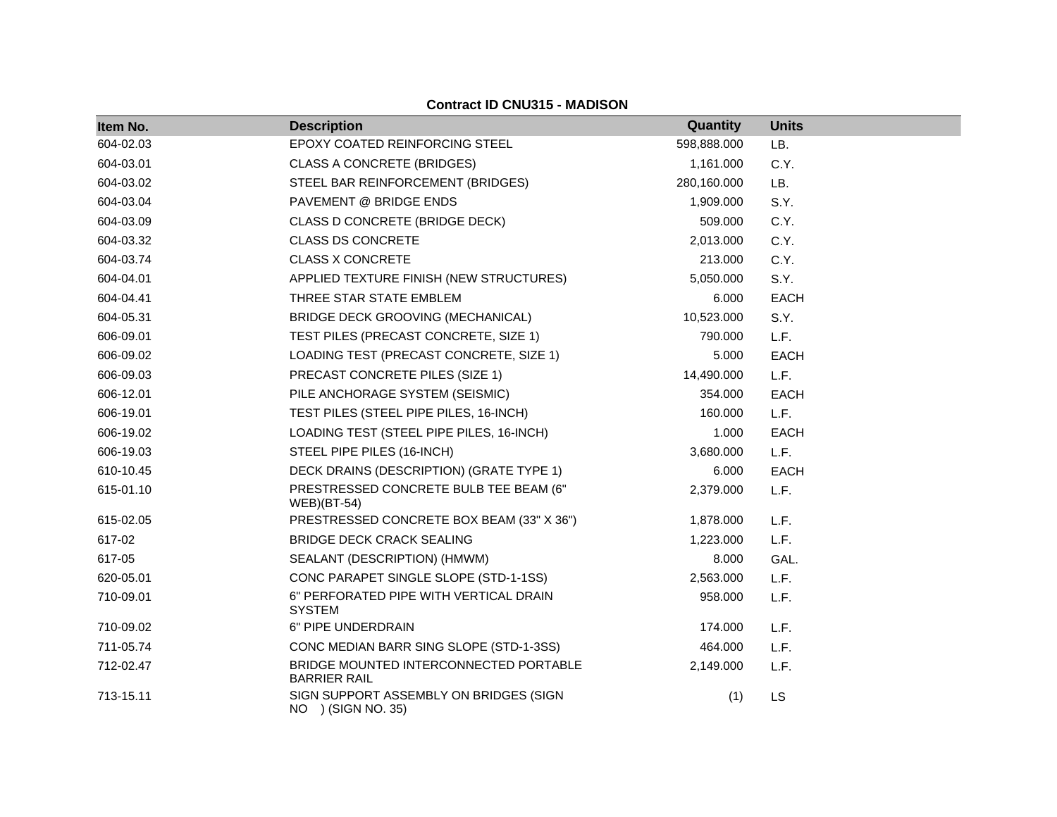**Contract ID CNU315 - MADISON**

| Item No. | Description | Quantity | Units |
|---|---|---|---|
| 604-02.03 | EPOXY COATED REINFORCING STEEL | 598,888.000 | LB. |
| 604-03.01 | CLASS A CONCRETE (BRIDGES) | 1,161.000 | C.Y. |
| 604-03.02 | STEEL BAR REINFORCEMENT (BRIDGES) | 280,160.000 | LB. |
| 604-03.04 | PAVEMENT @ BRIDGE ENDS | 1,909.000 | S.Y. |
| 604-03.09 | CLASS D CONCRETE (BRIDGE DECK) | 509.000 | C.Y. |
| 604-03.32 | CLASS DS CONCRETE | 2,013.000 | C.Y. |
| 604-03.74 | CLASS X CONCRETE | 213.000 | C.Y. |
| 604-04.01 | APPLIED TEXTURE FINISH (NEW STRUCTURES) | 5,050.000 | S.Y. |
| 604-04.41 | THREE STAR STATE EMBLEM | 6.000 | EACH |
| 604-05.31 | BRIDGE DECK GROOVING (MECHANICAL) | 10,523.000 | S.Y. |
| 606-09.01 | TEST PILES (PRECAST CONCRETE, SIZE 1) | 790.000 | L.F. |
| 606-09.02 | LOADING TEST (PRECAST CONCRETE, SIZE 1) | 5.000 | EACH |
| 606-09.03 | PRECAST CONCRETE PILES (SIZE 1) | 14,490.000 | L.F. |
| 606-12.01 | PILE ANCHORAGE SYSTEM (SEISMIC) | 354.000 | EACH |
| 606-19.01 | TEST PILES (STEEL PIPE PILES, 16-INCH) | 160.000 | L.F. |
| 606-19.02 | LOADING TEST (STEEL PIPE PILES, 16-INCH) | 1.000 | EACH |
| 606-19.03 | STEEL PIPE PILES (16-INCH) | 3,680.000 | L.F. |
| 610-10.45 | DECK DRAINS (DESCRIPTION) (GRATE TYPE 1) | 6.000 | EACH |
| 615-01.10 | PRESTRESSED CONCRETE BULB TEE BEAM (6" WEB)(BT-54) | 2,379.000 | L.F. |
| 615-02.05 | PRESTRESSED CONCRETE BOX BEAM (33" X 36") | 1,878.000 | L.F. |
| 617-02 | BRIDGE DECK CRACK SEALING | 1,223.000 | L.F. |
| 617-05 | SEALANT (DESCRIPTION) (HMWM) | 8.000 | GAL. |
| 620-05.01 | CONC PARAPET SINGLE SLOPE (STD-1-1SS) | 2,563.000 | L.F. |
| 710-09.01 | 6" PERFORATED PIPE WITH VERTICAL DRAIN SYSTEM | 958.000 | L.F. |
| 710-09.02 | 6" PIPE UNDERDRAIN | 174.000 | L.F. |
| 711-05.74 | CONC MEDIAN BARR SING SLOPE (STD-1-3SS) | 464.000 | L.F. |
| 712-02.47 | BRIDGE MOUNTED INTERCONNECTED PORTABLE BARRIER RAIL | 2,149.000 | L.F. |
| 713-15.11 | SIGN SUPPORT ASSEMBLY ON BRIDGES (SIGN NO ) (SIGN NO. 35) | (1) | LS |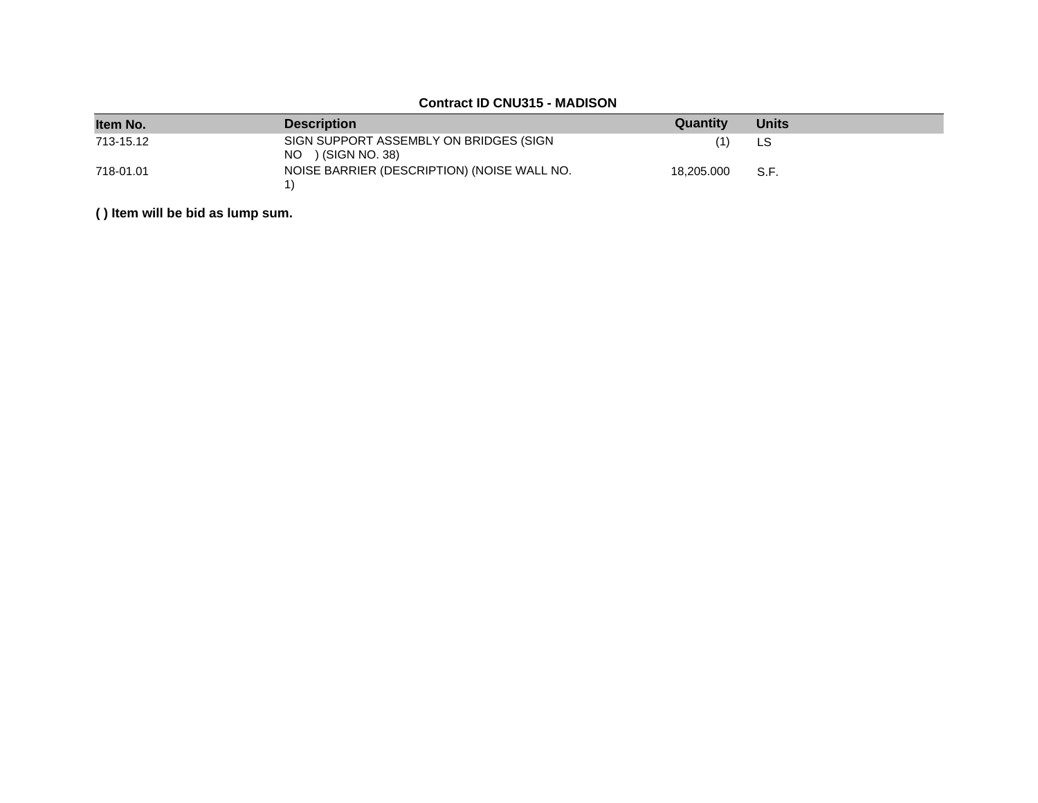**Contract ID CNU315 - MADISON**

| Item No. | Description | Quantity | Units |
|---|---|---|---|
| 713-15.12 | SIGN SUPPORT ASSEMBLY ON BRIDGES (SIGN NO ) (SIGN NO. 38) | (1) | LS |
| 718-01.01 | NOISE BARRIER (DESCRIPTION) (NOISE WALL NO. 1) | 18,205.000 | S.F. |

**( ) Item will be bid as lump sum.**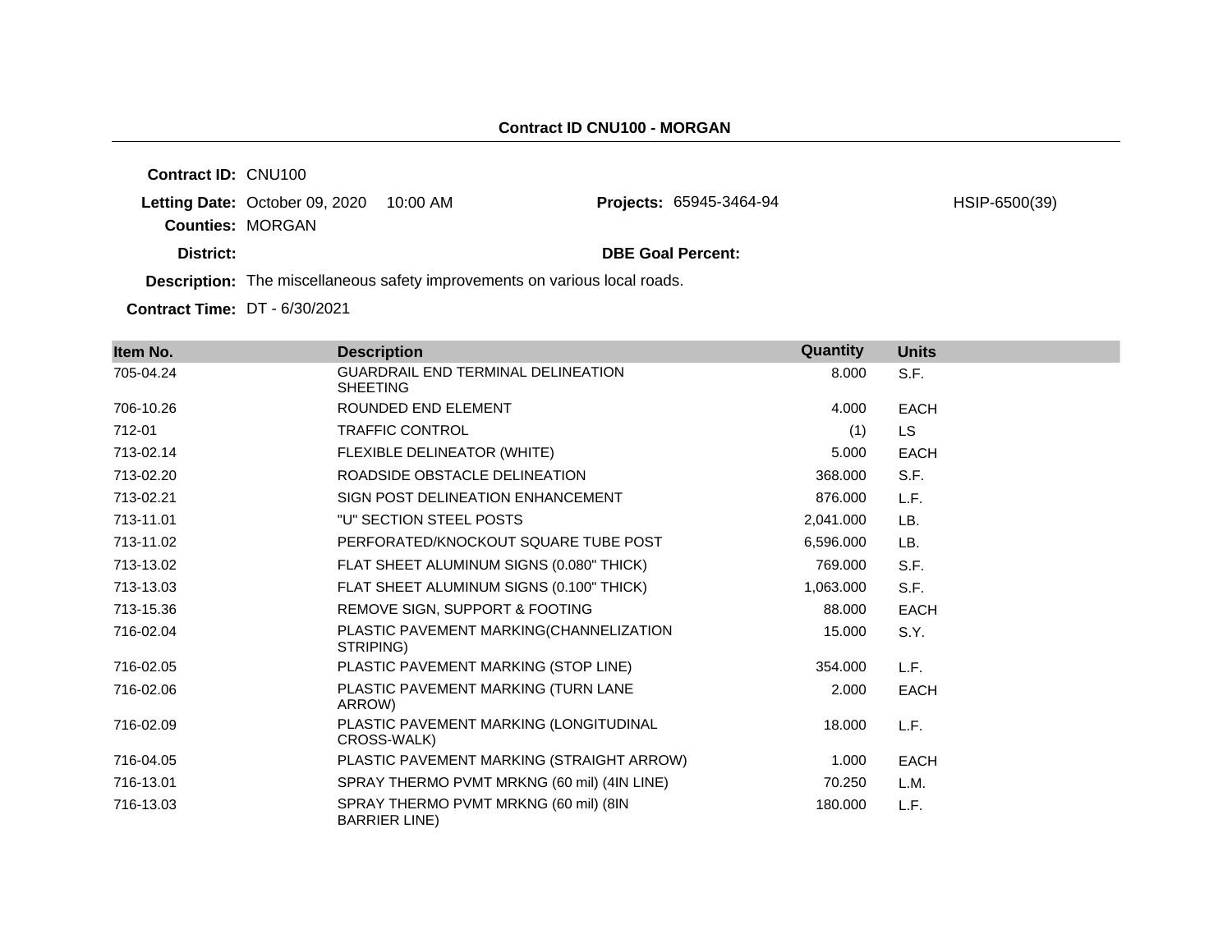## Contract ID CNU100 - MORGAN

**Contract ID:** CNU100

**Letting Date:** October 09, 2020 10:00 AM

**Projects:** 65945-3464-94 HSIP-6500(39)

**Counties:** MORGAN

**District:**

**DBE Goal Percent:**

**Description:** The miscellaneous safety improvements on various local roads.

**Contract Time:** DT - 6/30/2021

| Item No. | Description | Quantity | Units |
|---|---|---|---|
| 705-04.24 | GUARDRAIL END TERMINAL DELINEATION SHEETING | 8.000 | S.F. |
| 706-10.26 | ROUNDED END ELEMENT | 4.000 | EACH |
| 712-01 | TRAFFIC CONTROL | (1) | LS |
| 713-02.14 | FLEXIBLE DELINEATOR (WHITE) | 5.000 | EACH |
| 713-02.20 | ROADSIDE OBSTACLE DELINEATION | 368.000 | S.F. |
| 713-02.21 | SIGN POST DELINEATION ENHANCEMENT | 876.000 | L.F. |
| 713-11.01 | "U" SECTION STEEL POSTS | 2,041.000 | LB. |
| 713-11.02 | PERFORATED/KNOCKOUT SQUARE TUBE POST | 6,596.000 | LB. |
| 713-13.02 | FLAT SHEET ALUMINUM SIGNS (0.080" THICK) | 769.000 | S.F. |
| 713-13.03 | FLAT SHEET ALUMINUM SIGNS (0.100" THICK) | 1,063.000 | S.F. |
| 713-15.36 | REMOVE SIGN, SUPPORT & FOOTING | 88.000 | EACH |
| 716-02.04 | PLASTIC PAVEMENT MARKING(CHANNELIZATION STRIPING) | 15.000 | S.Y. |
| 716-02.05 | PLASTIC PAVEMENT MARKING (STOP LINE) | 354.000 | L.F. |
| 716-02.06 | PLASTIC PAVEMENT MARKING (TURN LANE ARROW) | 2.000 | EACH |
| 716-02.09 | PLASTIC PAVEMENT MARKING (LONGITUDINAL CROSS-WALK) | 18.000 | L.F. |
| 716-04.05 | PLASTIC PAVEMENT MARKING (STRAIGHT ARROW) | 1.000 | EACH |
| 716-13.01 | SPRAY THERMO PVMT MRKNG (60 mil) (4IN LINE) | 70.250 | L.M. |
| 716-13.03 | SPRAY THERMO PVMT MRKNG (60 mil) (8IN BARRIER LINE) | 180.000 | L.F. |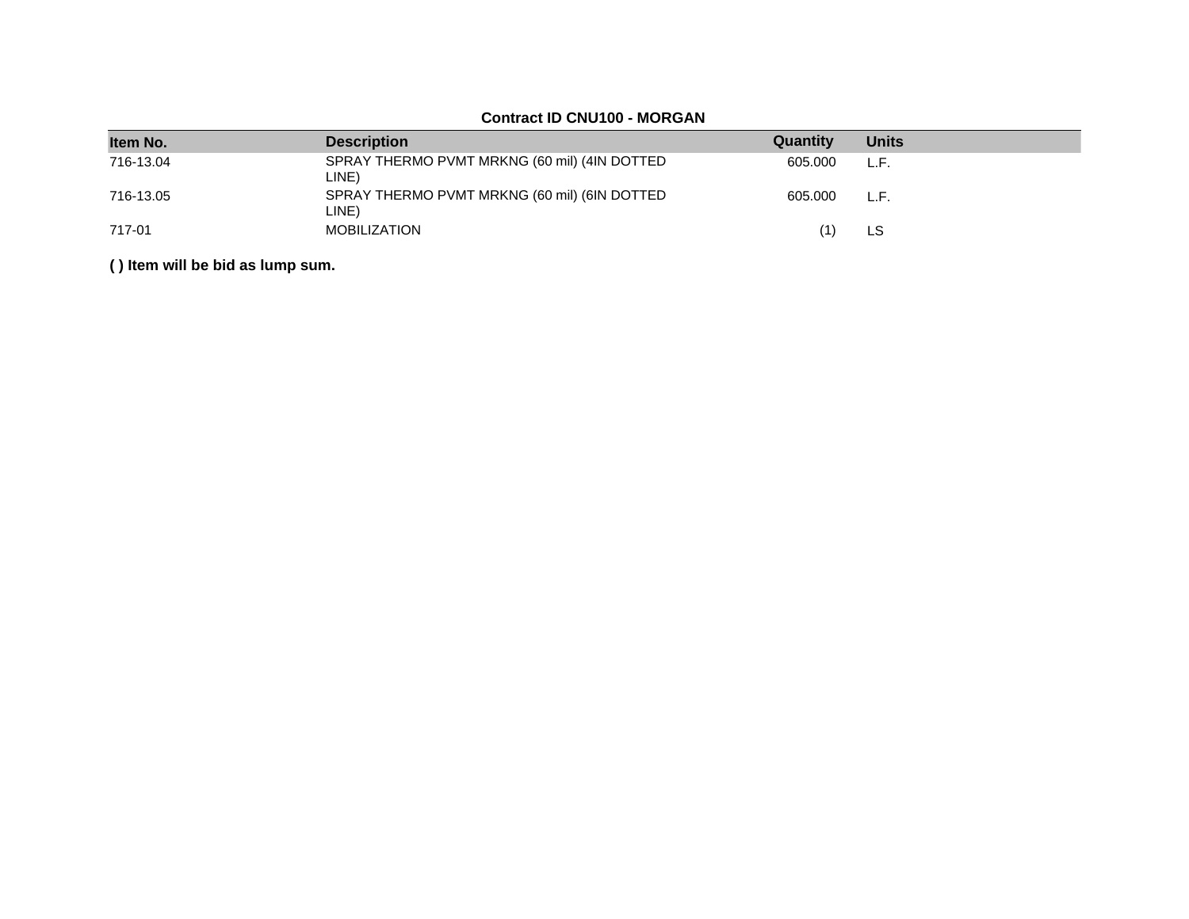**Contract ID CNU100 - MORGAN**

| Item No. | Description | Quantity | Units |
|---|---|---|---|
| 716-13.04 | SPRAY THERMO PVMT MRKNG (60 mil) (4IN DOTTED LINE) | 605.000 | L.F. |
| 716-13.05 | SPRAY THERMO PVMT MRKNG (60 mil) (6IN DOTTED LINE) | 605.000 | L.F. |
| 717-01 | MOBILIZATION | (1) | LS |

**( ) Item will be bid as lump sum.**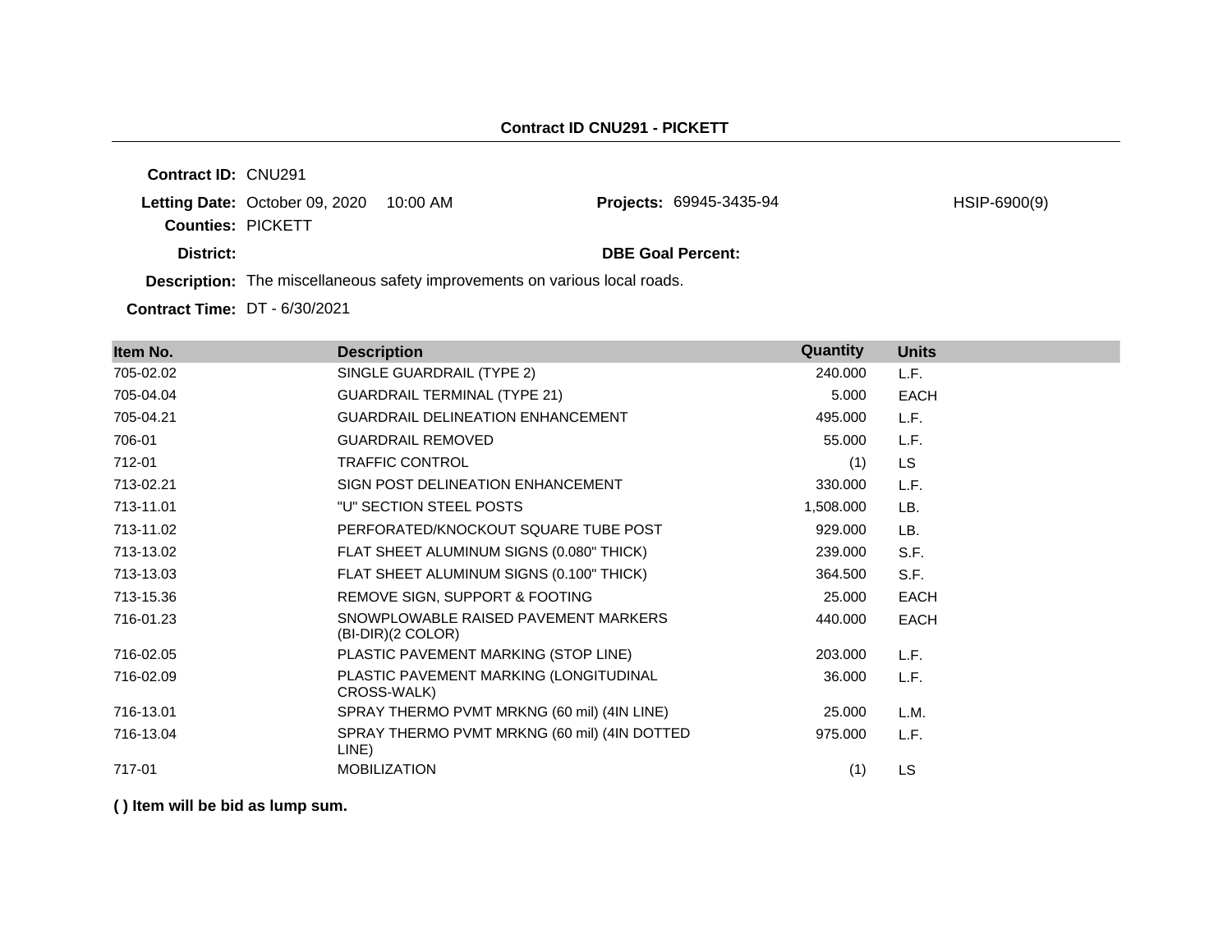## Contract ID CNU291 - PICKETT

**Contract ID:** CNU291

**Letting Date:** October 09, 2020 10:00 AM

**Projects:** 69945-3435-94 HSIP-6900(9)

**Counties:** PICKETT

**District:**

**DBE Goal Percent:**

**Description:** The miscellaneous safety improvements on various local roads.

**Contract Time:** DT - 6/30/2021

| Item No. | Description | Quantity | Units |
|---|---|---|---|
| 705-02.02 | SINGLE GUARDRAIL (TYPE 2) | 240.000 | L.F. |
| 705-04.04 | GUARDRAIL TERMINAL (TYPE 21) | 5.000 | EACH |
| 705-04.21 | GUARDRAIL DELINEATION ENHANCEMENT | 495.000 | L.F. |
| 706-01 | GUARDRAIL REMOVED | 55.000 | L.F. |
| 712-01 | TRAFFIC CONTROL | (1) | LS |
| 713-02.21 | SIGN POST DELINEATION ENHANCEMENT | 330.000 | L.F. |
| 713-11.01 | "U" SECTION STEEL POSTS | 1,508.000 | LB. |
| 713-11.02 | PERFORATED/KNOCKOUT SQUARE TUBE POST | 929.000 | LB. |
| 713-13.02 | FLAT SHEET ALUMINUM SIGNS (0.080" THICK) | 239.000 | S.F. |
| 713-13.03 | FLAT SHEET ALUMINUM SIGNS (0.100" THICK) | 364.500 | S.F. |
| 713-15.36 | REMOVE SIGN, SUPPORT & FOOTING | 25.000 | EACH |
| 716-01.23 | SNOWPLOWABLE RAISED PAVEMENT MARKERS (BI-DIR)(2 COLOR) | 440.000 | EACH |
| 716-02.05 | PLASTIC PAVEMENT MARKING (STOP LINE) | 203.000 | L.F. |
| 716-02.09 | PLASTIC PAVEMENT MARKING (LONGITUDINAL CROSS-WALK) | 36.000 | L.F. |
| 716-13.01 | SPRAY THERMO PVMT MRKNG (60 mil) (4IN LINE) | 25.000 | L.M. |
| 716-13.04 | SPRAY THERMO PVMT MRKNG (60 mil) (4IN DOTTED LINE) | 975.000 | L.F. |
| 717-01 | MOBILIZATION | (1) | LS |

**( ) Item will be bid as lump sum.**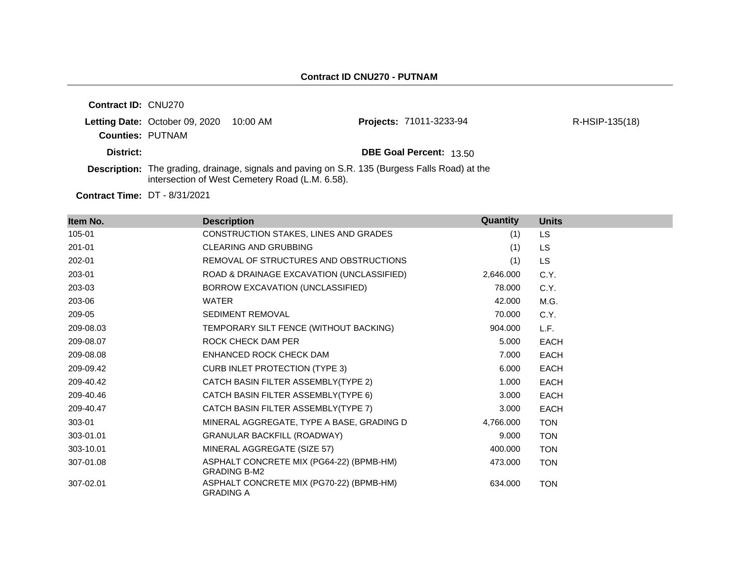**Contract ID CNU270 - PUTNAM**

**Contract ID:** CNU270

**Letting Date:** October 09, 2020 10:00 AM

**Projects:** 71011-3233-94 R-HSIP-135(18)

**Counties:** PUTNAM

**District:**

**DBE Goal Percent:** 13.50

**Description:** The grading, drainage, signals and paving on S.R. 135 (Burgess Falls Road) at the intersection of West Cemetery Road (L.M. 6.58).

**Contract Time:** DT - 8/31/2021

| Item No. | Description | Quantity | Units |
|---|---|---|---|
| 105-01 | CONSTRUCTION STAKES, LINES AND GRADES | (1) | LS |
| 201-01 | CLEARING AND GRUBBING | (1) | LS |
| 202-01 | REMOVAL OF STRUCTURES AND OBSTRUCTIONS | (1) | LS |
| 203-01 | ROAD & DRAINAGE EXCAVATION (UNCLASSIFIED) | 2,646.000 | C.Y. |
| 203-03 | BORROW EXCAVATION (UNCLASSIFIED) | 78.000 | C.Y. |
| 203-06 | WATER | 42.000 | M.G. |
| 209-05 | SEDIMENT REMOVAL | 70.000 | C.Y. |
| 209-08.03 | TEMPORARY SILT FENCE (WITHOUT BACKING) | 904.000 | L.F. |
| 209-08.07 | ROCK CHECK DAM PER | 5.000 | EACH |
| 209-08.08 | ENHANCED ROCK CHECK DAM | 7.000 | EACH |
| 209-09.42 | CURB INLET PROTECTION (TYPE 3) | 6.000 | EACH |
| 209-40.42 | CATCH BASIN FILTER ASSEMBLY(TYPE 2) | 1.000 | EACH |
| 209-40.46 | CATCH BASIN FILTER ASSEMBLY(TYPE 6) | 3.000 | EACH |
| 209-40.47 | CATCH BASIN FILTER ASSEMBLY(TYPE 7) | 3.000 | EACH |
| 303-01 | MINERAL AGGREGATE, TYPE A BASE, GRADING D | 4,766.000 | TON |
| 303-01.01 | GRANULAR BACKFILL (ROADWAY) | 9.000 | TON |
| 303-10.01 | MINERAL AGGREGATE (SIZE 57) | 400.000 | TON |
| 307-01.08 | ASPHALT CONCRETE MIX (PG64-22) (BPMB-HM) GRADING B-M2 | 473.000 | TON |
| 307-02.01 | ASPHALT CONCRETE MIX (PG70-22) (BPMB-HM) GRADING A | 634.000 | TON |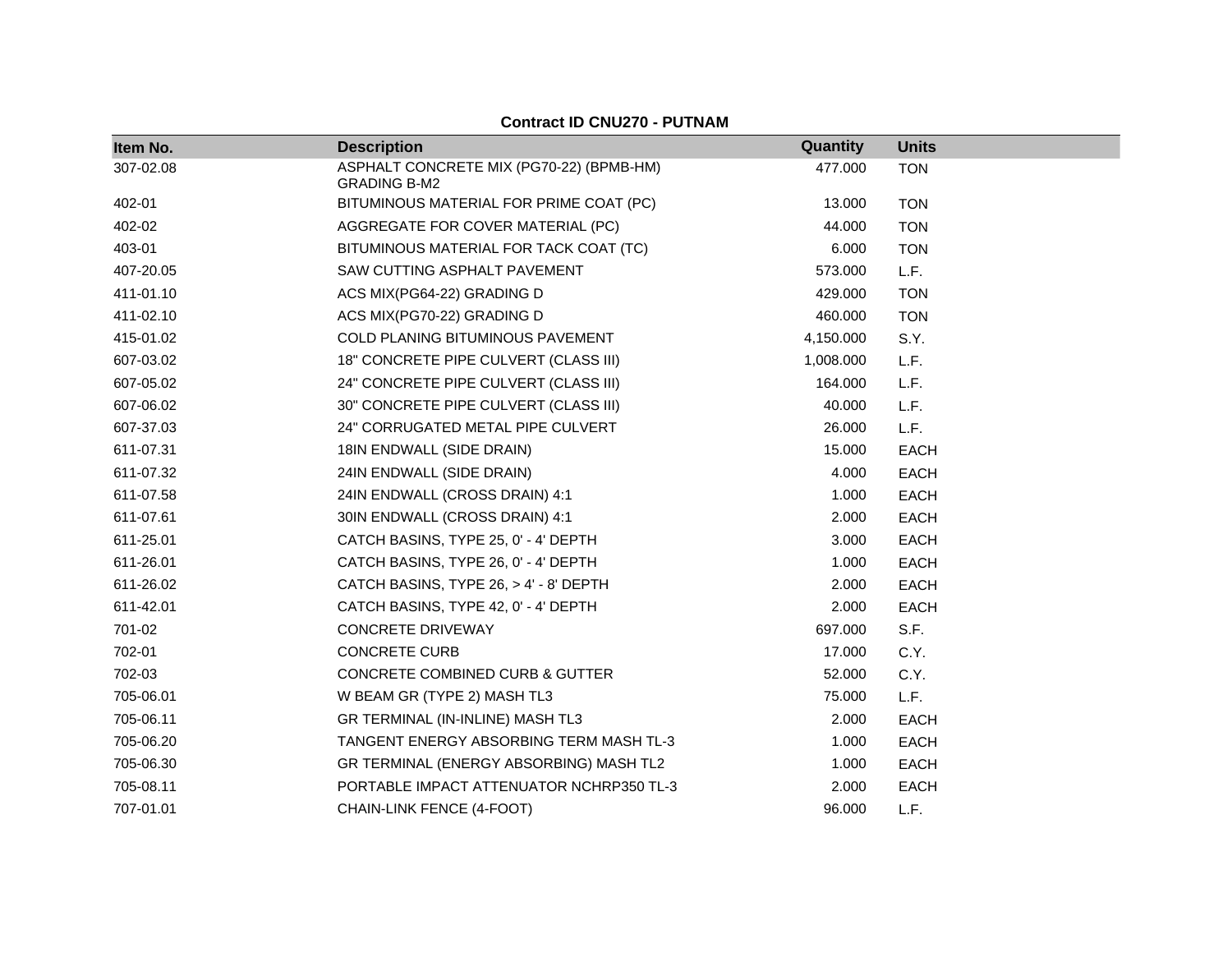**Contract ID CNU270 - PUTNAM**

| Item No. | Description | Quantity | Units |
|---|---|---|---|
| 307-02.08 | ASPHALT CONCRETE MIX (PG70-22) (BPMB-HM) GRADING B-M2 | 477.000 | TON |
| 402-01 | BITUMINOUS MATERIAL FOR PRIME COAT (PC) | 13.000 | TON |
| 402-02 | AGGREGATE FOR COVER MATERIAL (PC) | 44.000 | TON |
| 403-01 | BITUMINOUS MATERIAL FOR TACK COAT (TC) | 6.000 | TON |
| 407-20.05 | SAW CUTTING ASPHALT PAVEMENT | 573.000 | L.F. |
| 411-01.10 | ACS MIX(PG64-22) GRADING D | 429.000 | TON |
| 411-02.10 | ACS MIX(PG70-22) GRADING D | 460.000 | TON |
| 415-01.02 | COLD PLANING BITUMINOUS PAVEMENT | 4,150.000 | S.Y. |
| 607-03.02 | 18" CONCRETE PIPE CULVERT (CLASS III) | 1,008.000 | L.F. |
| 607-05.02 | 24" CONCRETE PIPE CULVERT (CLASS III) | 164.000 | L.F. |
| 607-06.02 | 30" CONCRETE PIPE CULVERT (CLASS III) | 40.000 | L.F. |
| 607-37.03 | 24" CORRUGATED METAL PIPE CULVERT | 26.000 | L.F. |
| 611-07.31 | 18IN ENDWALL (SIDE DRAIN) | 15.000 | EACH |
| 611-07.32 | 24IN ENDWALL (SIDE DRAIN) | 4.000 | EACH |
| 611-07.58 | 24IN ENDWALL (CROSS DRAIN) 4:1 | 1.000 | EACH |
| 611-07.61 | 30IN ENDWALL (CROSS DRAIN) 4:1 | 2.000 | EACH |
| 611-25.01 | CATCH BASINS, TYPE 25, 0' - 4' DEPTH | 3.000 | EACH |
| 611-26.01 | CATCH BASINS, TYPE 26, 0' - 4' DEPTH | 1.000 | EACH |
| 611-26.02 | CATCH BASINS, TYPE 26, > 4' - 8' DEPTH | 2.000 | EACH |
| 611-42.01 | CATCH BASINS, TYPE 42, 0' - 4' DEPTH | 2.000 | EACH |
| 701-02 | CONCRETE DRIVEWAY | 697.000 | S.F. |
| 702-01 | CONCRETE CURB | 17.000 | C.Y. |
| 702-03 | CONCRETE COMBINED CURB & GUTTER | 52.000 | C.Y. |
| 705-06.01 | W BEAM GR (TYPE 2) MASH TL3 | 75.000 | L.F. |
| 705-06.11 | GR TERMINAL (IN-INLINE) MASH TL3 | 2.000 | EACH |
| 705-06.20 | TANGENT ENERGY ABSORBING TERM MASH TL-3 | 1.000 | EACH |
| 705-06.30 | GR TERMINAL (ENERGY ABSORBING) MASH TL2 | 1.000 | EACH |
| 705-08.11 | PORTABLE IMPACT ATTENUATOR NCHRP350 TL-3 | 2.000 | EACH |
| 707-01.01 | CHAIN-LINK FENCE (4-FOOT) | 96.000 | L.F. |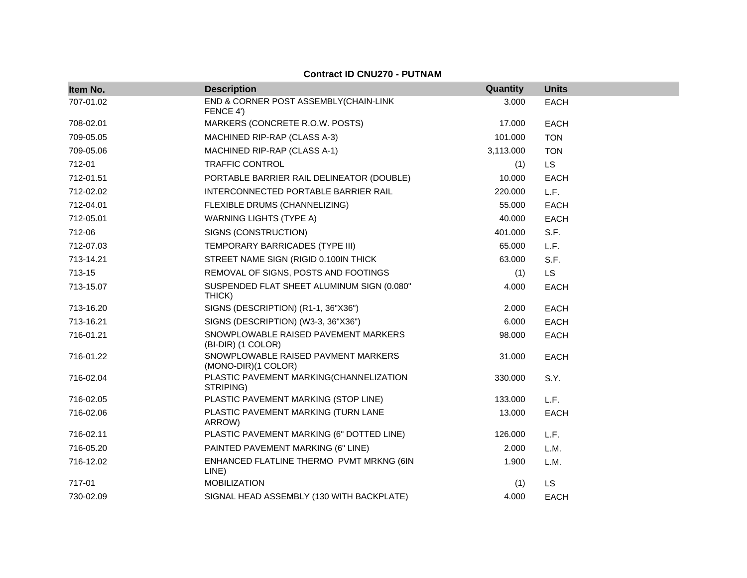**Contract ID CNU270 - PUTNAM**

| Item No. | Description | Quantity | Units |
|---|---|---|---|
| 707-01.02 | END & CORNER POST ASSEMBLY(CHAIN-LINK FENCE 4') | 3.000 | EACH |
| 708-02.01 | MARKERS (CONCRETE R.O.W. POSTS) | 17.000 | EACH |
| 709-05.05 | MACHINED RIP-RAP (CLASS A-3) | 101.000 | TON |
| 709-05.06 | MACHINED RIP-RAP (CLASS A-1) | 3,113.000 | TON |
| 712-01 | TRAFFIC CONTROL | (1) | LS |
| 712-01.51 | PORTABLE BARRIER RAIL DELINEATOR (DOUBLE) | 10.000 | EACH |
| 712-02.02 | INTERCONNECTED PORTABLE BARRIER RAIL | 220.000 | L.F. |
| 712-04.01 | FLEXIBLE DRUMS (CHANNELIZING) | 55.000 | EACH |
| 712-05.01 | WARNING LIGHTS (TYPE A) | 40.000 | EACH |
| 712-06 | SIGNS (CONSTRUCTION) | 401.000 | S.F. |
| 712-07.03 | TEMPORARY BARRICADES (TYPE III) | 65.000 | L.F. |
| 713-14.21 | STREET NAME SIGN (RIGID 0.100IN THICK | 63.000 | S.F. |
| 713-15 | REMOVAL OF SIGNS, POSTS AND FOOTINGS | (1) | LS |
| 713-15.07 | SUSPENDED FLAT SHEET ALUMINUM SIGN (0.080" THICK) | 4.000 | EACH |
| 713-16.20 | SIGNS (DESCRIPTION) (R1-1, 36"X36") | 2.000 | EACH |
| 713-16.21 | SIGNS (DESCRIPTION) (W3-3, 36"X36") | 6.000 | EACH |
| 716-01.21 | SNOWPLOWABLE RAISED PAVEMENT MARKERS (BI-DIR) (1 COLOR) | 98.000 | EACH |
| 716-01.22 | SNOWPLOWABLE RAISED PAVMENT MARKERS (MONO-DIR)(1 COLOR) | 31.000 | EACH |
| 716-02.04 | PLASTIC PAVEMENT MARKING(CHANNELIZATION STRIPING) | 330.000 | S.Y. |
| 716-02.05 | PLASTIC PAVEMENT MARKING (STOP LINE) | 133.000 | L.F. |
| 716-02.06 | PLASTIC PAVEMENT MARKING (TURN LANE ARROW) | 13.000 | EACH |
| 716-02.11 | PLASTIC PAVEMENT MARKING (6" DOTTED LINE) | 126.000 | L.F. |
| 716-05.20 | PAINTED PAVEMENT MARKING (6" LINE) | 2.000 | L.M. |
| 716-12.02 | ENHANCED FLATLINE THERMO PVMT MRKNG (6IN LINE) | 1.900 | L.M. |
| 717-01 | MOBILIZATION | (1) | LS |
| 730-02.09 | SIGNAL HEAD ASSEMBLY (130 WITH BACKPLATE) | 4.000 | EACH |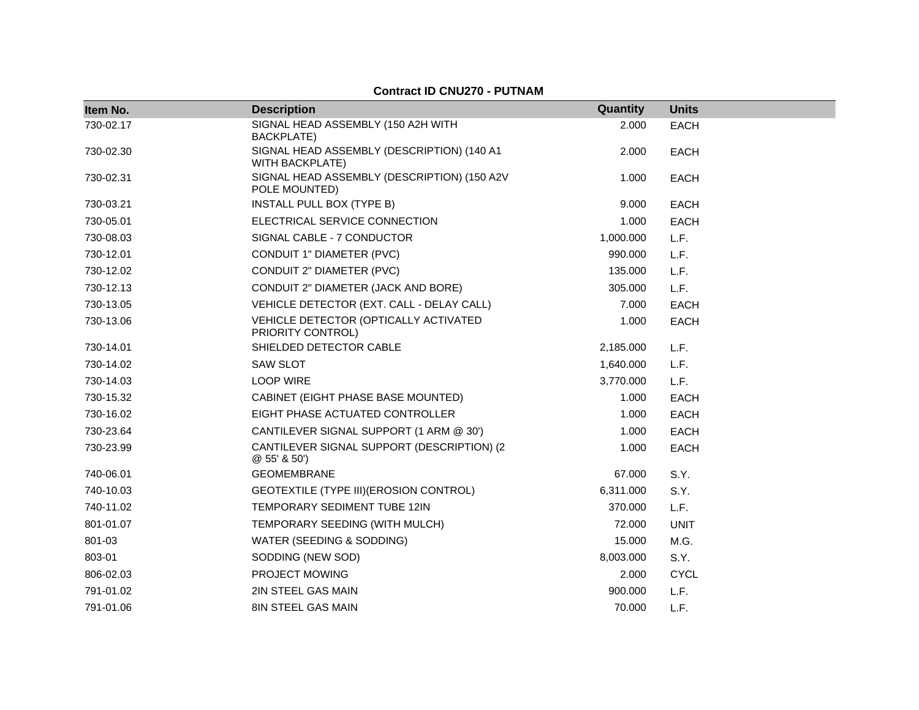**Contract ID CNU270 - PUTNAM**

| Item No. | Description | Quantity | Units |
|---|---|---|---|
| 730-02.17 | SIGNAL HEAD ASSEMBLY (150 A2H WITH BACKPLATE) | 2.000 | EACH |
| 730-02.30 | SIGNAL HEAD ASSEMBLY (DESCRIPTION) (140 A1 WITH BACKPLATE) | 2.000 | EACH |
| 730-02.31 | SIGNAL HEAD ASSEMBLY (DESCRIPTION) (150 A2V POLE MOUNTED) | 1.000 | EACH |
| 730-03.21 | INSTALL PULL BOX (TYPE B) | 9.000 | EACH |
| 730-05.01 | ELECTRICAL SERVICE CONNECTION | 1.000 | EACH |
| 730-08.03 | SIGNAL CABLE - 7 CONDUCTOR | 1,000.000 | L.F. |
| 730-12.01 | CONDUIT 1" DIAMETER (PVC) | 990.000 | L.F. |
| 730-12.02 | CONDUIT 2" DIAMETER (PVC) | 135.000 | L.F. |
| 730-12.13 | CONDUIT 2" DIAMETER (JACK AND BORE) | 305.000 | L.F. |
| 730-13.05 | VEHICLE DETECTOR (EXT. CALL - DELAY CALL) | 7.000 | EACH |
| 730-13.06 | VEHICLE DETECTOR (OPTICALLY ACTIVATED PRIORITY CONTROL) | 1.000 | EACH |
| 730-14.01 | SHIELDED DETECTOR CABLE | 2,185.000 | L.F. |
| 730-14.02 | SAW SLOT | 1,640.000 | L.F. |
| 730-14.03 | LOOP WIRE | 3,770.000 | L.F. |
| 730-15.32 | CABINET (EIGHT PHASE BASE MOUNTED) | 1.000 | EACH |
| 730-16.02 | EIGHT PHASE ACTUATED CONTROLLER | 1.000 | EACH |
| 730-23.64 | CANTILEVER SIGNAL SUPPORT (1 ARM @ 30') | 1.000 | EACH |
| 730-23.99 | CANTILEVER SIGNAL SUPPORT (DESCRIPTION) (2 @ 55' & 50') | 1.000 | EACH |
| 740-06.01 | GEOMEMBRANE | 67.000 | S.Y. |
| 740-10.03 | GEOTEXTILE (TYPE III)(EROSION CONTROL) | 6,311.000 | S.Y. |
| 740-11.02 | TEMPORARY SEDIMENT TUBE 12IN | 370.000 | L.F. |
| 801-01.07 | TEMPORARY SEEDING (WITH MULCH) | 72.000 | UNIT |
| 801-03 | WATER (SEEDING & SODDING) | 15.000 | M.G. |
| 803-01 | SODDING (NEW SOD) | 8,003.000 | S.Y. |
| 806-02.03 | PROJECT MOWING | 2.000 | CYCL |
| 791-01.02 | 2IN STEEL GAS MAIN | 900.000 | L.F. |
| 791-01.06 | 8IN STEEL GAS MAIN | 70.000 | L.F. |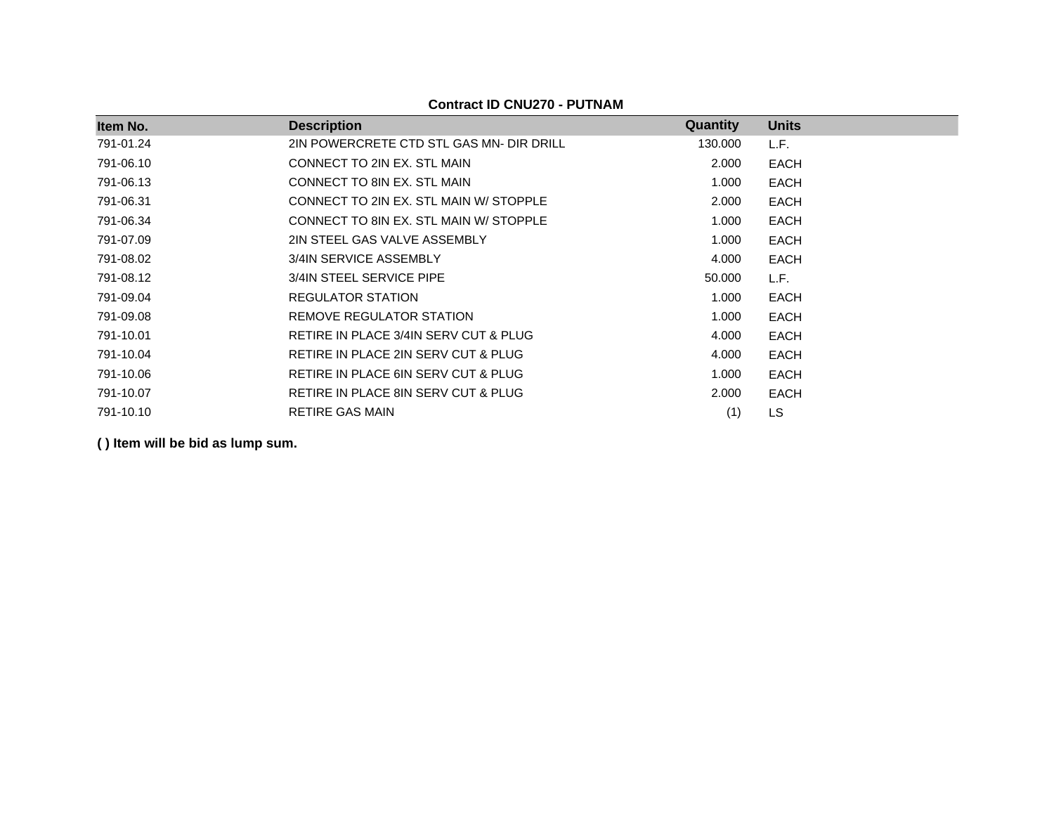**Contract ID CNU270 - PUTNAM**

| Item No. | Description | Quantity | Units |
|---|---|---|---|
| 791-01.24 | 2IN POWERCRETE CTD STL GAS MN- DIR DRILL | 130.000 | L.F. |
| 791-06.10 | CONNECT TO 2IN EX. STL MAIN | 2.000 | EACH |
| 791-06.13 | CONNECT TO 8IN EX. STL MAIN | 1.000 | EACH |
| 791-06.31 | CONNECT TO 2IN EX. STL MAIN W/ STOPPLE | 2.000 | EACH |
| 791-06.34 | CONNECT TO 8IN EX. STL MAIN W/ STOPPLE | 1.000 | EACH |
| 791-07.09 | 2IN STEEL GAS VALVE ASSEMBLY | 1.000 | EACH |
| 791-08.02 | 3/4IN SERVICE ASSEMBLY | 4.000 | EACH |
| 791-08.12 | 3/4IN STEEL SERVICE PIPE | 50.000 | L.F. |
| 791-09.04 | REGULATOR STATION | 1.000 | EACH |
| 791-09.08 | REMOVE REGULATOR STATION | 1.000 | EACH |
| 791-10.01 | RETIRE IN PLACE 3/4IN SERV CUT & PLUG | 4.000 | EACH |
| 791-10.04 | RETIRE IN PLACE 2IN SERV CUT & PLUG | 4.000 | EACH |
| 791-10.06 | RETIRE IN PLACE 6IN SERV CUT & PLUG | 1.000 | EACH |
| 791-10.07 | RETIRE IN PLACE 8IN SERV CUT & PLUG | 2.000 | EACH |
| 791-10.10 | RETIRE GAS MAIN | (1) | LS |

**( ) Item will be bid as lump sum.**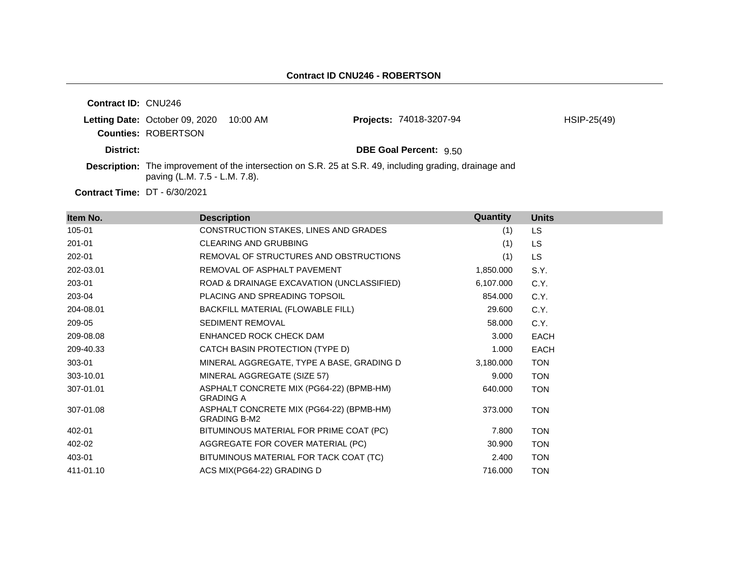**Contract ID CNU246 - ROBERTSON**

**Contract ID:** CNU246

**Letting Date:** October 09, 2020 10:00 AM

**Projects:** 74018-3207-94 HSIP-25(49)

**Counties:** ROBERTSON

**District:**

**DBE Goal Percent:** 9.50

**Description:** The improvement of the intersection on S.R. 25 at S.R. 49, including grading, drainage and paving (L.M. 7.5 - L.M. 7.8).

**Contract Time:** DT - 6/30/2021

| Item No. | Description | Quantity | Units |
|---|---|---|---|
| 105-01 | CONSTRUCTION STAKES, LINES AND GRADES | (1) | LS |
| 201-01 | CLEARING AND GRUBBING | (1) | LS |
| 202-01 | REMOVAL OF STRUCTURES AND OBSTRUCTIONS | (1) | LS |
| 202-03.01 | REMOVAL OF ASPHALT PAVEMENT | 1,850.000 | S.Y. |
| 203-01 | ROAD & DRAINAGE EXCAVATION (UNCLASSIFIED) | 6,107.000 | C.Y. |
| 203-04 | PLACING AND SPREADING TOPSOIL | 854.000 | C.Y. |
| 204-08.01 | BACKFILL MATERIAL (FLOWABLE FILL) | 29.600 | C.Y. |
| 209-05 | SEDIMENT REMOVAL | 58.000 | C.Y. |
| 209-08.08 | ENHANCED ROCK CHECK DAM | 3.000 | EACH |
| 209-40.33 | CATCH BASIN PROTECTION (TYPE D) | 1.000 | EACH |
| 303-01 | MINERAL AGGREGATE, TYPE A BASE, GRADING D | 3,180.000 | TON |
| 303-10.01 | MINERAL AGGREGATE (SIZE 57) | 9.000 | TON |
| 307-01.01 | ASPHALT CONCRETE MIX (PG64-22) (BPMB-HM) GRADING A | 640.000 | TON |
| 307-01.08 | ASPHALT CONCRETE MIX (PG64-22) (BPMB-HM) GRADING B-M2 | 373.000 | TON |
| 402-01 | BITUMINOUS MATERIAL FOR PRIME COAT (PC) | 7.800 | TON |
| 402-02 | AGGREGATE FOR COVER MATERIAL (PC) | 30.900 | TON |
| 403-01 | BITUMINOUS MATERIAL FOR TACK COAT (TC) | 2.400 | TON |
| 411-01.10 | ACS MIX(PG64-22) GRADING D | 716.000 | TON |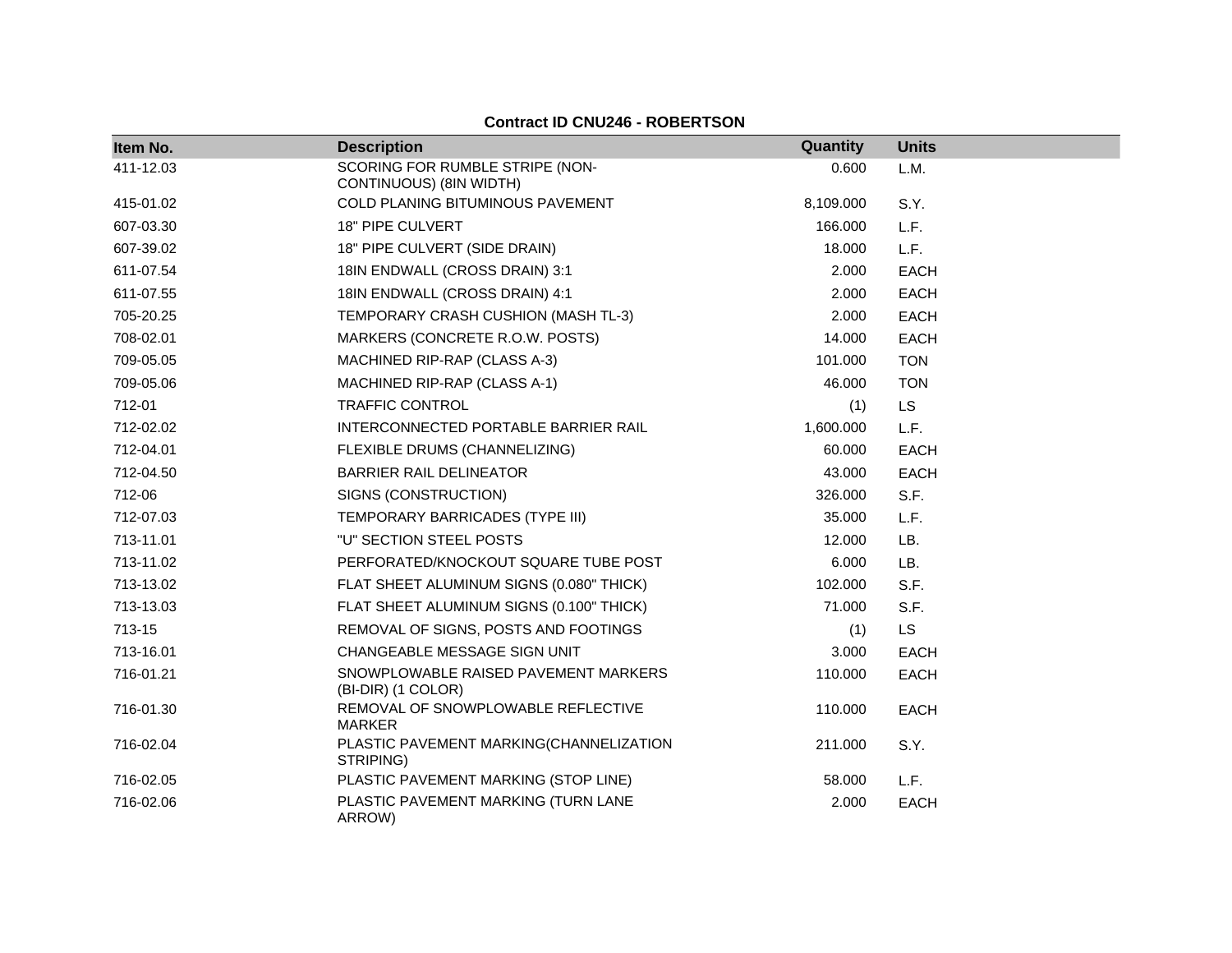**Contract ID CNU246 - ROBERTSON**

| Item No. | Description | Quantity | Units |
|---|---|---|---|
| 411-12.03 | SCORING FOR RUMBLE STRIPE (NON-CONTINUOUS) (8IN WIDTH) | 0.600 | L.M. |
| 415-01.02 | COLD PLANING BITUMINOUS PAVEMENT | 8,109.000 | S.Y. |
| 607-03.30 | 18" PIPE CULVERT | 166.000 | L.F. |
| 607-39.02 | 18" PIPE CULVERT (SIDE DRAIN) | 18.000 | L.F. |
| 611-07.54 | 18IN ENDWALL (CROSS DRAIN) 3:1 | 2.000 | EACH |
| 611-07.55 | 18IN ENDWALL (CROSS DRAIN) 4:1 | 2.000 | EACH |
| 705-20.25 | TEMPORARY CRASH CUSHION (MASH TL-3) | 2.000 | EACH |
| 708-02.01 | MARKERS (CONCRETE R.O.W. POSTS) | 14.000 | EACH |
| 709-05.05 | MACHINED RIP-RAP (CLASS A-3) | 101.000 | TON |
| 709-05.06 | MACHINED RIP-RAP (CLASS A-1) | 46.000 | TON |
| 712-01 | TRAFFIC CONTROL | (1) | LS |
| 712-02.02 | INTERCONNECTED PORTABLE BARRIER RAIL | 1,600.000 | L.F. |
| 712-04.01 | FLEXIBLE DRUMS (CHANNELIZING) | 60.000 | EACH |
| 712-04.50 | BARRIER RAIL DELINEATOR | 43.000 | EACH |
| 712-06 | SIGNS (CONSTRUCTION) | 326.000 | S.F. |
| 712-07.03 | TEMPORARY BARRICADES (TYPE III) | 35.000 | L.F. |
| 713-11.01 | "U" SECTION STEEL POSTS | 12.000 | LB. |
| 713-11.02 | PERFORATED/KNOCKOUT SQUARE TUBE POST | 6.000 | LB. |
| 713-13.02 | FLAT SHEET ALUMINUM SIGNS (0.080" THICK) | 102.000 | S.F. |
| 713-13.03 | FLAT SHEET ALUMINUM SIGNS (0.100" THICK) | 71.000 | S.F. |
| 713-15 | REMOVAL OF SIGNS, POSTS AND FOOTINGS | (1) | LS |
| 713-16.01 | CHANGEABLE MESSAGE SIGN UNIT | 3.000 | EACH |
| 716-01.21 | SNOWPLOWABLE RAISED PAVEMENT MARKERS (BI-DIR) (1 COLOR) | 110.000 | EACH |
| 716-01.30 | REMOVAL OF SNOWPLOWABLE REFLECTIVE MARKER | 110.000 | EACH |
| 716-02.04 | PLASTIC PAVEMENT MARKING(CHANNELIZATION STRIPING) | 211.000 | S.Y. |
| 716-02.05 | PLASTIC PAVEMENT MARKING (STOP LINE) | 58.000 | L.F. |
| 716-02.06 | PLASTIC PAVEMENT MARKING (TURN LANE ARROW) | 2.000 | EACH |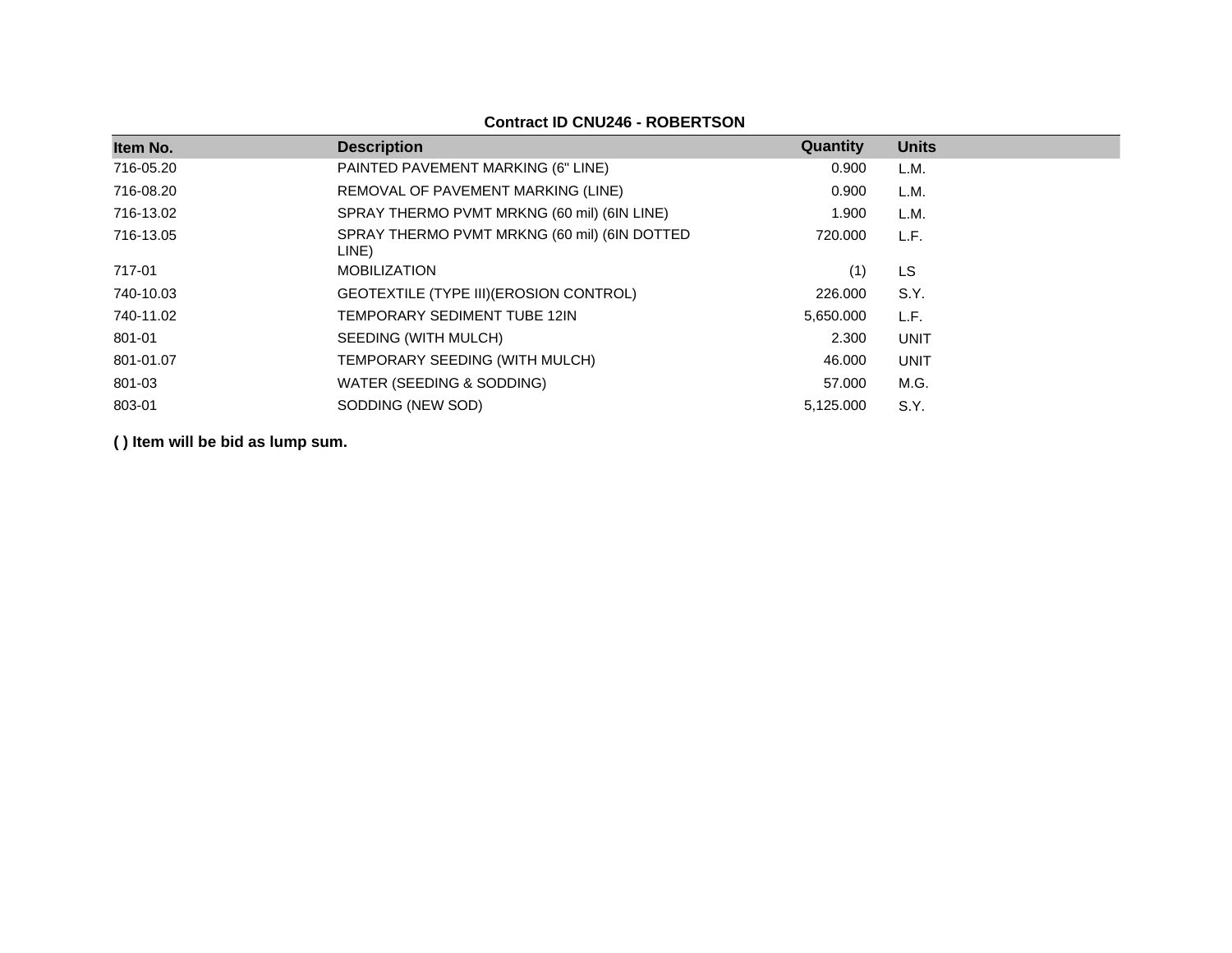**Contract ID CNU246 - ROBERTSON**

| Item No. | Description | Quantity | Units |
|---|---|---|---|
| 716-05.20 | PAINTED PAVEMENT MARKING (6" LINE) | 0.900 | L.M. |
| 716-08.20 | REMOVAL OF PAVEMENT MARKING (LINE) | 0.900 | L.M. |
| 716-13.02 | SPRAY THERMO PVMT MRKNG (60 mil) (6IN LINE) | 1.900 | L.M. |
| 716-13.05 | SPRAY THERMO PVMT MRKNG (60 mil) (6IN DOTTED LINE) | 720.000 | L.F. |
| 717-01 | MOBILIZATION | (1) | LS |
| 740-10.03 | GEOTEXTILE (TYPE III)(EROSION CONTROL) | 226.000 | S.Y. |
| 740-11.02 | TEMPORARY SEDIMENT TUBE 12IN | 5,650.000 | L.F. |
| 801-01 | SEEDING (WITH MULCH) | 2.300 | UNIT |
| 801-01.07 | TEMPORARY SEEDING (WITH MULCH) | 46.000 | UNIT |
| 801-03 | WATER (SEEDING & SODDING) | 57.000 | M.G. |
| 803-01 | SODDING (NEW SOD) | 5,125.000 | S.Y. |

**( ) Item will be bid as lump sum.**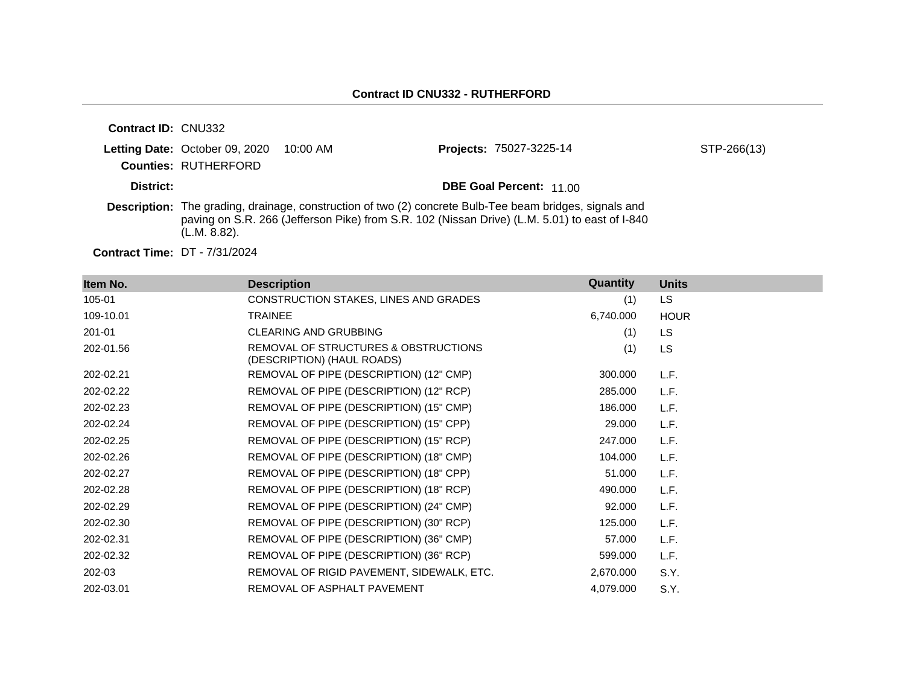## Contract ID CNU332 - RUTHERFORD

**Contract ID:** CNU332

**Letting Date:** October 09, 2020 10:00 AM

**Projects:** 75027-3225-14 STP-266(13)

**Counties:** RUTHERFORD

**District:**

**DBE Goal Percent:** 11.00

**Description:** The grading, drainage, construction of two (2) concrete Bulb-Tee beam bridges, signals and paving on S.R. 266 (Jefferson Pike) from S.R. 102 (Nissan Drive) (L.M. 5.01) to east of I-840 (L.M. 8.82).

**Contract Time:** DT - 7/31/2024

| Item No. | Description | Quantity | Units |
|---|---|---|---|
| 105-01 | CONSTRUCTION STAKES, LINES AND GRADES | (1) | LS |
| 109-10.01 | TRAINEE | 6,740.000 | HOUR |
| 201-01 | CLEARING AND GRUBBING | (1) | LS |
| 202-01.56 | REMOVAL OF STRUCTURES & OBSTRUCTIONS (DESCRIPTION) (HAUL ROADS) | (1) | LS |
| 202-02.21 | REMOVAL OF PIPE (DESCRIPTION) (12" CMP) | 300.000 | L.F. |
| 202-02.22 | REMOVAL OF PIPE (DESCRIPTION) (12" RCP) | 285.000 | L.F. |
| 202-02.23 | REMOVAL OF PIPE (DESCRIPTION) (15" CMP) | 186.000 | L.F. |
| 202-02.24 | REMOVAL OF PIPE (DESCRIPTION) (15" CPP) | 29.000 | L.F. |
| 202-02.25 | REMOVAL OF PIPE (DESCRIPTION) (15" RCP) | 247.000 | L.F. |
| 202-02.26 | REMOVAL OF PIPE (DESCRIPTION) (18" CMP) | 104.000 | L.F. |
| 202-02.27 | REMOVAL OF PIPE (DESCRIPTION) (18" CPP) | 51.000 | L.F. |
| 202-02.28 | REMOVAL OF PIPE (DESCRIPTION) (18" RCP) | 490.000 | L.F. |
| 202-02.29 | REMOVAL OF PIPE (DESCRIPTION) (24" CMP) | 92.000 | L.F. |
| 202-02.30 | REMOVAL OF PIPE (DESCRIPTION) (30" RCP) | 125.000 | L.F. |
| 202-02.31 | REMOVAL OF PIPE (DESCRIPTION) (36" CMP) | 57.000 | L.F. |
| 202-02.32 | REMOVAL OF PIPE (DESCRIPTION) (36" RCP) | 599.000 | L.F. |
| 202-03 | REMOVAL OF RIGID PAVEMENT, SIDEWALK, ETC. | 2,670.000 | S.Y. |
| 202-03.01 | REMOVAL OF ASPHALT PAVEMENT | 4,079.000 | S.Y. |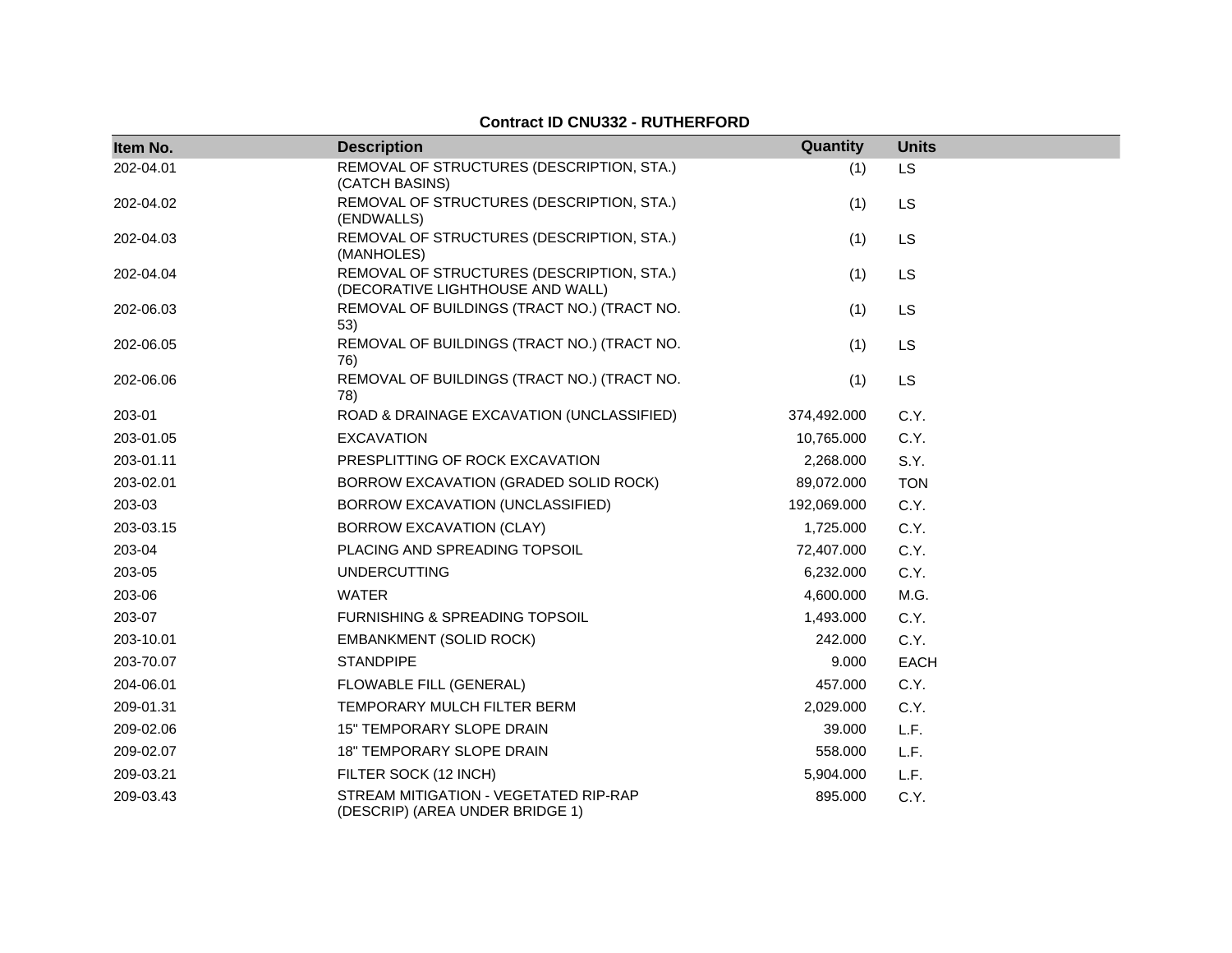**Contract ID CNU332 - RUTHERFORD**

| Item No. | Description | Quantity | Units |
|---|---|---|---|
| 202-04.01 | REMOVAL OF STRUCTURES (DESCRIPTION, STA.) (CATCH BASINS) | (1) | LS |
| 202-04.02 | REMOVAL OF STRUCTURES (DESCRIPTION, STA.) (ENDWALLS) | (1) | LS |
| 202-04.03 | REMOVAL OF STRUCTURES (DESCRIPTION, STA.) (MANHOLES) | (1) | LS |
| 202-04.04 | REMOVAL OF STRUCTURES (DESCRIPTION, STA.) (DECORATIVE LIGHTHOUSE AND WALL) | (1) | LS |
| 202-06.03 | REMOVAL OF BUILDINGS (TRACT NO.) (TRACT NO. 53) | (1) | LS |
| 202-06.05 | REMOVAL OF BUILDINGS (TRACT NO.) (TRACT NO. 76) | (1) | LS |
| 202-06.06 | REMOVAL OF BUILDINGS (TRACT NO.) (TRACT NO. 78) | (1) | LS |
| 203-01 | ROAD & DRAINAGE EXCAVATION (UNCLASSIFIED) | 374,492.000 | C.Y. |
| 203-01.05 | EXCAVATION | 10,765.000 | C.Y. |
| 203-01.11 | PRESPLITTING OF ROCK EXCAVATION | 2,268.000 | S.Y. |
| 203-02.01 | BORROW EXCAVATION (GRADED SOLID ROCK) | 89,072.000 | TON |
| 203-03 | BORROW EXCAVATION (UNCLASSIFIED) | 192,069.000 | C.Y. |
| 203-03.15 | BORROW EXCAVATION (CLAY) | 1,725.000 | C.Y. |
| 203-04 | PLACING AND SPREADING TOPSOIL | 72,407.000 | C.Y. |
| 203-05 | UNDERCUTTING | 6,232.000 | C.Y. |
| 203-06 | WATER | 4,600.000 | M.G. |
| 203-07 | FURNISHING & SPREADING TOPSOIL | 1,493.000 | C.Y. |
| 203-10.01 | EMBANKMENT (SOLID ROCK) | 242.000 | C.Y. |
| 203-70.07 | STANDPIPE | 9.000 | EACH |
| 204-06.01 | FLOWABLE FILL (GENERAL) | 457.000 | C.Y. |
| 209-01.31 | TEMPORARY MULCH FILTER BERM | 2,029.000 | C.Y. |
| 209-02.06 | 15" TEMPORARY SLOPE DRAIN | 39.000 | L.F. |
| 209-02.07 | 18" TEMPORARY SLOPE DRAIN | 558.000 | L.F. |
| 209-03.21 | FILTER SOCK (12 INCH) | 5,904.000 | L.F. |
| 209-03.43 | STREAM MITIGATION - VEGETATED RIP-RAP (DESCRIP) (AREA UNDER BRIDGE 1) | 895.000 | C.Y. |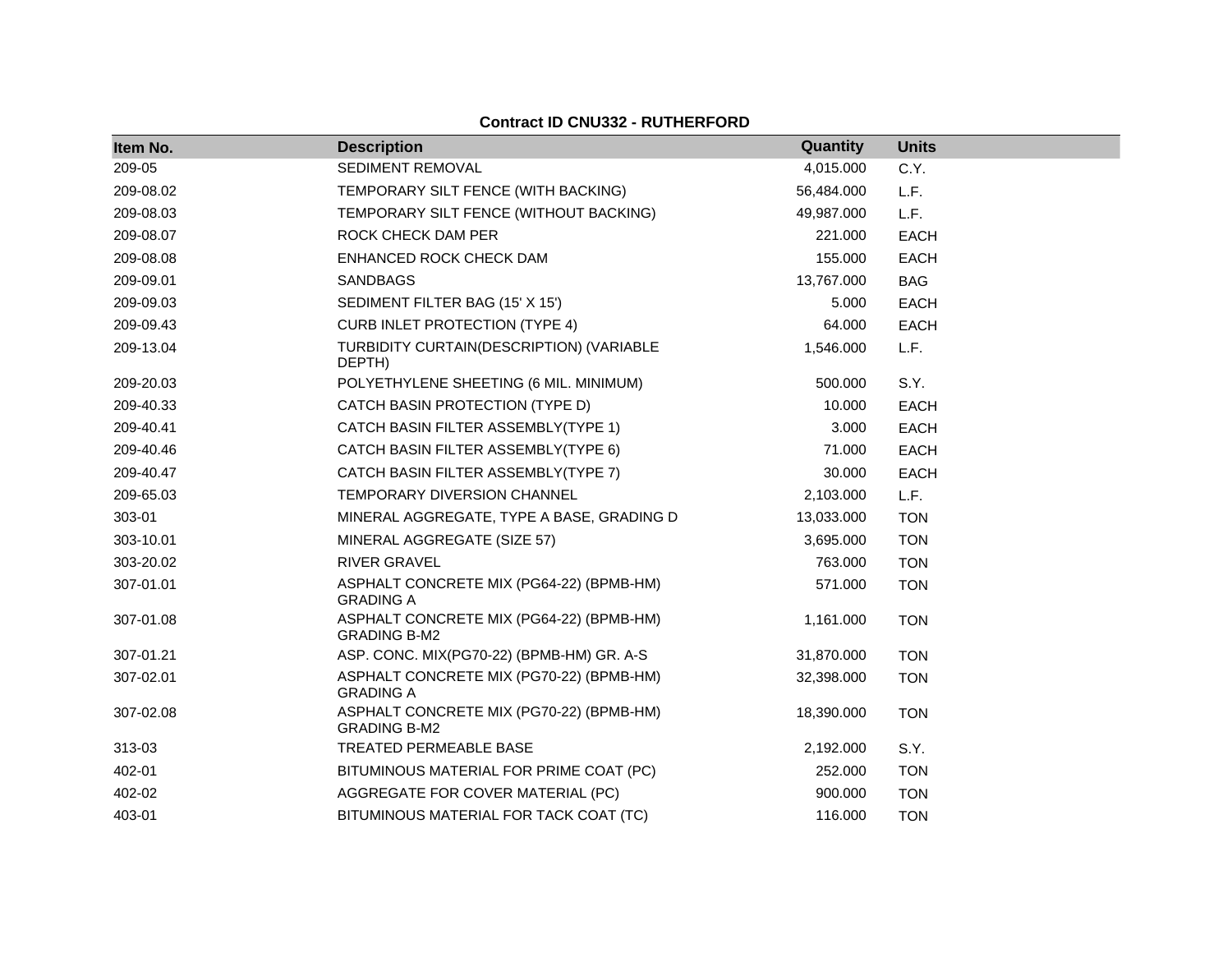**Contract ID CNU332 - RUTHERFORD**

| Item No. | Description | Quantity | Units |
|---|---|---|---|
| 209-05 | SEDIMENT REMOVAL | 4,015.000 | C.Y. |
| 209-08.02 | TEMPORARY SILT FENCE (WITH BACKING) | 56,484.000 | L.F. |
| 209-08.03 | TEMPORARY SILT FENCE (WITHOUT BACKING) | 49,987.000 | L.F. |
| 209-08.07 | ROCK CHECK DAM PER | 221.000 | EACH |
| 209-08.08 | ENHANCED ROCK CHECK DAM | 155.000 | EACH |
| 209-09.01 | SANDBAGS | 13,767.000 | BAG |
| 209-09.03 | SEDIMENT FILTER BAG (15' X 15') | 5.000 | EACH |
| 209-09.43 | CURB INLET PROTECTION (TYPE 4) | 64.000 | EACH |
| 209-13.04 | TURBIDITY CURTAIN(DESCRIPTION) (VARIABLE DEPTH) | 1,546.000 | L.F. |
| 209-20.03 | POLYETHYLENE SHEETING (6 MIL. MINIMUM) | 500.000 | S.Y. |
| 209-40.33 | CATCH BASIN PROTECTION (TYPE D) | 10.000 | EACH |
| 209-40.41 | CATCH BASIN FILTER ASSEMBLY(TYPE 1) | 3.000 | EACH |
| 209-40.46 | CATCH BASIN FILTER ASSEMBLY(TYPE 6) | 71.000 | EACH |
| 209-40.47 | CATCH BASIN FILTER ASSEMBLY(TYPE 7) | 30.000 | EACH |
| 209-65.03 | TEMPORARY DIVERSION CHANNEL | 2,103.000 | L.F. |
| 303-01 | MINERAL AGGREGATE, TYPE A BASE, GRADING D | 13,033.000 | TON |
| 303-10.01 | MINERAL AGGREGATE (SIZE 57) | 3,695.000 | TON |
| 303-20.02 | RIVER GRAVEL | 763.000 | TON |
| 307-01.01 | ASPHALT CONCRETE MIX (PG64-22) (BPMB-HM) GRADING A | 571.000 | TON |
| 307-01.08 | ASPHALT CONCRETE MIX (PG64-22) (BPMB-HM) GRADING B-M2 | 1,161.000 | TON |
| 307-01.21 | ASP. CONC. MIX(PG70-22) (BPMB-HM) GR. A-S | 31,870.000 | TON |
| 307-02.01 | ASPHALT CONCRETE MIX (PG70-22) (BPMB-HM) GRADING A | 32,398.000 | TON |
| 307-02.08 | ASPHALT CONCRETE MIX (PG70-22) (BPMB-HM) GRADING B-M2 | 18,390.000 | TON |
| 313-03 | TREATED PERMEABLE BASE | 2,192.000 | S.Y. |
| 402-01 | BITUMINOUS MATERIAL FOR PRIME COAT (PC) | 252.000 | TON |
| 402-02 | AGGREGATE FOR COVER MATERIAL (PC) | 900.000 | TON |
| 403-01 | BITUMINOUS MATERIAL FOR TACK COAT (TC) | 116.000 | TON |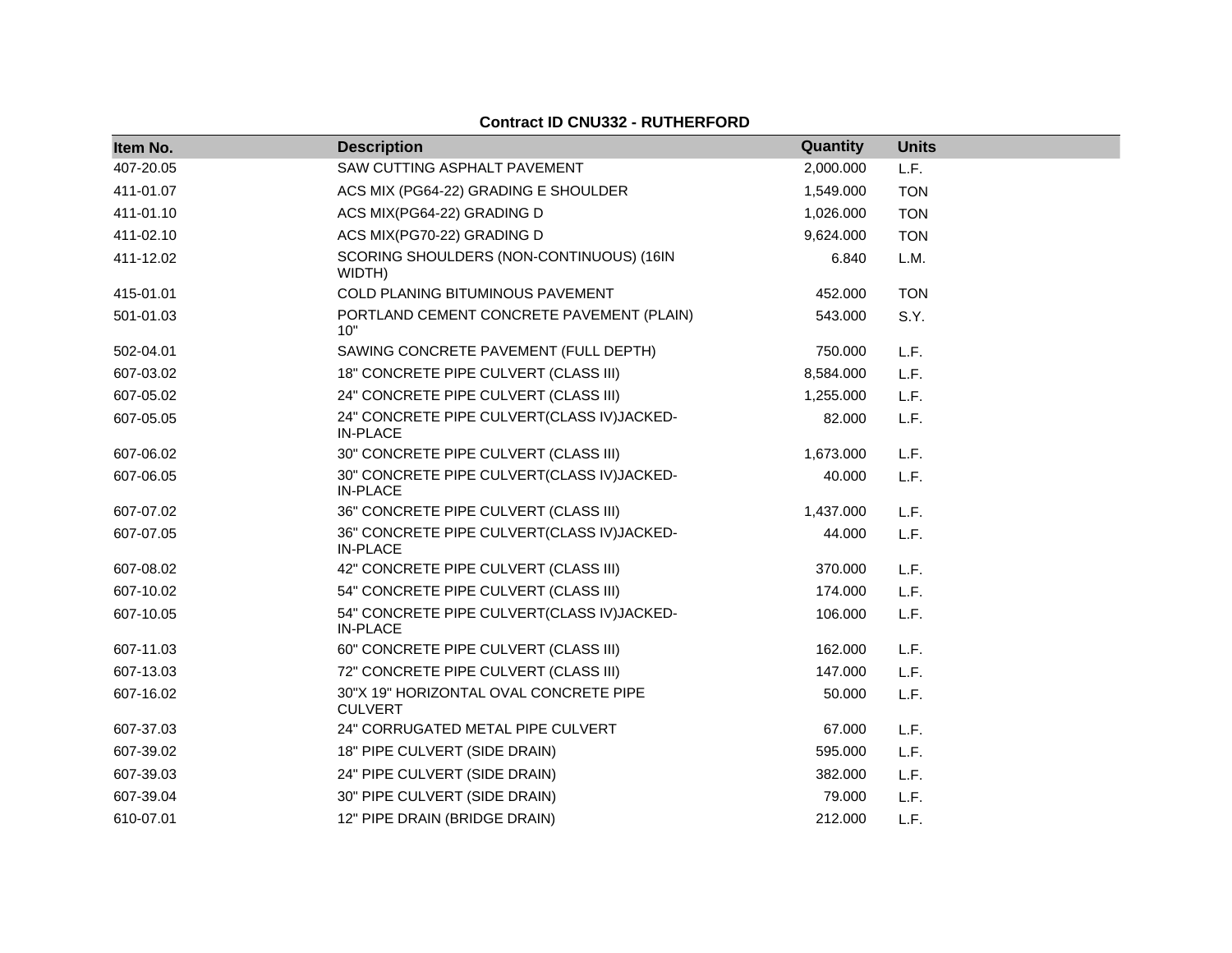**Contract ID CNU332 - RUTHERFORD**

| Item No. | Description | Quantity | Units |
|---|---|---|---|
| 407-20.05 | SAW CUTTING ASPHALT PAVEMENT | 2,000.000 | L.F. |
| 411-01.07 | ACS MIX (PG64-22) GRADING E SHOULDER | 1,549.000 | TON |
| 411-01.10 | ACS MIX(PG64-22) GRADING D | 1,026.000 | TON |
| 411-02.10 | ACS MIX(PG70-22) GRADING D | 9,624.000 | TON |
| 411-12.02 | SCORING SHOULDERS (NON-CONTINUOUS) (16IN WIDTH) | 6.840 | L.M. |
| 415-01.01 | COLD PLANING BITUMINOUS PAVEMENT | 452.000 | TON |
| 501-01.03 | PORTLAND CEMENT CONCRETE PAVEMENT (PLAIN) 10" | 543.000 | S.Y. |
| 502-04.01 | SAWING CONCRETE PAVEMENT (FULL DEPTH) | 750.000 | L.F. |
| 607-03.02 | 18" CONCRETE PIPE CULVERT (CLASS III) | 8,584.000 | L.F. |
| 607-05.02 | 24" CONCRETE PIPE CULVERT (CLASS III) | 1,255.000 | L.F. |
| 607-05.05 | 24" CONCRETE PIPE CULVERT(CLASS IV)JACKED-IN-PLACE | 82.000 | L.F. |
| 607-06.02 | 30" CONCRETE PIPE CULVERT (CLASS III) | 1,673.000 | L.F. |
| 607-06.05 | 30" CONCRETE PIPE CULVERT(CLASS IV)JACKED-IN-PLACE | 40.000 | L.F. |
| 607-07.02 | 36" CONCRETE PIPE CULVERT (CLASS III) | 1,437.000 | L.F. |
| 607-07.05 | 36" CONCRETE PIPE CULVERT(CLASS IV)JACKED-IN-PLACE | 44.000 | L.F. |
| 607-08.02 | 42" CONCRETE PIPE CULVERT (CLASS III) | 370.000 | L.F. |
| 607-10.02 | 54" CONCRETE PIPE CULVERT (CLASS III) | 174.000 | L.F. |
| 607-10.05 | 54" CONCRETE PIPE CULVERT(CLASS IV)JACKED-IN-PLACE | 106.000 | L.F. |
| 607-11.03 | 60" CONCRETE PIPE CULVERT (CLASS III) | 162.000 | L.F. |
| 607-13.03 | 72" CONCRETE PIPE CULVERT (CLASS III) | 147.000 | L.F. |
| 607-16.02 | 30"X 19" HORIZONTAL OVAL CONCRETE PIPE CULVERT | 50.000 | L.F. |
| 607-37.03 | 24" CORRUGATED METAL PIPE CULVERT | 67.000 | L.F. |
| 607-39.02 | 18" PIPE CULVERT (SIDE DRAIN) | 595.000 | L.F. |
| 607-39.03 | 24" PIPE CULVERT (SIDE DRAIN) | 382.000 | L.F. |
| 607-39.04 | 30" PIPE CULVERT (SIDE DRAIN) | 79.000 | L.F. |
| 610-07.01 | 12" PIPE DRAIN (BRIDGE DRAIN) | 212.000 | L.F. |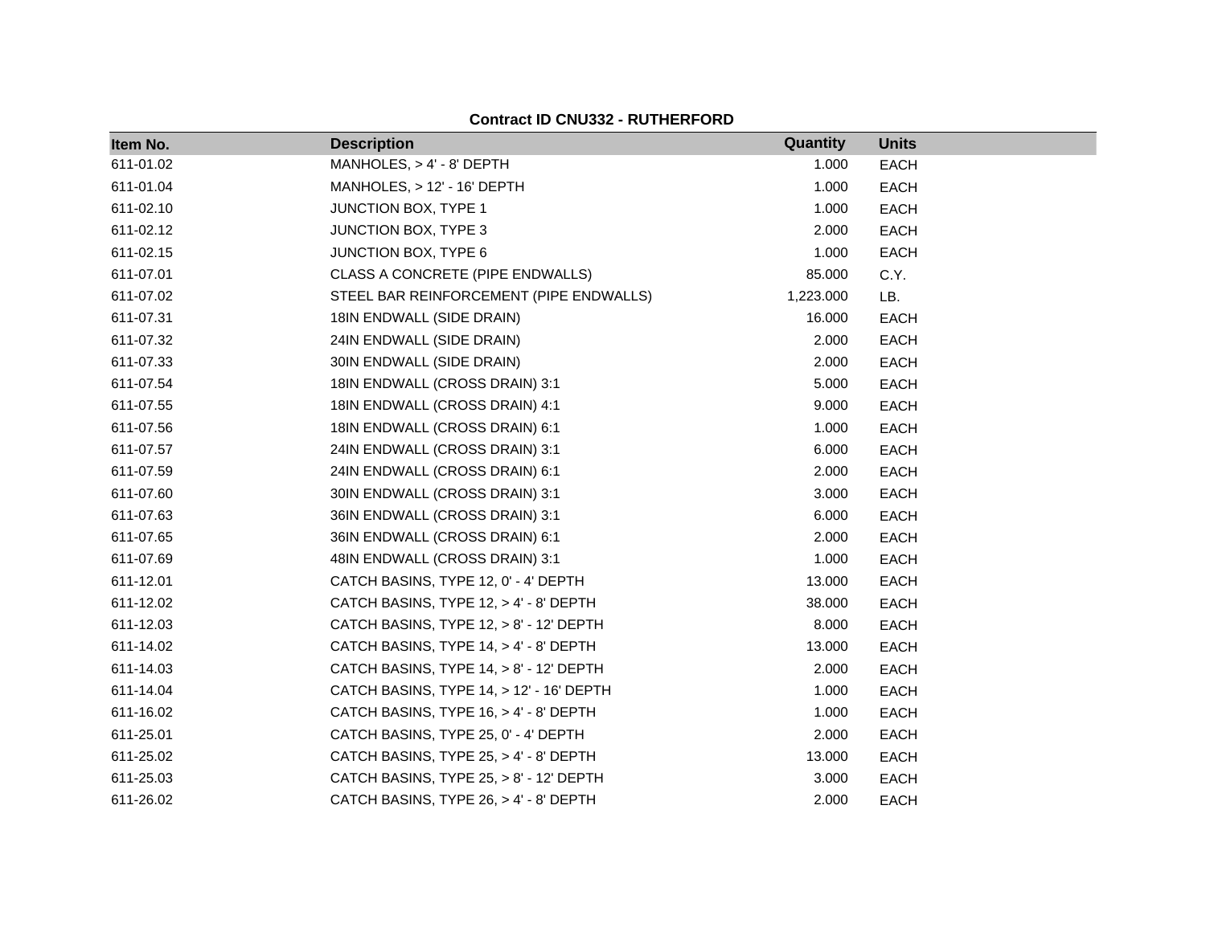**Contract ID CNU332 - RUTHERFORD**

| Item No. | Description | Quantity | Units |
|---|---|---|---|
| 611-01.02 | MANHOLES, > 4' - 8' DEPTH | 1.000 | EACH |
| 611-01.04 | MANHOLES, > 12' - 16' DEPTH | 1.000 | EACH |
| 611-02.10 | JUNCTION BOX, TYPE 1 | 1.000 | EACH |
| 611-02.12 | JUNCTION BOX, TYPE 3 | 2.000 | EACH |
| 611-02.15 | JUNCTION BOX, TYPE 6 | 1.000 | EACH |
| 611-07.01 | CLASS A CONCRETE (PIPE ENDWALLS) | 85.000 | C.Y. |
| 611-07.02 | STEEL BAR REINFORCEMENT (PIPE ENDWALLS) | 1,223.000 | LB. |
| 611-07.31 | 18IN ENDWALL (SIDE DRAIN) | 16.000 | EACH |
| 611-07.32 | 24IN ENDWALL (SIDE DRAIN) | 2.000 | EACH |
| 611-07.33 | 30IN ENDWALL (SIDE DRAIN) | 2.000 | EACH |
| 611-07.54 | 18IN ENDWALL (CROSS DRAIN) 3:1 | 5.000 | EACH |
| 611-07.55 | 18IN ENDWALL (CROSS DRAIN) 4:1 | 9.000 | EACH |
| 611-07.56 | 18IN ENDWALL (CROSS DRAIN) 6:1 | 1.000 | EACH |
| 611-07.57 | 24IN ENDWALL (CROSS DRAIN) 3:1 | 6.000 | EACH |
| 611-07.59 | 24IN ENDWALL (CROSS DRAIN) 6:1 | 2.000 | EACH |
| 611-07.60 | 30IN ENDWALL (CROSS DRAIN) 3:1 | 3.000 | EACH |
| 611-07.63 | 36IN ENDWALL (CROSS DRAIN) 3:1 | 6.000 | EACH |
| 611-07.65 | 36IN ENDWALL (CROSS DRAIN) 6:1 | 2.000 | EACH |
| 611-07.69 | 48IN ENDWALL (CROSS DRAIN) 3:1 | 1.000 | EACH |
| 611-12.01 | CATCH BASINS, TYPE 12, 0' - 4' DEPTH | 13.000 | EACH |
| 611-12.02 | CATCH BASINS, TYPE 12, > 4' - 8' DEPTH | 38.000 | EACH |
| 611-12.03 | CATCH BASINS, TYPE 12, > 8' - 12' DEPTH | 8.000 | EACH |
| 611-14.02 | CATCH BASINS, TYPE 14, > 4' - 8' DEPTH | 13.000 | EACH |
| 611-14.03 | CATCH BASINS, TYPE 14, > 8' - 12' DEPTH | 2.000 | EACH |
| 611-14.04 | CATCH BASINS, TYPE 14, > 12' - 16' DEPTH | 1.000 | EACH |
| 611-16.02 | CATCH BASINS, TYPE 16, > 4' - 8' DEPTH | 1.000 | EACH |
| 611-25.01 | CATCH BASINS, TYPE 25, 0' - 4' DEPTH | 2.000 | EACH |
| 611-25.02 | CATCH BASINS, TYPE 25, > 4' - 8' DEPTH | 13.000 | EACH |
| 611-25.03 | CATCH BASINS, TYPE 25, > 8' - 12' DEPTH | 3.000 | EACH |
| 611-26.02 | CATCH BASINS, TYPE 26, > 4' - 8' DEPTH | 2.000 | EACH |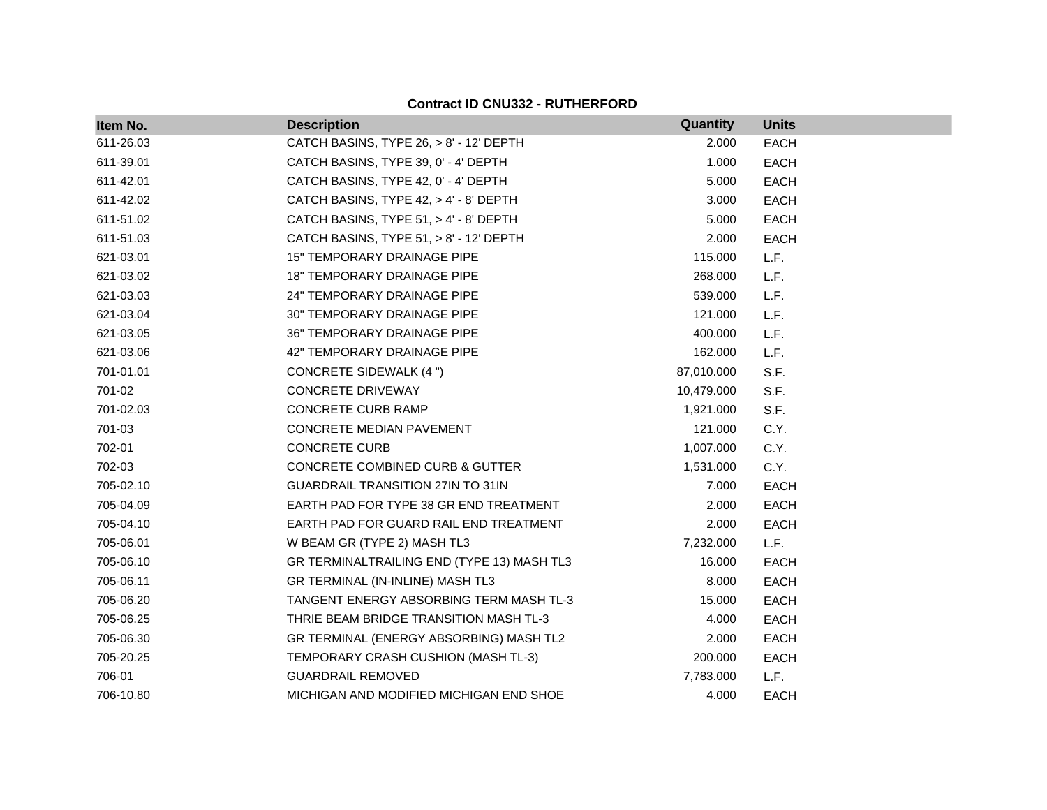**Contract ID CNU332 - RUTHERFORD**

| Item No. | Description | Quantity | Units |
|---|---|---|---|
| 611-26.03 | CATCH BASINS, TYPE 26, > 8' - 12' DEPTH | 2.000 | EACH |
| 611-39.01 | CATCH BASINS, TYPE 39, 0' - 4' DEPTH | 1.000 | EACH |
| 611-42.01 | CATCH BASINS, TYPE 42, 0' - 4' DEPTH | 5.000 | EACH |
| 611-42.02 | CATCH BASINS, TYPE 42, > 4' - 8' DEPTH | 3.000 | EACH |
| 611-51.02 | CATCH BASINS, TYPE 51, > 4' - 8' DEPTH | 5.000 | EACH |
| 611-51.03 | CATCH BASINS, TYPE 51, > 8' - 12' DEPTH | 2.000 | EACH |
| 621-03.01 | 15" TEMPORARY DRAINAGE PIPE | 115.000 | L.F. |
| 621-03.02 | 18" TEMPORARY DRAINAGE PIPE | 268.000 | L.F. |
| 621-03.03 | 24" TEMPORARY DRAINAGE PIPE | 539.000 | L.F. |
| 621-03.04 | 30" TEMPORARY DRAINAGE PIPE | 121.000 | L.F. |
| 621-03.05 | 36" TEMPORARY DRAINAGE PIPE | 400.000 | L.F. |
| 621-03.06 | 42" TEMPORARY DRAINAGE PIPE | 162.000 | L.F. |
| 701-01.01 | CONCRETE SIDEWALK (4 ") | 87,010.000 | S.F. |
| 701-02 | CONCRETE DRIVEWAY | 10,479.000 | S.F. |
| 701-02.03 | CONCRETE CURB RAMP | 1,921.000 | S.F. |
| 701-03 | CONCRETE MEDIAN PAVEMENT | 121.000 | C.Y. |
| 702-01 | CONCRETE CURB | 1,007.000 | C.Y. |
| 702-03 | CONCRETE COMBINED CURB & GUTTER | 1,531.000 | C.Y. |
| 705-02.10 | GUARDRAIL TRANSITION 27IN TO 31IN | 7.000 | EACH |
| 705-04.09 | EARTH PAD FOR TYPE 38 GR END TREATMENT | 2.000 | EACH |
| 705-04.10 | EARTH PAD FOR GUARD RAIL END TREATMENT | 2.000 | EACH |
| 705-06.01 | W BEAM GR (TYPE 2) MASH TL3 | 7,232.000 | L.F. |
| 705-06.10 | GR TERMINALTRAILING END (TYPE 13) MASH TL3 | 16.000 | EACH |
| 705-06.11 | GR TERMINAL (IN-INLINE) MASH TL3 | 8.000 | EACH |
| 705-06.20 | TANGENT ENERGY ABSORBING TERM MASH TL-3 | 15.000 | EACH |
| 705-06.25 | THRIE BEAM BRIDGE TRANSITION MASH TL-3 | 4.000 | EACH |
| 705-06.30 | GR TERMINAL (ENERGY ABSORBING) MASH TL2 | 2.000 | EACH |
| 705-20.25 | TEMPORARY CRASH CUSHION (MASH TL-3) | 200.000 | EACH |
| 706-01 | GUARDRAIL REMOVED | 7,783.000 | L.F. |
| 706-10.80 | MICHIGAN AND MODIFIED MICHIGAN END SHOE | 4.000 | EACH |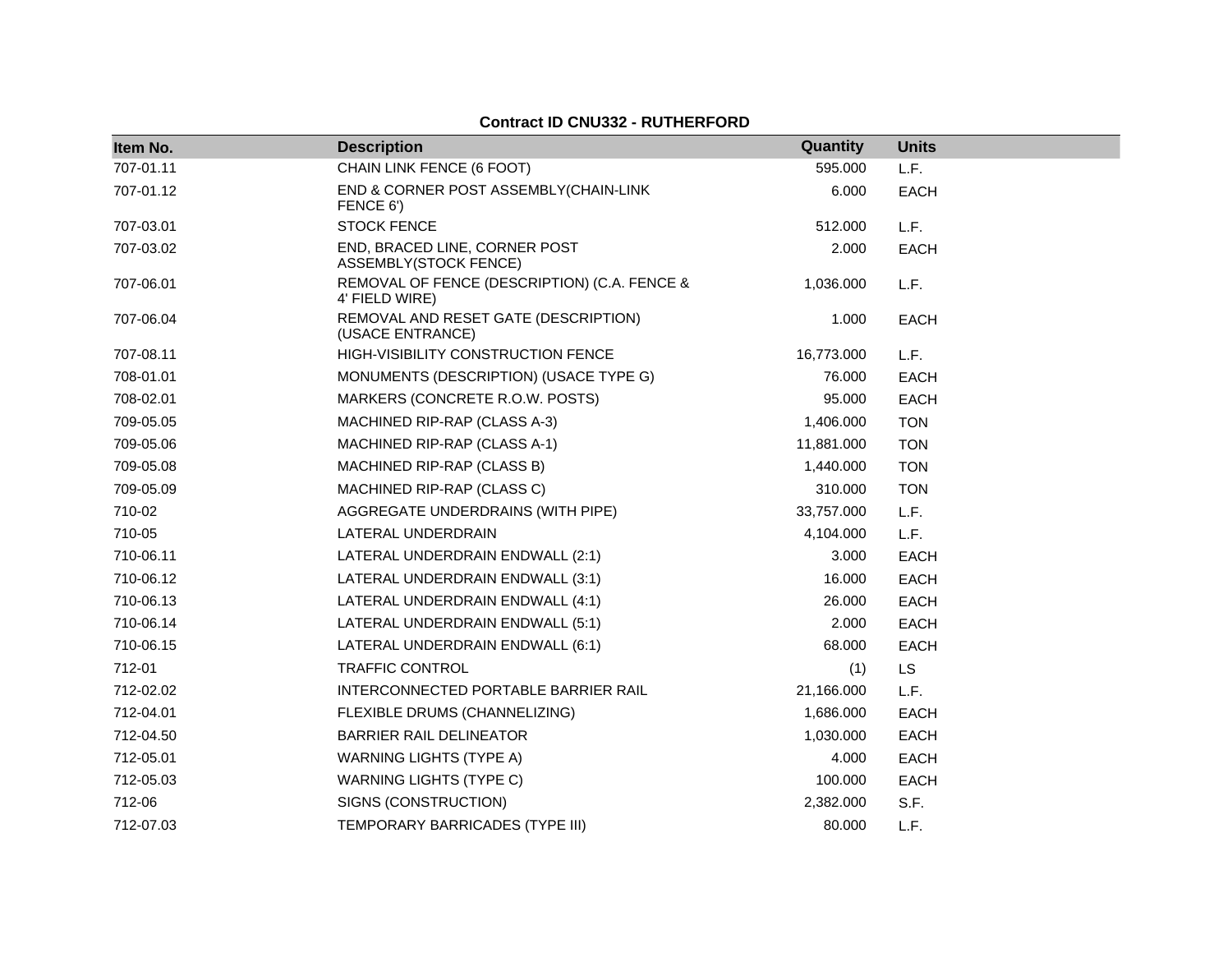**Contract ID CNU332 - RUTHERFORD**

| Item No. | Description | Quantity | Units |
|---|---|---|---|
| 707-01.11 | CHAIN LINK FENCE (6 FOOT) | 595.000 | L.F. |
| 707-01.12 | END & CORNER POST ASSEMBLY(CHAIN-LINK FENCE 6') | 6.000 | EACH |
| 707-03.01 | STOCK FENCE | 512.000 | L.F. |
| 707-03.02 | END, BRACED LINE, CORNER POST ASSEMBLY(STOCK FENCE) | 2.000 | EACH |
| 707-06.01 | REMOVAL OF FENCE (DESCRIPTION) (C.A. FENCE & 4' FIELD WIRE) | 1,036.000 | L.F. |
| 707-06.04 | REMOVAL AND RESET GATE (DESCRIPTION) (USACE ENTRANCE) | 1.000 | EACH |
| 707-08.11 | HIGH-VISIBILITY CONSTRUCTION FENCE | 16,773.000 | L.F. |
| 708-01.01 | MONUMENTS (DESCRIPTION) (USACE TYPE G) | 76.000 | EACH |
| 708-02.01 | MARKERS (CONCRETE R.O.W. POSTS) | 95.000 | EACH |
| 709-05.05 | MACHINED RIP-RAP (CLASS A-3) | 1,406.000 | TON |
| 709-05.06 | MACHINED RIP-RAP (CLASS A-1) | 11,881.000 | TON |
| 709-05.08 | MACHINED RIP-RAP (CLASS B) | 1,440.000 | TON |
| 709-05.09 | MACHINED RIP-RAP (CLASS C) | 310.000 | TON |
| 710-02 | AGGREGATE UNDERDRAINS (WITH PIPE) | 33,757.000 | L.F. |
| 710-05 | LATERAL UNDERDRAIN | 4,104.000 | L.F. |
| 710-06.11 | LATERAL UNDERDRAIN ENDWALL (2:1) | 3.000 | EACH |
| 710-06.12 | LATERAL UNDERDRAIN ENDWALL (3:1) | 16.000 | EACH |
| 710-06.13 | LATERAL UNDERDRAIN ENDWALL (4:1) | 26.000 | EACH |
| 710-06.14 | LATERAL UNDERDRAIN ENDWALL (5:1) | 2.000 | EACH |
| 710-06.15 | LATERAL UNDERDRAIN ENDWALL (6:1) | 68.000 | EACH |
| 712-01 | TRAFFIC CONTROL | (1) | LS |
| 712-02.02 | INTERCONNECTED PORTABLE BARRIER RAIL | 21,166.000 | L.F. |
| 712-04.01 | FLEXIBLE DRUMS (CHANNELIZING) | 1,686.000 | EACH |
| 712-04.50 | BARRIER RAIL DELINEATOR | 1,030.000 | EACH |
| 712-05.01 | WARNING LIGHTS (TYPE A) | 4.000 | EACH |
| 712-05.03 | WARNING LIGHTS (TYPE C) | 100.000 | EACH |
| 712-06 | SIGNS (CONSTRUCTION) | 2,382.000 | S.F. |
| 712-07.03 | TEMPORARY BARRICADES (TYPE III) | 80.000 | L.F. |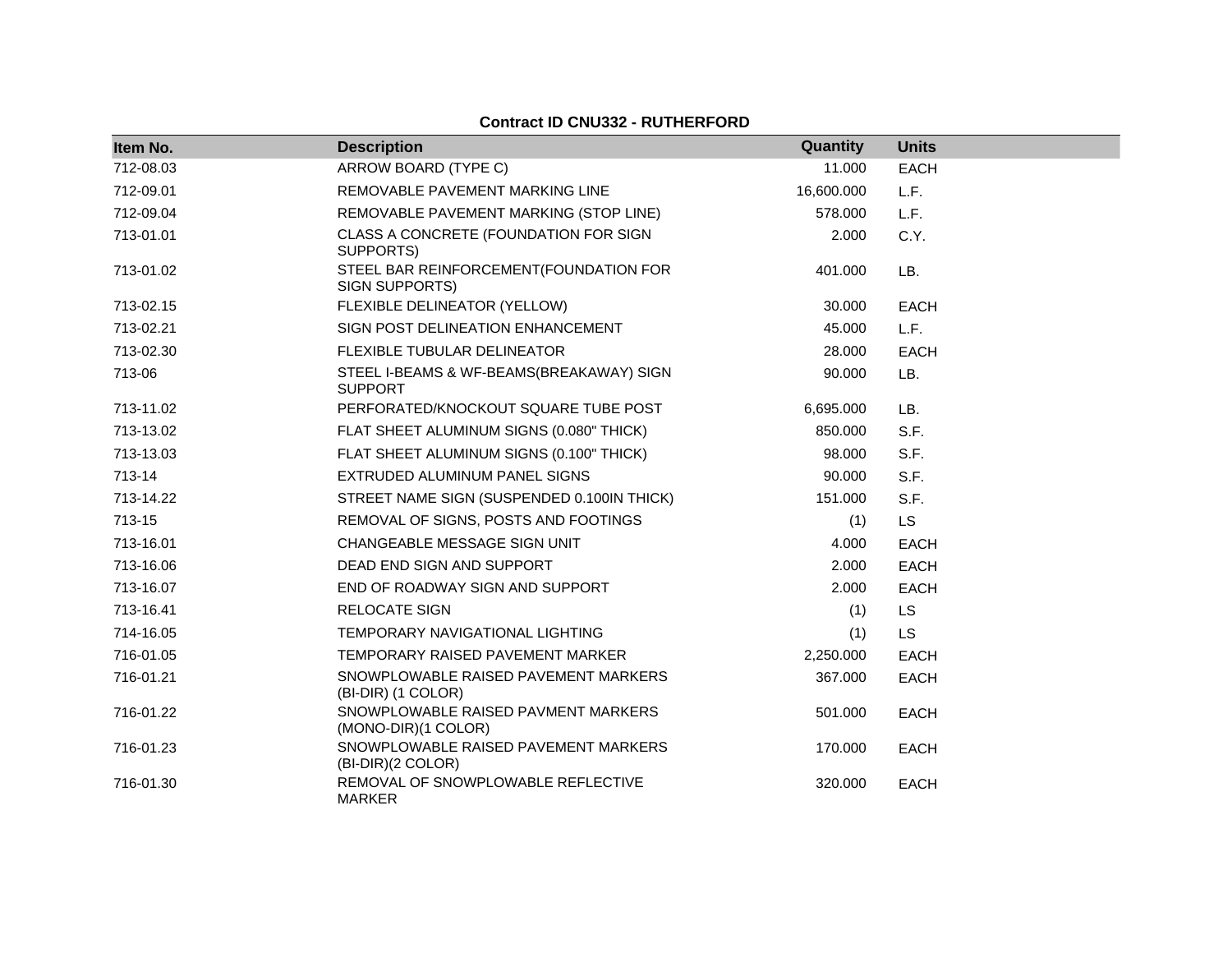**Contract ID CNU332 - RUTHERFORD**

| Item No. | Description | Quantity | Units |
|---|---|---|---|
| 712-08.03 | ARROW BOARD (TYPE C) | 11.000 | EACH |
| 712-09.01 | REMOVABLE PAVEMENT MARKING LINE | 16,600.000 | L.F. |
| 712-09.04 | REMOVABLE PAVEMENT MARKING (STOP LINE) | 578.000 | L.F. |
| 713-01.01 | CLASS A CONCRETE (FOUNDATION FOR SIGN SUPPORTS) | 2.000 | C.Y. |
| 713-01.02 | STEEL BAR REINFORCEMENT(FOUNDATION FOR SIGN SUPPORTS) | 401.000 | LB. |
| 713-02.15 | FLEXIBLE DELINEATOR (YELLOW) | 30.000 | EACH |
| 713-02.21 | SIGN POST DELINEATION ENHANCEMENT | 45.000 | L.F. |
| 713-02.30 | FLEXIBLE TUBULAR DELINEATOR | 28.000 | EACH |
| 713-06 | STEEL I-BEAMS & WF-BEAMS(BREAKAWAY) SIGN SUPPORT | 90.000 | LB. |
| 713-11.02 | PERFORATED/KNOCKOUT SQUARE TUBE POST | 6,695.000 | LB. |
| 713-13.02 | FLAT SHEET ALUMINUM SIGNS (0.080" THICK) | 850.000 | S.F. |
| 713-13.03 | FLAT SHEET ALUMINUM SIGNS (0.100" THICK) | 98.000 | S.F. |
| 713-14 | EXTRUDED ALUMINUM PANEL SIGNS | 90.000 | S.F. |
| 713-14.22 | STREET NAME SIGN (SUSPENDED 0.100IN THICK) | 151.000 | S.F. |
| 713-15 | REMOVAL OF SIGNS, POSTS AND FOOTINGS | (1) | LS |
| 713-16.01 | CHANGEABLE MESSAGE SIGN UNIT | 4.000 | EACH |
| 713-16.06 | DEAD END SIGN AND SUPPORT | 2.000 | EACH |
| 713-16.07 | END OF ROADWAY SIGN AND SUPPORT | 2.000 | EACH |
| 713-16.41 | RELOCATE SIGN | (1) | LS |
| 714-16.05 | TEMPORARY NAVIGATIONAL LIGHTING | (1) | LS |
| 716-01.05 | TEMPORARY RAISED PAVEMENT MARKER | 2,250.000 | EACH |
| 716-01.21 | SNOWPLOWABLE RAISED PAVEMENT MARKERS (BI-DIR) (1 COLOR) | 367.000 | EACH |
| 716-01.22 | SNOWPLOWABLE RAISED PAVMENT MARKERS (MONO-DIR)(1 COLOR) | 501.000 | EACH |
| 716-01.23 | SNOWPLOWABLE RAISED PAVEMENT MARKERS (BI-DIR)(2 COLOR) | 170.000 | EACH |
| 716-01.30 | REMOVAL OF SNOWPLOWABLE REFLECTIVE MARKER | 320.000 | EACH |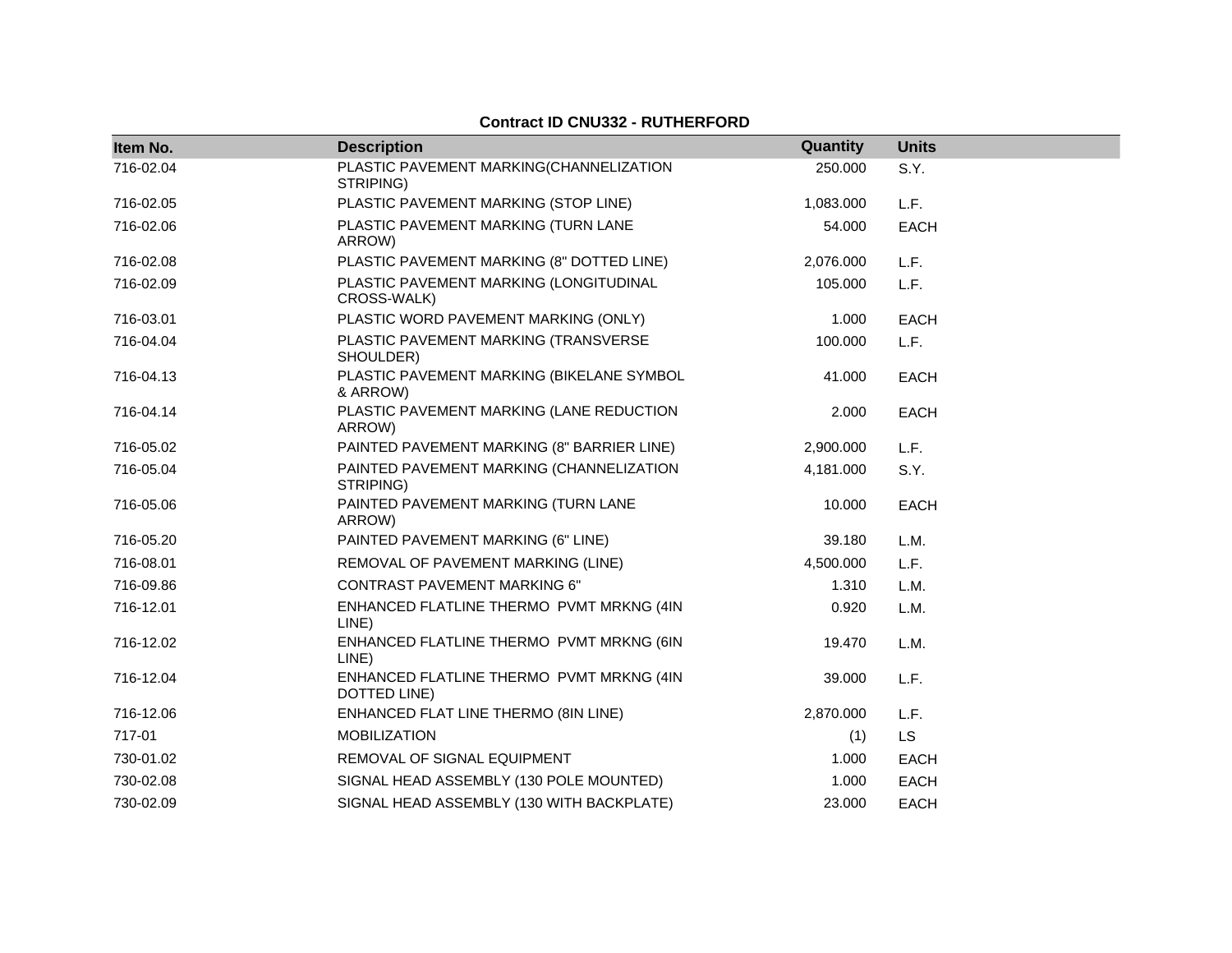**Contract ID CNU332 - RUTHERFORD**

| Item No. | Description | Quantity | Units |
|---|---|---|---|
| 716-02.04 | PLASTIC PAVEMENT MARKING(CHANNELIZATION STRIPING) | 250.000 | S.Y. |
| 716-02.05 | PLASTIC PAVEMENT MARKING (STOP LINE) | 1,083.000 | L.F. |
| 716-02.06 | PLASTIC PAVEMENT MARKING (TURN LANE ARROW) | 54.000 | EACH |
| 716-02.08 | PLASTIC PAVEMENT MARKING (8" DOTTED LINE) | 2,076.000 | L.F. |
| 716-02.09 | PLASTIC PAVEMENT MARKING (LONGITUDINAL CROSS-WALK) | 105.000 | L.F. |
| 716-03.01 | PLASTIC WORD PAVEMENT MARKING (ONLY) | 1.000 | EACH |
| 716-04.04 | PLASTIC PAVEMENT MARKING (TRANSVERSE SHOULDER) | 100.000 | L.F. |
| 716-04.13 | PLASTIC PAVEMENT MARKING (BIKELANE SYMBOL & ARROW) | 41.000 | EACH |
| 716-04.14 | PLASTIC PAVEMENT MARKING (LANE REDUCTION ARROW) | 2.000 | EACH |
| 716-05.02 | PAINTED PAVEMENT MARKING (8" BARRIER LINE) | 2,900.000 | L.F. |
| 716-05.04 | PAINTED PAVEMENT MARKING (CHANNELIZATION STRIPING) | 4,181.000 | S.Y. |
| 716-05.06 | PAINTED PAVEMENT MARKING (TURN LANE ARROW) | 10.000 | EACH |
| 716-05.20 | PAINTED PAVEMENT MARKING (6" LINE) | 39.180 | L.M. |
| 716-08.01 | REMOVAL OF PAVEMENT MARKING (LINE) | 4,500.000 | L.F. |
| 716-09.86 | CONTRAST PAVEMENT MARKING 6" | 1.310 | L.M. |
| 716-12.01 | ENHANCED FLATLINE THERMO PVMT MRKNG (4IN LINE) | 0.920 | L.M. |
| 716-12.02 | ENHANCED FLATLINE THERMO PVMT MRKNG (6IN LINE) | 19.470 | L.M. |
| 716-12.04 | ENHANCED FLATLINE THERMO PVMT MRKNG (4IN DOTTED LINE) | 39.000 | L.F. |
| 716-12.06 | ENHANCED FLAT LINE THERMO (8IN LINE) | 2,870.000 | L.F. |
| 717-01 | MOBILIZATION | (1) | LS |
| 730-01.02 | REMOVAL OF SIGNAL EQUIPMENT | 1.000 | EACH |
| 730-02.08 | SIGNAL HEAD ASSEMBLY (130 POLE MOUNTED) | 1.000 | EACH |
| 730-02.09 | SIGNAL HEAD ASSEMBLY (130 WITH BACKPLATE) | 23.000 | EACH |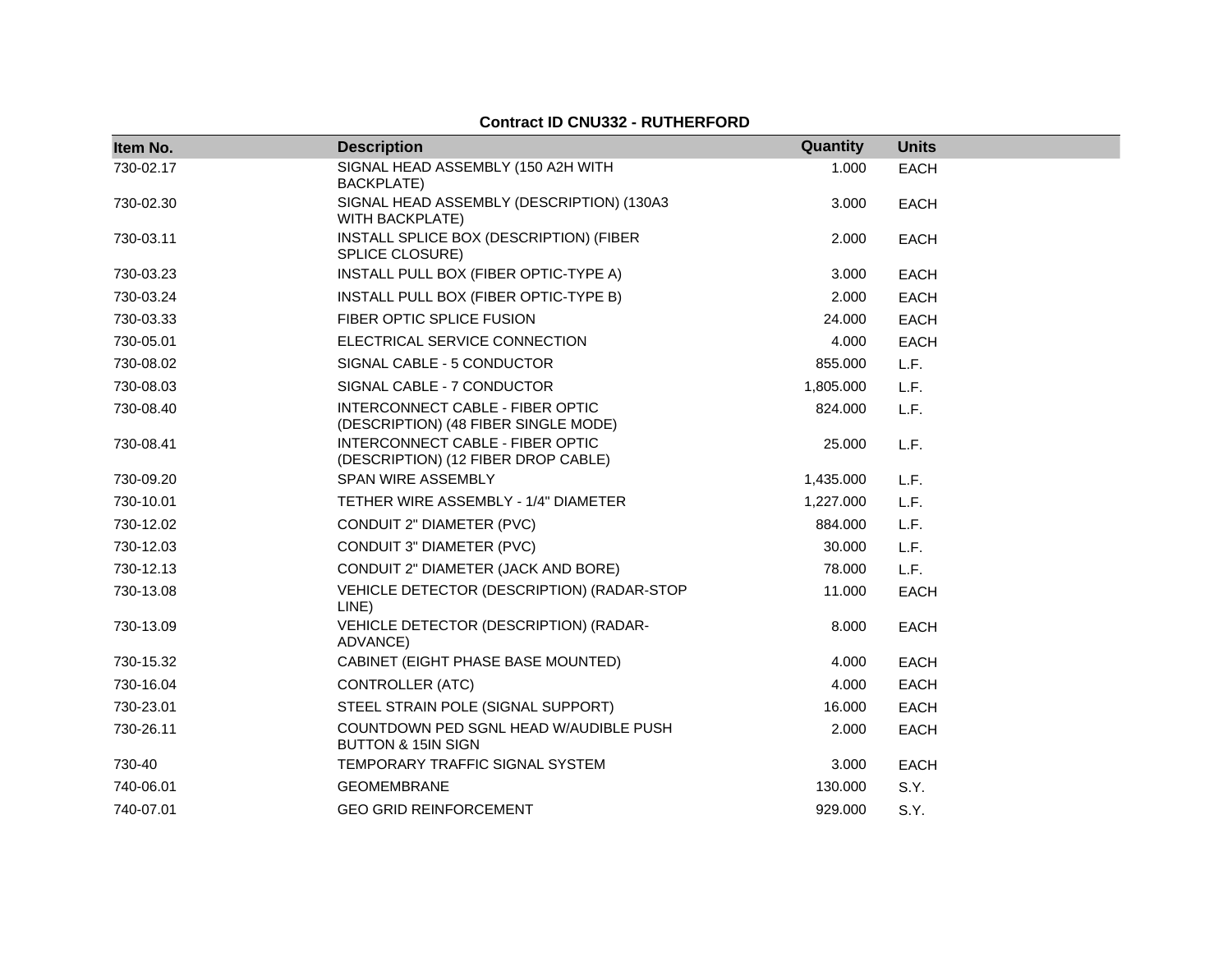**Contract ID CNU332 - RUTHERFORD**

| Item No. | Description | Quantity | Units |
|---|---|---|---|
| 730-02.17 | SIGNAL HEAD ASSEMBLY (150 A2H WITH BACKPLATE) | 1.000 | EACH |
| 730-02.30 | SIGNAL HEAD ASSEMBLY (DESCRIPTION) (130A3 WITH BACKPLATE) | 3.000 | EACH |
| 730-03.11 | INSTALL SPLICE BOX (DESCRIPTION) (FIBER SPLICE CLOSURE) | 2.000 | EACH |
| 730-03.23 | INSTALL PULL BOX (FIBER OPTIC-TYPE A) | 3.000 | EACH |
| 730-03.24 | INSTALL PULL BOX (FIBER OPTIC-TYPE B) | 2.000 | EACH |
| 730-03.33 | FIBER OPTIC SPLICE FUSION | 24.000 | EACH |
| 730-05.01 | ELECTRICAL SERVICE CONNECTION | 4.000 | EACH |
| 730-08.02 | SIGNAL CABLE - 5 CONDUCTOR | 855.000 | L.F. |
| 730-08.03 | SIGNAL CABLE - 7 CONDUCTOR | 1,805.000 | L.F. |
| 730-08.40 | INTERCONNECT CABLE - FIBER OPTIC (DESCRIPTION) (48 FIBER SINGLE MODE) | 824.000 | L.F. |
| 730-08.41 | INTERCONNECT CABLE - FIBER OPTIC (DESCRIPTION) (12 FIBER DROP CABLE) | 25.000 | L.F. |
| 730-09.20 | SPAN WIRE ASSEMBLY | 1,435.000 | L.F. |
| 730-10.01 | TETHER WIRE ASSEMBLY - 1/4" DIAMETER | 1,227.000 | L.F. |
| 730-12.02 | CONDUIT 2" DIAMETER (PVC) | 884.000 | L.F. |
| 730-12.03 | CONDUIT 3" DIAMETER (PVC) | 30.000 | L.F. |
| 730-12.13 | CONDUIT 2" DIAMETER (JACK AND BORE) | 78.000 | L.F. |
| 730-13.08 | VEHICLE DETECTOR (DESCRIPTION) (RADAR-STOP LINE) | 11.000 | EACH |
| 730-13.09 | VEHICLE DETECTOR (DESCRIPTION) (RADAR-ADVANCE) | 8.000 | EACH |
| 730-15.32 | CABINET (EIGHT PHASE BASE MOUNTED) | 4.000 | EACH |
| 730-16.04 | CONTROLLER (ATC) | 4.000 | EACH |
| 730-23.01 | STEEL STRAIN POLE (SIGNAL SUPPORT) | 16.000 | EACH |
| 730-26.11 | COUNTDOWN PED SGNL HEAD W/AUDIBLE PUSH BUTTON & 15IN SIGN | 2.000 | EACH |
| 730-40 | TEMPORARY TRAFFIC SIGNAL SYSTEM | 3.000 | EACH |
| 740-06.01 | GEOMEMBRANE | 130.000 | S.Y. |
| 740-07.01 | GEO GRID REINFORCEMENT | 929.000 | S.Y. |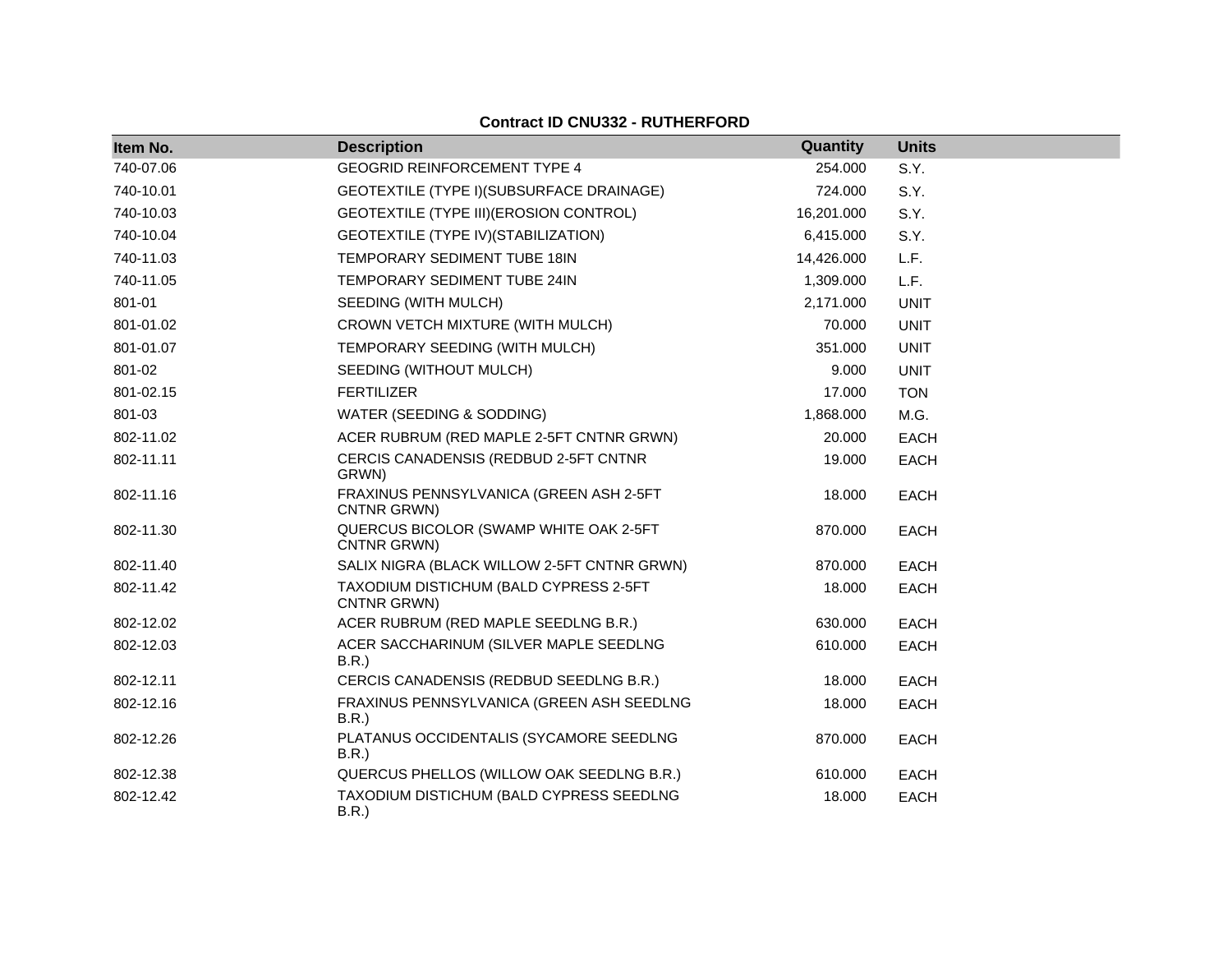**Contract ID CNU332 - RUTHERFORD**

| Item No. | Description | Quantity | Units |
|---|---|---|---|
| 740-07.06 | GEOGRID REINFORCEMENT TYPE 4 | 254.000 | S.Y. |
| 740-10.01 | GEOTEXTILE (TYPE I)(SUBSURFACE DRAINAGE) | 724.000 | S.Y. |
| 740-10.03 | GEOTEXTILE (TYPE III)(EROSION CONTROL) | 16,201.000 | S.Y. |
| 740-10.04 | GEOTEXTILE (TYPE IV)(STABILIZATION) | 6,415.000 | S.Y. |
| 740-11.03 | TEMPORARY SEDIMENT TUBE 18IN | 14,426.000 | L.F. |
| 740-11.05 | TEMPORARY SEDIMENT TUBE 24IN | 1,309.000 | L.F. |
| 801-01 | SEEDING (WITH MULCH) | 2,171.000 | UNIT |
| 801-01.02 | CROWN VETCH MIXTURE (WITH MULCH) | 70.000 | UNIT |
| 801-01.07 | TEMPORARY SEEDING (WITH MULCH) | 351.000 | UNIT |
| 801-02 | SEEDING (WITHOUT MULCH) | 9.000 | UNIT |
| 801-02.15 | FERTILIZER | 17.000 | TON |
| 801-03 | WATER (SEEDING & SODDING) | 1,868.000 | M.G. |
| 802-11.02 | ACER RUBRUM (RED MAPLE 2-5FT CNTNR GRWN) | 20.000 | EACH |
| 802-11.11 | CERCIS CANADENSIS (REDBUD 2-5FT CNTNR GRWN) | 19.000 | EACH |
| 802-11.16 | FRAXINUS PENNSYLVANICA (GREEN ASH 2-5FT CNTNR GRWN) | 18.000 | EACH |
| 802-11.30 | QUERCUS BICOLOR (SWAMP WHITE OAK 2-5FT CNTNR GRWN) | 870.000 | EACH |
| 802-11.40 | SALIX NIGRA (BLACK WILLOW 2-5FT CNTNR GRWN) | 870.000 | EACH |
| 802-11.42 | TAXODIUM DISTICHUM (BALD CYPRESS 2-5FT CNTNR GRWN) | 18.000 | EACH |
| 802-12.02 | ACER RUBRUM (RED MAPLE SEEDLNG B.R.) | 630.000 | EACH |
| 802-12.03 | ACER SACCHARINUM (SILVER MAPLE SEEDLNG B.R.) | 610.000 | EACH |
| 802-12.11 | CERCIS CANADENSIS (REDBUD SEEDLNG B.R.) | 18.000 | EACH |
| 802-12.16 | FRAXINUS PENNSYLVANICA (GREEN ASH SEEDLNG B.R.) | 18.000 | EACH |
| 802-12.26 | PLATANUS OCCIDENTALIS (SYCAMORE SEEDLNG B.R.) | 870.000 | EACH |
| 802-12.38 | QUERCUS PHELLOS (WILLOW OAK SEEDLNG B.R.) | 610.000 | EACH |
| 802-12.42 | TAXODIUM DISTICHUM (BALD CYPRESS SEEDLNG B.R.) | 18.000 | EACH |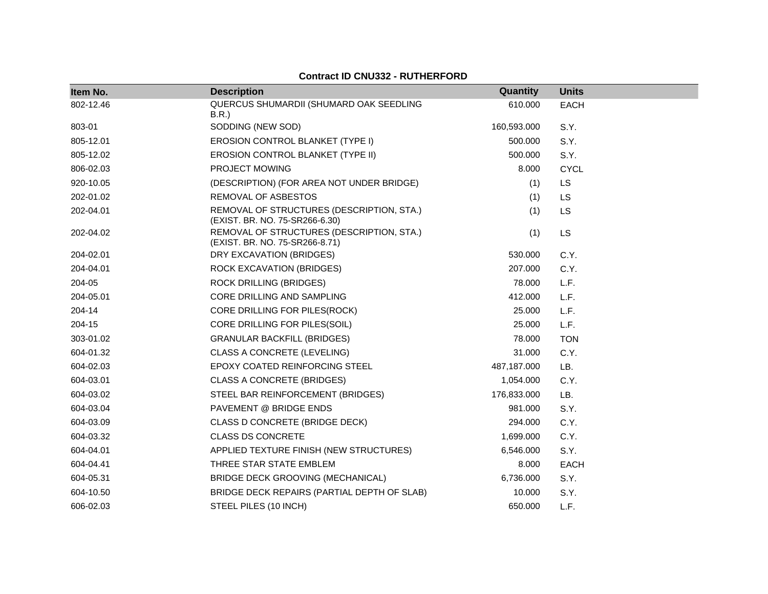**Contract ID CNU332 - RUTHERFORD**

| Item No. | Description | Quantity | Units |
|---|---|---|---|
| 802-12.46 | QUERCUS SHUMARDII (SHUMARD OAK SEEDLING B.R.) | 610.000 | EACH |
| 803-01 | SODDING (NEW SOD) | 160,593.000 | S.Y. |
| 805-12.01 | EROSION CONTROL BLANKET (TYPE I) | 500.000 | S.Y. |
| 805-12.02 | EROSION CONTROL BLANKET (TYPE II) | 500.000 | S.Y. |
| 806-02.03 | PROJECT MOWING | 8.000 | CYCL |
| 920-10.05 | (DESCRIPTION) (FOR AREA NOT UNDER BRIDGE) | (1) | LS |
| 202-01.02 | REMOVAL OF ASBESTOS | (1) | LS |
| 202-04.01 | REMOVAL OF STRUCTURES (DESCRIPTION, STA.) (EXIST. BR. NO. 75-SR266-6.30) | (1) | LS |
| 202-04.02 | REMOVAL OF STRUCTURES (DESCRIPTION, STA.) (EXIST. BR. NO. 75-SR266-8.71) | (1) | LS |
| 204-02.01 | DRY EXCAVATION (BRIDGES) | 530.000 | C.Y. |
| 204-04.01 | ROCK EXCAVATION (BRIDGES) | 207.000 | C.Y. |
| 204-05 | ROCK DRILLING (BRIDGES) | 78.000 | L.F. |
| 204-05.01 | CORE DRILLING AND SAMPLING | 412.000 | L.F. |
| 204-14 | CORE DRILLING FOR PILES(ROCK) | 25.000 | L.F. |
| 204-15 | CORE DRILLING FOR PILES(SOIL) | 25.000 | L.F. |
| 303-01.02 | GRANULAR BACKFILL (BRIDGES) | 78.000 | TON |
| 604-01.32 | CLASS A CONCRETE (LEVELING) | 31.000 | C.Y. |
| 604-02.03 | EPOXY COATED REINFORCING STEEL | 487,187.000 | LB. |
| 604-03.01 | CLASS A CONCRETE (BRIDGES) | 1,054.000 | C.Y. |
| 604-03.02 | STEEL BAR REINFORCEMENT (BRIDGES) | 176,833.000 | LB. |
| 604-03.04 | PAVEMENT @ BRIDGE ENDS | 981.000 | S.Y. |
| 604-03.09 | CLASS D CONCRETE (BRIDGE DECK) | 294.000 | C.Y. |
| 604-03.32 | CLASS DS CONCRETE | 1,699.000 | C.Y. |
| 604-04.01 | APPLIED TEXTURE FINISH (NEW STRUCTURES) | 6,546.000 | S.Y. |
| 604-04.41 | THREE STAR STATE EMBLEM | 8.000 | EACH |
| 604-05.31 | BRIDGE DECK GROOVING (MECHANICAL) | 6,736.000 | S.Y. |
| 604-10.50 | BRIDGE DECK REPAIRS (PARTIAL DEPTH OF SLAB) | 10.000 | S.Y. |
| 606-02.03 | STEEL PILES (10 INCH) | 650.000 | L.F. |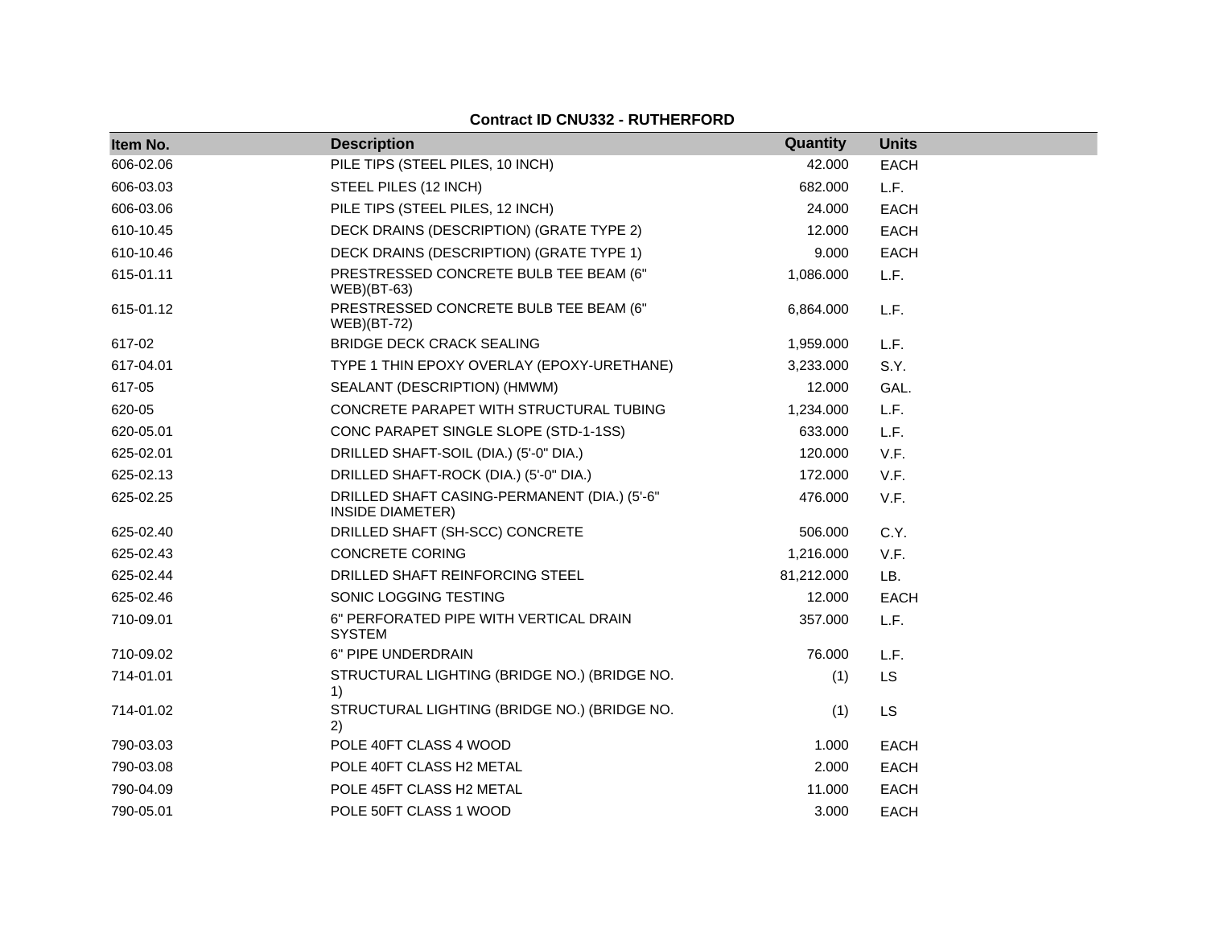**Contract ID CNU332 - RUTHERFORD**

| Item No. | Description | Quantity | Units |
|---|---|---|---|
| 606-02.06 | PILE TIPS (STEEL PILES, 10 INCH) | 42.000 | EACH |
| 606-03.03 | STEEL PILES (12 INCH) | 682.000 | L.F. |
| 606-03.06 | PILE TIPS (STEEL PILES, 12 INCH) | 24.000 | EACH |
| 610-10.45 | DECK DRAINS (DESCRIPTION) (GRATE TYPE 2) | 12.000 | EACH |
| 610-10.46 | DECK DRAINS (DESCRIPTION) (GRATE TYPE 1) | 9.000 | EACH |
| 615-01.11 | PRESTRESSED CONCRETE BULB TEE BEAM (6" WEB)(BT-63) | 1,086.000 | L.F. |
| 615-01.12 | PRESTRESSED CONCRETE BULB TEE BEAM (6" WEB)(BT-72) | 6,864.000 | L.F. |
| 617-02 | BRIDGE DECK CRACK SEALING | 1,959.000 | L.F. |
| 617-04.01 | TYPE 1 THIN EPOXY OVERLAY (EPOXY-URETHANE) | 3,233.000 | S.Y. |
| 617-05 | SEALANT (DESCRIPTION) (HMWM) | 12.000 | GAL. |
| 620-05 | CONCRETE PARAPET WITH STRUCTURAL TUBING | 1,234.000 | L.F. |
| 620-05.01 | CONC PARAPET SINGLE SLOPE (STD-1-1SS) | 633.000 | L.F. |
| 625-02.01 | DRILLED SHAFT-SOIL (DIA.) (5'-0" DIA.) | 120.000 | V.F. |
| 625-02.13 | DRILLED SHAFT-ROCK (DIA.) (5'-0" DIA.) | 172.000 | V.F. |
| 625-02.25 | DRILLED SHAFT CASING-PERMANENT (DIA.) (5'-6" INSIDE DIAMETER) | 476.000 | V.F. |
| 625-02.40 | DRILLED SHAFT (SH-SCC) CONCRETE | 506.000 | C.Y. |
| 625-02.43 | CONCRETE CORING | 1,216.000 | V.F. |
| 625-02.44 | DRILLED SHAFT REINFORCING STEEL | 81,212.000 | LB. |
| 625-02.46 | SONIC LOGGING TESTING | 12.000 | EACH |
| 710-09.01 | 6" PERFORATED PIPE WITH VERTICAL DRAIN SYSTEM | 357.000 | L.F. |
| 710-09.02 | 6" PIPE UNDERDRAIN | 76.000 | L.F. |
| 714-01.01 | STRUCTURAL LIGHTING (BRIDGE NO.) (BRIDGE NO. 1) | (1) | LS |
| 714-01.02 | STRUCTURAL LIGHTING (BRIDGE NO.) (BRIDGE NO. 2) | (1) | LS |
| 790-03.03 | POLE 40FT CLASS 4 WOOD | 1.000 | EACH |
| 790-03.08 | POLE 40FT CLASS H2 METAL | 2.000 | EACH |
| 790-04.09 | POLE 45FT CLASS H2 METAL | 11.000 | EACH |
| 790-05.01 | POLE 50FT CLASS 1 WOOD | 3.000 | EACH |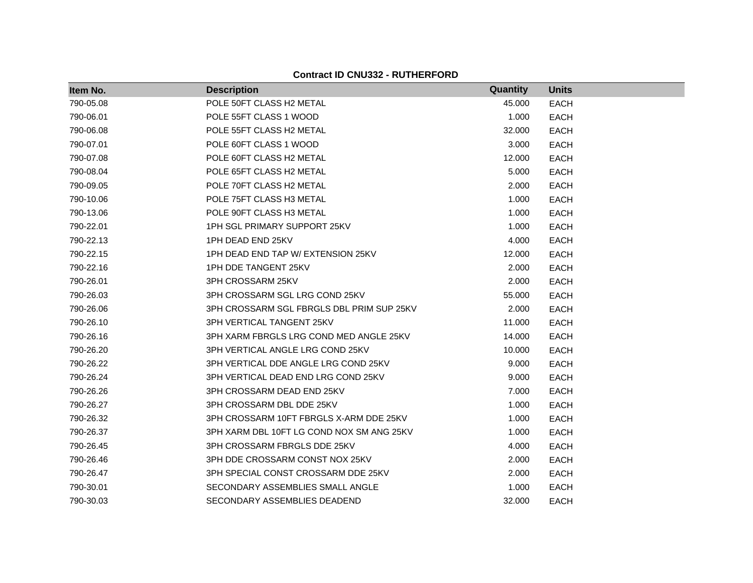**Contract ID CNU332 - RUTHERFORD**

| Item No. | Description | Quantity | Units |
|---|---|---|---|
| 790-05.08 | POLE 50FT CLASS H2 METAL | 45.000 | EACH |
| 790-06.01 | POLE 55FT CLASS 1 WOOD | 1.000 | EACH |
| 790-06.08 | POLE 55FT CLASS H2 METAL | 32.000 | EACH |
| 790-07.01 | POLE 60FT CLASS 1 WOOD | 3.000 | EACH |
| 790-07.08 | POLE 60FT CLASS H2 METAL | 12.000 | EACH |
| 790-08.04 | POLE 65FT CLASS H2 METAL | 5.000 | EACH |
| 790-09.05 | POLE 70FT CLASS H2 METAL | 2.000 | EACH |
| 790-10.06 | POLE 75FT CLASS H3 METAL | 1.000 | EACH |
| 790-13.06 | POLE 90FT CLASS H3 METAL | 1.000 | EACH |
| 790-22.01 | 1PH SGL PRIMARY SUPPORT 25KV | 1.000 | EACH |
| 790-22.13 | 1PH DEAD END 25KV | 4.000 | EACH |
| 790-22.15 | 1PH DEAD END TAP W/ EXTENSION 25KV | 12.000 | EACH |
| 790-22.16 | 1PH DDE TANGENT 25KV | 2.000 | EACH |
| 790-26.01 | 3PH CROSSARM 25KV | 2.000 | EACH |
| 790-26.03 | 3PH CROSSARM SGL LRG COND 25KV | 55.000 | EACH |
| 790-26.06 | 3PH CROSSARM SGL FBRGLS DBL PRIM SUP 25KV | 2.000 | EACH |
| 790-26.10 | 3PH VERTICAL TANGENT 25KV | 11.000 | EACH |
| 790-26.16 | 3PH XARM FBRGLS LRG COND MED ANGLE 25KV | 14.000 | EACH |
| 790-26.20 | 3PH VERTICAL ANGLE LRG COND 25KV | 10.000 | EACH |
| 790-26.22 | 3PH VERTICAL DDE ANGLE LRG COND 25KV | 9.000 | EACH |
| 790-26.24 | 3PH VERTICAL DEAD END LRG COND 25KV | 9.000 | EACH |
| 790-26.26 | 3PH CROSSARM DEAD END 25KV | 7.000 | EACH |
| 790-26.27 | 3PH CROSSARM DBL DDE 25KV | 1.000 | EACH |
| 790-26.32 | 3PH CROSSARM 10FT FBRGLS X-ARM DDE 25KV | 1.000 | EACH |
| 790-26.37 | 3PH XARM DBL 10FT LG COND NOX SM ANG 25KV | 1.000 | EACH |
| 790-26.45 | 3PH CROSSARM FBRGLS DDE 25KV | 4.000 | EACH |
| 790-26.46 | 3PH DDE CROSSARM CONST NOX 25KV | 2.000 | EACH |
| 790-26.47 | 3PH SPECIAL CONST CROSSARM DDE 25KV | 2.000 | EACH |
| 790-30.01 | SECONDARY ASSEMBLIES SMALL ANGLE | 1.000 | EACH |
| 790-30.03 | SECONDARY ASSEMBLIES DEADEND | 32.000 | EACH |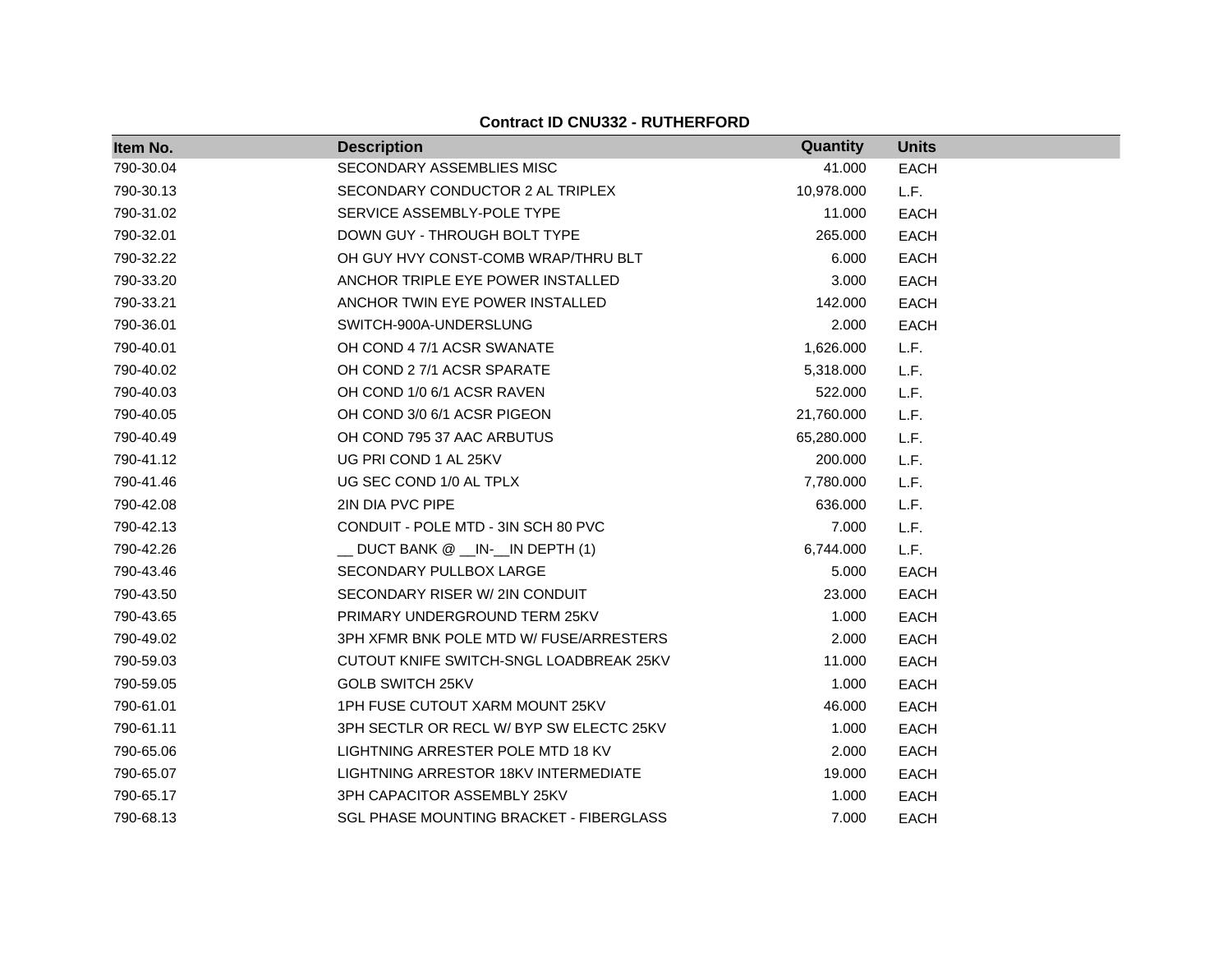**Contract ID CNU332 - RUTHERFORD**

| Item No. | Description | Quantity | Units |
|---|---|---|---|
| 790-30.04 | SECONDARY ASSEMBLIES MISC | 41.000 | EACH |
| 790-30.13 | SECONDARY CONDUCTOR 2 AL TRIPLEX | 10,978.000 | L.F. |
| 790-31.02 | SERVICE ASSEMBLY-POLE TYPE | 11.000 | EACH |
| 790-32.01 | DOWN GUY - THROUGH BOLT TYPE | 265.000 | EACH |
| 790-32.22 | OH GUY HVY CONST-COMB WRAP/THRU BLT | 6.000 | EACH |
| 790-33.20 | ANCHOR TRIPLE EYE POWER INSTALLED | 3.000 | EACH |
| 790-33.21 | ANCHOR TWIN EYE POWER INSTALLED | 142.000 | EACH |
| 790-36.01 | SWITCH-900A-UNDERSLUNG | 2.000 | EACH |
| 790-40.01 | OH COND 4 7/1 ACSR SWANATE | 1,626.000 | L.F. |
| 790-40.02 | OH COND 2 7/1 ACSR SPARATE | 5,318.000 | L.F. |
| 790-40.03 | OH COND 1/0 6/1 ACSR RAVEN | 522.000 | L.F. |
| 790-40.05 | OH COND 3/0 6/1 ACSR PIGEON | 21,760.000 | L.F. |
| 790-40.49 | OH COND 795 37 AAC ARBUTUS | 65,280.000 | L.F. |
| 790-41.12 | UG PRI COND 1 AL 25KV | 200.000 | L.F. |
| 790-41.46 | UG SEC COND 1/0 AL TPLX | 7,780.000 | L.F. |
| 790-42.08 | 2IN DIA PVC PIPE | 636.000 | L.F. |
| 790-42.13 | CONDUIT - POLE MTD - 3IN SCH 80 PVC | 7.000 | L.F. |
| 790-42.26 | __ DUCT BANK @ __IN-__IN DEPTH (1) | 6,744.000 | L.F. |
| 790-43.46 | SECONDARY PULLBOX LARGE | 5.000 | EACH |
| 790-43.50 | SECONDARY RISER W/ 2IN CONDUIT | 23.000 | EACH |
| 790-43.65 | PRIMARY UNDERGROUND TERM 25KV | 1.000 | EACH |
| 790-49.02 | 3PH XFMR BNK POLE MTD W/ FUSE/ARRESTERS | 2.000 | EACH |
| 790-59.03 | CUTOUT KNIFE SWITCH-SNGL LOADBREAK 25KV | 11.000 | EACH |
| 790-59.05 | GOLB SWITCH 25KV | 1.000 | EACH |
| 790-61.01 | 1PH FUSE CUTOUT XARM MOUNT 25KV | 46.000 | EACH |
| 790-61.11 | 3PH SECTLR OR RECL W/ BYP SW ELECTC 25KV | 1.000 | EACH |
| 790-65.06 | LIGHTNING ARRESTER POLE MTD 18 KV | 2.000 | EACH |
| 790-65.07 | LIGHTNING ARRESTOR 18KV INTERMEDIATE | 19.000 | EACH |
| 790-65.17 | 3PH CAPACITOR ASSEMBLY 25KV | 1.000 | EACH |
| 790-68.13 | SGL PHASE MOUNTING BRACKET - FIBERGLASS | 7.000 | EACH |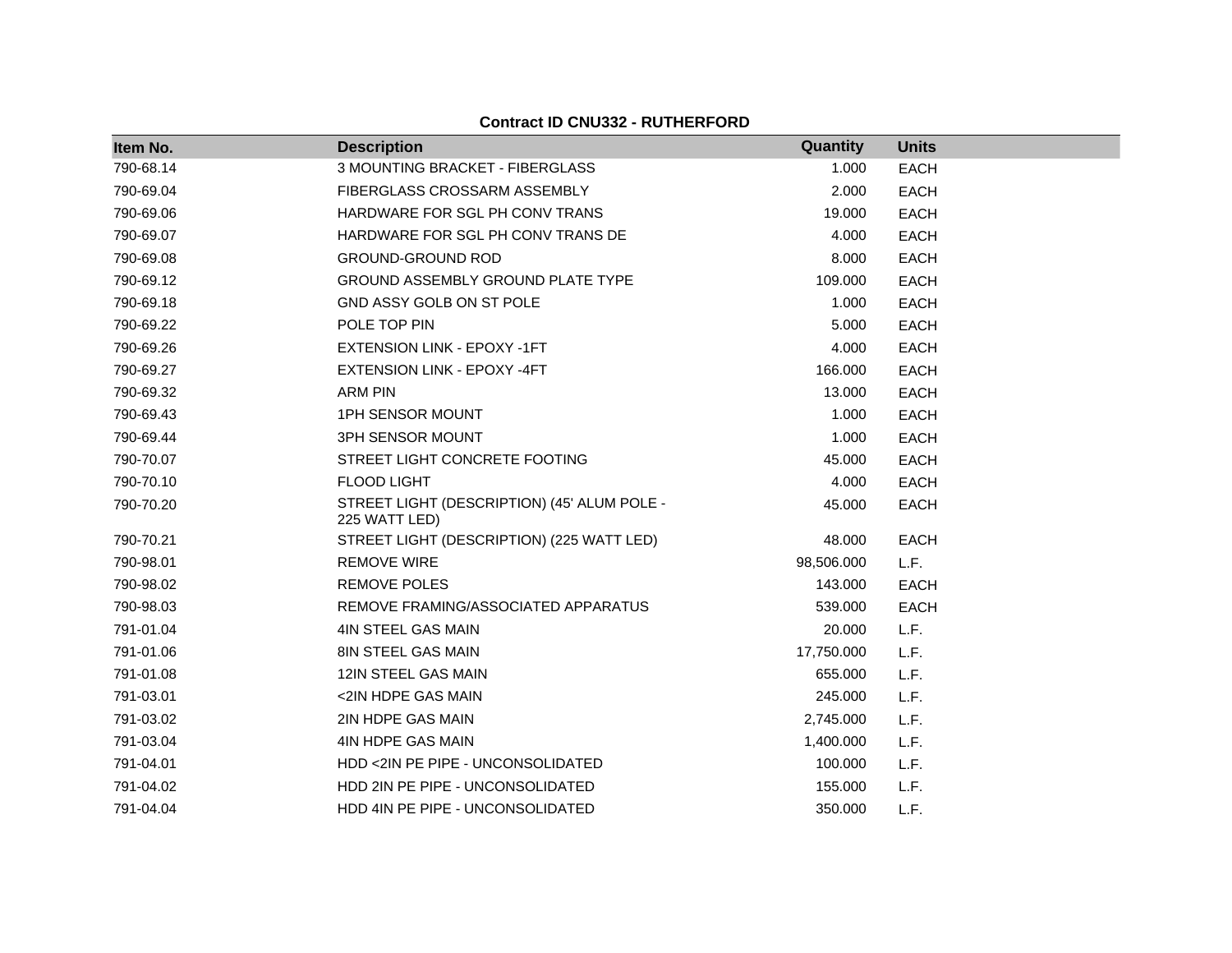**Contract ID CNU332 - RUTHERFORD**

| Item No. | Description | Quantity | Units |
|---|---|---|---|
| 790-68.14 | 3 MOUNTING BRACKET - FIBERGLASS | 1.000 | EACH |
| 790-69.04 | FIBERGLASS CROSSARM ASSEMBLY | 2.000 | EACH |
| 790-69.06 | HARDWARE FOR SGL PH CONV TRANS | 19.000 | EACH |
| 790-69.07 | HARDWARE FOR SGL PH CONV TRANS DE | 4.000 | EACH |
| 790-69.08 | GROUND-GROUND ROD | 8.000 | EACH |
| 790-69.12 | GROUND ASSEMBLY GROUND PLATE TYPE | 109.000 | EACH |
| 790-69.18 | GND ASSY GOLB ON ST POLE | 1.000 | EACH |
| 790-69.22 | POLE TOP PIN | 5.000 | EACH |
| 790-69.26 | EXTENSION LINK - EPOXY -1FT | 4.000 | EACH |
| 790-69.27 | EXTENSION LINK - EPOXY -4FT | 166.000 | EACH |
| 790-69.32 | ARM PIN | 13.000 | EACH |
| 790-69.43 | 1PH SENSOR MOUNT | 1.000 | EACH |
| 790-69.44 | 3PH SENSOR MOUNT | 1.000 | EACH |
| 790-70.07 | STREET LIGHT CONCRETE FOOTING | 45.000 | EACH |
| 790-70.10 | FLOOD LIGHT | 4.000 | EACH |
| 790-70.20 | STREET LIGHT (DESCRIPTION) (45' ALUM POLE - 225 WATT LED) | 45.000 | EACH |
| 790-70.21 | STREET LIGHT (DESCRIPTION) (225 WATT LED) | 48.000 | EACH |
| 790-98.01 | REMOVE WIRE | 98,506.000 | L.F. |
| 790-98.02 | REMOVE POLES | 143.000 | EACH |
| 790-98.03 | REMOVE FRAMING/ASSOCIATED APPARATUS | 539.000 | EACH |
| 791-01.04 | 4IN STEEL GAS MAIN | 20.000 | L.F. |
| 791-01.06 | 8IN STEEL GAS MAIN | 17,750.000 | L.F. |
| 791-01.08 | 12IN STEEL GAS MAIN | 655.000 | L.F. |
| 791-03.01 | <2IN HDPE GAS MAIN | 245.000 | L.F. |
| 791-03.02 | 2IN HDPE GAS MAIN | 2,745.000 | L.F. |
| 791-03.04 | 4IN HDPE GAS MAIN | 1,400.000 | L.F. |
| 791-04.01 | HDD <2IN PE PIPE - UNCONSOLIDATED | 100.000 | L.F. |
| 791-04.02 | HDD 2IN PE PIPE - UNCONSOLIDATED | 155.000 | L.F. |
| 791-04.04 | HDD 4IN PE PIPE - UNCONSOLIDATED | 350.000 | L.F. |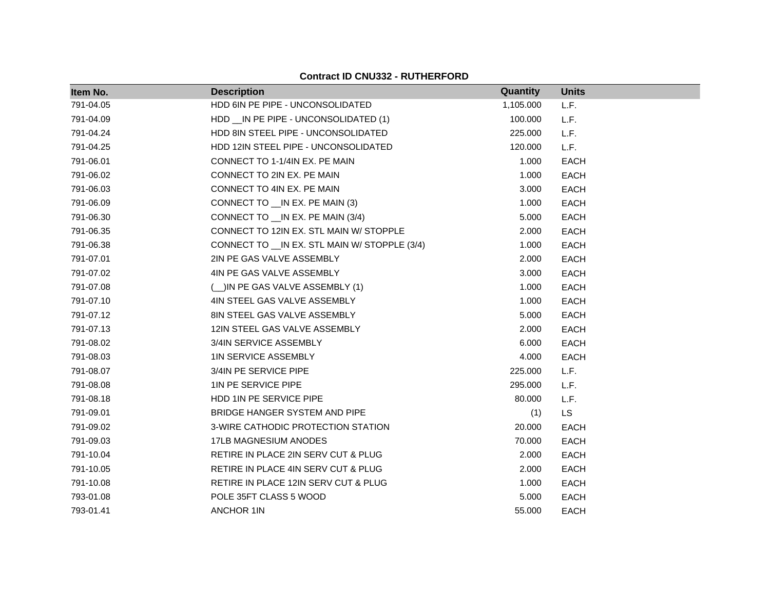**Contract ID CNU332 - RUTHERFORD**

| Item No. | Description | Quantity | Units |
|---|---|---|---|
| 791-04.05 | HDD 6IN PE PIPE - UNCONSOLIDATED | 1,105.000 | L.F. |
| 791-04.09 | HDD __IN PE PIPE - UNCONSOLIDATED (1) | 100.000 | L.F. |
| 791-04.24 | HDD 8IN STEEL PIPE - UNCONSOLIDATED | 225.000 | L.F. |
| 791-04.25 | HDD 12IN STEEL PIPE - UNCONSOLIDATED | 120.000 | L.F. |
| 791-06.01 | CONNECT TO 1-1/4IN EX. PE MAIN | 1.000 | EACH |
| 791-06.02 | CONNECT TO 2IN EX. PE MAIN | 1.000 | EACH |
| 791-06.03 | CONNECT TO 4IN EX. PE MAIN | 3.000 | EACH |
| 791-06.09 | CONNECT TO __IN EX. PE MAIN (3) | 1.000 | EACH |
| 791-06.30 | CONNECT TO __IN EX. PE MAIN (3/4) | 5.000 | EACH |
| 791-06.35 | CONNECT TO 12IN EX. STL MAIN W/ STOPPLE | 2.000 | EACH |
| 791-06.38 | CONNECT TO __IN EX. STL MAIN W/ STOPPLE (3/4) | 1.000 | EACH |
| 791-07.01 | 2IN PE GAS VALVE ASSEMBLY | 2.000 | EACH |
| 791-07.02 | 4IN PE GAS VALVE ASSEMBLY | 3.000 | EACH |
| 791-07.08 | (__)IN PE GAS VALVE ASSEMBLY (1) | 1.000 | EACH |
| 791-07.10 | 4IN STEEL GAS VALVE ASSEMBLY | 1.000 | EACH |
| 791-07.12 | 8IN STEEL GAS VALVE ASSEMBLY | 5.000 | EACH |
| 791-07.13 | 12IN STEEL GAS VALVE ASSEMBLY | 2.000 | EACH |
| 791-08.02 | 3/4IN SERVICE ASSEMBLY | 6.000 | EACH |
| 791-08.03 | 1IN SERVICE ASSEMBLY | 4.000 | EACH |
| 791-08.07 | 3/4IN PE SERVICE PIPE | 225.000 | L.F. |
| 791-08.08 | 1IN PE SERVICE PIPE | 295.000 | L.F. |
| 791-08.18 | HDD 1IN PE SERVICE PIPE | 80.000 | L.F. |
| 791-09.01 | BRIDGE HANGER SYSTEM AND PIPE | (1) | LS |
| 791-09.02 | 3-WIRE CATHODIC PROTECTION STATION | 20.000 | EACH |
| 791-09.03 | 17LB MAGNESIUM ANODES | 70.000 | EACH |
| 791-10.04 | RETIRE IN PLACE 2IN SERV CUT & PLUG | 2.000 | EACH |
| 791-10.05 | RETIRE IN PLACE 4IN SERV CUT & PLUG | 2.000 | EACH |
| 791-10.08 | RETIRE IN PLACE 12IN SERV CUT & PLUG | 1.000 | EACH |
| 793-01.08 | POLE 35FT CLASS 5 WOOD | 5.000 | EACH |
| 793-01.41 | ANCHOR 1IN | 55.000 | EACH |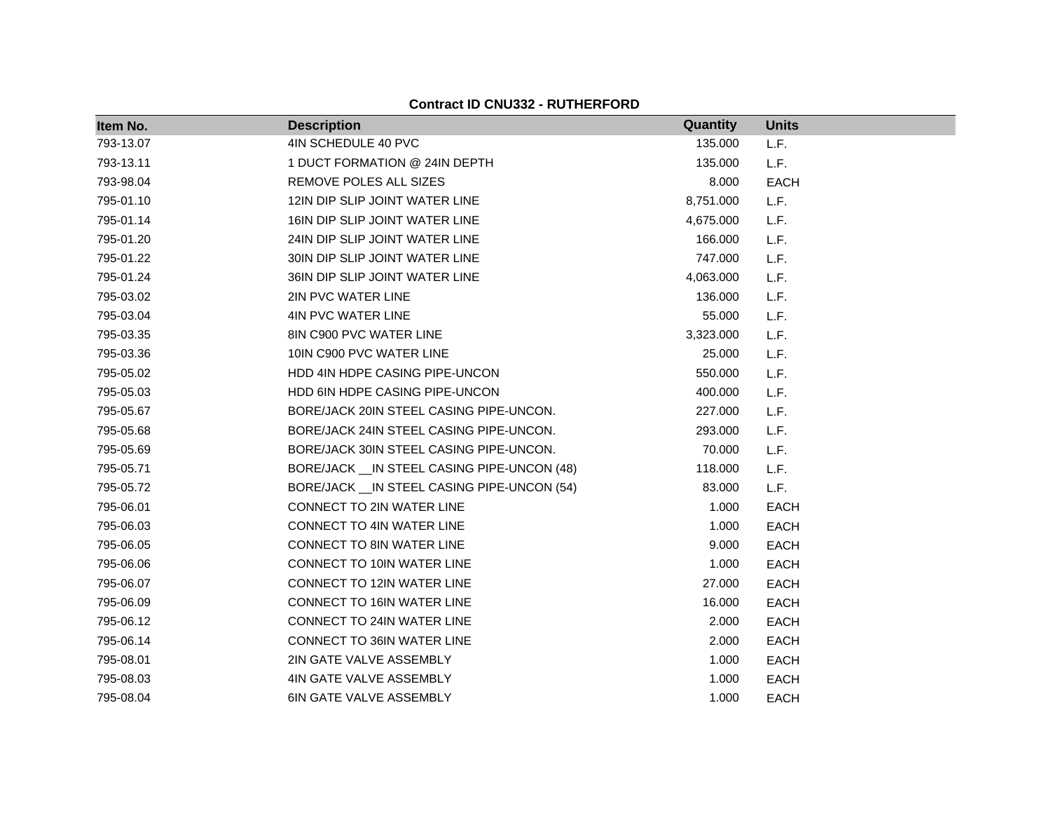## Contract ID CNU332 - RUTHERFORD

| Item No. | Description | Quantity | Units |
|---|---|---|---|
| 793-13.07 | 4IN SCHEDULE 40 PVC | 135.000 | L.F. |
| 793-13.11 | 1 DUCT FORMATION @ 24IN DEPTH | 135.000 | L.F. |
| 793-98.04 | REMOVE POLES ALL SIZES | 8.000 | EACH |
| 795-01.10 | 12IN DIP SLIP JOINT WATER LINE | 8,751.000 | L.F. |
| 795-01.14 | 16IN DIP SLIP JOINT WATER LINE | 4,675.000 | L.F. |
| 795-01.20 | 24IN DIP SLIP JOINT WATER LINE | 166.000 | L.F. |
| 795-01.22 | 30IN DIP SLIP JOINT WATER LINE | 747.000 | L.F. |
| 795-01.24 | 36IN DIP SLIP JOINT WATER LINE | 4,063.000 | L.F. |
| 795-03.02 | 2IN PVC WATER LINE | 136.000 | L.F. |
| 795-03.04 | 4IN PVC WATER LINE | 55.000 | L.F. |
| 795-03.35 | 8IN C900 PVC WATER LINE | 3,323.000 | L.F. |
| 795-03.36 | 10IN C900 PVC WATER LINE | 25.000 | L.F. |
| 795-05.02 | HDD 4IN HDPE CASING PIPE-UNCON | 550.000 | L.F. |
| 795-05.03 | HDD 6IN HDPE CASING PIPE-UNCON | 400.000 | L.F. |
| 795-05.67 | BORE/JACK 20IN STEEL CASING PIPE-UNCON. | 227.000 | L.F. |
| 795-05.68 | BORE/JACK 24IN STEEL CASING PIPE-UNCON. | 293.000 | L.F. |
| 795-05.69 | BORE/JACK 30IN STEEL CASING PIPE-UNCON. | 70.000 | L.F. |
| 795-05.71 | BORE/JACK __IN STEEL CASING PIPE-UNCON (48) | 118.000 | L.F. |
| 795-05.72 | BORE/JACK __IN STEEL CASING PIPE-UNCON (54) | 83.000 | L.F. |
| 795-06.01 | CONNECT TO 2IN WATER LINE | 1.000 | EACH |
| 795-06.03 | CONNECT TO 4IN WATER LINE | 1.000 | EACH |
| 795-06.05 | CONNECT TO 8IN WATER LINE | 9.000 | EACH |
| 795-06.06 | CONNECT TO 10IN WATER LINE | 1.000 | EACH |
| 795-06.07 | CONNECT TO 12IN WATER LINE | 27.000 | EACH |
| 795-06.09 | CONNECT TO 16IN WATER LINE | 16.000 | EACH |
| 795-06.12 | CONNECT TO 24IN WATER LINE | 2.000 | EACH |
| 795-06.14 | CONNECT TO 36IN WATER LINE | 2.000 | EACH |
| 795-08.01 | 2IN GATE VALVE ASSEMBLY | 1.000 | EACH |
| 795-08.03 | 4IN GATE VALVE ASSEMBLY | 1.000 | EACH |
| 795-08.04 | 6IN GATE VALVE ASSEMBLY | 1.000 | EACH |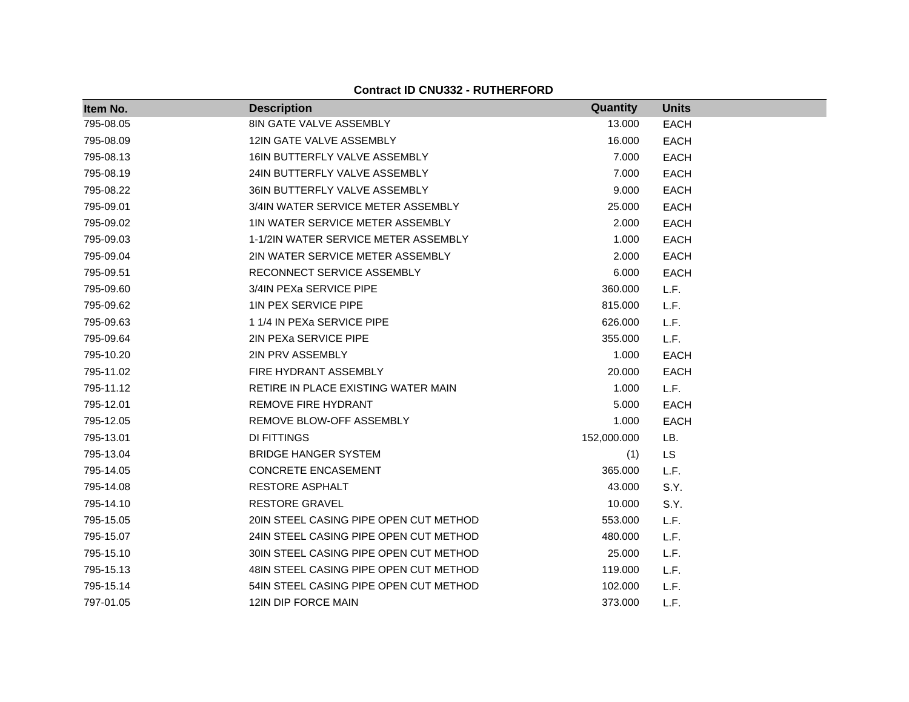**Contract ID CNU332 - RUTHERFORD**

| Item No. | Description | Quantity | Units |
|---|---|---|---|
| 795-08.05 | 8IN GATE VALVE ASSEMBLY | 13.000 | EACH |
| 795-08.09 | 12IN GATE VALVE ASSEMBLY | 16.000 | EACH |
| 795-08.13 | 16IN BUTTERFLY VALVE ASSEMBLY | 7.000 | EACH |
| 795-08.19 | 24IN BUTTERFLY VALVE ASSEMBLY | 7.000 | EACH |
| 795-08.22 | 36IN BUTTERFLY VALVE ASSEMBLY | 9.000 | EACH |
| 795-09.01 | 3/4IN WATER SERVICE METER ASSEMBLY | 25.000 | EACH |
| 795-09.02 | 1IN WATER SERVICE METER ASSEMBLY | 2.000 | EACH |
| 795-09.03 | 1-1/2IN WATER SERVICE METER ASSEMBLY | 1.000 | EACH |
| 795-09.04 | 2IN WATER SERVICE METER ASSEMBLY | 2.000 | EACH |
| 795-09.51 | RECONNECT SERVICE ASSEMBLY | 6.000 | EACH |
| 795-09.60 | 3/4IN PEXa SERVICE PIPE | 360.000 | L.F. |
| 795-09.62 | 1IN PEX SERVICE PIPE | 815.000 | L.F. |
| 795-09.63 | 1 1/4 IN PEXa SERVICE PIPE | 626.000 | L.F. |
| 795-09.64 | 2IN PEXa SERVICE PIPE | 355.000 | L.F. |
| 795-10.20 | 2IN PRV ASSEMBLY | 1.000 | EACH |
| 795-11.02 | FIRE HYDRANT ASSEMBLY | 20.000 | EACH |
| 795-11.12 | RETIRE IN PLACE EXISTING WATER MAIN | 1.000 | L.F. |
| 795-12.01 | REMOVE FIRE HYDRANT | 5.000 | EACH |
| 795-12.05 | REMOVE BLOW-OFF ASSEMBLY | 1.000 | EACH |
| 795-13.01 | DI FITTINGS | 152,000.000 | LB. |
| 795-13.04 | BRIDGE HANGER SYSTEM | (1) | LS |
| 795-14.05 | CONCRETE ENCASEMENT | 365.000 | L.F. |
| 795-14.08 | RESTORE ASPHALT | 43.000 | S.Y. |
| 795-14.10 | RESTORE GRAVEL | 10.000 | S.Y. |
| 795-15.05 | 20IN STEEL CASING PIPE OPEN CUT METHOD | 553.000 | L.F. |
| 795-15.07 | 24IN STEEL CASING PIPE OPEN CUT METHOD | 480.000 | L.F. |
| 795-15.10 | 30IN STEEL CASING PIPE OPEN CUT METHOD | 25.000 | L.F. |
| 795-15.13 | 48IN STEEL CASING PIPE OPEN CUT METHOD | 119.000 | L.F. |
| 795-15.14 | 54IN STEEL CASING PIPE OPEN CUT METHOD | 102.000 | L.F. |
| 797-01.05 | 12IN DIP FORCE MAIN | 373.000 | L.F. |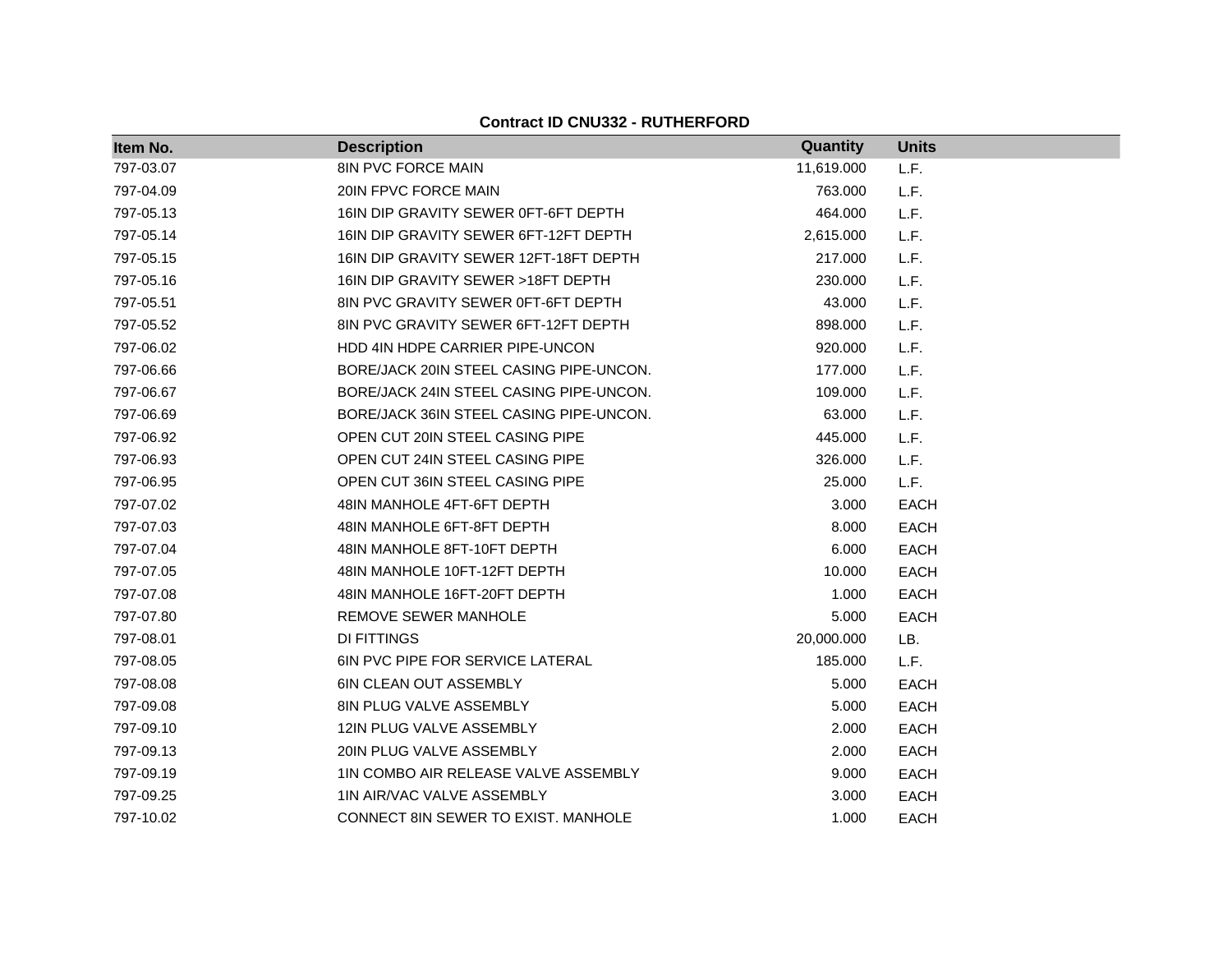**Contract ID CNU332 - RUTHERFORD**

| Item No. | Description | Quantity | Units |
|---|---|---|---|
| 797-03.07 | 8IN PVC FORCE MAIN | 11,619.000 | L.F. |
| 797-04.09 | 20IN FPVC FORCE MAIN | 763.000 | L.F. |
| 797-05.13 | 16IN DIP GRAVITY SEWER 0FT-6FT DEPTH | 464.000 | L.F. |
| 797-05.14 | 16IN DIP GRAVITY SEWER 6FT-12FT DEPTH | 2,615.000 | L.F. |
| 797-05.15 | 16IN DIP GRAVITY SEWER 12FT-18FT DEPTH | 217.000 | L.F. |
| 797-05.16 | 16IN DIP GRAVITY SEWER >18FT DEPTH | 230.000 | L.F. |
| 797-05.51 | 8IN PVC GRAVITY SEWER 0FT-6FT DEPTH | 43.000 | L.F. |
| 797-05.52 | 8IN PVC GRAVITY SEWER 6FT-12FT DEPTH | 898.000 | L.F. |
| 797-06.02 | HDD 4IN HDPE CARRIER PIPE-UNCON | 920.000 | L.F. |
| 797-06.66 | BORE/JACK 20IN STEEL CASING PIPE-UNCON. | 177.000 | L.F. |
| 797-06.67 | BORE/JACK 24IN STEEL CASING PIPE-UNCON. | 109.000 | L.F. |
| 797-06.69 | BORE/JACK 36IN STEEL CASING PIPE-UNCON. | 63.000 | L.F. |
| 797-06.92 | OPEN CUT 20IN STEEL CASING PIPE | 445.000 | L.F. |
| 797-06.93 | OPEN CUT 24IN STEEL CASING PIPE | 326.000 | L.F. |
| 797-06.95 | OPEN CUT 36IN STEEL CASING PIPE | 25.000 | L.F. |
| 797-07.02 | 48IN MANHOLE 4FT-6FT DEPTH | 3.000 | EACH |
| 797-07.03 | 48IN MANHOLE 6FT-8FT DEPTH | 8.000 | EACH |
| 797-07.04 | 48IN MANHOLE 8FT-10FT DEPTH | 6.000 | EACH |
| 797-07.05 | 48IN MANHOLE 10FT-12FT DEPTH | 10.000 | EACH |
| 797-07.08 | 48IN MANHOLE 16FT-20FT DEPTH | 1.000 | EACH |
| 797-07.80 | REMOVE SEWER MANHOLE | 5.000 | EACH |
| 797-08.01 | DI FITTINGS | 20,000.000 | LB. |
| 797-08.05 | 6IN PVC PIPE FOR SERVICE LATERAL | 185.000 | L.F. |
| 797-08.08 | 6IN CLEAN OUT ASSEMBLY | 5.000 | EACH |
| 797-09.08 | 8IN PLUG VALVE ASSEMBLY | 5.000 | EACH |
| 797-09.10 | 12IN PLUG VALVE ASSEMBLY | 2.000 | EACH |
| 797-09.13 | 20IN PLUG VALVE ASSEMBLY | 2.000 | EACH |
| 797-09.19 | 1IN COMBO AIR RELEASE VALVE ASSEMBLY | 9.000 | EACH |
| 797-09.25 | 1IN AIR/VAC VALVE ASSEMBLY | 3.000 | EACH |
| 797-10.02 | CONNECT 8IN SEWER TO EXIST. MANHOLE | 1.000 | EACH |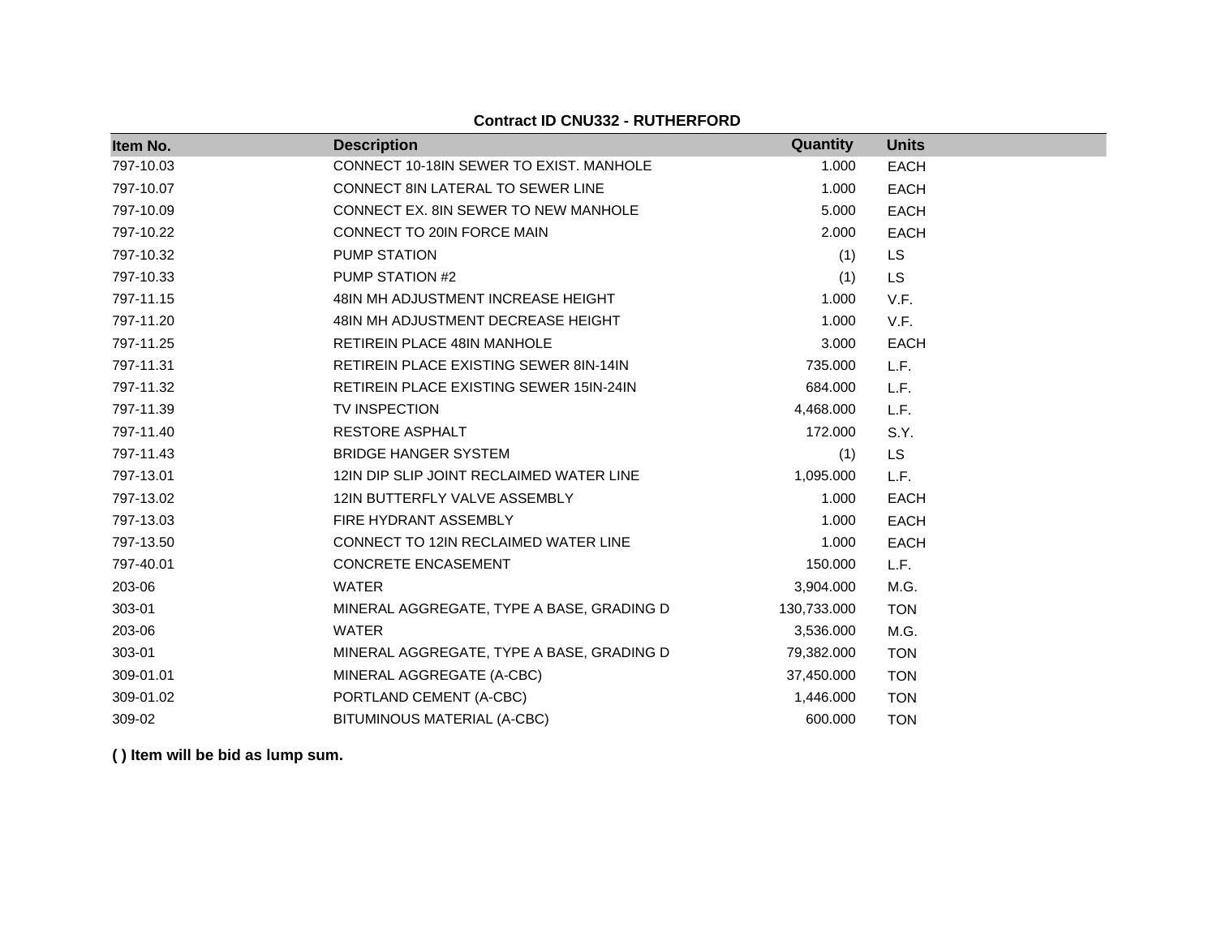**Contract ID CNU332 - RUTHERFORD**

| Item No. | Description | Quantity | Units |
|---|---|---|---|
| 797-10.03 | CONNECT 10-18IN SEWER TO EXIST. MANHOLE | 1.000 | EACH |
| 797-10.07 | CONNECT 8IN LATERAL TO SEWER LINE | 1.000 | EACH |
| 797-10.09 | CONNECT EX. 8IN SEWER TO NEW MANHOLE | 5.000 | EACH |
| 797-10.22 | CONNECT TO 20IN FORCE MAIN | 2.000 | EACH |
| 797-10.32 | PUMP STATION | (1) | LS |
| 797-10.33 | PUMP STATION #2 | (1) | LS |
| 797-11.15 | 48IN MH ADJUSTMENT INCREASE HEIGHT | 1.000 | V.F. |
| 797-11.20 | 48IN MH ADJUSTMENT DECREASE HEIGHT | 1.000 | V.F. |
| 797-11.25 | RETIREIN PLACE 48IN MANHOLE | 3.000 | EACH |
| 797-11.31 | RETIREIN PLACE EXISTING SEWER 8IN-14IN | 735.000 | L.F. |
| 797-11.32 | RETIREIN PLACE EXISTING SEWER 15IN-24IN | 684.000 | L.F. |
| 797-11.39 | TV INSPECTION | 4,468.000 | L.F. |
| 797-11.40 | RESTORE ASPHALT | 172.000 | S.Y. |
| 797-11.43 | BRIDGE HANGER SYSTEM | (1) | LS |
| 797-13.01 | 12IN DIP SLIP JOINT RECLAIMED WATER LINE | 1,095.000 | L.F. |
| 797-13.02 | 12IN BUTTERFLY VALVE ASSEMBLY | 1.000 | EACH |
| 797-13.03 | FIRE HYDRANT ASSEMBLY | 1.000 | EACH |
| 797-13.50 | CONNECT TO 12IN RECLAIMED WATER LINE | 1.000 | EACH |
| 797-40.01 | CONCRETE ENCASEMENT | 150.000 | L.F. |
| 203-06 | WATER | 3,904.000 | M.G. |
| 303-01 | MINERAL AGGREGATE, TYPE A BASE, GRADING D | 130,733.000 | TON |
| 203-06 | WATER | 3,536.000 | M.G. |
| 303-01 | MINERAL AGGREGATE, TYPE A BASE, GRADING D | 79,382.000 | TON |
| 309-01.01 | MINERAL AGGREGATE (A-CBC) | 37,450.000 | TON |
| 309-01.02 | PORTLAND CEMENT (A-CBC) | 1,446.000 | TON |
| 309-02 | BITUMINOUS MATERIAL (A-CBC) | 600.000 | TON |

**( ) Item will be bid as lump sum.**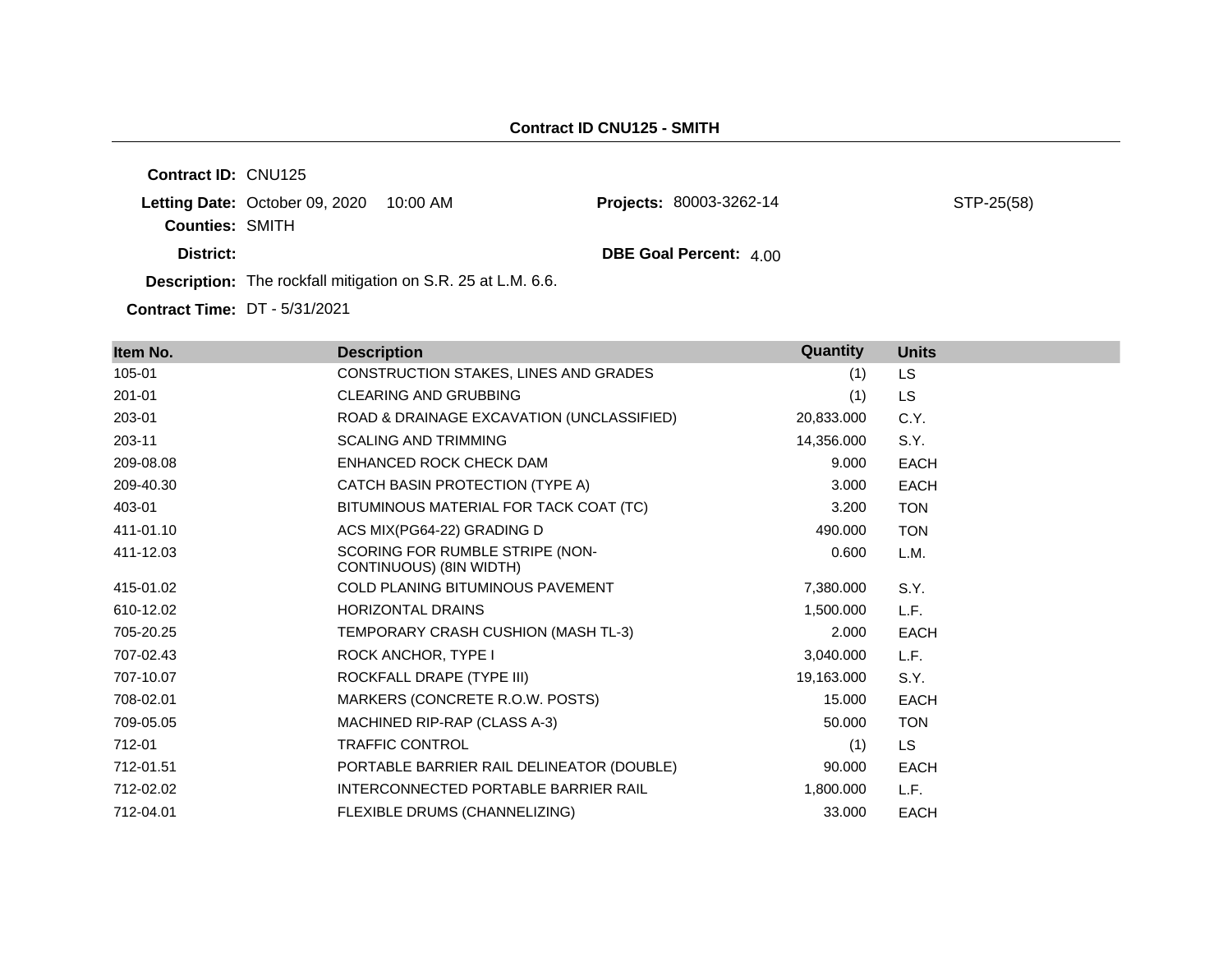**Contract ID CNU125 - SMITH**

**Contract ID:** CNU125

**Letting Date:** October 09, 2020 10:00 AM

**Projects:** 80003-3262-14 STP-25(58)

**Counties:** SMITH

**District:**

**DBE Goal Percent:** 4.00

**Description:** The rockfall mitigation on S.R. 25 at L.M. 6.6.

**Contract Time:** DT - 5/31/2021

| Item No. | Description | Quantity | Units |
|---|---|---|---|
| 105-01 | CONSTRUCTION STAKES, LINES AND GRADES | (1) | LS |
| 201-01 | CLEARING AND GRUBBING | (1) | LS |
| 203-01 | ROAD & DRAINAGE EXCAVATION (UNCLASSIFIED) | 20,833.000 | C.Y. |
| 203-11 | SCALING AND TRIMMING | 14,356.000 | S.Y. |
| 209-08.08 | ENHANCED ROCK CHECK DAM | 9.000 | EACH |
| 209-40.30 | CATCH BASIN PROTECTION (TYPE A) | 3.000 | EACH |
| 403-01 | BITUMINOUS MATERIAL FOR TACK COAT (TC) | 3.200 | TON |
| 411-01.10 | ACS MIX(PG64-22) GRADING D | 490.000 | TON |
| 411-12.03 | SCORING FOR RUMBLE STRIPE (NON-CONTINUOUS) (8IN WIDTH) | 0.600 | L.M. |
| 415-01.02 | COLD PLANING BITUMINOUS PAVEMENT | 7,380.000 | S.Y. |
| 610-12.02 | HORIZONTAL DRAINS | 1,500.000 | L.F. |
| 705-20.25 | TEMPORARY CRASH CUSHION (MASH TL-3) | 2.000 | EACH |
| 707-02.43 | ROCK ANCHOR, TYPE I | 3,040.000 | L.F. |
| 707-10.07 | ROCKFALL DRAPE (TYPE III) | 19,163.000 | S.Y. |
| 708-02.01 | MARKERS (CONCRETE R.O.W. POSTS) | 15.000 | EACH |
| 709-05.05 | MACHINED RIP-RAP (CLASS A-3) | 50.000 | TON |
| 712-01 | TRAFFIC CONTROL | (1) | LS |
| 712-01.51 | PORTABLE BARRIER RAIL DELINEATOR (DOUBLE) | 90.000 | EACH |
| 712-02.02 | INTERCONNECTED PORTABLE BARRIER RAIL | 1,800.000 | L.F. |
| 712-04.01 | FLEXIBLE DRUMS (CHANNELIZING) | 33.000 | EACH |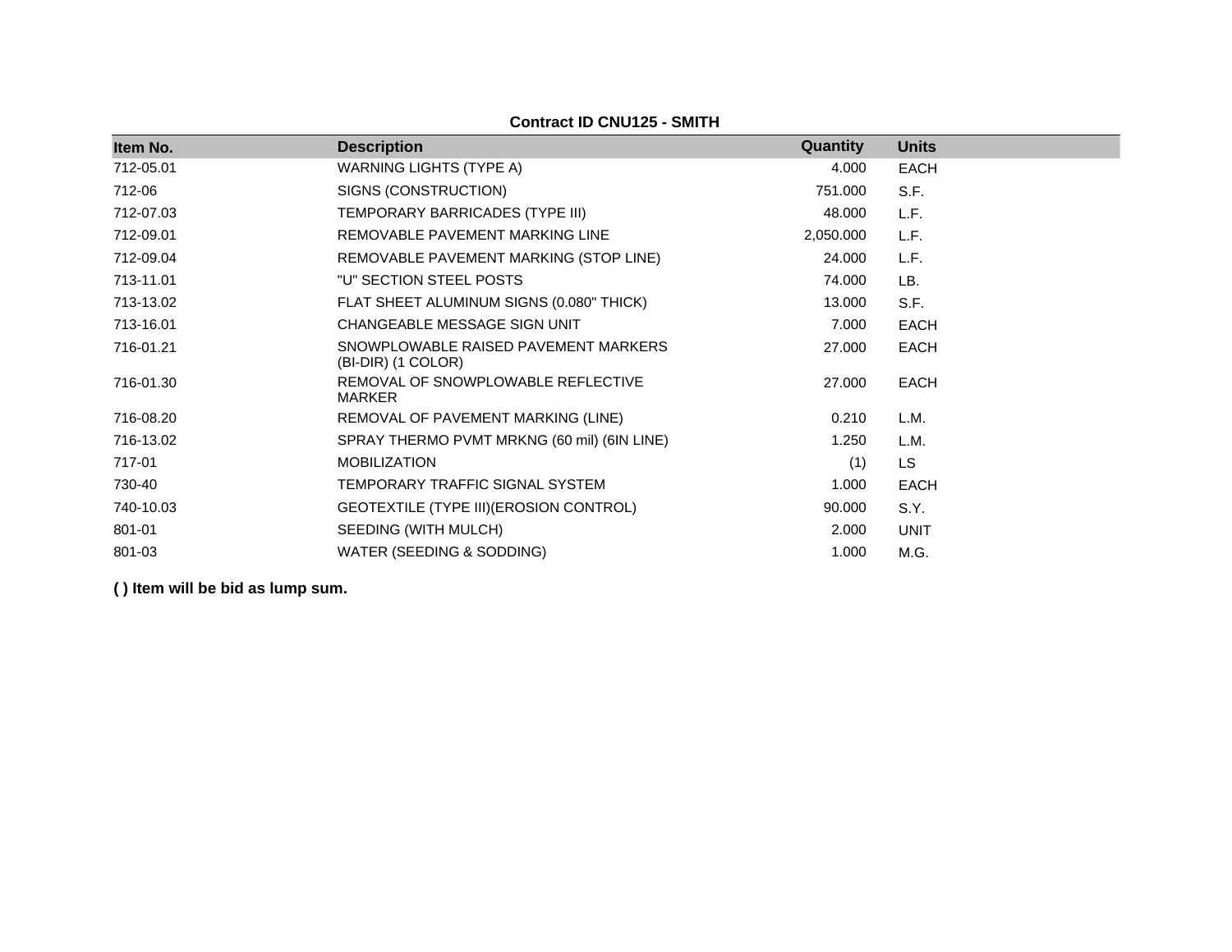**Contract ID CNU125 - SMITH**

| Item No. | Description | Quantity | Units |
|---|---|---|---|
| 712-05.01 | WARNING LIGHTS (TYPE A) | 4.000 | EACH |
| 712-06 | SIGNS (CONSTRUCTION) | 751.000 | S.F. |
| 712-07.03 | TEMPORARY BARRICADES (TYPE III) | 48.000 | L.F. |
| 712-09.01 | REMOVABLE PAVEMENT MARKING LINE | 2,050.000 | L.F. |
| 712-09.04 | REMOVABLE PAVEMENT MARKING (STOP LINE) | 24.000 | L.F. |
| 713-11.01 | "U" SECTION STEEL POSTS | 74.000 | LB. |
| 713-13.02 | FLAT SHEET ALUMINUM SIGNS (0.080" THICK) | 13.000 | S.F. |
| 713-16.01 | CHANGEABLE MESSAGE SIGN UNIT | 7.000 | EACH |
| 716-01.21 | SNOWPLOWABLE RAISED PAVEMENT MARKERS (BI-DIR) (1 COLOR) | 27.000 | EACH |
| 716-01.30 | REMOVAL OF SNOWPLOWABLE REFLECTIVE MARKER | 27.000 | EACH |
| 716-08.20 | REMOVAL OF PAVEMENT MARKING (LINE) | 0.210 | L.M. |
| 716-13.02 | SPRAY THERMO PVMT MRKNG (60 mil) (6IN LINE) | 1.250 | L.M. |
| 717-01 | MOBILIZATION | (1) | LS |
| 730-40 | TEMPORARY TRAFFIC SIGNAL SYSTEM | 1.000 | EACH |
| 740-10.03 | GEOTEXTILE (TYPE III)(EROSION CONTROL) | 90.000 | S.Y. |
| 801-01 | SEEDING (WITH MULCH) | 2.000 | UNIT |
| 801-03 | WATER (SEEDING & SODDING) | 1.000 | M.G. |

**( ) Item will be bid as lump sum.**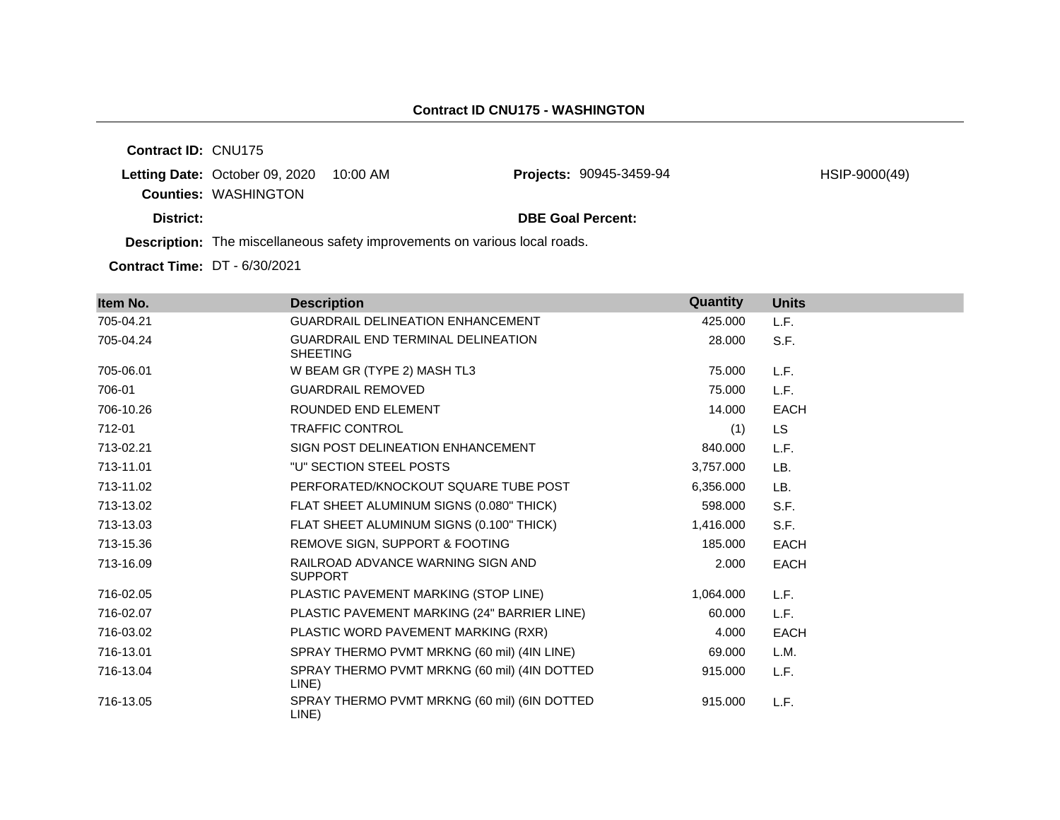## Contract ID CNU175 - WASHINGTON

**Contract ID:** CNU175

**Letting Date:** October 09, 2020 10:00 AM

**Projects:** 90945-3459-94 HSIP-9000(49)

**Counties:** WASHINGTON

**District:**

**DBE Goal Percent:**

**Description:** The miscellaneous safety improvements on various local roads.

**Contract Time:** DT - 6/30/2021

| Item No. | Description | Quantity | Units |
|---|---|---|---|
| 705-04.21 | GUARDRAIL DELINEATION ENHANCEMENT | 425.000 | L.F. |
| 705-04.24 | GUARDRAIL END TERMINAL DELINEATION SHEETING | 28.000 | S.F. |
| 705-06.01 | W BEAM GR (TYPE 2) MASH TL3 | 75.000 | L.F. |
| 706-01 | GUARDRAIL REMOVED | 75.000 | L.F. |
| 706-10.26 | ROUNDED END ELEMENT | 14.000 | EACH |
| 712-01 | TRAFFIC CONTROL | (1) | LS |
| 713-02.21 | SIGN POST DELINEATION ENHANCEMENT | 840.000 | L.F. |
| 713-11.01 | "U" SECTION STEEL POSTS | 3,757.000 | LB. |
| 713-11.02 | PERFORATED/KNOCKOUT SQUARE TUBE POST | 6,356.000 | LB. |
| 713-13.02 | FLAT SHEET ALUMINUM SIGNS (0.080" THICK) | 598.000 | S.F. |
| 713-13.03 | FLAT SHEET ALUMINUM SIGNS (0.100" THICK) | 1,416.000 | S.F. |
| 713-15.36 | REMOVE SIGN, SUPPORT & FOOTING | 185.000 | EACH |
| 713-16.09 | RAILROAD ADVANCE WARNING SIGN AND SUPPORT | 2.000 | EACH |
| 716-02.05 | PLASTIC PAVEMENT MARKING (STOP LINE) | 1,064.000 | L.F. |
| 716-02.07 | PLASTIC PAVEMENT MARKING (24" BARRIER LINE) | 60.000 | L.F. |
| 716-03.02 | PLASTIC WORD PAVEMENT MARKING (RXR) | 4.000 | EACH |
| 716-13.01 | SPRAY THERMO PVMT MRKNG (60 mil) (4IN LINE) | 69.000 | L.M. |
| 716-13.04 | SPRAY THERMO PVMT MRKNG (60 mil) (4IN DOTTED LINE) | 915.000 | L.F. |
| 716-13.05 | SPRAY THERMO PVMT MRKNG (60 mil) (6IN DOTTED LINE) | 915.000 | L.F. |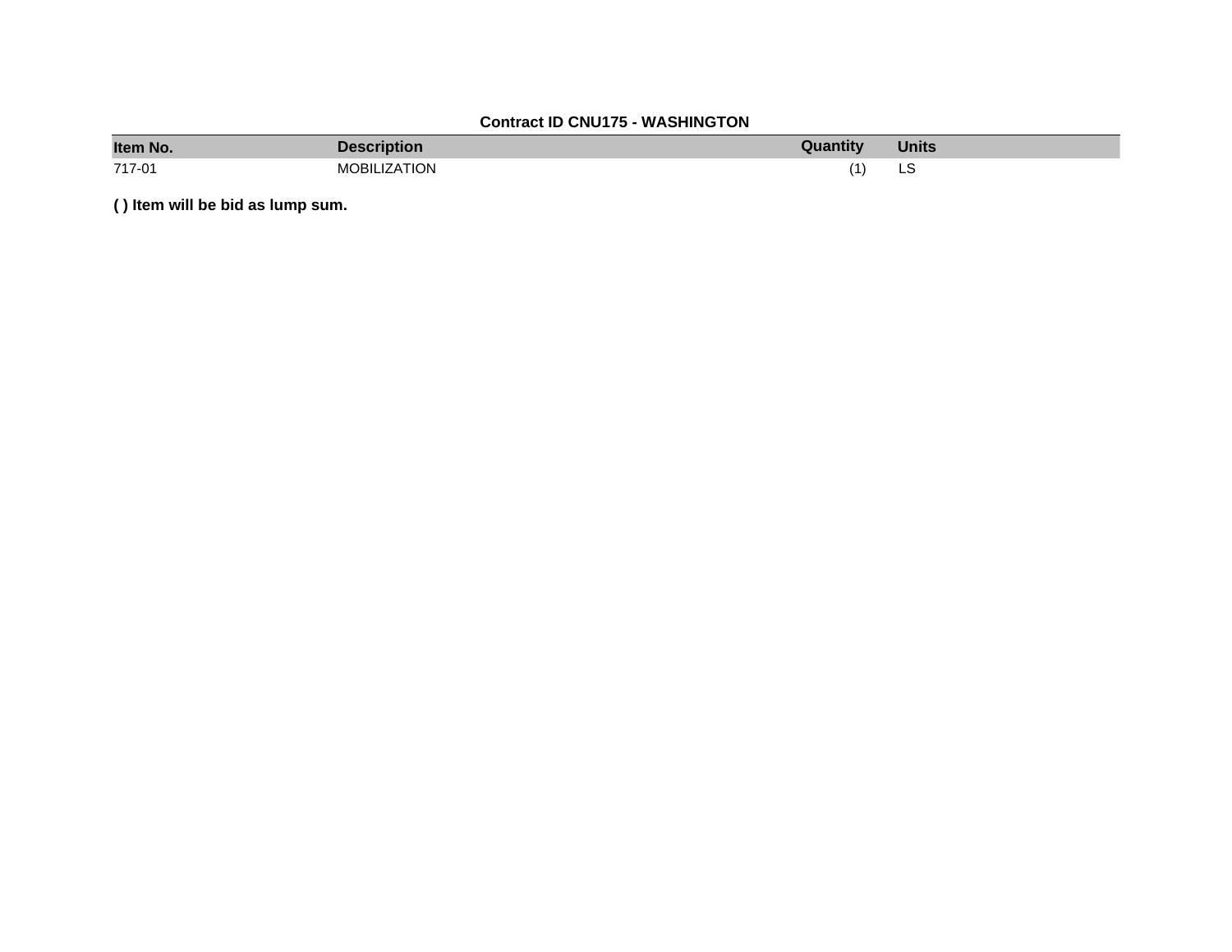**Contract ID CNU175 - WASHINGTON**

| Item No. | Description | Quantity | Units |
| --- | --- | --- | --- |
| 717-01 | MOBILIZATION | (1) | LS |

**( ) Item will be bid as lump sum.**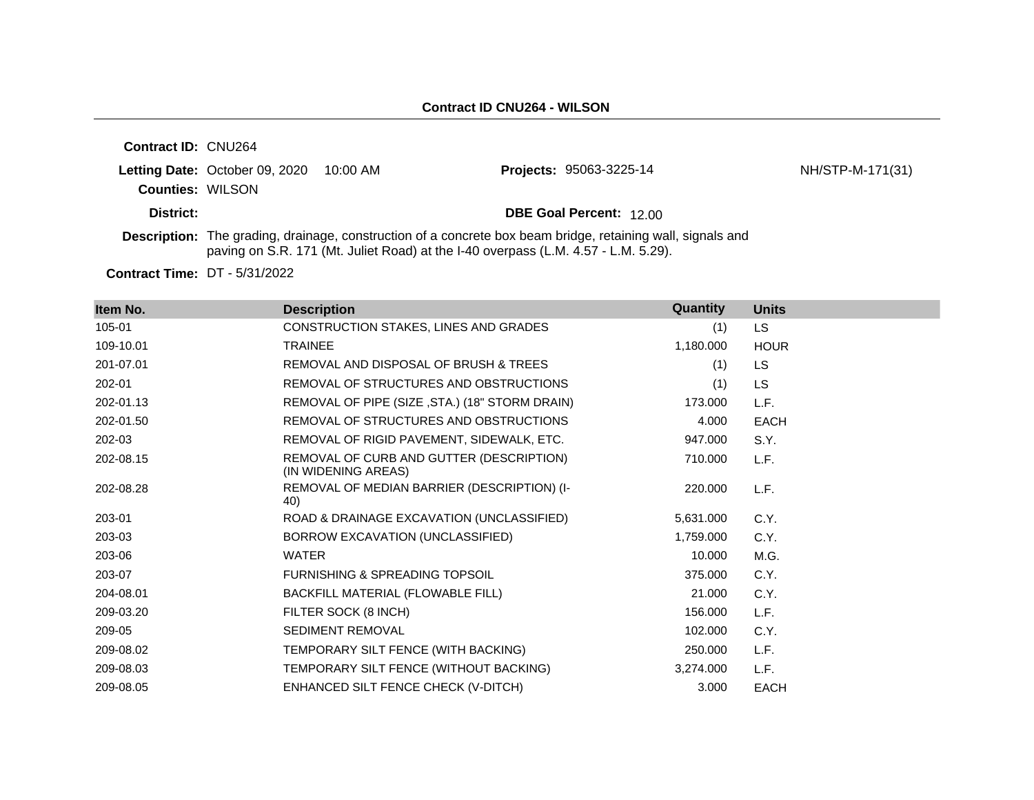## Contract ID CNU264 - WILSON

**Contract ID:** CNU264

**Letting Date:** October 09, 2020 10:00 AM

**Projects:** 95063-3225-14 NH/STP-M-171(31)

**Counties:** WILSON

**District:**

**DBE Goal Percent:** 12.00

**Description:** The grading, drainage, construction of a concrete box beam bridge, retaining wall, signals and paving on S.R. 171 (Mt. Juliet Road) at the I-40 overpass (L.M. 4.57 - L.M. 5.29).

**Contract Time:** DT - 5/31/2022

| Item No. | Description | Quantity | Units |
|---|---|---|---|
| 105-01 | CONSTRUCTION STAKES, LINES AND GRADES | (1) | LS |
| 109-10.01 | TRAINEE | 1,180.000 | HOUR |
| 201-07.01 | REMOVAL AND DISPOSAL OF BRUSH & TREES | (1) | LS |
| 202-01 | REMOVAL OF STRUCTURES AND OBSTRUCTIONS | (1) | LS |
| 202-01.13 | REMOVAL OF PIPE (SIZE ,STA.) (18" STORM DRAIN) | 173.000 | L.F. |
| 202-01.50 | REMOVAL OF STRUCTURES AND OBSTRUCTIONS | 4.000 | EACH |
| 202-03 | REMOVAL OF RIGID PAVEMENT, SIDEWALK, ETC. | 947.000 | S.Y. |
| 202-08.15 | REMOVAL OF CURB AND GUTTER (DESCRIPTION) (IN WIDENING AREAS) | 710.000 | L.F. |
| 202-08.28 | REMOVAL OF MEDIAN BARRIER (DESCRIPTION) (I-40) | 220.000 | L.F. |
| 203-01 | ROAD & DRAINAGE EXCAVATION (UNCLASSIFIED) | 5,631.000 | C.Y. |
| 203-03 | BORROW EXCAVATION (UNCLASSIFIED) | 1,759.000 | C.Y. |
| 203-06 | WATER | 10.000 | M.G. |
| 203-07 | FURNISHING & SPREADING TOPSOIL | 375.000 | C.Y. |
| 204-08.01 | BACKFILL MATERIAL (FLOWABLE FILL) | 21.000 | C.Y. |
| 209-03.20 | FILTER SOCK (8 INCH) | 156.000 | L.F. |
| 209-05 | SEDIMENT REMOVAL | 102.000 | C.Y. |
| 209-08.02 | TEMPORARY SILT FENCE (WITH BACKING) | 250.000 | L.F. |
| 209-08.03 | TEMPORARY SILT FENCE (WITHOUT BACKING) | 3,274.000 | L.F. |
| 209-08.05 | ENHANCED SILT FENCE CHECK (V-DITCH) | 3.000 | EACH |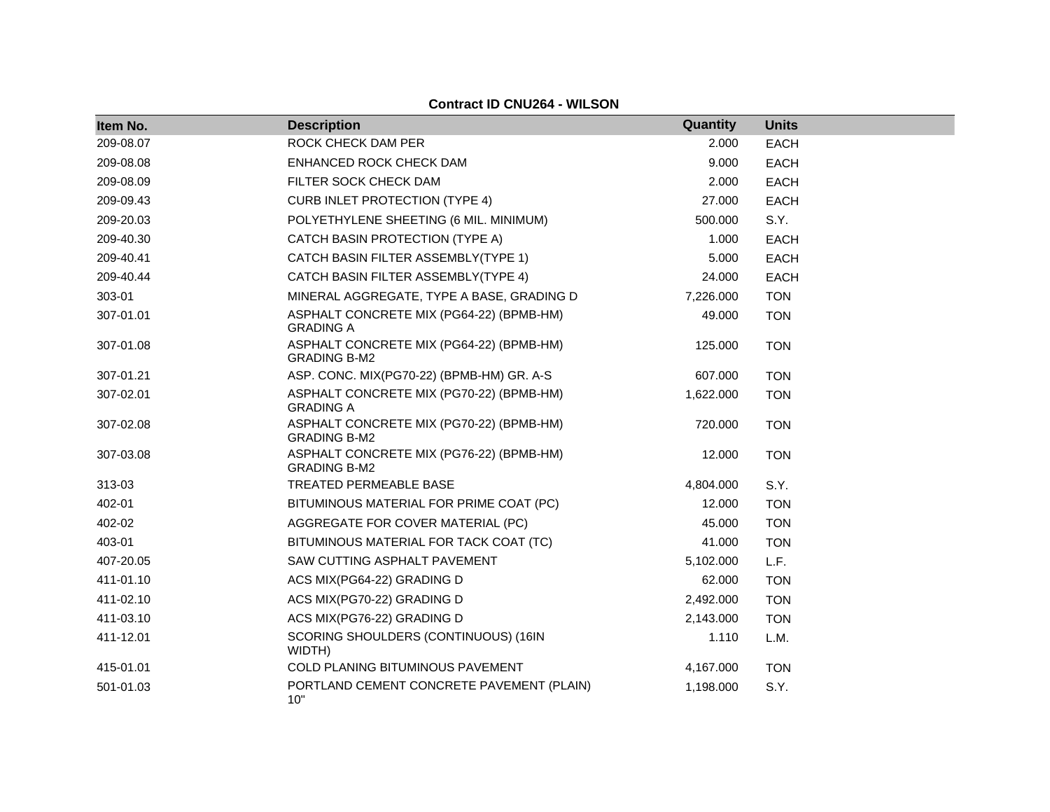**Contract ID CNU264 - WILSON**

| Item No. | Description | Quantity | Units |
|---|---|---|---|
| 209-08.07 | ROCK CHECK DAM PER | 2.000 | EACH |
| 209-08.08 | ENHANCED ROCK CHECK DAM | 9.000 | EACH |
| 209-08.09 | FILTER SOCK CHECK DAM | 2.000 | EACH |
| 209-09.43 | CURB INLET PROTECTION (TYPE 4) | 27.000 | EACH |
| 209-20.03 | POLYETHYLENE SHEETING (6 MIL. MINIMUM) | 500.000 | S.Y. |
| 209-40.30 | CATCH BASIN PROTECTION (TYPE A) | 1.000 | EACH |
| 209-40.41 | CATCH BASIN FILTER ASSEMBLY(TYPE 1) | 5.000 | EACH |
| 209-40.44 | CATCH BASIN FILTER ASSEMBLY(TYPE 4) | 24.000 | EACH |
| 303-01 | MINERAL AGGREGATE, TYPE A BASE, GRADING D | 7,226.000 | TON |
| 307-01.01 | ASPHALT CONCRETE MIX (PG64-22) (BPMB-HM) GRADING A | 49.000 | TON |
| 307-01.08 | ASPHALT CONCRETE MIX (PG64-22) (BPMB-HM) GRADING B-M2 | 125.000 | TON |
| 307-01.21 | ASP. CONC. MIX(PG70-22) (BPMB-HM) GR. A-S | 607.000 | TON |
| 307-02.01 | ASPHALT CONCRETE MIX (PG70-22) (BPMB-HM) GRADING A | 1,622.000 | TON |
| 307-02.08 | ASPHALT CONCRETE MIX (PG70-22) (BPMB-HM) GRADING B-M2 | 720.000 | TON |
| 307-03.08 | ASPHALT CONCRETE MIX (PG76-22) (BPMB-HM) GRADING B-M2 | 12.000 | TON |
| 313-03 | TREATED PERMEABLE BASE | 4,804.000 | S.Y. |
| 402-01 | BITUMINOUS MATERIAL FOR PRIME COAT (PC) | 12.000 | TON |
| 402-02 | AGGREGATE FOR COVER MATERIAL (PC) | 45.000 | TON |
| 403-01 | BITUMINOUS MATERIAL FOR TACK COAT (TC) | 41.000 | TON |
| 407-20.05 | SAW CUTTING ASPHALT PAVEMENT | 5,102.000 | L.F. |
| 411-01.10 | ACS MIX(PG64-22) GRADING D | 62.000 | TON |
| 411-02.10 | ACS MIX(PG70-22) GRADING D | 2,492.000 | TON |
| 411-03.10 | ACS MIX(PG76-22) GRADING D | 2,143.000 | TON |
| 411-12.01 | SCORING SHOULDERS (CONTINUOUS) (16IN WIDTH) | 1.110 | L.M. |
| 415-01.01 | COLD PLANING BITUMINOUS PAVEMENT | 4,167.000 | TON |
| 501-01.03 | PORTLAND CEMENT CONCRETE PAVEMENT (PLAIN) 10" | 1,198.000 | S.Y. |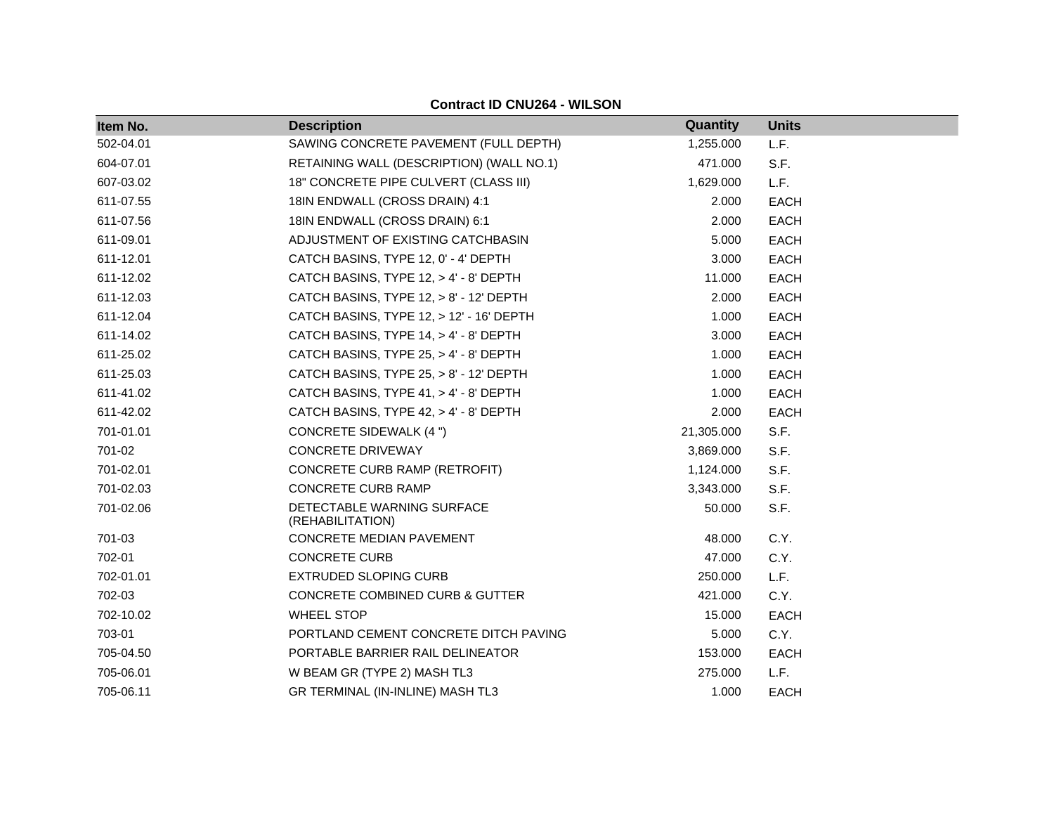**Contract ID CNU264 - WILSON**

| Item No. | Description | Quantity | Units |
| --- | --- | --- | --- |
| 502-04.01 | SAWING CONCRETE PAVEMENT (FULL DEPTH) | 1,255.000 | L.F. |
| 604-07.01 | RETAINING WALL (DESCRIPTION) (WALL NO.1) | 471.000 | S.F. |
| 607-03.02 | 18" CONCRETE PIPE CULVERT (CLASS III) | 1,629.000 | L.F. |
| 611-07.55 | 18IN ENDWALL (CROSS DRAIN) 4:1 | 2.000 | EACH |
| 611-07.56 | 18IN ENDWALL (CROSS DRAIN) 6:1 | 2.000 | EACH |
| 611-09.01 | ADJUSTMENT OF EXISTING CATCHBASIN | 5.000 | EACH |
| 611-12.01 | CATCH BASINS, TYPE 12, 0' - 4' DEPTH | 3.000 | EACH |
| 611-12.02 | CATCH BASINS, TYPE 12, > 4' - 8' DEPTH | 11.000 | EACH |
| 611-12.03 | CATCH BASINS, TYPE 12, > 8' - 12' DEPTH | 2.000 | EACH |
| 611-12.04 | CATCH BASINS, TYPE 12, > 12' - 16' DEPTH | 1.000 | EACH |
| 611-14.02 | CATCH BASINS, TYPE 14, > 4' - 8' DEPTH | 3.000 | EACH |
| 611-25.02 | CATCH BASINS, TYPE 25, > 4' - 8' DEPTH | 1.000 | EACH |
| 611-25.03 | CATCH BASINS, TYPE 25, > 8' - 12' DEPTH | 1.000 | EACH |
| 611-41.02 | CATCH BASINS, TYPE 41, > 4' - 8' DEPTH | 1.000 | EACH |
| 611-42.02 | CATCH BASINS, TYPE 42, > 4' - 8' DEPTH | 2.000 | EACH |
| 701-01.01 | CONCRETE SIDEWALK (4 ") | 21,305.000 | S.F. |
| 701-02 | CONCRETE DRIVEWAY | 3,869.000 | S.F. |
| 701-02.01 | CONCRETE CURB RAMP (RETROFIT) | 1,124.000 | S.F. |
| 701-02.03 | CONCRETE CURB RAMP | 3,343.000 | S.F. |
| 701-02.06 | DETECTABLE WARNING SURFACE (REHABILITATION) | 50.000 | S.F. |
| 701-03 | CONCRETE MEDIAN PAVEMENT | 48.000 | C.Y. |
| 702-01 | CONCRETE CURB | 47.000 | C.Y. |
| 702-01.01 | EXTRUDED SLOPING CURB | 250.000 | L.F. |
| 702-03 | CONCRETE COMBINED CURB & GUTTER | 421.000 | C.Y. |
| 702-10.02 | WHEEL STOP | 15.000 | EACH |
| 703-01 | PORTLAND CEMENT CONCRETE DITCH PAVING | 5.000 | C.Y. |
| 705-04.50 | PORTABLE BARRIER RAIL DELINEATOR | 153.000 | EACH |
| 705-06.01 | W BEAM GR (TYPE 2) MASH TL3 | 275.000 | L.F. |
| 705-06.11 | GR TERMINAL (IN-INLINE) MASH TL3 | 1.000 | EACH |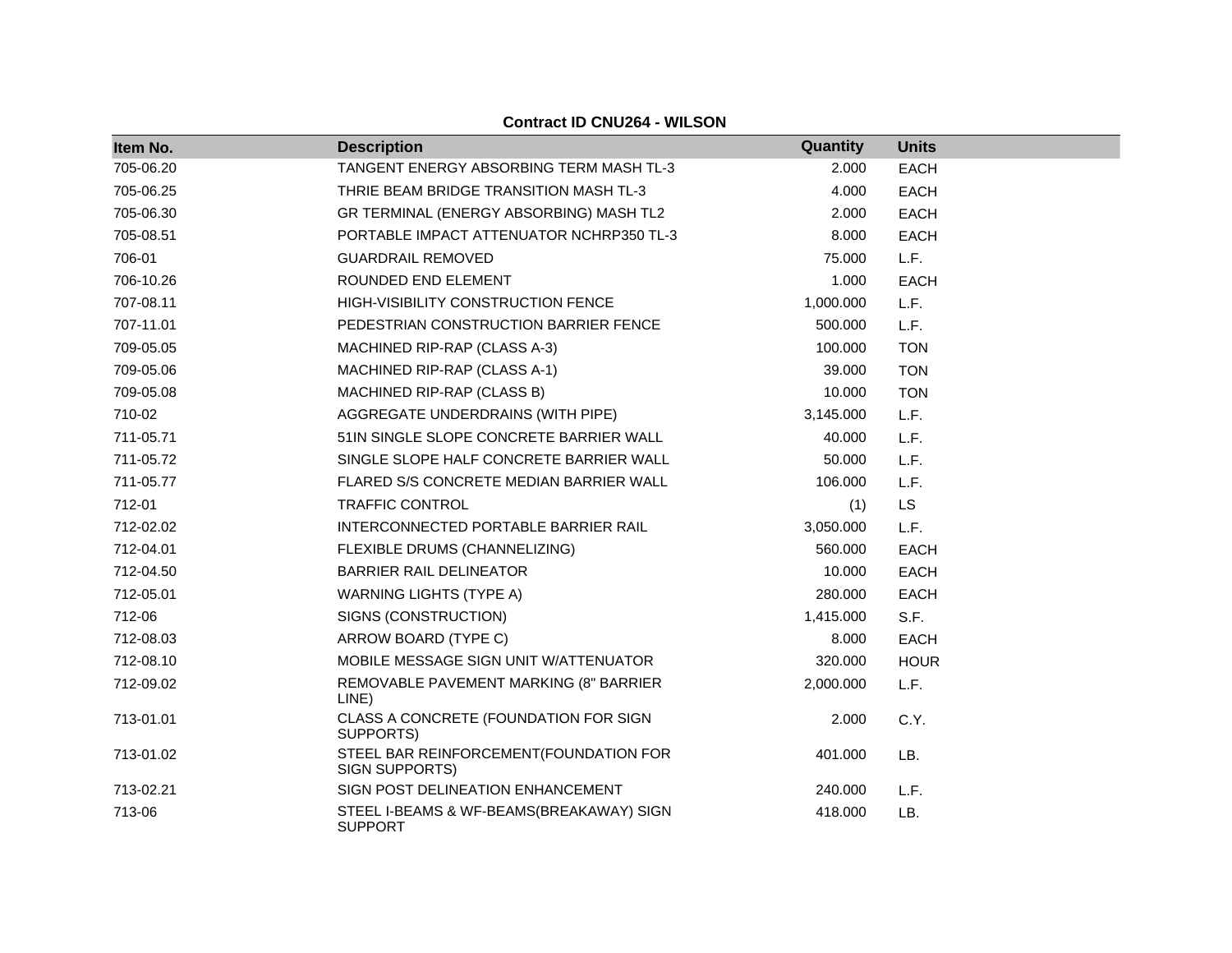**Contract ID CNU264 - WILSON**

| Item No. | Description | Quantity | Units |
|---|---|---|---|
| 705-06.20 | TANGENT ENERGY ABSORBING TERM MASH TL-3 | 2.000 | EACH |
| 705-06.25 | THRIE BEAM BRIDGE TRANSITION MASH TL-3 | 4.000 | EACH |
| 705-06.30 | GR TERMINAL (ENERGY ABSORBING) MASH TL2 | 2.000 | EACH |
| 705-08.51 | PORTABLE IMPACT ATTENUATOR NCHRP350 TL-3 | 8.000 | EACH |
| 706-01 | GUARDRAIL REMOVED | 75.000 | L.F. |
| 706-10.26 | ROUNDED END ELEMENT | 1.000 | EACH |
| 707-08.11 | HIGH-VISIBILITY CONSTRUCTION FENCE | 1,000.000 | L.F. |
| 707-11.01 | PEDESTRIAN CONSTRUCTION BARRIER FENCE | 500.000 | L.F. |
| 709-05.05 | MACHINED RIP-RAP (CLASS A-3) | 100.000 | TON |
| 709-05.06 | MACHINED RIP-RAP (CLASS A-1) | 39.000 | TON |
| 709-05.08 | MACHINED RIP-RAP (CLASS B) | 10.000 | TON |
| 710-02 | AGGREGATE UNDERDRAINS (WITH PIPE) | 3,145.000 | L.F. |
| 711-05.71 | 51IN SINGLE SLOPE CONCRETE BARRIER WALL | 40.000 | L.F. |
| 711-05.72 | SINGLE SLOPE HALF CONCRETE BARRIER WALL | 50.000 | L.F. |
| 711-05.77 | FLARED S/S CONCRETE MEDIAN BARRIER WALL | 106.000 | L.F. |
| 712-01 | TRAFFIC CONTROL | (1) | LS |
| 712-02.02 | INTERCONNECTED PORTABLE BARRIER RAIL | 3,050.000 | L.F. |
| 712-04.01 | FLEXIBLE DRUMS (CHANNELIZING) | 560.000 | EACH |
| 712-04.50 | BARRIER RAIL DELINEATOR | 10.000 | EACH |
| 712-05.01 | WARNING LIGHTS (TYPE A) | 280.000 | EACH |
| 712-06 | SIGNS (CONSTRUCTION) | 1,415.000 | S.F. |
| 712-08.03 | ARROW BOARD (TYPE C) | 8.000 | EACH |
| 712-08.10 | MOBILE MESSAGE SIGN UNIT W/ATTENUATOR | 320.000 | HOUR |
| 712-09.02 | REMOVABLE PAVEMENT MARKING (8" BARRIER LINE) | 2,000.000 | L.F. |
| 713-01.01 | CLASS A CONCRETE (FOUNDATION FOR SIGN SUPPORTS) | 2.000 | C.Y. |
| 713-01.02 | STEEL BAR REINFORCEMENT(FOUNDATION FOR SIGN SUPPORTS) | 401.000 | LB. |
| 713-02.21 | SIGN POST DELINEATION ENHANCEMENT | 240.000 | L.F. |
| 713-06 | STEEL I-BEAMS & WF-BEAMS(BREAKAWAY) SIGN SUPPORT | 418.000 | LB. |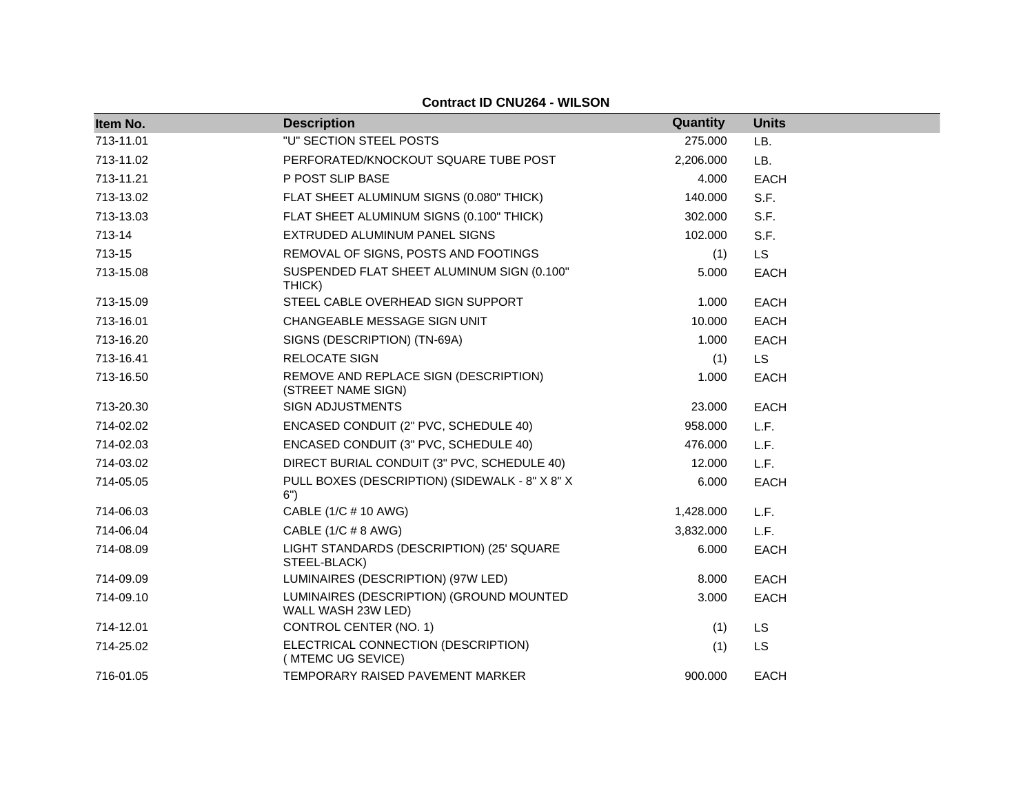**Contract ID CNU264 - WILSON**

| Item No. | Description | Quantity | Units |
|---|---|---|---|
| 713-11.01 | "U" SECTION STEEL POSTS | 275.000 | LB. |
| 713-11.02 | PERFORATED/KNOCKOUT SQUARE TUBE POST | 2,206.000 | LB. |
| 713-11.21 | P POST SLIP BASE | 4.000 | EACH |
| 713-13.02 | FLAT SHEET ALUMINUM SIGNS (0.080" THICK) | 140.000 | S.F. |
| 713-13.03 | FLAT SHEET ALUMINUM SIGNS (0.100" THICK) | 302.000 | S.F. |
| 713-14 | EXTRUDED ALUMINUM PANEL SIGNS | 102.000 | S.F. |
| 713-15 | REMOVAL OF SIGNS, POSTS AND FOOTINGS | (1) | LS |
| 713-15.08 | SUSPENDED FLAT SHEET ALUMINUM SIGN (0.100" THICK) | 5.000 | EACH |
| 713-15.09 | STEEL CABLE OVERHEAD SIGN SUPPORT | 1.000 | EACH |
| 713-16.01 | CHANGEABLE MESSAGE SIGN UNIT | 10.000 | EACH |
| 713-16.20 | SIGNS (DESCRIPTION) (TN-69A) | 1.000 | EACH |
| 713-16.41 | RELOCATE SIGN | (1) | LS |
| 713-16.50 | REMOVE AND REPLACE SIGN (DESCRIPTION) (STREET NAME SIGN) | 1.000 | EACH |
| 713-20.30 | SIGN ADJUSTMENTS | 23.000 | EACH |
| 714-02.02 | ENCASED CONDUIT (2" PVC, SCHEDULE 40) | 958.000 | L.F. |
| 714-02.03 | ENCASED CONDUIT (3" PVC, SCHEDULE 40) | 476.000 | L.F. |
| 714-03.02 | DIRECT BURIAL CONDUIT (3" PVC, SCHEDULE 40) | 12.000 | L.F. |
| 714-05.05 | PULL BOXES (DESCRIPTION) (SIDEWALK - 8" X 8" X 6") | 6.000 | EACH |
| 714-06.03 | CABLE (1/C # 10 AWG) | 1,428.000 | L.F. |
| 714-06.04 | CABLE (1/C # 8 AWG) | 3,832.000 | L.F. |
| 714-08.09 | LIGHT STANDARDS (DESCRIPTION) (25' SQUARE STEEL-BLACK) | 6.000 | EACH |
| 714-09.09 | LUMINAIRES (DESCRIPTION) (97W LED) | 8.000 | EACH |
| 714-09.10 | LUMINAIRES (DESCRIPTION) (GROUND MOUNTED WALL WASH 23W LED) | 3.000 | EACH |
| 714-12.01 | CONTROL CENTER (NO. 1) | (1) | LS |
| 714-25.02 | ELECTRICAL CONNECTION (DESCRIPTION) ( MTEMC UG SEVICE) | (1) | LS |
| 716-01.05 | TEMPORARY RAISED PAVEMENT MARKER | 900.000 | EACH |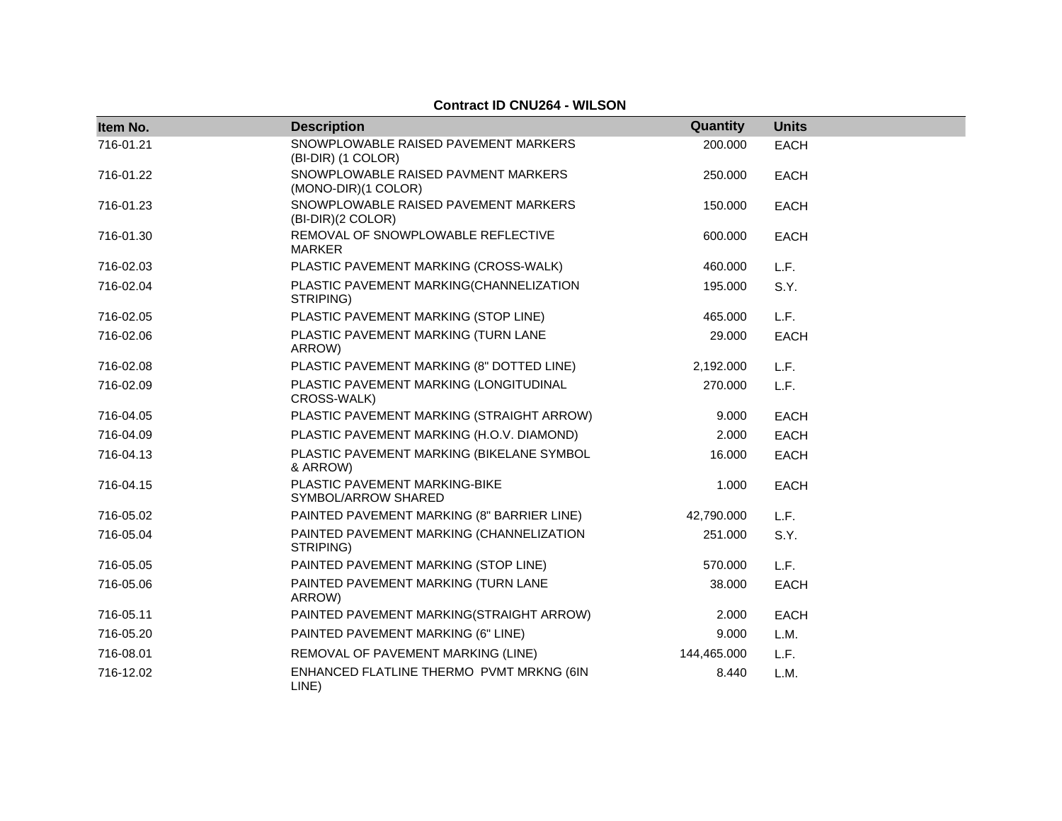**Contract ID CNU264 - WILSON**

| Item No. | Description | Quantity | Units |
|---|---|---|---|
| 716-01.21 | SNOWPLOWABLE RAISED PAVEMENT MARKERS (BI-DIR) (1 COLOR) | 200.000 | EACH |
| 716-01.22 | SNOWPLOWABLE RAISED PAVMENT MARKERS (MONO-DIR)(1 COLOR) | 250.000 | EACH |
| 716-01.23 | SNOWPLOWABLE RAISED PAVEMENT MARKERS (BI-DIR)(2 COLOR) | 150.000 | EACH |
| 716-01.30 | REMOVAL OF SNOWPLOWABLE REFLECTIVE MARKER | 600.000 | EACH |
| 716-02.03 | PLASTIC PAVEMENT MARKING (CROSS-WALK) | 460.000 | L.F. |
| 716-02.04 | PLASTIC PAVEMENT MARKING(CHANNELIZATION STRIPING) | 195.000 | S.Y. |
| 716-02.05 | PLASTIC PAVEMENT MARKING (STOP LINE) | 465.000 | L.F. |
| 716-02.06 | PLASTIC PAVEMENT MARKING (TURN LANE ARROW) | 29.000 | EACH |
| 716-02.08 | PLASTIC PAVEMENT MARKING (8" DOTTED LINE) | 2,192.000 | L.F. |
| 716-02.09 | PLASTIC PAVEMENT MARKING (LONGITUDINAL CROSS-WALK) | 270.000 | L.F. |
| 716-04.05 | PLASTIC PAVEMENT MARKING (STRAIGHT ARROW) | 9.000 | EACH |
| 716-04.09 | PLASTIC PAVEMENT MARKING (H.O.V. DIAMOND) | 2.000 | EACH |
| 716-04.13 | PLASTIC PAVEMENT MARKING (BIKELANE SYMBOL & ARROW) | 16.000 | EACH |
| 716-04.15 | PLASTIC PAVEMENT MARKING-BIKE SYMBOL/ARROW SHARED | 1.000 | EACH |
| 716-05.02 | PAINTED PAVEMENT MARKING (8" BARRIER LINE) | 42,790.000 | L.F. |
| 716-05.04 | PAINTED PAVEMENT MARKING (CHANNELIZATION STRIPING) | 251.000 | S.Y. |
| 716-05.05 | PAINTED PAVEMENT MARKING (STOP LINE) | 570.000 | L.F. |
| 716-05.06 | PAINTED PAVEMENT MARKING (TURN LANE ARROW) | 38.000 | EACH |
| 716-05.11 | PAINTED PAVEMENT MARKING(STRAIGHT ARROW) | 2.000 | EACH |
| 716-05.20 | PAINTED PAVEMENT MARKING (6" LINE) | 9.000 | L.M. |
| 716-08.01 | REMOVAL OF PAVEMENT MARKING (LINE) | 144,465.000 | L.F. |
| 716-12.02 | ENHANCED FLATLINE THERMO PVMT MRKNG (6IN LINE) | 8.440 | L.M. |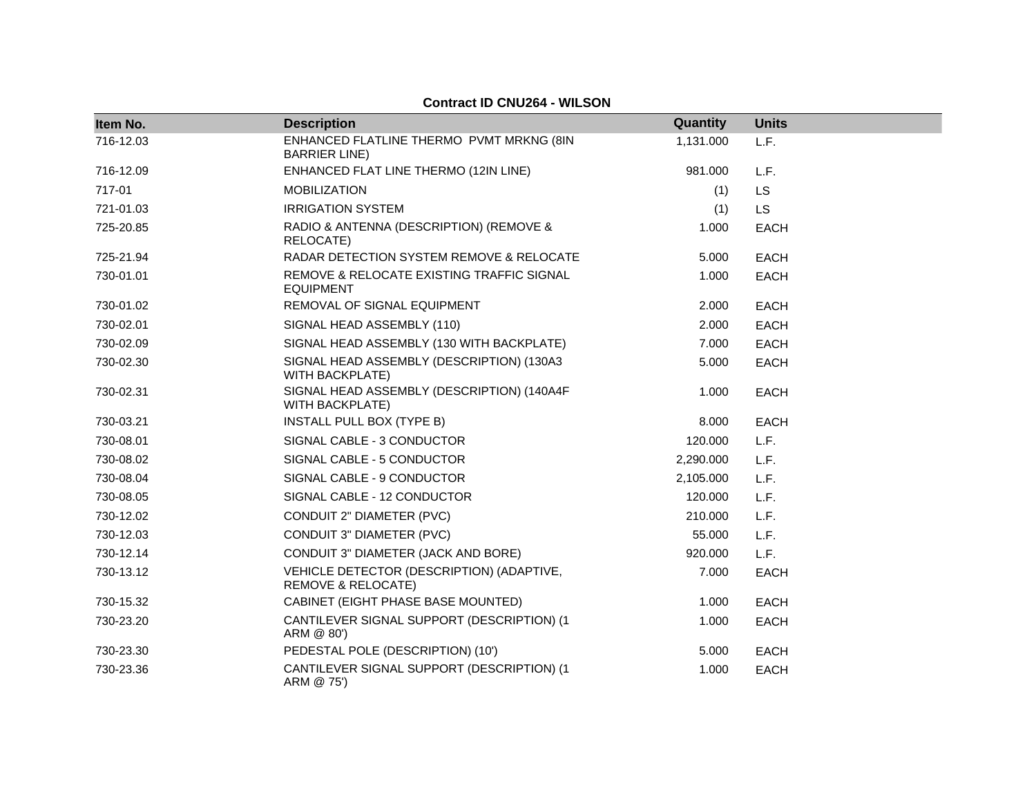**Contract ID CNU264 - WILSON**

| Item No. | Description | Quantity | Units |
| --- | --- | --- | --- |
| 716-12.03 | ENHANCED FLATLINE THERMO PVMT MRKNG (8IN BARRIER LINE) | 1,131.000 | L.F. |
| 716-12.09 | ENHANCED FLAT LINE THERMO (12IN LINE) | 981.000 | L.F. |
| 717-01 | MOBILIZATION | (1) | LS |
| 721-01.03 | IRRIGATION SYSTEM | (1) | LS |
| 725-20.85 | RADIO & ANTENNA (DESCRIPTION) (REMOVE & RELOCATE) | 1.000 | EACH |
| 725-21.94 | RADAR DETECTION SYSTEM REMOVE & RELOCATE | 5.000 | EACH |
| 730-01.01 | REMOVE & RELOCATE EXISTING TRAFFIC SIGNAL EQUIPMENT | 1.000 | EACH |
| 730-01.02 | REMOVAL OF SIGNAL EQUIPMENT | 2.000 | EACH |
| 730-02.01 | SIGNAL HEAD ASSEMBLY (110) | 2.000 | EACH |
| 730-02.09 | SIGNAL HEAD ASSEMBLY (130 WITH BACKPLATE) | 7.000 | EACH |
| 730-02.30 | SIGNAL HEAD ASSEMBLY (DESCRIPTION) (130A3 WITH BACKPLATE) | 5.000 | EACH |
| 730-02.31 | SIGNAL HEAD ASSEMBLY (DESCRIPTION) (140A4F WITH BACKPLATE) | 1.000 | EACH |
| 730-03.21 | INSTALL PULL BOX (TYPE B) | 8.000 | EACH |
| 730-08.01 | SIGNAL CABLE - 3 CONDUCTOR | 120.000 | L.F. |
| 730-08.02 | SIGNAL CABLE - 5 CONDUCTOR | 2,290.000 | L.F. |
| 730-08.04 | SIGNAL CABLE - 9 CONDUCTOR | 2,105.000 | L.F. |
| 730-08.05 | SIGNAL CABLE - 12 CONDUCTOR | 120.000 | L.F. |
| 730-12.02 | CONDUIT 2" DIAMETER (PVC) | 210.000 | L.F. |
| 730-12.03 | CONDUIT 3" DIAMETER (PVC) | 55.000 | L.F. |
| 730-12.14 | CONDUIT 3" DIAMETER (JACK AND BORE) | 920.000 | L.F. |
| 730-13.12 | VEHICLE DETECTOR (DESCRIPTION) (ADAPTIVE, REMOVE & RELOCATE) | 7.000 | EACH |
| 730-15.32 | CABINET (EIGHT PHASE BASE MOUNTED) | 1.000 | EACH |
| 730-23.20 | CANTILEVER SIGNAL SUPPORT (DESCRIPTION) (1 ARM @ 80') | 1.000 | EACH |
| 730-23.30 | PEDESTAL POLE (DESCRIPTION) (10') | 5.000 | EACH |
| 730-23.36 | CANTILEVER SIGNAL SUPPORT (DESCRIPTION) (1 ARM @ 75') | 1.000 | EACH |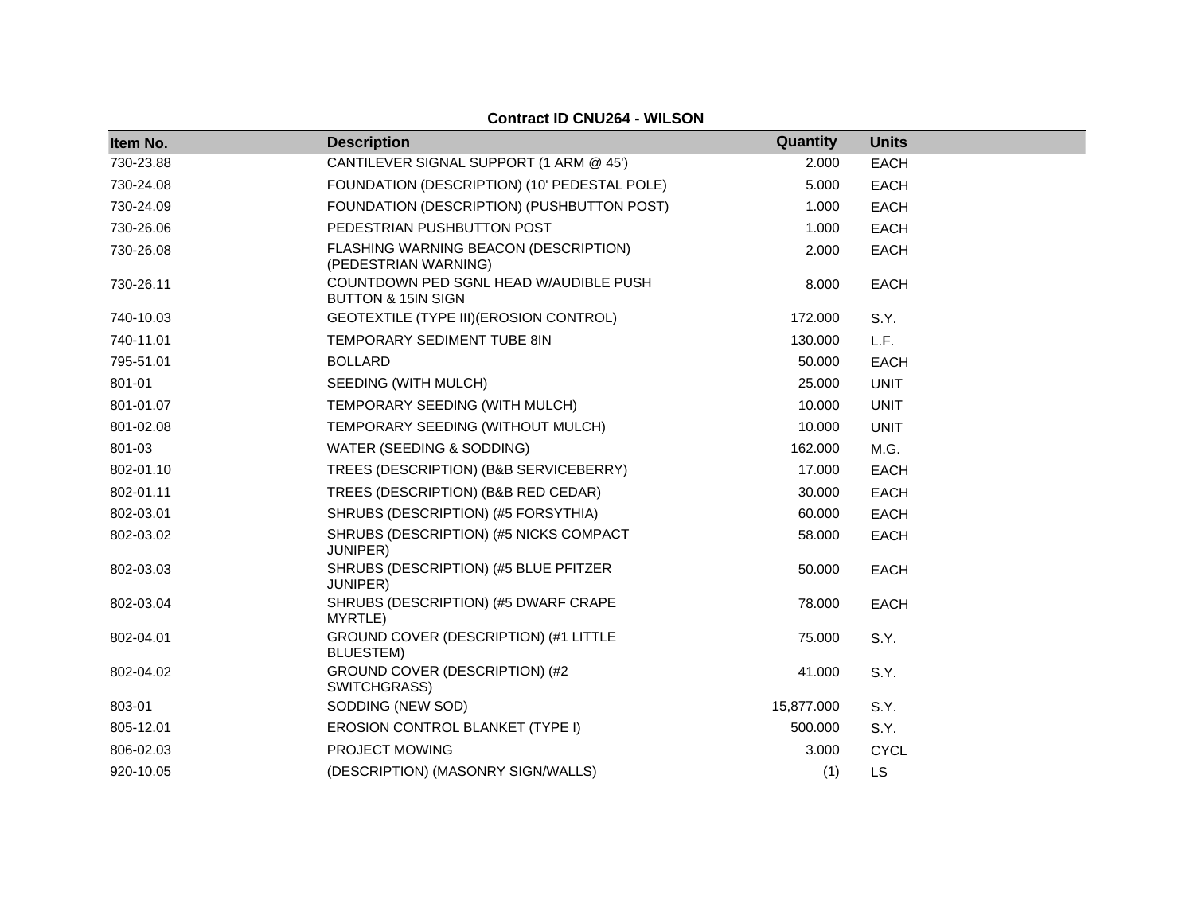**Contract ID CNU264 - WILSON**

| Item No. | Description | Quantity | Units |
|---|---|---|---|
| 730-23.88 | CANTILEVER SIGNAL SUPPORT (1 ARM @ 45') | 2.000 | EACH |
| 730-24.08 | FOUNDATION (DESCRIPTION) (10' PEDESTAL POLE) | 5.000 | EACH |
| 730-24.09 | FOUNDATION (DESCRIPTION) (PUSHBUTTON POST) | 1.000 | EACH |
| 730-26.06 | PEDESTRIAN PUSHBUTTON POST | 1.000 | EACH |
| 730-26.08 | FLASHING WARNING BEACON (DESCRIPTION) (PEDESTRIAN WARNING) | 2.000 | EACH |
| 730-26.11 | COUNTDOWN PED SGNL HEAD W/AUDIBLE PUSH BUTTON & 15IN SIGN | 8.000 | EACH |
| 740-10.03 | GEOTEXTILE (TYPE III)(EROSION CONTROL) | 172.000 | S.Y. |
| 740-11.01 | TEMPORARY SEDIMENT TUBE 8IN | 130.000 | L.F. |
| 795-51.01 | BOLLARD | 50.000 | EACH |
| 801-01 | SEEDING (WITH MULCH) | 25.000 | UNIT |
| 801-01.07 | TEMPORARY SEEDING (WITH MULCH) | 10.000 | UNIT |
| 801-02.08 | TEMPORARY SEEDING (WITHOUT MULCH) | 10.000 | UNIT |
| 801-03 | WATER (SEEDING & SODDING) | 162.000 | M.G. |
| 802-01.10 | TREES (DESCRIPTION) (B&B SERVICEBERRY) | 17.000 | EACH |
| 802-01.11 | TREES (DESCRIPTION) (B&B RED CEDAR) | 30.000 | EACH |
| 802-03.01 | SHRUBS (DESCRIPTION) (#5 FORSYTHIA) | 60.000 | EACH |
| 802-03.02 | SHRUBS (DESCRIPTION) (#5 NICKS COMPACT JUNIPER) | 58.000 | EACH |
| 802-03.03 | SHRUBS (DESCRIPTION) (#5 BLUE PFITZER JUNIPER) | 50.000 | EACH |
| 802-03.04 | SHRUBS (DESCRIPTION) (#5 DWARF CRAPE MYRTLE) | 78.000 | EACH |
| 802-04.01 | GROUND COVER (DESCRIPTION) (#1 LITTLE BLUESTEM) | 75.000 | S.Y. |
| 802-04.02 | GROUND COVER (DESCRIPTION) (#2 SWITCHGRASS) | 41.000 | S.Y. |
| 803-01 | SODDING (NEW SOD) | 15,877.000 | S.Y. |
| 805-12.01 | EROSION CONTROL BLANKET (TYPE I) | 500.000 | S.Y. |
| 806-02.03 | PROJECT MOWING | 3.000 | CYCL |
| 920-10.05 | (DESCRIPTION) (MASONRY SIGN/WALLS) | (1) | LS |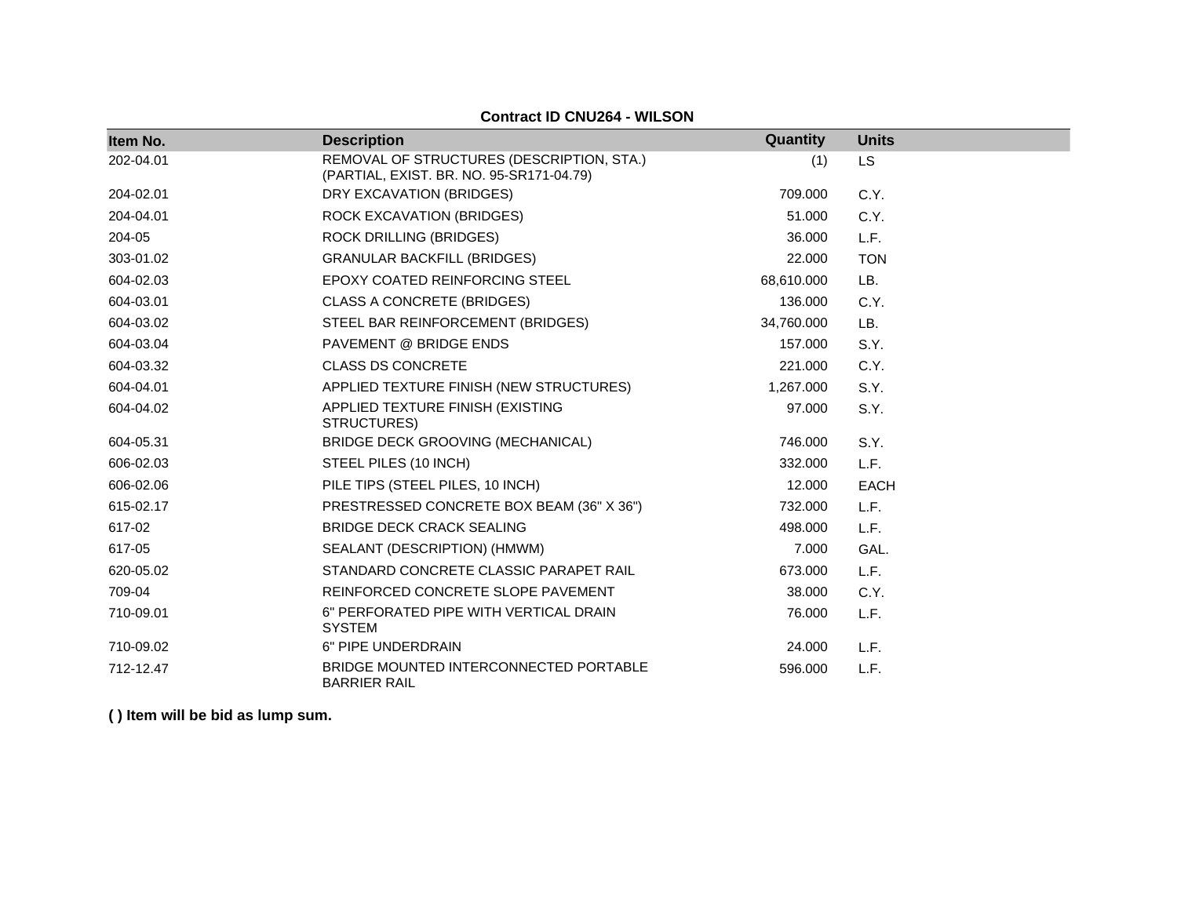**Contract ID CNU264 - WILSON**

| Item No. | Description | Quantity | Units |
|---|---|---|---|
| 202-04.01 | REMOVAL OF STRUCTURES (DESCRIPTION, STA.) (PARTIAL, EXIST. BR. NO. 95-SR171-04.79) | (1) | LS |
| 204-02.01 | DRY EXCAVATION (BRIDGES) | 709.000 | C.Y. |
| 204-04.01 | ROCK EXCAVATION (BRIDGES) | 51.000 | C.Y. |
| 204-05 | ROCK DRILLING (BRIDGES) | 36.000 | L.F. |
| 303-01.02 | GRANULAR BACKFILL (BRIDGES) | 22.000 | TON |
| 604-02.03 | EPOXY COATED REINFORCING STEEL | 68,610.000 | LB. |
| 604-03.01 | CLASS A CONCRETE (BRIDGES) | 136.000 | C.Y. |
| 604-03.02 | STEEL BAR REINFORCEMENT (BRIDGES) | 34,760.000 | LB. |
| 604-03.04 | PAVEMENT @ BRIDGE ENDS | 157.000 | S.Y. |
| 604-03.32 | CLASS DS CONCRETE | 221.000 | C.Y. |
| 604-04.01 | APPLIED TEXTURE FINISH (NEW STRUCTURES) | 1,267.000 | S.Y. |
| 604-04.02 | APPLIED TEXTURE FINISH (EXISTING STRUCTURES) | 97.000 | S.Y. |
| 604-05.31 | BRIDGE DECK GROOVING (MECHANICAL) | 746.000 | S.Y. |
| 606-02.03 | STEEL PILES (10 INCH) | 332.000 | L.F. |
| 606-02.06 | PILE TIPS (STEEL PILES, 10 INCH) | 12.000 | EACH |
| 615-02.17 | PRESTRESSED CONCRETE BOX BEAM (36" X 36") | 732.000 | L.F. |
| 617-02 | BRIDGE DECK CRACK SEALING | 498.000 | L.F. |
| 617-05 | SEALANT (DESCRIPTION) (HMWM) | 7.000 | GAL. |
| 620-05.02 | STANDARD CONCRETE CLASSIC PARAPET RAIL | 673.000 | L.F. |
| 709-04 | REINFORCED CONCRETE SLOPE PAVEMENT | 38.000 | C.Y. |
| 710-09.01 | 6" PERFORATED PIPE WITH VERTICAL DRAIN SYSTEM | 76.000 | L.F. |
| 710-09.02 | 6" PIPE UNDERDRAIN | 24.000 | L.F. |
| 712-12.47 | BRIDGE MOUNTED INTERCONNECTED PORTABLE BARRIER RAIL | 596.000 | L.F. |

**( ) Item will be bid as lump sum.**